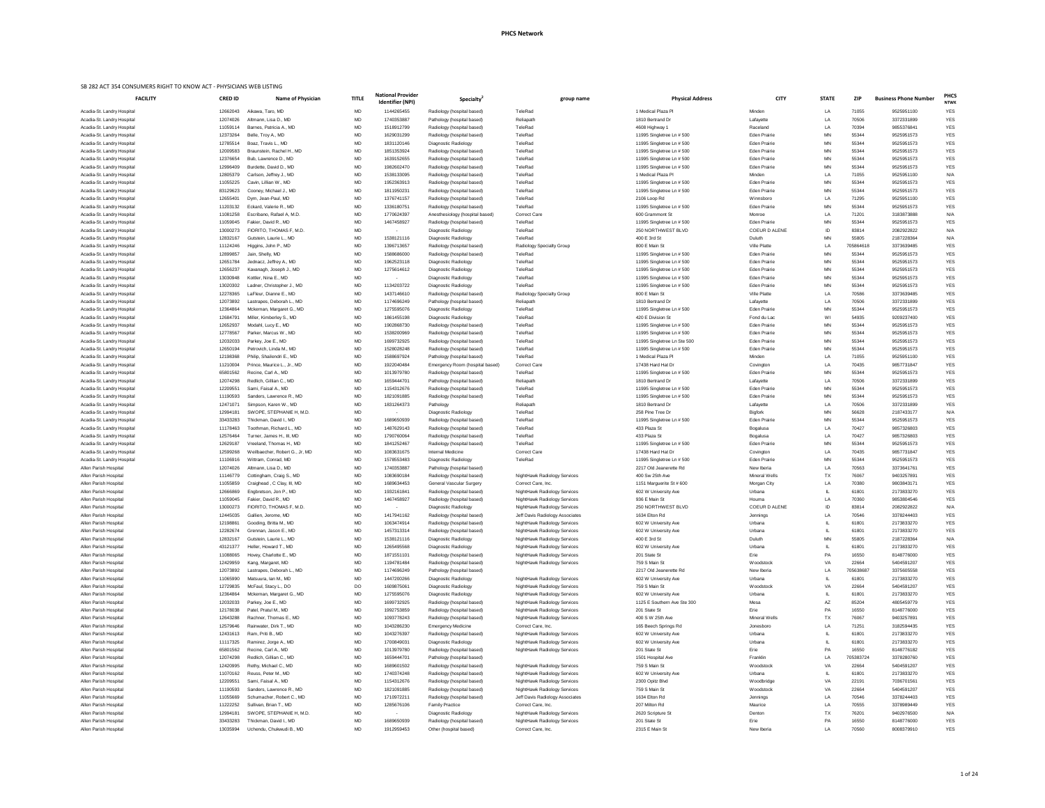# PHCS Network

SB 282 ACT 354 CONSUMERS RIGHT TO KNOW ACT - PHYSICIANS WEB LISTING

| FACILITY | CRED ID | Name of Physician | TITLE | National Provider Identifier (NPI) | Specialty[2] | group name | Physical Address | CITY | STATE | ZIP | Business Phone Number | PHCS NTWK |
|---|---|---|---|---|---|---|---|---|---|---|---|---|
| Acadia-St. Landry Hospital | 12662043 | Aikawa, Taro, MD | MD | 1144265455 | Radiology (hospital based) | TeleRad | 1 Medical Plaza Pl | Minden | LA | 71055 | 9525951100 | YES |
| Acadia-St. Landry Hospital | 12074026 | Altmann, Lisa D., MD | MD | 1740353887 | Pathology (hospital based) | Reliapath | 1810 Bertrand Dr | Lafayette | LA | 70506 | 3372331899 | YES |
| Acadia-St. Landry Hospital | 11059114 | Barnes, Patricia A., MD | MD | 1518912799 | Radiology (hospital based) | TeleRad | 4608 Highway 1 | Raceland | LA | 70394 | 9855376841 | YES |
| Acadia-St. Landry Hospital | 12373264 | Belle, Troy A., MD | MD | 1629031299 | Radiology (hospital based) | TeleRad | 11995 Singletree Ln # 500 | Eden Prairie | MN | 55344 | 9525951573 | YES |
| Acadia-St. Landry Hospital | 12785514 | Boaz, Travis L., MD | MD | 1831120146 | Diagnostic Radiology | TeleRad | 11995 Singletree Ln # 500 | Eden Prairie | MN | 55344 | 9525951573 | YES |
| Acadia-St. Landry Hospital | 12009583 | Braunstein, Rachel H., MD | MD | 1851353924 | Radiology (hospital based) | TeleRad | 11995 Singletree Ln # 500 | Eden Prairie | MN | 55344 | 9525951573 | YES |
| Acadia-St. Landry Hospital | 12376654 | Bub, Lawrence D., MD | MD | 1639152655 | Radiology (hospital based) | TeleRad | 11995 Singletree Ln # 500 | Eden Prairie | MN | 55344 | 9525951573 | YES |
| Acadia-St. Landry Hospital | 12996409 | Burdette, David D., MD | MD | 1982602470 | Radiology (hospital based) | TeleRad | 11995 Singletree Ln # 500 | Eden Prairie | MN | 55344 | 9525951573 | YES |
| Acadia-St. Landry Hospital | 12805379 | Carlson, Jeffrey J., MD | MD | 1538133095 | Radiology (hospital based) | TeleRad | 1 Medical Plaza Pl | Minden | LA | 71055 | 9525951100 | N/A |
| Acadia-St. Landry Hospital | 11055225 | Cavin, Lillian W., MD | MD | 1952363913 | Radiology (hospital based) | TeleRad | 11995 Singletree Ln # 500 | Eden Prairie | MN | 55344 | 9525951573 | YES |
| Acadia-St. Landry Hospital | 83129623 | Cooney, Michael J., MD | MD | 1811050231 | Radiology (hospital based) | TeleRad | 11995 Singletree Ln # 500 | Eden Prairie | MN | 55344 | 9525951573 | YES |
| Acadia-St. Landry Hospital | 12655401 | Dym, Jean-Paul, MD | MD | 1376741157 | Radiology (hospital based) | TeleRad | 2106 Loop Rd | Winnsboro | LA | 71295 | 9525951100 | YES |
| Acadia-St. Landry Hospital | 11203132 | Eckard, Valerie R., MD | MD | 1336180751 | Radiology (hospital based) | TeleRad | 11995 Singletree Ln # 500 | Eden Prairie | MN | 55344 | 9525951573 | YES |
| Acadia-St. Landry Hospital | 11081258 | Escribano, Rafael A, M.D. | MD | 1770624397 | Anesthesiology (hospital based) | Correct Care | 600 Grammont St | Monroe | LA | 71201 | 3183873888 | N/A |
| Acadia-St. Landry Hospital | 11059045 | Fakier, David R., MD | MD | 1467458927 | Radiology (hospital based) | TeleRad | 11995 Singletree Ln # 500 | Eden Prairie | MN | 55344 | 9525951573 | YES |
| Acadia-St. Landry Hospital | 13000273 | FIORITO, THOMAS F, M.D. | MD | - | Diagnostic Radiology | TeleRad | 250 NORTHWEST BLVD | COEUR D ALENE | ID | 83814 | 2082922822 | N/A |
| Acadia-St. Landry Hospital | 12832167 | Gutstein, Laurie L., MD | MD | 1538121116 | Diagnostic Radiology | TeleRad | 400 E 3rd St | Duluth | MN | 55805 | 2187228364 | N/A |
| Acadia-St. Landry Hospital | 11124246 | Higgins, John P., MD | MD | 1396713657 | Radiology (hospital based) | Radiology Specialty Group | 800 E Main St | Ville Platte | LA | 705864618 | 3373639485 | YES |
| Acadia-St. Landry Hospital | 12899857 | Jain, Shelly, MD | MD | 1598686000 | Radiology (hospital based) | TeleRad | 11995 Singletree Ln # 500 | Eden Prairie | MN | 55344 | 9525951573 | YES |
| Acadia-St. Landry Hospital | 12651784 | Jednacz, Jeffrey A., MD | MD | 1962523118 | Diagnostic Radiology | TeleRad | 11995 Singletree Ln # 500 | Eden Prairie | MN | 55344 | 9525951573 | YES |
| Acadia-St. Landry Hospital | 12656237 | Kavanagh, Joseph J., MD | MD | 1275614612 | Diagnostic Radiology | TeleRad | 11995 Singletree Ln # 500 | Eden Prairie | MN | 55344 | 9525951573 | YES |
| Acadia-St. Landry Hospital | 13030948 | Kottler, Nina E., MD | MD | - | Diagnostic Radiology | TeleRad | 11995 Singletree Ln # 500 | Eden Prairie | MN | 55344 | 9525951573 | YES |
| Acadia-St. Landry Hospital | 13020302 | Ladner, Christopher J., MD | MD | 1134203722 | Diagnostic Radiology | TeleRad | 11995 Singletree Ln # 500 | Eden Prairie | MN | 55344 | 9525951573 | YES |
| Acadia-St. Landry Hospital | 12278365 | LaFleur, Dianne E., MD | MD | 1437146610 | Radiology (hospital based) | Radiology Specialty Group | 800 E Main St | Ville Platte | LA | 70586 | 3373639485 | YES |
| Acadia-St. Landry Hospital | 12073892 | Lastrapes, Deborah L., MD | MD | 1174696249 | Pathology (hospital based) | Reliapath | 1810 Bertrand Dr | Lafayette | LA | 70506 | 3372331899 | YES |
| Acadia-St. Landry Hospital | 12364864 | Mckernan, Margaret G., MD | MD | 1275595076 | Diagnostic Radiology | TeleRad | 11995 Singletree Ln # 500 | Eden Prairie | MN | 55344 | 9525951573 | YES |
| Acadia-St. Landry Hospital | 12684791 | Miller, Kimberley S., MD | MD | 1861455198 | Diagnostic Radiology | TeleRad | 420 E Division St | Fond du Lac | WI | 54935 | 9209237400 | YES |
| Acadia-St. Landry Hospital | 12652937 | Modahl, Lucy E., MD | MD | 1902868730 | Radiology (hospital based) | TeleRad | 11995 Singletree Ln # 500 | Eden Prairie | MN | 55344 | 9525951573 | YES |
| Acadia-St. Landry Hospital | 12778567 | Parker, Marcus W., MD | MD | 1538200969 | Radiology (hospital based) | TeleRad | 11995 Singletree Ln # 500 | Eden Prairie | MN | 55344 | 9525951573 | YES |
| Acadia-St. Landry Hospital | 12032033 | Parkey, Joe E., MD | MD | 1699732925 | Radiology (hospital based) | TeleRad | 11995 Singletree Ln Ste 500 | Eden Prairie | MN | 55344 | 9525951573 | YES |
| Acadia-St. Landry Hospital | 12650194 | Petrovich, Linda M., MD | MD | 1528028248 | Radiology (hospital based) | TeleRad | 11995 Singletree Ln # 500 | Eden Prairie | MN | 55344 | 9525951573 | YES |
| Acadia-St. Landry Hospital | 12198368 | Philip, Shailendri E., MD | MD | 1588697924 | Pathology (hospital based) | TeleRad | 1 Medical Plaza Pl | Minden | LA | 71055 | 9525951100 | YES |
| Acadia-St. Landry Hospital | 11210004 | Prince, Maurice L., Jr., MD | MD | 1922040484 | Emergency Room (hospital based) | Correct Care | 17438 Hard Hat Dr | Covington | LA | 70435 | 9857731847 | YES |
| Acadia-St. Landry Hospital | 65801562 | Recine, Carl A., MD | MD | 1013979780 | Radiology (hospital based) | TeleRad | 11995 Singletree Ln # 500 | Eden Prairie | MN | 55344 | 9525951573 | YES |
| Acadia-St. Landry Hospital | 12074298 | Redlich, Gillian C., MD | MD | 1659444701 | Pathology (hospital based) | Reliapath | 1810 Bertrand Dr | Lafayette | LA | 70506 | 3372331899 | YES |
| Acadia-St. Landry Hospital | 12209551 | Sami, Faisal A., MD | MD | 1154312676 | Radiology (hospital based) | TeleRad | 11995 Singletree Ln # 500 | Eden Prairie | MN | 55344 | 9525951573 | YES |
| Acadia-St. Landry Hospital | 11190593 | Sanders, Lawrence R., MD | MD | 1821091885 | Radiology (hospital based) | TeleRad | 11995 Singletree Ln # 500 | Eden Prairie | MN | 55344 | 9525951573 | YES |
| Acadia-St. Landry Hospital | 12471071 | Simpson, Karen W., MD | MD | 1831264373 | Pathology | Reliapath | 1810 Bertrand Dr | Lafayette | LA | 70506 | 3372331899 | YES |
| Acadia-St. Landry Hospital | 12994181 | SWOPE, STEPHANIE H, M.D. | MD | - | Diagnostic Radiology | TeleRad | 258 Pine Tree Dr | Bigfork | MN | 56628 | 2187433177 | N/A |
| Acadia-St. Landry Hospital | 33433283 | Thickman, David I., MD | MD | 1689650939 | Radiology (hospital based) | TeleRad | 11995 Singletree Ln # 500 | Eden Prairie | MN | 55344 | 9525951573 | YES |
| Acadia-St. Landry Hospital | 11178463 | Toothman, Richard L., MD | MD | 1487629143 | Radiology (hospital based) | TeleRad | 433 Plaza St | Bogalusa | LA | 70427 | 9857326803 | YES |
| Acadia-St. Landry Hospital | 12576464 | Turner, James H., III, MD | MD | 1790760064 | Radiology (hospital based) | TeleRad | 433 Plaza St | Bogalusa | LA | 70427 | 9857326803 | YES |
| Acadia-St. Landry Hospital | 12629187 | Vreeland, Thomas H., MD | MD | 1841252467 | Radiology (hospital based) | TeleRad | 11995 Singletree Ln # 500 | Eden Prairie | MN | 55344 | 9525951573 | YES |
| Acadia-St. Landry Hospital | 12599268 | Weilbaecher, Robert G., Jr, MD | MD | 1083631675 | Internal Medicine | Correct Care | 17438 Hard Hat Dr | Covington | LA | 70435 | 9857731847 | YES |
| Acadia-St. Landry Hospital | 11106916 | Wittram, Conrad, MD | MD | 1578553483 | Diagnostic Radiology | TeleRad | 11995 Singletree Ln # 500 | Eden Prairie | MN | 55344 | 9525951573 | YES |
| Allen Parish Hospital | 12074026 | Altmann, Lisa D., MD | MD | 1740353887 | Pathology (hospital based) | | 2217 Old Jeanerette Rd | New Iberia | LA | 70563 | 3373641761 | YES |
| Allen Parish Hospital | 11146779 | Cottingham, Craig S., MD | MD | 1083690184 | Radiology (hospital based) | NightHawk Radiology Services | 400 Sw 25th Ave | Mineral Wells | TX | 76067 | 9403257891 | YES |
| Allen Parish Hospital | 11055859 | Craighead , C Clay, III, MD | MD | 1689634453 | General Vascular Surgery | Correct Care, Inc. | 1151 Marguerite St # 600 | Morgan City | LA | 70380 | 9803843171 | YES |
| Allen Parish Hospital | 12666869 | Engbretson, Jon P., MD | MD | 1932161841 | Radiology (hospital based) | NightHawk Radiology Services | 602 W University Ave | Urbana | IL | 61801 | 2173833270 | YES |
| Allen Parish Hospital | 11059045 | Fakier, David R., MD | MD | 1467458927 | Radiology (hospital based) | NightHawk Radiology Services | 936 E Main St | Houma | LA | 70360 | 9853804546 | YES |
| Allen Parish Hospital | 13000273 | FIORITO, THOMAS F, M.D. | MD | - | Diagnostic Radiology | NightHawk Radiology Services | 250 NORTHWEST BLVD | COEUR D ALENE | ID | 83814 | 2082922822 | N/A |
| Allen Parish Hospital | 12445035 | Gallien, Jerome, MD | MD | 1417941162 | Radiology (hospital based) | Jeff Davis Radiology Associates | 1634 Elton Rd | Jennings | LA | 70546 | 3378244403 | YES |
| Allen Parish Hospital | 12198861 | Gooding, Britta M., MD | MD | 1063474914 | Radiology (hospital based) | NightHawk Radiology Services | 602 W University Ave | Urbana | IL | 61801 | 2173833270 | YES |
| Allen Parish Hospital | 12282674 | Grennan, Jason E., MD | MD | 1457313314 | Radiology (hospital based) | NightHawk Radiology Services | 602 W University Ave | Urbana | IL | 61801 | 2173833270 | YES |
| Allen Parish Hospital | 12832167 | Gutstein, Laurie L., MD | MD | 1538121116 | Diagnostic Radiology | NightHawk Radiology Services | 400 E 3rd St | Duluth | MN | 55805 | 2187228364 | N/A |
| Allen Parish Hospital | 43121377 | Heller, Howard T., MD | MD | 1265495568 | Diagnostic Radiology | NightHawk Radiology Services | 602 W University Ave | Urbana | IL | 61801 | 2173833270 | YES |
| Allen Parish Hospital | 11088065 | Hovey, Charlotte E., MD | MD | 1871551101 | Radiology (hospital based) | NightHawk Radiology Services | 201 State St | Erie | PA | 16550 | 8148776000 | YES |
| Allen Parish Hospital | 12429959 | Kang, Margaret, MD | MD | 1194781484 | Radiology (hospital based) | NightHawk Radiology Services | 759 S Main St | Woodstock | VA | 22664 | 5404591207 | YES |
| Allen Parish Hospital | 12073892 | Lastrapes, Deborah L., MD | MD | 1174696249 | Pathology (hospital based) | | 2217 Old Jeanerette Rd | New Iberia | LA | 705638687 | 3375605558 | YES |
| Allen Parish Hospital | 11065990 | Matsuura, Ian M., MD | MD | 1447200266 | Diagnostic Radiology | NightHawk Radiology Services | 602 W University Ave | Urbana | IL | 61801 | 2173833270 | YES |
| Allen Parish Hospital | 12729835 | McFaul, Stacy L., DO | DO | 1609875061 | Diagnostic Radiology | NightHawk Radiology Services | 759 S Main St | Woodstock | VA | 22664 | 5404591207 | YES |
| Allen Parish Hospital | 12364864 | Mckernan, Margaret G., MD | MD | 1275595076 | Diagnostic Radiology | NightHawk Radiology Services | 602 W University Ave | Urbana | IL | 61801 | 2173833270 | YES |
| Allen Parish Hospital | 12032033 | Parkey, Joe E., MD | MD | 1699732925 | Radiology (hospital based) | NightHawk Radiology Services | 1125 E Southern Ave Ste 300 | Mesa | AZ | 85204 | 4805459779 | YES |
| Allen Parish Hospital | 12178038 | Patel, Pratul M., MD | MD | 1992753859 | Radiology (hospital based) | NightHawk Radiology Services | 201 State St | Erie | PA | 16550 | 8148776000 | YES |
| Allen Parish Hospital | 12643288 | Rachner, Thomas E., MD | MD | 1093778243 | Radiology (hospital based) | NightHawk Radiology Services | 400 S W 25th Ave | Mineral Wells | TX | 76067 | 9403257891 | YES |
| Allen Parish Hospital | 12579646 | Rainwater, Dirk T., MD | MD | 1043286230 | Emergency Medicine | Correct Care, Inc. | 165 Beech Springs Rd | Jonesboro | LA | 71251 | 3182594435 | YES |
| Allen Parish Hospital | 12431613 | Ram, Priti B., MD | MD | 1043276397 | Radiology (hospital based) | NightHawk Radiology Services | 602 W University Ave | Urbana | IL | 61801 | 2173833270 | YES |
| Allen Parish Hospital | 11117325 | Ramirez, Jorge A., MD | MD | 1700849031 | Diagnostic Radiology | NightHawk Radiology Services | 602 W University Ave | Urbana | IL | 61801 | 2173833270 | YES |
| Allen Parish Hospital | 65801562 | Recine, Carl A., MD | MD | 1013979780 | Radiology (hospital based) | NightHawk Radiology Services | 201 State St | Erie | PA | 16550 | 8148776182 | YES |
| Allen Parish Hospital | 12074298 | Redlich, Gillian C., MD | MD | 1659444701 | Pathology (hospital based) | | 1501 Hospital Ave | Franklin | LA | 705383724 | 3378280760 | YES |
| Allen Parish Hospital | 12420995 | Rethy, Michael C., MD | MD | 1689601502 | Radiology (hospital based) | NightHawk Radiology Services | 759 S Main St | Woodstock | VA | 22664 | 5404591207 | YES |
| Allen Parish Hospital | 11070162 | Reuss, Peter M., MD | MD | 1740374248 | Radiology (hospital based) | NightHawk Radiology Services | 602 W University Ave | Urbana | IL | 61801 | 2173833270 | YES |
| Allen Parish Hospital | 12209551 | Sami, Faisal A., MD | MD | 1154312676 | Radiology (hospital based) | NightHawk Radiology Services | 2300 Opitz Blvd | Woodbridge | VA | 22191 | 7036701561 | YES |
| Allen Parish Hospital | 11190593 | Sanders, Lawrence R., MD | MD | 1821091885 | Radiology (hospital based) | NightHawk Radiology Services | 759 S Main St | Woodstock | VA | 22664 | 5404591207 | YES |
| Allen Parish Hospital | 11055669 | Schumacher, Robert C., MD | MD | 1710972211 | Radiology (hospital based) | Jeff Davis Radiology Associates | 1634 Elton Rd | Jennings | LA | 70546 | 3378244403 | YES |
| Allen Parish Hospital | 11222252 | Sullivan, Brian T., MD | MD | 1285676106 | Family Practice | Correct Care, Inc. | 207 Milton Rd | Maurice | LA | 70555 | 3378989449 | YES |
| Allen Parish Hospital | 12994181 | SWOPE, STEPHANIE H, M.D. | MD | - | Diagnostic Radiology | NightHawk Radiology Services | 2620 Scripture St | Denton | TX | 76201 | 9402976500 | N/A |
| Allen Parish Hospital | 33433283 | Thickman, David I., MD | MD | 1689650939 | Radiology (hospital based) | NightHawk Radiology Services | 201 State St | Erie | PA | 16550 | 8148776000 | YES |
| Allen Parish Hospital | 13035994 | Uchendu, Chukwudi B., MD | MD | 1912959453 | Other (hospital based) | Correct Care, Inc. | 2315 E Main St | New Iberia | LA | 70560 | 8008379910 | YES |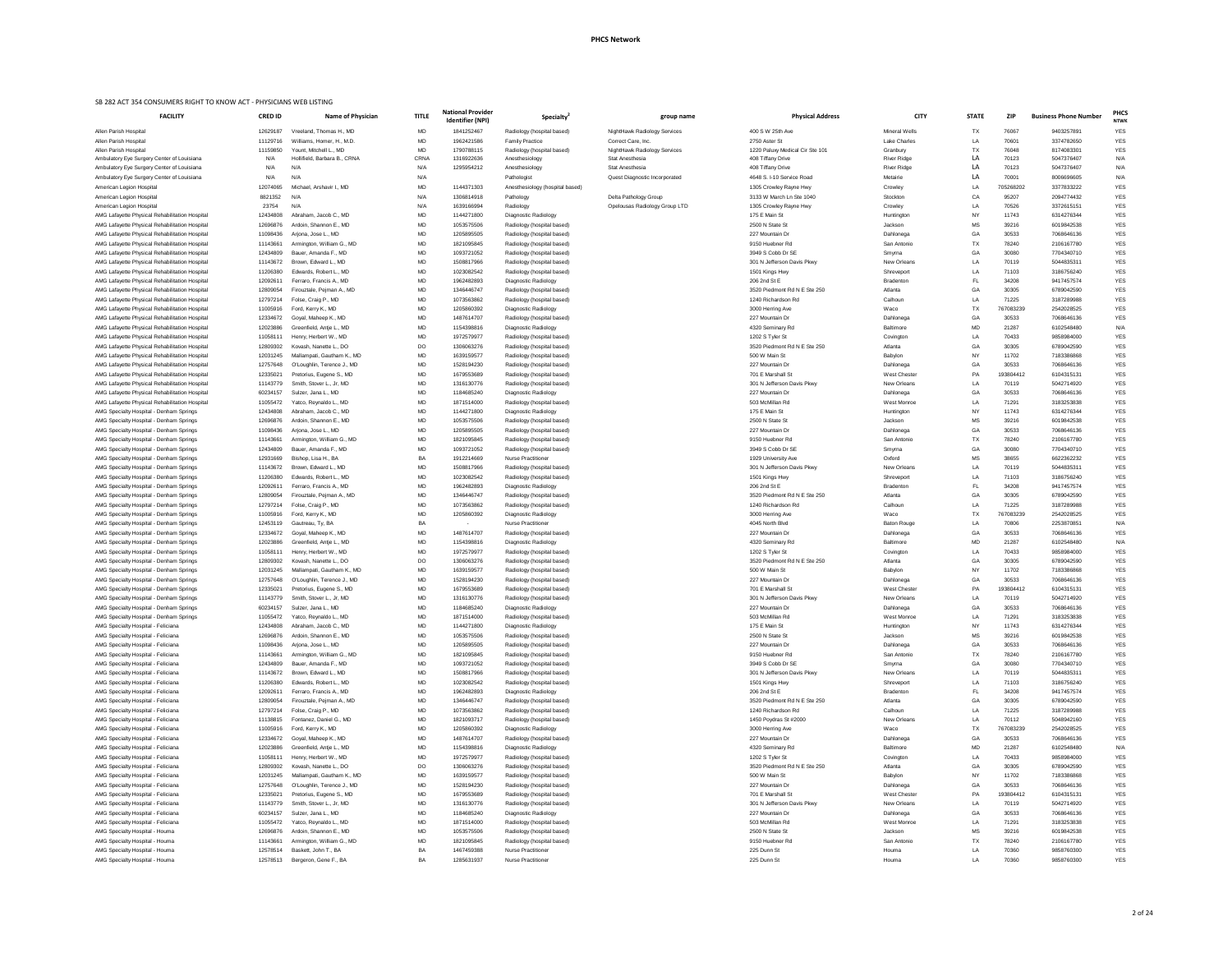# PHCS Network

SB 282 ACT 354 CONSUMERS RIGHT TO KNOW ACT - PHYSICIANS WEB LISTING

| FACILITY | CRED ID | Name of Physician | TITLE | National Provider Identifier (NPI) | Specialty[2] | group name | Physical Address | CITY | STATE | ZIP | Business Phone Number | PHCS NTWK |
|---|---|---|---|---|---|---|---|---|---|---|---|---|
| Allen Parish Hospital | 12629187 | Vreeland, Thomas H., MD | MD | 1841252467 | Radiology (hospital based) | NightHawk Radiology Services | 400 S W 25th Ave | Mineral Wells | TX | 76067 | 9403257891 | YES |
| Allen Parish Hospital | 11129716 | Williams, Homer, H., M.D. | MD | 1962421586 | Family Practice | Correct Care, Inc. | 2750 Aster St | Lake Charles | LA | 70601 | 3374782650 | YES |
| Allen Parish Hospital | 11159850 | Yount, Mitchell L., MD | MD | 1790788115 | Radiology (hospital based) | NightHawk Radiology Services | 1220 Paluxy Medical Cir Ste 101 | Granbury | TX | 76048 | 8174083301 | YES |
| Ambulatory Eye Surgery Center of Louisiana | N/A | Hollifield, Barbara B., CRNA | CRNA | 1316922636 | Anesthesiology | Stat Anesthesia | 408 Tiffany Drive | River Ridge | LA | 70123 | 5047376407 | N/A |
| Ambulatory Eye Surgery Center of Louisiana | N/A | N/A | N/A | 1295954212 | Anesthesiology | Stat Anesthesia | 408 Tiffany Drive | River Ridge | LA | 70123 | 5047376407 | N/A |
| Ambulatory Eye Surgery Center of Louisiana | N/A | N/A | N/A | | Pathologist | Quest Diagnostic Incorporated | 4648 S. I-10 Service Road | Metairie | LA | 70001 | 8006696605 | N/A |
| American Legion Hospital | 12074065 | Michael, Arshavir I., MD | MD | 1144371303 | Anesthesiology (hospital based) | | 1305 Crowley Rayne Hwy | Crowley | LA | 705268202 | 3377833222 | YES |
| American Legion Hospital | 8821352 | N/A | N/A | 1306814918 | Pathology | Delta Pathology Group | 3133 W March Ln Ste 1040 | Stockton | CA | 95207 | 2094774432 | YES |
| American Legion Hospital | 23754 | N/A | N/A | 1639166994 | Radiology | Opelousas Radiology Group LTD | 1305 Crowley Rayne Hwy | Crowley | LA | 70526 | 3372615151 | YES |
| AMG Lafayette Physical Rehabilitation Hospital | 12434808 | Abraham, Jacob C., MD | MD | 1144271800 | Diagnostic Radiology | | 175 E Main St | Huntington | NY | 11743 | 6314276344 | YES |
| AMG Lafayette Physical Rehabilitation Hospital | 12696876 | Ardoin, Shannon E., MD | MD | 1053575506 | Radiology (hospital based) | | 2500 N State St | Jackson | MS | 39216 | 6019842538 | YES |
| AMG Lafayette Physical Rehabilitation Hospital | 11098436 | Arjona, Jose L., MD | MD | 1205895505 | Radiology (hospital based) | | 227 Mountain Dr | Dahlonega | GA | 30533 | 7068646136 | YES |
| AMG Lafayette Physical Rehabilitation Hospital | 11143661 | Armington, William G., MD | MD | 1821095845 | Radiology (hospital based) | | 9150 Huebner Rd | San Antonio | TX | 78240 | 2106167780 | YES |
| AMG Lafayette Physical Rehabilitation Hospital | 12434809 | Bauer, Amanda F., MD | MD | 1093721052 | Radiology (hospital based) | | 3949 S Cobb Dr SE | Smyrna | GA | 30080 | 7704340710 | YES |
| AMG Lafayette Physical Rehabilitation Hospital | 11143672 | Brown, Edward L., MD | MD | 1508817966 | Radiology (hospital based) | | 301 N Jefferson Davis Pkwy | New Orleans | LA | 70119 | 5044835311 | YES |
| AMG Lafayette Physical Rehabilitation Hospital | 11206380 | Edwards, Robert L., MD | MD | 1023082542 | Radiology (hospital based) | | 1501 Kings Hwy | Shreveport | LA | 71103 | 3186756240 | YES |
| AMG Lafayette Physical Rehabilitation Hospital | 12092611 | Ferraro, Francis A., MD | MD | 1962482893 | Diagnostic Radiology | | 206 2nd St E | Bradenton | FL | 34208 | 9417457574 | YES |
| AMG Lafayette Physical Rehabilitation Hospital | 12809054 | Firouztale, Pejman A., MD | MD | 1346446747 | Radiology (hospital based) | | 3520 Piedmont Rd N E Ste 250 | Atlanta | GA | 30305 | 6789042590 | YES |
| AMG Lafayette Physical Rehabilitation Hospital | 12797214 | Folse, Craig P., MD | MD | 1073563862 | Radiology (hospital based) | | 1240 Richardson Rd | Calhoun | LA | 71225 | 3187289988 | YES |
| AMG Lafayette Physical Rehabilitation Hospital | 11005916 | Ford, Kerry K., MD | MD | 1205860392 | Diagnostic Radiology | | 3000 Herring Ave | Waco | TX | 767083239 | 2542028525 | YES |
| AMG Lafayette Physical Rehabilitation Hospital | 12334672 | Goyal, Maheep K., MD | MD | 1487614707 | Radiology (hospital based) | | 227 Mountain Dr | Dahlonega | GA | 30533 | 7068646136 | YES |
| AMG Lafayette Physical Rehabilitation Hospital | 12023886 | Greenfield, Antje L., MD | MD | 1154398816 | Diagnostic Radiology | | 4320 Seminary Rd | Baltimore | MD | 21287 | 6102548480 | N/A |
| AMG Lafayette Physical Rehabilitation Hospital | 11058111 | Henry, Herbert W., MD | MD | 1972579977 | Radiology (hospital based) | | 1202 S Tyler St | Covington | LA | 70433 | 9858984000 | YES |
| AMG Lafayette Physical Rehabilitation Hospital | 12809302 | Kovash, Nanette L., DO | DO | 1306063276 | Radiology (hospital based) | | 3520 Piedmont Rd N E Ste 250 | Atlanta | GA | 30305 | 6789042590 | YES |
| AMG Lafayette Physical Rehabilitation Hospital | 12031245 | Mallampati, Gautham K., MD | MD | 1639159577 | Radiology (hospital based) | | 500 W Main St | Babylon | NY | 11702 | 7183386868 | YES |
| AMG Lafayette Physical Rehabilitation Hospital | 12757648 | O'Loughlin, Terence J., MD | MD | 1528194230 | Radiology (hospital based) | | 227 Mountain Dr | Dahlonega | GA | 30533 | 7068646136 | YES |
| AMG Lafayette Physical Rehabilitation Hospital | 12335021 | Pretorius, Eugene S., MD | MD | 1679553689 | Radiology (hospital based) | | 701 E Marshall St | West Chester | PA | 193804412 | 6104315131 | YES |
| AMG Lafayette Physical Rehabilitation Hospital | 11143779 | Smith, Stover L., Jr, MD | MD | 1316130776 | Radiology (hospital based) | | 301 N Jefferson Davis Pkwy | New Orleans | LA | 70119 | 5042714920 | YES |
| AMG Lafayette Physical Rehabilitation Hospital | 60234157 | Sulzer, Jana L., MD | MD | 1184685240 | Diagnostic Radiology | | 227 Mountain Dr | Dahlonega | GA | 30533 | 7068646136 | YES |
| AMG Lafayette Physical Rehabilitation Hospital | 11055472 | Yatco, Reynaldo L., MD | MD | 1871514000 | Radiology (hospital based) | | 503 McMillan Rd | West Monroe | LA | 71291 | 3183253838 | YES |
| AMG Specialty Hospital - Denham Springs | 12434808 | Abraham, Jacob C., MD | MD | 1144271800 | Diagnostic Radiology | | 175 E Main St | Huntington | NY | 11743 | 6314276344 | YES |
| AMG Specialty Hospital - Denham Springs | 12696876 | Ardoin, Shannon E., MD | MD | 1053575506 | Radiology (hospital based) | | 2500 N State St | Jackson | MS | 39216 | 6019842538 | YES |
| AMG Specialty Hospital - Denham Springs | 11098436 | Arjona, Jose L., MD | MD | 1205895505 | Radiology (hospital based) | | 227 Mountain Dr | Dahlonega | GA | 30533 | 7068646136 | YES |
| AMG Specialty Hospital - Denham Springs | 11143661 | Armington, William G., MD | MD | 1821095845 | Radiology (hospital based) | | 9150 Huebner Rd | San Antonio | TX | 78240 | 2106167780 | YES |
| AMG Specialty Hospital - Denham Springs | 12434809 | Bauer, Amanda F., MD | MD | 1093721052 | Radiology (hospital based) | | 3949 S Cobb Dr SE | Smyrna | GA | 30080 | 7704340710 | YES |
| AMG Specialty Hospital - Denham Springs | 12931669 | Bishop, Lisa H., BA | BA | 1912214669 | Nurse Practitioner | | 1929 University Ave | Oxford | MS | 38655 | 6622362232 | YES |
| AMG Specialty Hospital - Denham Springs | 11143672 | Brown, Edward L., MD | MD | 1508817966 | Radiology (hospital based) | | 301 N Jefferson Davis Pkwy | New Orleans | LA | 70119 | 5044835311 | YES |
| AMG Specialty Hospital - Denham Springs | 11206380 | Edwards, Robert L., MD | MD | 1023082542 | Radiology (hospital based) | | 1501 Kings Hwy | Shreveport | LA | 71103 | 3186756240 | YES |
| AMG Specialty Hospital - Denham Springs | 12092611 | Ferraro, Francis A., MD | MD | 1962482893 | Diagnostic Radiology | | 206 2nd St E | Bradenton | FL | 34208 | 9417457574 | YES |
| AMG Specialty Hospital - Denham Springs | 12809054 | Firouztale, Pejman A., MD | MD | 1346446747 | Radiology (hospital based) | | 3520 Piedmont Rd N E Ste 250 | Atlanta | GA | 30305 | 6789042590 | YES |
| AMG Specialty Hospital - Denham Springs | 12797214 | Folse, Craig P., MD | MD | 1073563862 | Radiology (hospital based) | | 1240 Richardson Rd | Calhoun | LA | 71225 | 3187289988 | YES |
| AMG Specialty Hospital - Denham Springs | 11005916 | Ford, Kerry K., MD | MD | 1205860392 | Diagnostic Radiology | | 3000 Herring Ave | Waco | TX | 767083239 | 2542028525 | YES |
| AMG Specialty Hospital - Denham Springs | 12453119 | Gautreau, Ty, BA | BA | - | Nurse Practitioner | | 4045 North Blvd | Baton Rouge | LA | 70806 | 2253870851 | N/A |
| AMG Specialty Hospital - Denham Springs | 12334672 | Goyal, Maheep K., MD | MD | 1487614707 | Radiology (hospital based) | | 227 Mountain Dr | Dahlonega | GA | 30533 | 7068646136 | YES |
| AMG Specialty Hospital - Denham Springs | 12023886 | Greenfield, Antje L., MD | MD | 1154398816 | Diagnostic Radiology | | 4320 Seminary Rd | Baltimore | MD | 21287 | 6102548480 | N/A |
| AMG Specialty Hospital - Denham Springs | 11058111 | Henry, Herbert W., MD | MD | 1972579977 | Radiology (hospital based) | | 1202 S Tyler St | Covington | LA | 70433 | 9858984000 | YES |
| AMG Specialty Hospital - Denham Springs | 12809302 | Kovash, Nanette L., DO | DO | 1306063276 | Radiology (hospital based) | | 3520 Piedmont Rd N E Ste 250 | Atlanta | GA | 30305 | 6789042590 | YES |
| AMG Specialty Hospital - Denham Springs | 12031245 | Mallampati, Gautham K., MD | MD | 1639159577 | Radiology (hospital based) | | 500 W Main St | Babylon | NY | 11702 | 7183386868 | YES |
| AMG Specialty Hospital - Denham Springs | 12757648 | O'Loughlin, Terence J., MD | MD | 1528194230 | Radiology (hospital based) | | 227 Mountain Dr | Dahlonega | GA | 30533 | 7068646136 | YES |
| AMG Specialty Hospital - Denham Springs | 12335021 | Pretorius, Eugene S., MD | MD | 1679553689 | Radiology (hospital based) | | 701 E Marshall St | West Chester | PA | 193804412 | 6104315131 | YES |
| AMG Specialty Hospital - Denham Springs | 11143779 | Smith, Stover L., Jr, MD | MD | 1316130776 | Radiology (hospital based) | | 301 N Jefferson Davis Pkwy | New Orleans | LA | 70119 | 5042714920 | YES |
| AMG Specialty Hospital - Denham Springs | 60234157 | Sulzer, Jana L., MD | MD | 1184685240 | Diagnostic Radiology | | 227 Mountain Dr | Dahlonega | GA | 30533 | 7068646136 | YES |
| AMG Specialty Hospital - Denham Springs | 11055472 | Yatco, Reynaldo L., MD | MD | 1871514000 | Radiology (hospital based) | | 503 McMillan Rd | West Monroe | LA | 71291 | 3183253838 | YES |
| AMG Specialty Hospital - Feliciana | 12434808 | Abraham, Jacob C., MD | MD | 1144271800 | Diagnostic Radiology | | 175 E Main St | Huntington | NY | 11743 | 6314276344 | YES |
| AMG Specialty Hospital - Feliciana | 12696876 | Ardoin, Shannon E., MD | MD | 1053575506 | Radiology (hospital based) | | 2500 N State St | Jackson | MS | 39216 | 6019842538 | YES |
| AMG Specialty Hospital - Feliciana | 11098436 | Arjona, Jose L., MD | MD | 1205895505 | Radiology (hospital based) | | 227 Mountain Dr | Dahlonega | GA | 30533 | 7068646136 | YES |
| AMG Specialty Hospital - Feliciana | 11143661 | Armington, William G., MD | MD | 1821095845 | Radiology (hospital based) | | 9150 Huebner Rd | San Antonio | TX | 78240 | 2106167780 | YES |
| AMG Specialty Hospital - Feliciana | 12434809 | Bauer, Amanda F., MD | MD | 1093721052 | Radiology (hospital based) | | 3949 S Cobb Dr SE | Smyrna | GA | 30080 | 7704340710 | YES |
| AMG Specialty Hospital - Feliciana | 11143672 | Brown, Edward L., MD | MD | 1508817966 | Radiology (hospital based) | | 301 N Jefferson Davis Pkwy | New Orleans | LA | 70119 | 5044835311 | YES |
| AMG Specialty Hospital - Feliciana | 11206380 | Edwards, Robert L., MD | MD | 1023082542 | Radiology (hospital based) | | 1501 Kings Hwy | Shreveport | LA | 71103 | 3186756240 | YES |
| AMG Specialty Hospital - Feliciana | 12092611 | Ferraro, Francis A., MD | MD | 1962482893 | Diagnostic Radiology | | 206 2nd St E | Bradenton | FL | 34208 | 9417457574 | YES |
| AMG Specialty Hospital - Feliciana | 12809054 | Firouztale, Pejman A., MD | MD | 1346446747 | Radiology (hospital based) | | 3520 Piedmont Rd N E Ste 250 | Atlanta | GA | 30305 | 6789042590 | YES |
| AMG Specialty Hospital - Feliciana | 12797214 | Folse, Craig P., MD | MD | 1073563862 | Radiology (hospital based) | | 1240 Richardson Rd | Calhoun | LA | 71225 | 3187289988 | YES |
| AMG Specialty Hospital - Feliciana | 11138815 | Fontanez, Daniel G., MD | MD | 1821093717 | Radiology (hospital based) | | 1450 Poydras St #2000 | New Orleans | LA | 70112 | 5048942160 | YES |
| AMG Specialty Hospital - Feliciana | 11005916 | Ford, Kerry K., MD | MD | 1205860392 | Diagnostic Radiology | | 3000 Herring Ave | Waco | TX | 767083239 | 2542028525 | YES |
| AMG Specialty Hospital - Feliciana | 12334672 | Goyal, Maheep K., MD | MD | 1487614707 | Radiology (hospital based) | | 227 Mountain Dr | Dahlonega | GA | 30533 | 7068646136 | YES |
| AMG Specialty Hospital - Feliciana | 12023886 | Greenfield, Antje L., MD | MD | 1154398816 | Diagnostic Radiology | | 4320 Seminary Rd | Baltimore | MD | 21287 | 6102548480 | N/A |
| AMG Specialty Hospital - Feliciana | 11058111 | Henry, Herbert W., MD | MD | 1972579977 | Radiology (hospital based) | | 1202 S Tyler St | Covington | LA | 70433 | 9858984000 | YES |
| AMG Specialty Hospital - Feliciana | 12809302 | Kovash, Nanette L., DO | DO | 1306063276 | Radiology (hospital based) | | 3520 Piedmont Rd N E Ste 250 | Atlanta | GA | 30305 | 6789042590 | YES |
| AMG Specialty Hospital - Feliciana | 12031245 | Mallampati, Gautham K., MD | MD | 1639159577 | Radiology (hospital based) | | 500 W Main St | Babylon | NY | 11702 | 7183386868 | YES |
| AMG Specialty Hospital - Feliciana | 12757648 | O'Loughlin, Terence J., MD | MD | 1528194230 | Radiology (hospital based) | | 227 Mountain Dr | Dahlonega | GA | 30533 | 7068646136 | YES |
| AMG Specialty Hospital - Feliciana | 12335021 | Pretorius, Eugene S., MD | MD | 1679553689 | Radiology (hospital based) | | 701 E Marshall St | West Chester | PA | 193804412 | 6104315131 | YES |
| AMG Specialty Hospital - Feliciana | 11143779 | Smith, Stover L., Jr, MD | MD | 1316130776 | Radiology (hospital based) | | 301 N Jefferson Davis Pkwy | New Orleans | LA | 70119 | 5042714920 | YES |
| AMG Specialty Hospital - Feliciana | 60234157 | Sulzer, Jana L., MD | MD | 1184685240 | Diagnostic Radiology | | 227 Mountain Dr | Dahlonega | GA | 30533 | 7068646136 | YES |
| AMG Specialty Hospital - Feliciana | 11055472 | Yatco, Reynaldo L., MD | MD | 1871514000 | Radiology (hospital based) | | 503 McMillan Rd | West Monroe | LA | 71291 | 3183253838 | YES |
| AMG Specialty Hospital - Houma | 12696876 | Ardoin, Shannon E., MD | MD | 1053575506 | Radiology (hospital based) | | 2500 N State St | Jackson | MS | 39216 | 6019842538 | YES |
| AMG Specialty Hospital - Houma | 11143661 | Armington, William G., MD | MD | 1821095845 | Radiology (hospital based) | | 9150 Huebner Rd | San Antonio | TX | 78240 | 2106167780 | YES |
| AMG Specialty Hospital - Houma | 12578514 | Baskett, John T., BA | BA | 1467459388 | Nurse Practitioner | | 225 Dunn St | Houma | LA | 70360 | 9858760300 | YES |
| AMG Specialty Hospital - Houma | 12578513 | Bergeron, Gene F., BA | BA | 1285631937 | Nurse Practitioner | | 225 Dunn St | Houma | LA | 70360 | 9858760300 | YES |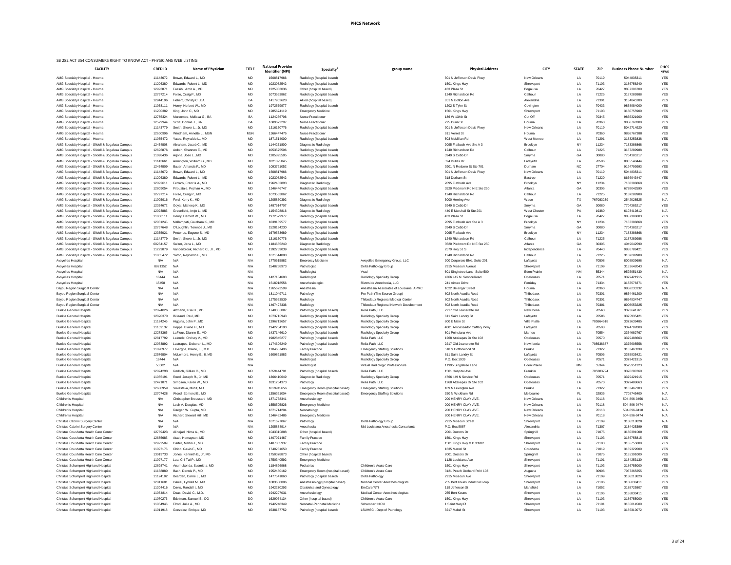SB 282 ACT 354 CONSUMERS RIGHT TO KNOW ACT - PHYSICIANS WEB LISTING

| FACILITY | CRED ID | Name of Physician | TITLE | National Provider Identifier (NPI) | Specialty[2] | group name | Physical Address | CITY | STATE | ZIP | Business Phone Number | PHCS NTWK |
|---|---|---|---|---|---|---|---|---|---|---|---|---|
| AMG Specialty Hospital - Houma | 11143672 | Brown, Edward L., MD | MD | 1508817966 | Radiology (hospital based) | | 301 N Jefferson Davis Pkwy | New Orleans | LA | 70119 | 5044835311 | YES |
| AMG Specialty Hospital - Houma | 11206380 | Edwards, Robert L., MD | MD | 1023082542 | Radiology (hospital based) | | 1501 Kings Hwy | Shreveport | LA | 71103 | 3186756240 | YES |
| AMG Specialty Hospital - Houma | 12993871 | Fassihi, Amir A., MD | MD | 1225053036 | Other (hospital based) | | 433 Plaza St | Bogalusa | LA | 70427 | 9857306700 | YES |
| AMG Specialty Hospital - Houma | 12797214 | Folse, Craig P., MD | MD | 1073563862 | Radiology (hospital based) | | 1240 Richardson Rd | Calhoun | LA | 71225 | 3187289988 | YES |
| AMG Specialty Hospital - Houma | 12944196 | Hebert, Christy C., BA | BA | 1417902628 | Allied (hospital based) | | 651 N Bolton Ave | Alexandria | LA | 71301 | 3184845280 | YES |
| AMG Specialty Hospital - Houma | 11058111 | Henry, Herbert W., MD | MD | 1972579977 | Radiology (hospital based) | | 1202 S Tyler St | Covington | LA | 70433 | 9858984000 | YES |
| AMG Specialty Hospital - Houma | 11200382 | King, John C., MD | MD | 1285674119 | Emergency Medicine | | 1501 Kings Hwy | Shreveport | LA | 71103 | 3186755900 | YES |
| AMG Specialty Hospital - Houma | 12785324 | Marcombe, Melissa G., BA | BA | 1124256706 | Nurse Practitioner | | 186 W 134th St | Cut Off | LA | 70345 | 9856321900 | YES |
| AMG Specialty Hospital - Houma | 12579944 | Scott, Donnie J., BA | BA | 1689672297 | Nurse Practitioner | | 225 Dunn St | Houma | LA | 70360 | 9858760300 | YES |
| AMG Specialty Hospital - Houma | 11143779 | Smith, Stover L., Jr, MD | MD | 1316130776 | Radiology (hospital based) | | 301 N Jefferson Davis Pkwy | New Orleans | LA | 70119 | 5042714920 | YES |
| AMG Specialty Hospital - Houma | 12600996 | Windham, Annette L., MSN | MSN | 1366447476 | Nurse Practitioner | | 911 Vernet St | Houma | LA | 70360 | 9858767388 | YES |
| AMG Specialty Hospital - Houma | 11055472 | Yatco, Reynaldo L., MD | MD | 1871514000 | Radiology (hospital based) | | 503 McMillan Rd | West Monroe | LA | 71291 | 3183253838 | YES |
| AMG Specialty Hospital - Slidell & Bogalusa Campus | 12434808 | Abraham, Jacob C., MD | MD | 1144271800 | Diagnostic Radiology | | 2095 Flatbush Ave Ste A 3 | Brooklyn | NY | 11234 | 7183386868 | YES |
| AMG Specialty Hospital - Slidell & Bogalusa Campus | 12696876 | Ardoin, Shannon E., MD | MD | 1053575506 | Radiology (hospital based) | | 1240 Richardson Rd | Calhoun | LA | 71225 | 3187289988 | YES |
| AMG Specialty Hospital - Slidell & Bogalusa Campus | 11098436 | Arjona, Jose L., MD | MD | 1205895505 | Radiology (hospital based) | | 3949 S Cobb Dr | Smyrna | GA | 30080 | 7704385217 | YES |
| AMG Specialty Hospital - Slidell & Bogalusa Campus | 11143661 | Armington, William G., MD | MD | 1821095845 | Radiology (hospital based) | | 324 Dulles Dr | Lafayette | LA | 70506 | 8885548444 | YES |
| AMG Specialty Hospital - Slidell & Bogalusa Campus | 12434809 | Bauer, Amanda F., MD | MD | 1093721052 | Radiology (hospital based) | | 3901 N Roxboro St Ste 701 | Durham | NC | 27704 | 9194799993 | YES |
| AMG Specialty Hospital - Slidell & Bogalusa Campus | 11143672 | Brown, Edward L., MD | MD | 1508817966 | Radiology (hospital based) | | 301 N Jefferson Davis Pkwy | New Orleans | LA | 70119 | 5044835311 | YES |
| AMG Specialty Hospital - Slidell & Bogalusa Campus | 11206380 | Edwards, Robert L., MD | MD | 1023082542 | Radiology (hospital based) | | 318 Durham St | Bastrop | LA | 71220 | 8666943447 | YES |
| AMG Specialty Hospital - Slidell & Bogalusa Campus | 12092611 | Ferraro, Francis A., MD | MD | 1962482893 | Diagnostic Radiology | | 2095 Flatbush Ave | Brooklyn | NY | 11234 | 7183386868 | YES |
| AMG Specialty Hospital - Slidell & Bogalusa Campus | 12809054 | Firouztale, Pejman A., MD | MD | 1346446747 | Radiology (hospital based) | | 3520 Piedmont Rd N E Ste 250 | Atlanta | GA | 30305 | 6789042590 | YES |
| AMG Specialty Hospital - Slidell & Bogalusa Campus | 12797214 | Folse, Craig P., MD | MD | 1073563862 | Radiology (hospital based) | | 1240 Richardson Rd | Calhoun | LA | 71225 | 3187289988 | YES |
| AMG Specialty Hospital - Slidell & Bogalusa Campus | 11005916 | Ford, Kerry K., MD | MD | 1205860392 | Diagnostic Radiology | | 3000 Herring Ave | Waco | TX | 767083239 | 2542028525 | N/A |
| AMG Specialty Hospital - Slidell & Bogalusa Campus | 12334672 | Goyal, Maheep K., MD | MD | 1487614707 | Radiology (hospital based) | | 3949 S Cobb Dr | Smyrna | GA | 30080 | 7704385217 | YES |
| AMG Specialty Hospital - Slidell & Bogalusa Campus | 12023886 | Greenfield, Antje L., MD | MD | 1154398816 | Diagnostic Radiology | | 440 E Marshall St Ste 201 | West Chester | PA | 19380 | 6103419812 | N/A |
| AMG Specialty Hospital - Slidell & Bogalusa Campus | 11058111 | Henry, Herbert W., MD | MD | 1972579977 | Radiology (hospital based) | | 433 Plaza St | Bogalusa | LA | 70427 | 9857306803 | YES |
| AMG Specialty Hospital - Slidell & Bogalusa Campus | 12031245 | Mallampati, Gautham K., MD | MD | 1639159577 | Radiology (hospital based) | | 2095 Flatbush Ave Ste A 3 | Brooklyn | NY | 11234 | 7183386868 | YES |
| AMG Specialty Hospital - Slidell & Bogalusa Campus | 12757648 | O'Loughlin, Terence J., MD | MD | 1528194230 | Radiology (hospital based) | | 3949 S Cobb Dr | Smyrna | GA | 30080 | 7704385217 | YES |
| AMG Specialty Hospital - Slidell & Bogalusa Campus | 12335021 | Pretorius, Eugene S., MD | MD | 1679553689 | Radiology (hospital based) | | 2095 Flatbush Ave | Brooklyn | NY | 11234 | 7183386868 | YES |
| AMG Specialty Hospital - Slidell & Bogalusa Campus | 11143779 | Smith, Stover L., Jr, MD | MD | 1316130776 | Radiology (hospital based) | | 1240 Richardson Rd | Calhoun | LA | 71225 | 3187289988 | YES |
| AMG Specialty Hospital - Slidell & Bogalusa Campus | 60234157 | Sutzer, Jana L., MD | MD | 1184685240 | Diagnostic Radiology | | 3520 Piedmont Rd N E Ste 250 | Atlanta | GA | 30305 | 4049042590 | YES |
| AMG Specialty Hospital - Slidell & Bogalusa Campus | 11229079 | Vanderbrook, Richard C., Jr., MD | MD | 1992759039 | Radiology (hospital based) | | 2579 Hwy 51 S | Independence | LA | 70443 | 9858789421 | YES |
| AMG Specialty Hospital - Slidell & Bogalusa Campus | 11055472 | Yatco, Reynaldo L., MD | MD | 1871514000 | Radiology (hospital based) | | 1240 Richardson Rd | Calhoun | LA | 71225 | 3187289988 | YES |
| Avoyelles Hospital | N/A | N/A | N/A | 1770615882 | Emerency Medicine | Avoyelles Emergency Group, LLC | 200 Corporate Blvd, Suite 201 | Lafayette | LA | 70508 | 8008939698 | N/A |
| Avoyelles Hospital | 8821352 | N/A | N/A | 1548258973 | Pathologist | Delta Pathology Group | 2915 Missouri Avenue | Shreveport | LA | 71109 | 3183642043 | YES |
| Avoyelles Hospital | N/A | N/A | N/A | | Radiologist | Vrad | 601 Singletree Lane, Suite 500 | Eden Prairie | NM | 55344 | 9525951430 | N/A |
| Avoyelles Hospital | 16444 | N/A | N/A | 1427134683 | Radiologist | Radiology Specialty Group | 4766 I-49 N. ServiceRoad | Opelousas | LA | 70571 | 3379421915 | YES |
| Avoyelles Hospital | 15458 | N/A | N/A | 1518918556 | Anesthesiologist | Riverside Anesthesia, LLC | 241 Aimee Drive | Ferriday | LA | 71334 | 3187576371 | YES |
| Bayou Region Surgical Center | N/A | N/A | N/A | 1265623599 | Anesthesia | Anesthesia Associates of Louisiana, APMC | 1022 Belanger Street | Houma | LA | 70360 | 9852233132 | N/A |
| Bayou Region Surgical Center | N/A | N/A | N/A | 1811049711 | Pathology | Pro Path (The Source Group) | 602 North Acadia Road | Thibodaux | LA | 70301 | 9854461200 | YES |
| Bayou Region Surgical Center | N/A | N/A | N/A | 1275553539 | Radiology | Thibodaux Regional Medical Center | 602 North Acadia Road | Thibodaux | LA | 70301 | 9854934747 | YES |
| Bayou Region Surgical Center | N/A | N/A | N/A | 1467427336 | Radiology | Thibodaux Regional Network Development | 602 North Acadia Road | Thibodaux | LA | 70301 | 8008053225 | YES |
| Bunkie General Hospital | 12074026 | Altmann, Lisa D., MD | MD | 1740353887 | Pathology (hospital based) | Relia Path, LLC | 2217 Old Jeanerette Rd | New Iberia | LA | 70563 | 3373641761 | YES |
| Bunkie General Hospital | 12820370 | Billeaud, Paul, MD | MD | 1073710943 | Radiology (hospital based) | Radiology Specialty Group | 611 Saint Landry St | Lafayette | LA | 70506 | 3375935421 | YES |
| Bunkie General Hospital | 11124246 | Higgins, John P., MD | MD | 1396713657 | Radiology (hospital based) | Radiology Specialty Group | 800 E Main St | Ville Platte | LA | 705864618 | 3373639485 | YES |
| Bunkie General Hospital | 11159132 | Hoppe, Blaine H., MD | MD | 1942234190 | Radiology (hospital based) | Radiology Specialty Group | 4801 Ambassador Caffery Pkwy | Lafayette | LA | 70508 | 3374702000 | YES |
| Bunkie General Hospital | 12278365 | LaFleur, Dianne E., MD | MD | 1437146610 | Radiology (hospital based) | Radiology Specialty Group | 801 Poinciana Ave | Mamou | LA | 70554 | 3374682767 | YES |
| Bunkie General Hospital | 12817792 | Lalonde, Chrissy V., MD | MD | 1982845277 | Pathology (hospital based) | Relia Path, LLC | 1268 Attakapas Dr Ste 102 | Opelousas | LA | 70570 | 3379488663 | YES |
| Bunkie General Hospital | 12073892 | Lastrapes, Deborah L., MD | MD | 1174696249 | Pathology (hospital based) | Relia Path, LLC | 2217 Old Jeanerette Rd | New Iberia | LA | 705638687 | 3375605558 | YES |
| Bunkie General Hospital | 11098977 | Lavergne, Blaine, E., M.D. | MD | 1184657496 | Family Practice | Emergency Staffing Solutions | 510 S Cottonwood St | Bunkie | LA | 71322 | 3183463339 | YES |
| Bunkie General Hospital | 12576804 | McLemore, Henry E., II, MD | MD | 1609821883 | Radiology (hospital based) | Radiology Specialty Group | 611 Saint Landry St | Lafayette | LA | 70506 | 3375935421 | YES |
| Bunkie General Hospital | 16444 | N/A | N/A | | Radiologist | Radiology Specialty Group | P.O. Box 1939 | Opelousas | LA | 70571 | 3379421915 | YES |
| Bunkie General Hospital | 53502 | N/A | N/A | | Radiologist | Virtual Radiologic Professionals | 11995 Singletree Lane | Eden Prairie | MN | 55344 | 9525951323 | N/A |
| Bunkie General Hospital | 12074298 | Redlich, Gillian C., MD | MD | 1659444701 | Pathology (hospital based) | Relia Path, LLC | 1501 Hospital Ave | Franklin | LA | 705383724 | 3378280760 | YES |
| Bunkie General Hospital | 11055191 | Reed, Joseph R., Jr, MD | MD | 1366410649 | Diagnostic Radiology | Radiology Specialty Group | 4766 I 49 N Service Rd | Opelousas | LA | 70571 | 3379421915 | YES |
| Bunkie General Hospital | 12471071 | Simpson, Karen W., MD | MD | 1831264373 | Pathology | Relia Path, LLC | 1268 Attakapas Dr Ste 102 | Opelousas | LA | 70570 | 3379488663 | YES |
| Bunkie General Hospital | 12600959 | Srivastava, Mohit, MD | MD | 1619945656 | Emergency Room (hospital based) | Emergency Staffing Solutions | 109 N Lexington Ave | Bunkie | LA | 71322 | 3183467283 | YES |
| Bunkie General Hospital | 12707428 | Wood, Edmond E., MD | MD | 1356321004 | Emergency Room (hospital based) | Emergency Staffing Solutions | 250 N Wickham Rd | Melbourne | FL | 32935 | 7708745400 | N/A |
| Children's Hospital | N/A | Christopher Broussard, MD | MD | 1871768341 | Anesthesiology | | 200 HENRY CLAY AVE. | New Orleans | LA | 70118 | 504-896-9456 | N/A |
| Children's Hospital | N/A | Leah A. Douglas, MD | MD | 1558505826 | Emergency Medicine | | 200 HENRY CLAY AVE. | New Orleans | LA | 70118 | 504-896-9474 | N/A |
| Children's Hospital | N/A | Raegan W. Gupta, MD | MD | 1871714204 | Neonatology | | 200 HENRY CLAY AVE. | New Orleans | LA | 70118 | 504-896-9418 | N/A |
| Children's Hospital | N/A | Richard Stewart Hill, MD | MD | 1346482486 | Emergency Medicine | | 200 HENRY CLAY AVE. | New Orleans | LA | 70118 | 504-896-9474 | N/A |
| Christus Cabrini Surgery Center | N/A | N/A | N/A | 1871627067 | Pathology | Delta Pathology Group | 2915 Missouri Street | Shreveport | LA | 71109 | 3186218820 | YES |
| Christus Cabrini Surgery Center | N/A | N/A | N/A | 1205888914 | Anesthesia | Mid Louisiana Anesthesia Consultants | P.O. Box 5887 | Alexandria | LA | 71307 | 3184425399 | YES |
| Christus Coushatta Health Care Center | 12769423 | Alinejad, Nima A., MD | MD | 1043310808 | Other (hospital based) | | 2001 Doctors Dr | Springhill | LA | 71075 | 3185391000 | YES |
| Christus Coushatta Health Care Center | 12685685 | Ataei, Homayoun, MD | MD | 1407071467 | Family Practice | | 1501 Kings Hwy | Shreveport | LA | 71103 | 3186755815 | YES |
| Christus Coushatta Health Care Center | 12922509 | Carter, Martin J., MD | MD | 1487865937 | Family Practice | | 1501 Kings Hwy M B 33932 | Shreveport | LA | 71103 | 3186755000 | YES |
| Christus Coushatta Health Care Center | 11097176 | Chico, Gavin F., MD | MD | 1740261650 | Family Practice | | 1635 Marvel St | Coushatta | LA | 71019 | 3189322000 | YES |
| Christus Coushatta Health Care Center | 13019733 | Jones, Kenneth B., Jr, MD | MD | 1750378873 | Other (hospital based) | | 2001 Doctors Dr | Springhill | LA | 71075 | 3185391000 | YES |
| Christus Coushatta Health Care Center | 11097177 | Lau, Chi Tai P., MD | MD | 1750340592 | Emergency Medicine | | 1128 Louisiana Ave | Shreveport | LA | 71101 | 3184253130 | YES |
| Christus Schumpert Highland Hospital | 12698741 | Anumukonda, Susmitha, MD | MD | 1184826968 | Pediatrics | Children's Acute Care | 1501 Kings Hwy | Shreveport | LA | 71103 | 3186755000 | YES |
| Christus Schumpert Highland Hospital | 11168880 | Bash, Dennis P., MD | MD | 1952480162 | Emergency Room (hospital based) | Children's Acute Care | 3121 Peach Orchard Rd # 103 | Augusta | GA | 30906 | 7067365255 | YES |
| Christus Schumpert Highland Hospital | 11124102 | Bearden, Carrie L., MD | MD | 1477541860 | Pathology (hospital based) | Delta Pathology | 2915 Missouri Ave | Shreveport | LA | 71109 | 3186218820 | YES |
| Christus Schumpert Highland Hospital | 12811681 | Daniel, Lynnell M., MD | MD | 1083688006 | Anesthesiology (hospital based) | Medical Center Anesthesiologists | 255 Bert Kouns Industrial Loop | Shreveport | LA | 71106 | 3186830411 | YES |
| Christus Schumpert Highland Hospital | 11204416 | Davis, Randall I., MD | MD | 1942270293 | Obstetrics and Gynecology | EmCare/RTI | 119 Jefferson St | Mansfield | LA | 71052 | 3188725807 | YES |
| Christus Schumpert Highland Hospital | 11054814 | Deas, David, C., M.D. | MD | 1942297031 | Anesthesiology | Medical Center Anesthesiologists | 255 Bert Kouns | Shreveport | LA | 71106 | 3186830411 | YES |
| Christus Schumpert Highland Hospital | 11070276 | Edelman, Samuel B., DO | DO | 1629064134 | Other (hospital based) | Children's Acute Care | 1501 Kings Hwy | Shreveport | LA | 71103 | 3186755000 | YES |
| Christus Schumpert Highland Hospital | 11054946 | Elrod, Julia A., MD | MD | 1942248349 | Neonatal-Perinatal Medicine | Schumbert NICU | 1 Saint Mary Pl | Shreveport | LA | 71101 | 3186814500 | YES |
| Christus Schumpert Highland Hospital | 11011918 | Gonzalez, Enrique, MD | MD | 1538187752 | Pathology (hospital based) | LSUHSC - Dept of Pathology | 3217 Mabel St | Shreveport | LA | 71103 | 3186310072 | YES |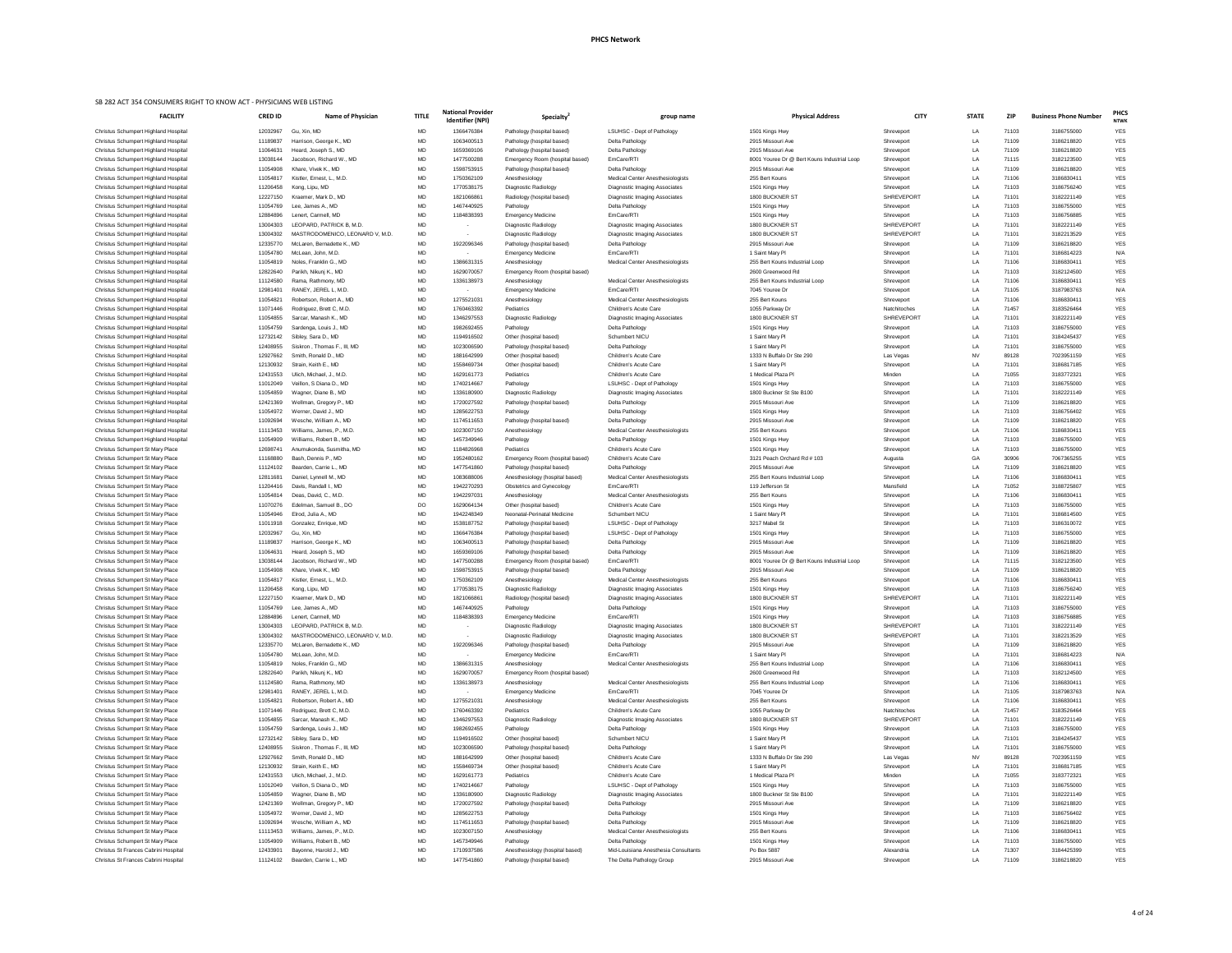# PHCS Network

SB 282 ACT 354 CONSUMERS RIGHT TO KNOW ACT - PHYSICIANS WEB LISTING

| FACILITY | CRED ID | Name of Physician | TITLE | National Provider Identifier (NPI) | Specialty[2] | group name | Physical Address | CITY | STATE | ZIP | Business Phone Number | PHCS NTWK |
|---|---|---|---|---|---|---|---|---|---|---|---|---|
| Christus Schumpert Highland Hospital | 12032967 | Gu, Xin, MD | MD | 1366476384 | Pathology (hospital based) | LSUHSC - Dept of Pathology | 1501 Kings Hwy | Shreveport | LA | 71103 | 3186755000 | YES |
| Christus Schumpert Highland Hospital | 11189837 | Harrison, George K., MD | MD | 1063400513 | Pathology (hospital based) | Delta Pathology | 2915 Missouri Ave | Shreveport | LA | 71109 | 3186218820 | YES |
| Christus Schumpert Highland Hospital | 11064631 | Heard, Joseph S., MD | MD | 1659369106 | Pathology (hospital based) | Delta Pathology | 2915 Missouri Ave | Shreveport | LA | 71109 | 3186218820 | YES |
| Christus Schumpert Highland Hospital | 13038144 | Jacobson, Richard W., MD | MD | 1477500288 | Emergency Room (hospital based) | EmCare/RTI | 8001 Youree Dr @ Bert Kouns Industrial Loop | Shreveport | LA | 71115 | 3182123500 | YES |
| Christus Schumpert Highland Hospital | 11054908 | Khare, Vivek K., MD | MD | 1598753915 | Pathology (hospital based) | Delta Pathology | 2915 Missouri Ave | Shreveport | LA | 71109 | 3186218820 | YES |
| Christus Schumpert Highland Hospital | 11054817 | Kistler, Ernest, L., M.D. | MD | 1750362109 | Anesthesiology | Medical Center Anesthesiologists | 255 Bert Kouns | Shreveport | LA | 71106 | 3186830411 | YES |
| Christus Schumpert Highland Hospital | 11206458 | Kong, Lipu, MD | MD | 1770538175 | Diagnostic Radiology | Diagnostic Imaging Associates | 1501 Kings Hwy | Shreveport | LA | 71103 | 3186756240 | YES |
| Christus Schumpert Highland Hospital | 12227150 | Kraemer, Mark D., MD | MD | 1821066861 | Radiology (hospital based) | Diagnostic Imaging Associates | 1800 BUCKNER ST | SHREVEPORT | LA | 71101 | 3182221149 | YES |
| Christus Schumpert Highland Hospital | 11054769 | Lee, James A., MD | MD | 1467440925 | Pathology | Delta Pathology | 1501 Kings Hwy | Shreveport | LA | 71103 | 3186755000 | YES |
| Christus Schumpert Highland Hospital | 12884896 | Lenert, Carmell, MD | MD | 1184838393 | Emergency Medicine | EmCare/RTI | 1501 Kings Hwy | Shreveport | LA | 71103 | 3186756885 | YES |
| Christus Schumpert Highland Hospital | 13004303 | LEOPARD, PATRICK B, M.D. | MD | - | Diagnostic Radiology | Diagnostic Imaging Associates | 1800 BUCKNER ST | SHREVEPORT | LA | 71101 | 3182221149 | YES |
| Christus Schumpert Highland Hospital | 13004302 | MASTRODOMENICO, LEONARD V, M.D. | MD | - | Diagnostic Radiology | Diagnostic Imaging Associates | 1800 BUCKNER ST | SHREVEPORT | LA | 71101 | 3182213529 | YES |
| Christus Schumpert Highland Hospital | 12335770 | McLaren, Bernadette K., MD | MD | 1922096346 | Pathology (hospital based) | Delta Pathology | 2915 Missouri Ave | Shreveport | LA | 71109 | 3186218820 | YES |
| Christus Schumpert Highland Hospital | 11054780 | McLean, John, M.D. | MD | - | Emergency Medicine | EmCare/RTI | 1 Saint Mary Pl | Shreveport | LA | 71101 | 3186814223 | N/A |
| Christus Schumpert Highland Hospital | 11054819 | Noles, Franklin G., MD | MD | 1386631315 | Anesthesiology | Medical Center Anesthesiologists | 255 Bert Kouns Industrial Loop | Shreveport | LA | 71106 | 3186830411 | YES |
| Christus Schumpert Highland Hospital | 12822640 | Parikh, Nikunj K., MD | MD | 1629070057 | Emergency Room (hospital based) | | 2600 Greenwood Rd | Shreveport | LA | 71103 | 3182124500 | YES |
| Christus Schumpert Highland Hospital | 11124580 | Rama, Rathmony, MD | MD | 1336138973 | Anesthesiology | Medical Center Anesthesiologists | 255 Bert Kouns Industrial Loop | Shreveport | LA | 71106 | 3186830411 | YES |
| Christus Schumpert Highland Hospital | 12981401 | RANEY, JEREL L, M.D. | MD | - | Emergency Medicine | EmCare/RTI | 7045 Youree Dr | Shreveport | LA | 71105 | 3187983763 | N/A |
| Christus Schumpert Highland Hospital | 11054821 | Robertson, Robert A., MD | MD | 1275521031 | Anesthesiology | Medical Center Anesthesiologists | 255 Bert Kouns | Shreveport | LA | 71106 | 3186830411 | YES |
| Christus Schumpert Highland Hospital | 11071446 | Rodriguez, Brett C, M.D. | MD | 1760463392 | Pediatrics | Children's Acute Care | 1055 Parkway Dr | Natchitoches | LA | 71457 | 3183526464 | YES |
| Christus Schumpert Highland Hospital | 11054855 | Sarcar, Manash K., MD | MD | 1346297553 | Diagnostic Radiology | Diagnostic Imaging Associates | 1800 BUCKNER ST | SHREVEPORT | LA | 71101 | 3182221149 | YES |
| Christus Schumpert Highland Hospital | 11054759 | Sardenga, Louis J., MD | MD | 1982692455 | Pathology | Delta Pathology | 1501 Kings Hwy | Shreveport | LA | 71103 | 3186755000 | YES |
| Christus Schumpert Highland Hospital | 12732142 | Sibley, Sara D., MD | MD | 1194916502 | Other (hospital based) | Schumbert NICU | 1 Saint Mary Pl | Shreveport | LA | 71101 | 3184245437 | YES |
| Christus Schumpert Highland Hospital | 12408955 | Siskron , Thomas F., III, MD | MD | 1023006590 | Pathology (hospital based) | Delta Pathology | 1 Saint Mary Pl | Shreveport | LA | 71101 | 3186755000 | YES |
| Christus Schumpert Highland Hospital | 12927662 | Smith, Ronald D., MD | MD | 1881642999 | Other (hospital based) | Children's Acute Care | 1333 N Buffalo Dr Ste 290 | Las Vegas | NV | 89128 | 7023951159 | YES |
| Christus Schumpert Highland Hospital | 12130932 | Strain, Keith E., MD | MD | 1558469734 | Other (hospital based) | Children's Acute Care | 1 Saint Mary Pl | Shreveport | LA | 71101 | 3186817185 | YES |
| Christus Schumpert Highland Hospital | 12431553 | Ulich, Michael, J., M.D. | MD | 1629161773 | Pediatrics | Children's Acute Care | 1 Medical Plaza Pl | Minden | LA | 71055 | 3183772321 | YES |
| Christus Schumpert Highland Hospital | 11012049 | Veillon, S Diana D., MD | MD | 1740214667 | Pathology | LSUHSC - Dept of Pathology | 1501 Kings Hwy | Shreveport | LA | 71103 | 3186755000 | YES |
| Christus Schumpert Highland Hospital | 11054859 | Wagner, Diane B., MD | MD | 1336180900 | Diagnostic Radiology | Diagnostic Imaging Associates | 1800 Buckner St Ste B100 | Shreveport | LA | 71101 | 3182221149 | YES |
| Christus Schumpert Highland Hospital | 12421369 | Wellman, Gregory P., MD | MD | 1720027592 | Pathology (hospital based) | Delta Pathology | 2915 Missouri Ave | Shreveport | LA | 71109 | 3186218820 | YES |
| Christus Schumpert Highland Hospital | 11054972 | Werner, David J., MD | MD | 1285622753 | Pathology | Delta Pathology | 1501 Kings Hwy | Shreveport | LA | 71103 | 3186756402 | YES |
| Christus Schumpert Highland Hospital | 11092694 | Wesche, William A., MD | MD | 1174511653 | Pathology (hospital based) | Delta Pathology | 2915 Missouri Ave | Shreveport | LA | 71109 | 3186218820 | YES |
| Christus Schumpert Highland Hospital | 11113453 | Williams, James, P., M.D. | MD | 1023007150 | Anesthesiology | Medical Center Anesthesiologists | 255 Bert Kouns | Shreveport | LA | 71106 | 3186830411 | YES |
| Christus Schumpert Highland Hospital | 11054909 | Williams, Robert B., MD | MD | 1457349946 | Pathology | Delta Pathology | 1501 Kings Hwy | Shreveport | LA | 71103 | 3186755000 | YES |
| Christus Schumpert St Mary Place | 12698741 | Anumukonda, Susmitha, MD | MD | 1184826968 | Pediatrics | Children's Acute Care | 1501 Kings Hwy | Shreveport | LA | 71103 | 3186755000 | YES |
| Christus Schumpert St Mary Place | 11168880 | Bash, Dennis P., MD | MD | 1952480162 | Emergency Room (hospital based) | Children's Acute Care | 3121 Peach Orchard Rd # 103 | Augusta | GA | 30906 | 7067365255 | YES |
| Christus Schumpert St Mary Place | 11124102 | Bearden, Carrie L., MD | MD | 1477541860 | Pathology (hospital based) | Delta Pathology | 2915 Missouri Ave | Shreveport | LA | 71109 | 3186218820 | YES |
| Christus Schumpert St Mary Place | 12811681 | Daniel, Lynnell M., MD | MD | 1083686006 | Anesthesiology (hospital based) | Medical Center Anesthesiologists | 255 Bert Kouns Industrial Loop | Shreveport | LA | 71106 | 3186830411 | YES |
| Christus Schumpert St Mary Place | 11204416 | Davis, Randall I., MD | MD | 1942270293 | Obstetrics and Gynecology | EmCare/RTI | 119 Jefferson St | Mansfield | LA | 71052 | 3188725807 | YES |
| Christus Schumpert St Mary Place | 11054814 | Deas, David, C., M.D. | MD | 1942297031 | Anesthesiology | Medical Center Anesthesiologists | 255 Bert Kouns | Shreveport | LA | 71106 | 3186830411 | YES |
| Christus Schumpert St Mary Place | 11070276 | Edelman, Samuel B., DO | DO | 1629064134 | Other (hospital based) | Children's Acute Care | 1501 Kings Hwy | Shreveport | LA | 71103 | 3186755000 | YES |
| Christus Schumpert St Mary Place | 11054946 | Elrod, Julia A., MD | MD | 1942248349 | Neonatal-Perinatal Medicine | Schumbert NICU | 1 Saint Mary Pl | Shreveport | LA | 71101 | 3186814500 | YES |
| Christus Schumpert St Mary Place | 11011918 | Gonzalez, Enrique, MD | MD | 1538187752 | Pathology (hospital based) | LSUHSC - Dept of Pathology | 3217 Mabel St | Shreveport | LA | 71103 | 3186310072 | YES |
| Christus Schumpert St Mary Place | 12032967 | Gu, Xin, MD | MD | 1366476384 | Pathology (hospital based) | LSUHSC - Dept of Pathology | 1501 Kings Hwy | Shreveport | LA | 71103 | 3186755000 | YES |
| Christus Schumpert St Mary Place | 11189837 | Harrison, George K., MD | MD | 1063400513 | Pathology (hospital based) | Delta Pathology | 2915 Missouri Ave | Shreveport | LA | 71109 | 3186218820 | YES |
| Christus Schumpert St Mary Place | 11064631 | Heard, Joseph S., MD | MD | 1659369106 | Pathology (hospital based) | Delta Pathology | 2915 Missouri Ave | Shreveport | LA | 71109 | 3186218820 | YES |
| Christus Schumpert St Mary Place | 13038144 | Jacobson, Richard W., MD | MD | 1477500288 | Emergency Room (hospital based) | EmCare/RTI | 8001 Youree Dr @ Bert Kouns Industrial Loop | Shreveport | LA | 71115 | 3182123500 | YES |
| Christus Schumpert St Mary Place | 11054908 | Khare, Vivek K., MD | MD | 1598753915 | Pathology (hospital based) | Delta Pathology | 2915 Missouri Ave | Shreveport | LA | 71109 | 3186218820 | YES |
| Christus Schumpert St Mary Place | 11054817 | Kistler, Ernest, L., M.D. | MD | 1750362109 | Anesthesiology | Medical Center Anesthesiologists | 255 Bert Kouns | Shreveport | LA | 71106 | 3186830411 | YES |
| Christus Schumpert St Mary Place | 11206458 | Kong, Lipu, MD | MD | 1770538175 | Diagnostic Radiology | Diagnostic Imaging Associates | 1501 Kings Hwy | Shreveport | LA | 71103 | 3186756240 | YES |
| Christus Schumpert St Mary Place | 12227150 | Kraemer, Mark D., MD | MD | 1821066861 | Radiology (hospital based) | Diagnostic Imaging Associates | 1800 BUCKNER ST | SHREVEPORT | LA | 71101 | 3182221149 | YES |
| Christus Schumpert St Mary Place | 11054769 | Lee, James A., MD | MD | 1467440925 | Pathology | Delta Pathology | 1501 Kings Hwy | Shreveport | LA | 71103 | 3186755000 | YES |
| Christus Schumpert St Mary Place | 12884896 | Lenert, Carmell, MD | MD | 1184838393 | Emergency Medicine | EmCare/RTI | 1501 Kings Hwy | Shreveport | LA | 71103 | 3186756885 | YES |
| Christus Schumpert St Mary Place | 13004303 | LEOPARD, PATRICK B, M.D. | MD | - | Diagnostic Radiology | Diagnostic Imaging Associates | 1800 BUCKNER ST | SHREVEPORT | LA | 71101 | 3182221149 | YES |
| Christus Schumpert St Mary Place | 13004302 | MASTRODOMENICO, LEONARD V, M.D. | MD | - | Diagnostic Radiology | Diagnostic Imaging Associates | 1800 BUCKNER ST | SHREVEPORT | LA | 71101 | 3182213529 | YES |
| Christus Schumpert St Mary Place | 12335770 | McLaren, Bernadette K., MD | MD | 1922096346 | Pathology (hospital based) | Delta Pathology | 2915 Missouri Ave | Shreveport | LA | 71109 | 3186218820 | YES |
| Christus Schumpert St Mary Place | 11054780 | McLean, John, M.D. | MD | - | Emergency Medicine | EmCare/RTI | 1 Saint Mary Pl | Shreveport | LA | 71101 | 3186814223 | N/A |
| Christus Schumpert St Mary Place | 11054819 | Noles, Franklin G., MD | MD | 1386631315 | Anesthesiology | Medical Center Anesthesiologists | 255 Bert Kouns Industrial Loop | Shreveport | LA | 71106 | 3186830411 | YES |
| Christus Schumpert St Mary Place | 12822640 | Parikh, Nikunj K., MD | MD | 1629070057 | Emergency Room (hospital based) | | 2600 Greenwood Rd | Shreveport | LA | 71103 | 3182124500 | YES |
| Christus Schumpert St Mary Place | 11124580 | Rama, Rathmony, MD | MD | 1336138973 | Anesthesiology | Medical Center Anesthesiologists | 255 Bert Kouns Industrial Loop | Shreveport | LA | 71106 | 3186830411 | YES |
| Christus Schumpert St Mary Place | 12981401 | RANEY, JEREL L, M.D. | MD | - | Emergency Medicine | EmCare/RTI | 7045 Youree Dr | Shreveport | LA | 71105 | 3187983763 | N/A |
| Christus Schumpert St Mary Place | 11054821 | Robertson, Robert A., MD | MD | 1275521031 | Anesthesiology | Medical Center Anesthesiologists | 255 Bert Kouns | Shreveport | LA | 71106 | 3186830411 | YES |
| Christus Schumpert St Mary Place | 11071446 | Rodriguez, Brett C, M.D. | MD | 1760463392 | Pediatrics | Children's Acute Care | 1055 Parkway Dr | Natchitoches | LA | 71457 | 3183526464 | YES |
| Christus Schumpert St Mary Place | 11054855 | Sarcar, Manash K., MD | MD | 1346297553 | Diagnostic Radiology | Diagnostic Imaging Associates | 1800 BUCKNER ST | SHREVEPORT | LA | 71101 | 3182221149 | YES |
| Christus Schumpert St Mary Place | 11054759 | Sardenga, Louis J., MD | MD | 1982692455 | Pathology | Delta Pathology | 1501 Kings Hwy | Shreveport | LA | 71103 | 3186755000 | YES |
| Christus Schumpert St Mary Place | 12732142 | Sibley, Sara D., MD | MD | 1194916502 | Other (hospital based) | Schumbert NICU | 1 Saint Mary Pl | Shreveport | LA | 71101 | 3184245437 | YES |
| Christus Schumpert St Mary Place | 12408955 | Siskron , Thomas F., III, MD | MD | 1023006590 | Pathology (hospital based) | Delta Pathology | 1 Saint Mary Pl | Shreveport | LA | 71101 | 3186755000 | YES |
| Christus Schumpert St Mary Place | 12927662 | Smith, Ronald D., MD | MD | 1881642999 | Other (hospital based) | Children's Acute Care | 1333 N Buffalo Dr Ste 290 | Las Vegas | NV | 89128 | 7023951159 | YES |
| Christus Schumpert St Mary Place | 12130932 | Strain, Keith E., MD | MD | 1558469734 | Other (hospital based) | Children's Acute Care | 1 Saint Mary Pl | Shreveport | LA | 71101 | 3186817185 | YES |
| Christus Schumpert St Mary Place | 12431553 | Ulich, Michael, J., M.D. | MD | 1629161773 | Pediatrics | Children's Acute Care | 1 Medical Plaza Pl | Minden | LA | 71055 | 3183772321 | YES |
| Christus Schumpert St Mary Place | 11012049 | Veillon, S Diana D., MD | MD | 1740214667 | Pathology | LSUHSC - Dept of Pathology | 1501 Kings Hwy | Shreveport | LA | 71103 | 3186755000 | YES |
| Christus Schumpert St Mary Place | 11054859 | Wagner, Diane B., MD | MD | 1336180900 | Diagnostic Radiology | Diagnostic Imaging Associates | 1800 Buckner St Ste B100 | Shreveport | LA | 71101 | 3182221149 | YES |
| Christus Schumpert St Mary Place | 12421369 | Wellman, Gregory P., MD | MD | 1720027592 | Pathology (hospital based) | Delta Pathology | 2915 Missouri Ave | Shreveport | LA | 71109 | 3186218820 | YES |
| Christus Schumpert St Mary Place | 11054972 | Werner, David J., MD | MD | 1285622753 | Pathology | Delta Pathology | 1501 Kings Hwy | Shreveport | LA | 71103 | 3186756402 | YES |
| Christus Schumpert St Mary Place | 11092694 | Wesche, William A., MD | MD | 1174511653 | Pathology (hospital based) | Delta Pathology | 2915 Missouri Ave | Shreveport | LA | 71109 | 3186218820 | YES |
| Christus Schumpert St Mary Place | 11113453 | Williams, James, P., M.D. | MD | 1023007150 | Anesthesiology | Medical Center Anesthesiologists | 255 Bert Kouns | Shreveport | LA | 71106 | 3186830411 | YES |
| Christus Schumpert St Mary Place | 11054909 | Williams, Robert B., MD | MD | 1457349946 | Pathology | Delta Pathology | 1501 Kings Hwy | Shreveport | LA | 71103 | 3186755000 | YES |
| Christus St Frances Cabrini Hospital | 12433901 | Bayonne, Harold J., MD | MD | 1710937586 | Anesthesiology (hospital based) | Mid-Louisiana Anesthesia Consultants | Po Box 5887 | Alexandria | LA | 71307 | 3184425399 | YES |
| Christus St Frances Cabrini Hospital | 11124102 | Bearden, Carrie L., MD | MD | 1477541860 | Pathology (hospital based) | The Delta Pathology Group | 2915 Missouri Ave | Shreveport | LA | 71109 | 3186218820 | YES |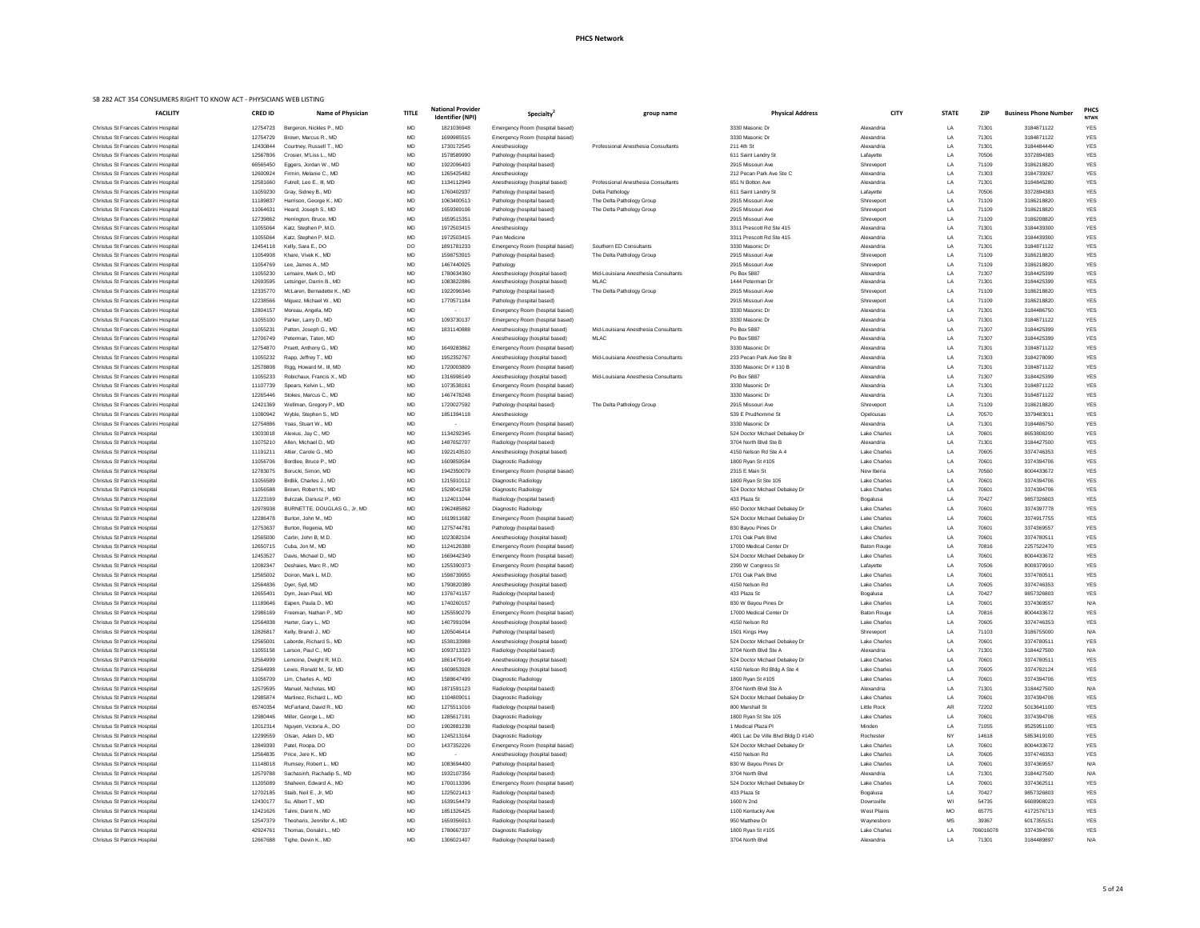# PHCS Network

SB 282 ACT 354 CONSUMERS RIGHT TO KNOW ACT - PHYSICIANS WEB LISTING

| FACILITY | CRED ID | Name of Physician | TITLE | National Provider Identifier (NPI) | Specialty[2] | group name | Physical Address | CITY | STATE | ZIP | Business Phone Number | PHCS NTWK |
|---|---|---|---|---|---|---|---|---|---|---|---|---|
| Christus St Frances Cabrini Hospital | 12754723 | Bergeron, Nickles P., MD | MD | 1821036948 | Emergency Room (hospital based) | | 3330 Masonic Dr | Alexandria | LA | 71301 | 3184871122 | YES |
| Christus St Frances Cabrini Hospital | 12754729 | Brown, Marcus R., MD | MD | 1699985515 | Emergency Room (hospital based) | | 3330 Masonic Dr | Alexandria | LA | 71301 | 3184871122 | YES |
| Christus St Frances Cabrini Hospital | 12430844 | Courtney, Russell T., MD | MD | 1730172545 | Anesthesiology | Professional Anesthesia Consultants | 211 4th St | Alexandria | LA | 71301 | 3184484440 | YES |
| Christus St Frances Cabrini Hospital | 12567806 | Crosier, M'Liss L., MD | MD | 1578589990 | Pathology (hospital based) | | 611 Saint Landry St | Lafayette | LA | 70506 | 3372894383 | YES |
| Christus St Frances Cabrini Hospital | 66565450 | Eggers, Jordan W., MD | MD | 1922096403 | Pathology (hospital based) | | 2915 Missouri Ave | Shreveport | LA | 71109 | 3186218820 | YES |
| Christus St Frances Cabrini Hospital | 12600924 | Firmin, Melanie C., MD | MD | 1265425482 | Anesthesiology | | 212 Pecan Park Ave Ste C | Alexandria | LA | 71303 | 3184739267 | YES |
| Christus St Frances Cabrini Hospital | 12581660 | Futrell, Leo E., III, MD | MD | 1134112949 | Anesthesiology (hospital based) | Professional Anesthesia Consultants | 651 N Bolton Ave | Alexandria | LA | 71301 | 3184845280 | YES |
| Christus St Frances Cabrini Hospital | 11059230 | Gray, Sidney B., MD | MD | 1760402937 | Pathology (hospital based) | Delta Pathology | 611 Saint Landry St | Lafayette | LA | 70506 | 3372894383 | YES |
| Christus St Frances Cabrini Hospital | 11189837 | Harrison, George K., MD | MD | 1063400513 | Pathology (hospital based) | The Delta Pathology Group | 2915 Missouri Ave | Shreveport | LA | 71109 | 3186218820 | YES |
| Christus St Frances Cabrini Hospital | 11064631 | Heard, Joseph S., MD | MD | 1659369106 | Pathology (hospital based) | The Delta Pathology Group | 2915 Missouri Ave | Shreveport | LA | 71109 | 3186218820 | YES |
| Christus St Frances Cabrini Hospital | 12739862 | Herrington, Bruce, MD | MD | 1659515351 | Pathology (hospital based) | | 2915 Missouri Ave | Shreveport | LA | 71109 | 3186208820 | YES |
| Christus St Frances Cabrini Hospital | 11055064 | Katz, Stephen P, M.D. | MD | 1972503415 | Anesthesiology | | 3311 Prescott Rd Ste 415 | Alexandria | LA | 71301 | 3184439300 | YES |
| Christus St Frances Cabrini Hospital | 11055064 | Katz, Stephen P, M.D. | MD | 1972503415 | Pain Medicine | | 3311 Prescott Rd Ste 415 | Alexandria | LA | 71301 | 3184439300 | YES |
| Christus St Frances Cabrini Hospital | 12454118 | Kelly, Sara E., DO | DO | 1891781233 | Emergency Room (hospital based) | Southern ED Consultants | 3330 Masonic Dr | Alexandria | LA | 71301 | 3184871122 | YES |
| Christus St Frances Cabrini Hospital | 11054908 | Khare, Vivek K., MD | MD | 1598753915 | Pathology (hospital based) | The Delta Pathology Group | 2915 Missouri Ave | Shreveport | LA | 71109 | 3186218820 | YES |
| Christus St Frances Cabrini Hospital | 11054769 | Lee, James A., MD | MD | 1467440925 | Pathology | | 2915 Missouri Ave | Shreveport | LA | 71109 | 3186218820 | YES |
| Christus St Frances Cabrini Hospital | 11055230 | Lemaire, Mark D., MD | MD | 1780634360 | Anesthesiology (hospital based) | Mid-Louisiana Anesthesia Consultants | Po Box 5887 | Alexandria | LA | 71307 | 3184425399 | YES |
| Christus St Frances Cabrini Hospital | 12693595 | Letsinger, Darrin B., MD | MD | 1083822886 | Anesthesiology (hospital based) | MLAC | 1444 Peterman Dr | Alexandria | LA | 71301 | 3184425399 | YES |
| Christus St Frances Cabrini Hospital | 12335770 | McLaren, Bernadette K., MD | MD | 1922096346 | Pathology (hospital based) | The Delta Pathology Group | 2915 Missouri Ave | Shreveport | LA | 71109 | 3186218820 | YES |
| Christus St Frances Cabrini Hospital | 12238566 | Miguez, Michael W., MD | MD | 1770571184 | Pathology (hospital based) | | 2915 Missouri Ave | Shreveport | LA | 71109 | 3186218820 | YES |
| Christus St Frances Cabrini Hospital | 12804157 | Moreau, Angela, MD | MD | - | Emergency Room (hospital based) | | 3330 Masonic Dr | Alexandria | LA | 71301 | 3184486750 | YES |
| Christus St Frances Cabrini Hospital | 11055100 | Parker, Larry D., MD | MD | 1093730137 | Emergency Room (hospital based) | | 3330 Masonic Dr | Alexandria | LA | 71301 | 3184871122 | YES |
| Christus St Frances Cabrini Hospital | 11055231 | Patton, Joseph G., MD | MD | 1831140888 | Anesthesiology (hospital based) | Mid-Louisiana Anesthesia Consultants | Po Box 5887 | Alexandria | LA | 71307 | 3184425399 | YES |
| Christus St Frances Cabrini Hospital | 12706749 | Peterman, Taten, MD | MD | | Anesthesiology (hospital based) | MLAC | Po Box 5887 | Alexandria | LA | 71307 | 3184425399 | YES |
| Christus St Frances Cabrini Hospital | 12754870 | Pruett, Anthony G., MD | MD | 1649283862 | Emergency Room (hospital based) | | 3330 Masonic Dr | Alexandria | LA | 71301 | 3184871122 | YES |
| Christus St Frances Cabrini Hospital | 11055232 | Rapp, Jeffrey T., MD | MD | 1952352767 | Anesthesiology (hospital based) | Mid-Louisiana Anesthesia Consultants | 233 Pecan Park Ave Ste B | Alexandria | LA | 71303 | 3184478090 | YES |
| Christus St Frances Cabrini Hospital | 12578808 | Rigg, Howard M., III, MD | MD | 1720003809 | Emergency Room (hospital based) | | 3330 Masonic Dr # 110 B | Alexandria | LA | 71301 | 3184871122 | YES |
| Christus St Frances Cabrini Hospital | 11055233 | Robichaux, Francis X., MD | MD | 1316998149 | Anesthesiology (hospital based) | Mid-Louisiana Anesthesia Consultants | Po Box 5887 | Alexandria | LA | 71307 | 3184425399 | YES |
| Christus St Frances Cabrini Hospital | 11107739 | Spears, Kelvin L., MD | MD | 1073538161 | Emergency Room (hospital based) | | 3330 Masonic Dr | Alexandria | LA | 71301 | 3184871122 | YES |
| Christus St Frances Cabrini Hospital | 12265446 | Stokes, Marcus C., MD | MD | 1467478248 | Emergency Room (hospital based) | | 3330 Masonic Dr | Alexandria | LA | 71301 | 3184871122 | YES |
| Christus St Frances Cabrini Hospital | 12421369 | Wellman, Gregory P., MD | MD | 1720027592 | Pathology (hospital based) | The Delta Pathology Group | 2915 Missouri Ave | Shreveport | LA | 71109 | 3186218820 | YES |
| Christus St Frances Cabrini Hospital | 11080942 | Wyble, Stephen S., MD | MD | 1851394118 | Anesthesiology | | 539 E Prudhomme St | Opelousas | LA | 70570 | 3379483011 | YES |
| Christus St Frances Cabrini Hospital | 12754886 | Yoas, Stuart W., MD | MD | - | Emergency Room (hospital based) | | 3330 Masonic Dr | Alexandria | LA | 71301 | 3184486750 | YES |
| Christus St Patrick Hospital | 13033018 | Alexius, Jay C., MD | MD | 1134292345 | Emergency Room (hospital based) | | 524 Doctor Michael Debakey Dr | Lake Charles | LA | 70601 | 8653808200 | YES |
| Christus St Patrick Hospital | 11075210 | Allen, Michael D., MD | MD | 1487652707 | Radiology (hospital based) | | 3704 North Blvd Ste B | Alexandria | LA | 71301 | 3184427500 | YES |
| Christus St Patrick Hospital | 11191211 | Altier, Carole G., MD | MD | 1922143510 | Anesthesiology (hospital based) | | 4150 Nelson Rd Ste A 4 | Lake Charles | LA | 70605 | 3374746353 | YES |
| Christus St Patrick Hospital | 11056706 | Bordlee, Bruce P., MD | MD | 1609859594 | Diagnostic Radiology | | 1800 Ryan St #105 | Lake Charles | LA | 70601 | 3374394706 | YES |
| Christus St Patrick Hospital | 12783075 | Borucki, Simon, MD | MD | 1942350079 | Emergency Room (hospital based) | | 2315 E Main St | New Iberia | LA | 70560 | 8004433672 | YES |
| Christus St Patrick Hospital | 11056589 | Brdlik, Charles J., MD | MD | 1215910112 | Diagnostic Radiology | | 1800 Ryan St Ste 105 | Lake Charles | LA | 70601 | 3374394706 | YES |
| Christus St Patrick Hospital | 11056588 | Brown, Robert N., MD | MD | 1528041258 | Diagnostic Radiology | | 524 Doctor Michael Debakey Dr | Lake Charles | LA | 70601 | 3374394706 | YES |
| Christus St Patrick Hospital | 11223169 | Bulczak, Dariusz P., MD | MD | 1124011044 | Radiology (hospital based) | | 433 Plaza St | Bogalusa | LA | 70427 | 9857326803 | YES |
| Christus St Patrick Hospital | 12978938 | BURNETTE, DOUGLAS G., Jr, MD | MD | 1962485862 | Diagnostic Radiology | | 650 Doctor Michael Debakey Dr | Lake Charles | LA | 70601 | 3374397778 | YES |
| Christus St Patrick Hospital | 12286478 | Burton, John M., MD | MD | 1619911682 | Emergency Room (hospital based) | | 524 Doctor Michael Debakey Dr | Lake Charles | LA | 70601 | 3374917755 | YES |
| Christus St Patrick Hospital | 12753637 | Burton, Regenia, MD | MD | 1275744781 | Pathology (hospital based) | | 830 Bayou Pines Dr | Lake Charles | LA | 70601 | 3374369557 | YES |
| Christus St Patrick Hospital | 12565000 | Carlin, John B, M.D. | MD | 1023082104 | Anesthesiology (hospital based) | | 1701 Oak Park Blvd | Lake Charles | LA | 70601 | 3374780511 | YES |
| Christus St Patrick Hospital | 12650715 | Cuba, Jon M., MD | MD | 1124126388 | Emergency Room (hospital based) | | 17000 Medical Center Dr | Baton Rouge | LA | 70816 | 2257522470 | YES |
| Christus St Patrick Hospital | 12453527 | Davis, Michael D., MD | MD | 1669442349 | Emergency Room (hospital based) | | 524 Doctor Michael Debakey Dr | Lake Charles | LA | 70601 | 8004433672 | YES |
| Christus St Patrick Hospital | 12082347 | Deshaies, Marc R., MD | MD | 1255390373 | Emergency Room (hospital based) | | 2390 W Congress St | Lafayette | LA | 70506 | 8008379910 | YES |
| Christus St Patrick Hospital | 12565002 | Doiron, Mark L, M.D. | MD | 1598739955 | Anesthesiology (hospital based) | | 1701 Oak Park Blvd | Lake Charles | LA | 70601 | 3374780511 | YES |
| Christus St Patrick Hospital | 12564836 | Dyer, Syd, MD | MD | 1790820389 | Anesthesiology (hospital based) | | 4150 Nelson Rd | Lake Charles | LA | 70605 | 3374746353 | YES |
| Christus St Patrick Hospital | 12655401 | Dym, Jean-Paul, MD | MD | 1376741157 | Radiology (hospital based) | | 433 Plaza St | Bogalusa | LA | 70427 | 9857326803 | YES |
| Christus St Patrick Hospital | 11189646 | Eapen, Paula D., MD | MD | 1740260157 | Pathology (hospital based) | | 830 W Bayou Pines Dr | Lake Charles | LA | 70601 | 3374369557 | N/A |
| Christus St Patrick Hospital | 12986169 | Freeman, Nathan P., MD | MD | 1255590279 | Emergency Room (hospital based) | | 17000 Medical Center Dr | Baton Rouge | LA | 70816 | 8004433672 | YES |
| Christus St Patrick Hospital | 12564838 | Harter, Gary L., MD | MD | 1407991094 | Anesthesiology (hospital based) | | 4150 Nelson Rd | Lake Charles | LA | 70605 | 3374746353 | YES |
| Christus St Patrick Hospital | 12826817 | Kelly, Brandi J., MD | MD | 1205046414 | Pathology (hospital based) | | 1501 Kings Hwy | Shreveport | LA | 71103 | 3186755000 | N/A |
| Christus St Patrick Hospital | 12565001 | Laborde, Richard S., MD | MD | 1538133988 | Anesthesiology (hospital based) | | 524 Doctor Michael Debakey Dr | Lake Charles | LA | 70601 | 3374780511 | YES |
| Christus St Patrick Hospital | 11055158 | Larson, Paul C., MD | MD | 1093713323 | Radiology (hospital based) | | 3704 North Blvd Ste A | Alexandria | LA | 71301 | 3184427500 | N/A |
| Christus St Patrick Hospital | 12564999 | Lemoine, Dwight R, M.D. | MD | 1861479149 | Anesthesiology (hospital based) | | 524 Doctor Michael Debakey Dr | Lake Charles | LA | 70601 | 3374780511 | YES |
| Christus St Patrick Hospital | 12564998 | Lewis, Ronald M., Sr, MD | MD | 1609853928 | Anesthesiology (hospital based) | | 4150 Nelson Rd Bldg A Ste 4 | Lake Charles | LA | 70605 | 3374782124 | YES |
| Christus St Patrick Hospital | 11056709 | Lim, Charles A., MD | MD | 1588647499 | Diagnostic Radiology | | 1800 Ryan St #105 | Lake Charles | LA | 70601 | 3374394706 | YES |
| Christus St Patrick Hospital | 12579595 | Manuel, Nicholas, MD | MD | 1871591123 | Radiology (hospital based) | | 3704 North Blvd Ste A | Alexandria | LA | 71301 | 3184427500 | N/A |
| Christus St Patrick Hospital | 12985874 | Martinez, Richard L., MD | MD | 1104809011 | Diagnostic Radiology | | 524 Doctor Michael Debakey Dr | Lake Charles | LA | 70601 | 3374394706 | YES |
| Christus St Patrick Hospital | 65740354 | McFarland, David R., MD | MD | 1275511016 | Radiology (hospital based) | | 800 Marshall St | Little Rock | AR | 72202 | 5013641100 | YES |
| Christus St Patrick Hospital | 12980446 | Miller, George L., MD | MD | 1285617191 | Diagnostic Radiology | | 1800 Ryan St Ste 105 | Lake Charles | LA | 70601 | 3374394706 | YES |
| Christus St Patrick Hospital | 12012314 | Nguyen, Victoria A., DO | DO | 1902881238 | Radiology (hospital based) | | 1 Medical Plaza Pl | Minden | LA | 71055 | 9525951100 | YES |
| Christus St Patrick Hospital | 12299559 | Olsan, Adam D., MD | MD | 1245213164 | Diagnostic Radiology | | 4901 Lac De Ville Blvd Bldg D #140 | Rochester | NY | 14618 | 5853419100 | YES |
| Christus St Patrick Hospital | 12849393 | Patel, Roopa, DO | DO | 1437352226 | Emergency Room (hospital based) | | 524 Doctor Michael Debakey Dr | Lake Charles | LA | 70601 | 8004433672 | YES |
| Christus St Patrick Hospital | 12564835 | Price, Jere K., MD | MD | - | Anesthesiology (hospital based) | | 4150 Nelson Rd | Lake Charles | LA | 70605 | 3374746353 | YES |
| Christus St Patrick Hospital | 11148018 | Rumsey, Robert L., MD | MD | 1083694400 | Pathology (hospital based) | | 830 W Bayou Pines Dr | Lake Charles | LA | 70601 | 3374369557 | N/A |
| Christus St Patrick Hospital | 12579788 | Sachasinh, Rachadip S., MD | MD | 1932107356 | Radiology (hospital based) | | 3704 North Blvd | Alexandria | LA | 71301 | 3184427500 | N/A |
| Christus St Patrick Hospital | 11205089 | Shaheen, Edward A., MD | MD | 1700113396 | Emergency Room (hospital based) | | 524 Doctor Michael Debakey Dr | Lake Charles | LA | 70601 | 3374362511 | YES |
| Christus St Patrick Hospital | 12702185 | Staib, Neil E., Jr, MD | MD | 1225021413 | Radiology (hospital based) | | 433 Plaza St | Bogalusa | LA | 70427 | 9857326803 | YES |
| Christus St Patrick Hospital | 12430177 | Su, Albert T., MD | MD | 1639154479 | Radiology (hospital based) | | 1600 N 2nd | Downsville | WI | 54735 | 6608908023 | YES |
| Christus St Patrick Hospital | 12421626 | Talmi, Danit N., MD | MD | 1851326425 | Radiology (hospital based) | | 1100 Kentucky Ave | West Plains | MO | 65775 | 4172576713 | YES |
| Christus St Patrick Hospital | 12547379 | Theoharis, Jennifer A., MD | MD | 1659356913 | Radiology (hospital based) | | 950 Matthew Dr | Waynesboro | MS | 39367 | 6017355151 | YES |
| Christus St Patrick Hospital | 42924761 | Thomas, Donald L., MD | MD | 1780667337 | Diagnostic Radiology | | 1800 Ryan St #105 | Lake Charles | LA | 706016078 | 3374394706 | YES |
| Christus St Patrick Hospital | 12667688 | Tighe, Devin K., MD | MD | 1306021407 | Radiology (hospital based) | | 3704 North Blvd | Alexandria | LA | 71301 | 3184489897 | N/A |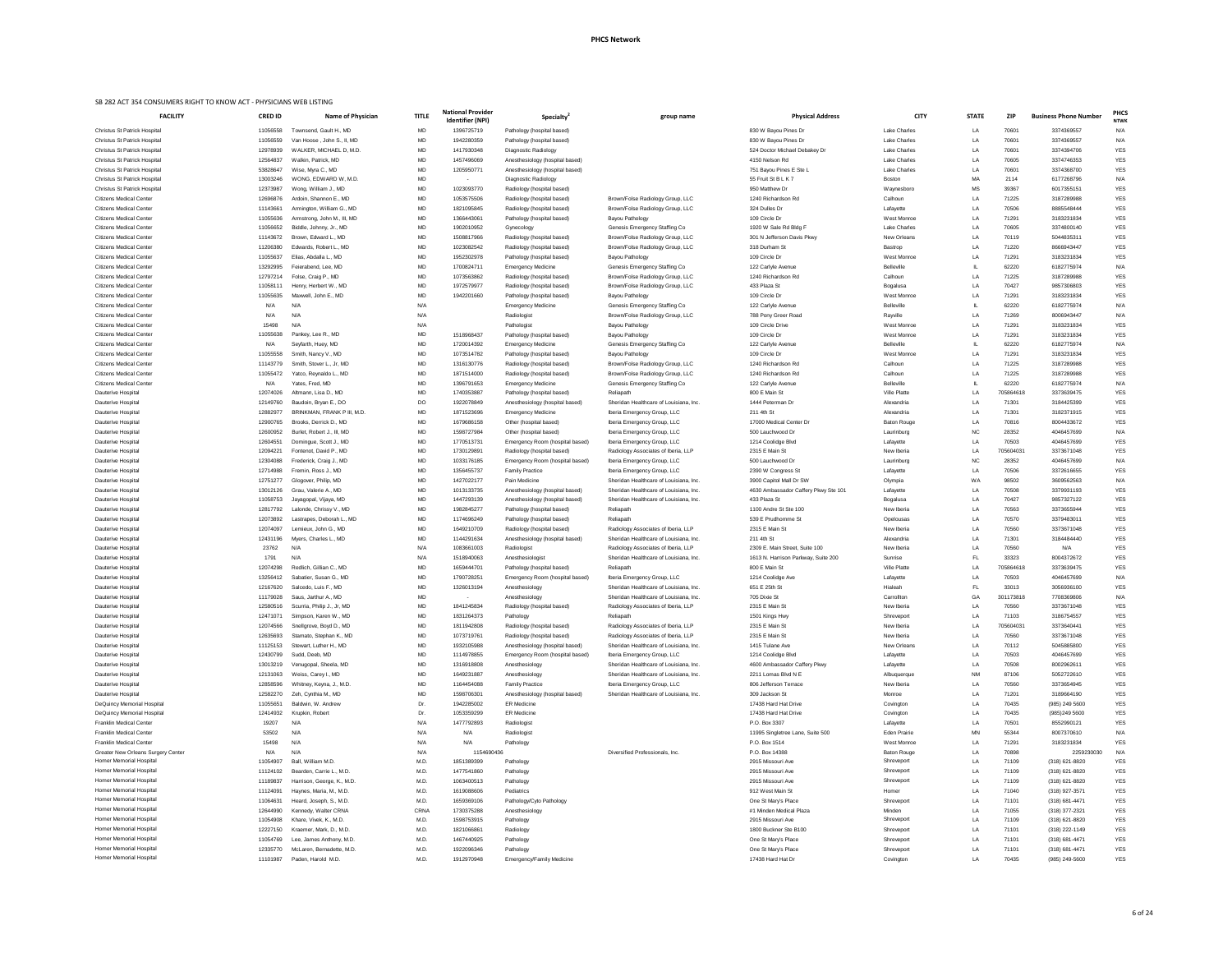SB 282 ACT 354 CONSUMERS RIGHT TO KNOW ACT - PHYSICIANS WEB LISTING

| FACILITY | CRED ID | Name of Physician | TITLE | National Provider Identifier (NPI) | Specialty[2] | group name | Physical Address | CITY | STATE | ZIP | Business Phone Number | PHCS NTWK |
|---|---|---|---|---|---|---|---|---|---|---|---|---|
| Christus St Patrick Hospital | 11056558 | Townsend, Gault H., MD | MD | 1396725719 | Pathology (hospital based) | | 830 W Bayou Pines Dr | Lake Charles | LA | 70601 | 3374369557 | N/A |
| Christus St Patrick Hospital | 11056559 | Van Hoose , John S., II, MD | MD | 1942280359 | Pathology (hospital based) | | 830 W Bayou Pines Dr | Lake Charles | LA | 70601 | 3374369557 | N/A |
| Christus St Patrick Hospital | 12978939 | WALKER, MICHAEL D, M.D. | MD | 1417930348 | Diagnostic Radiology | | 524 Doctor Michael Debakey Dr | Lake Charles | LA | 70601 | 3374394706 | YES |
| Christus St Patrick Hospital | 12564837 | Walkin, Patrick, MD | MD | 1457496069 | Anesthesiology (hospital based) | | 4150 Nelson Rd | Lake Charles | LA | 70605 | 3374746353 | YES |
| Christus St Patrick Hospital | 53828647 | Wise, Myra C., MD | MD | 1205950771 | Anesthesiology (hospital based) | | 751 Bayou Pines E Ste L | Lake Charles | LA | 70601 | 3374368700 | YES |
| Christus St Patrick Hospital | 13003246 | WONG, EDWARD W, M.D. | MD | - | Diagnostic Radiology | | 55 Fruit St B L K 7 | Boston | MA | 2114 | 6177268796 | N/A |
| Christus St Patrick Hospital | 12373987 | Wong, William J., MD | MD | 1023093770 | Radiology (hospital based) | | 950 Matthew Dr | Waynesboro | MS | 39367 | 6017355151 | YES |
| Citizens Medical Center | 12696876 | Ardoin, Shannon E., MD | MD | 1053575506 | Radiology (hospital based) | Brown/Folse Radiology Group, LLC | 1240 Richardson Rd | Calhoun | LA | 71225 | 3187289988 | YES |
| Citizens Medical Center | 11143661 | Armington, William G., MD | MD | 1821095845 | Radiology (hospital based) | Brown/Folse Radiology Group, LLC | 324 Dulles Dr | Lafayette | LA | 70506 | 8885548444 | YES |
| Citizens Medical Center | 11055636 | Armstrong, John M., III, MD | MD | 1366443061 | Pathology (hospital based) | Bayou Pathology | 109 Circle Dr | West Monroe | LA | 71291 | 3183231834 | YES |
| Citizens Medical Center | 11056652 | Biddle, Johnny, Jr., MD | MD | 1902010952 | Gynecology | Genesis Emergency Staffing Co | 1920 W Sale Rd Bldg F | Lake Charles | LA | 70605 | 3374800140 | YES |
| Citizens Medical Center | 11143672 | Brown, Edward L., MD | MD | 1508817966 | Radiology (hospital based) | Brown/Folse Radiology Group, LLC | 301 N Jefferson Davis Pkwy | New Orleans | LA | 70119 | 5044835311 | YES |
| Citizens Medical Center | 11206380 | Edwards, Robert L., MD | MD | 1023082542 | Radiology (hospital based) | Brown/Folse Radiology Group, LLC | 318 Durham St | Bastrop | LA | 71220 | 8666943447 | YES |
| Citizens Medical Center | 11055637 | Elias, Abdalla L., MD | MD | 1952302978 | Pathology (hospital based) | Bayou Pathology | 109 Circle Dr | West Monroe | LA | 71291 | 3183231834 | YES |
| Citizens Medical Center | 13292995 | Feierabend, Lee, MD | MD | 1700824711 | Emergency Medicine | Genesis Emergency Staffing Co | 122 Carlyle Avenue | Belleville | IL | 62220 | 6182775974 | N/A |
| Citizens Medical Center | 12797214 | Folse, Craig P., MD | MD | 1073563862 | Radiology (hospital based) | Brown/Folse Radiology Group, LLC | 1240 Richardson Rd | Calhoun | LA | 71225 | 3187289988 | YES |
| Citizens Medical Center | 11058111 | Henry, Herbert W., MD | MD | 1972579977 | Radiology (hospital based) | Brown/Folse Radiology Group, LLC | 433 Plaza St | Bogalusa | LA | 70427 | 9857306803 | YES |
| Citizens Medical Center | 11055635 | Maxwell, John E., MD | MD | 1942201660 | Pathology (hospital based) | Bayou Pathology | 109 Circle Dr | West Monroe | LA | 71291 | 3183231834 | YES |
| Citizens Medical Center | N/A | N/A | N/A | | Emergency Medicine | Genesis Emergency Staffing Co | 122 Carlyle Avenue | Belleville | IL | 62220 | 6182775974 | N/A |
| Citizens Medical Center | N/A | N/A | N/A | | Radiologist | Brown/Folse Radiology Group, LLC | 788 Pony Greer Road | Rayville | LA | 71269 | 8006943447 | N/A |
| Citizens Medical Center | 15498 | N/A | N/A | | Pathologist | Bayou Pathology | 109 Circle Drive | West Monroe | LA | 71291 | 3183231834 | YES |
| Citizens Medical Center | 11055638 | Pankey, Lee R., MD | MD | 1518968437 | Pathology (hospital based) | Bayou Pathology | 109 Circle Dr | West Monroe | LA | 71291 | 3183231834 | YES |
| Citizens Medical Center | N/A | Seyfarth, Huey, MD | MD | 1720014392 | Emergency Medicine | Genesis Emergency Staffing Co | 122 Carlyle Avenue | Belleville | IL | 62220 | 6182775974 | N/A |
| Citizens Medical Center | 11055558 | Smith, Nancy V., MD | MD | 1073514782 | Pathology (hospital based) | Bayou Pathology | 109 Circle Dr | West Monroe | LA | 71291 | 3183231834 | YES |
| Citizens Medical Center | 11143779 | Smith, Stover L., Jr, MD | MD | 1316130776 | Radiology (hospital based) | Brown/Folse Radiology Group, LLC | 1240 Richardson Rd | Calhoun | LA | 71225 | 3187289988 | YES |
| Citizens Medical Center | 11055472 | Yatco, Reynaldo L., MD | MD | 1871514000 | Radiology (hospital based) | Brown/Folse Radiology Group, LLC | 1240 Richardson Rd | Calhoun | LA | 71225 | 3187289988 | YES |
| Citizens Medical Center | N/A | Yates, Fred, MD | MD | 1396791653 | Emergency Medicine | Genesis Emergency Staffing Co | 122 Carlyle Avenue | Belleville | IL | 62220 | 6182775974 | N/A |
| Dauterive Hospital | 12074026 | Altmann, Lisa D., MD | MD | 1740353887 | Pathology (hospital based) | Reliapath | 800 E Main St | Ville Platte | LA | 705864618 | 3373639475 | YES |
| Dauterive Hospital | 12149760 | Baudoin, Bryan E., DO | DO | 1922078849 | Anesthesiology (hospital based) | Sheridan Healthcare of Louisiana, Inc. | 1444 Peterman Dr | Alexandria | LA | 71301 | 3184425399 | YES |
| Dauterive Hospital | 12882077 | BRINKMAN, FRANK P III, M.D. | MD | 1871523696 | Emergency Medicine | Iberia Emergency Group, LLC | 211 4th St | Alexandria | LA | 71301 | 3182371915 | YES |
| Dauterive Hospital | 12900765 | Brooks, Derrick D., MD | MD | 1679686158 | Other (hospital based) | Iberia Emergency Group, LLC | 17000 Medical Center Dr | Baton Rouge | LA | 70816 | 8004433672 | YES |
| Dauterive Hospital | 12600952 | Burlet, Robert J., III, MD | MD | 1598727984 | Other (hospital based) | Iberia Emergency Group, LLC | 500 Lauchwood Dr | Laurinburg | NC | 28352 | 4046457699 | N/A |
| Dauterive Hospital | 12604551 | Domingue, Scott J., MD | MD | 1770513731 | Emergency Room (hospital based) | Iberia Emergency Group, LLC | 1214 Coolidge Blvd | Lafayette | LA | 70503 | 4046457699 | YES |
| Dauterive Hospital | 12094221 | Fontenot, David P., MD | MD | 1730120891 | Radiology (hospital based) | Radiology Associates of Iberia, LLP | 2315 E Main St | New Iberia | LA | 705604031 | 3373671048 | YES |
| Dauterive Hospital | 12304088 | Frederick, Craig J., MD | MD | 1033176185 | Emergency Room (hospital based) | Iberia Emergency Group, LLC | 500 Lauchwood Dr | Laurinburg | NC | 28352 | 4046457699 | N/A |
| Dauterive Hospital | 12714988 | Fremin, Ross J., MD | MD | 1356455737 | Family Practice | Iberia Emergency Group, LLC | 2390 W Congress St | Lafayette | LA | 70506 | 3372616655 | YES |
| Dauterive Hospital | 12751277 | Glogover, Philip, MD | MD | 1427022177 | Pain Medicine | Sheridan Healthcare of Louisiana, Inc. | 3900 Capitol Mall Dr SW | Olympia | WA | 98502 | 3609562563 | N/A |
| Dauterive Hospital | 13012126 | Grau, Valerie A., MD | MD | 1013133735 | Anesthesiology (hospital based) | Sheridan Healthcare of Louisiana, Inc. | 4630 Ambassador Caffery Pkwy Ste 101 | Lafayette | LA | 70508 | 3379931193 | YES |
| Dauterive Hospital | 11058753 | Jayagopal, Vijaya, MD | MD | 1447293139 | Anesthesiology (hospital based) | Sheridan Healthcare of Louisiana, Inc. | 433 Plaza St | Bogalusa | LA | 70427 | 9857327122 | YES |
| Dauterive Hospital | 12817792 | Lalonde, Chrissy V., MD | MD | 1982845277 | Pathology (hospital based) | Reliapath | 1100 Andre St Ste 100 | New Iberia | LA | 70563 | 3373655944 | YES |
| Dauterive Hospital | 12073892 | Lastrapes, Deborah L., MD | MD | 1174696249 | Pathology (hospital based) | Reliapath | 539 E Prudhomme St | Opelousas | LA | 70570 | 3379483011 | YES |
| Dauterive Hospital | 12074097 | Lemieux, John G., MD | MD | 1649210709 | Radiology (hospital based) | Radiology Associates of Iberia, LLP | 2315 E Main St | New Iberia | LA | 70560 | 3373671048 | YES |
| Dauterive Hospital | 12431196 | Myers, Charles L., MD | MD | 1144291634 | Anesthesiology (hospital based) | Sheridan Healthcare of Louisiana, Inc. | 211 4th St | Alexandria | LA | 71301 | 3184484440 | YES |
| Dauterive Hospital | 23762 | N/A | N/A | 1083661003 | Radiologist | Radiology Associates of Iberia, LLP | 2309 E. Main Street, Suite 100 | New Iberia | LA | 70560 | N/A | YES |
| Dauterive Hospital | 1791 | N/A | N/A | 1518940063 | Anesthesiologist | Sheridan Healthcare of Louisiana, Inc. | 1613 N. Harrison Parkway, Suite 200 | Sunrise | FL | 33323 | 8004372672 | YES |
| Dauterive Hospital | 12074298 | Redlich, Gillian C., MD | MD | 1659444701 | Pathology (hospital based) | Reliapath | 800 E Main St | Ville Platte | LA | 705864618 | 3373639475 | YES |
| Dauterive Hospital | 13256412 | Sabatier, Susan G., MD | MD | 1790728251 | Emergency Room (hospital based) | Iberia Emergency Group, LLC | 1214 Coolidge Ave | Lafayette | LA | 70503 | 4046457699 | N/A |
| Dauterive Hospital | 12167620 | Salcedo, Luis F., MD | MD | 1326013194 | Anesthesiology | Sheridan Healthcare of Louisiana, Inc. | 651 E 25th St | Hialeah | FL | 33013 | 3056936100 | YES |
| Dauterive Hospital | 11179028 | Saus, Jarthur A., MD | MD | - | Anesthesiology | Sheridan Healthcare of Louisiana, Inc. | 705 Dixie St | Carrollton | GA | 301173818 | 7708369806 | N/A |
| Dauterive Hospital | 12580516 | Scurria, Philip J., Jr, MD | MD | 1841245834 | Radiology (hospital based) | Radiology Associates of Iberia, LLP | 2315 E Main St | New Iberia | LA | 70560 | 3373671048 | YES |
| Dauterive Hospital | 12471071 | Simpson, Karen W., MD | MD | 1831264373 | Pathology | Reliapath | 1501 Kings Hwy | Shreveport | LA | 71103 | 3186754557 | YES |
| Dauterive Hospital | 12074566 | Snellgrove, Boyd D., MD | MD | 1811942808 | Radiology (hospital based) | Radiology Associates of Iberia, LLP | 2315 E Main St | New Iberia | LA | 705604031 | 3373640441 | YES |
| Dauterive Hospital | 12635693 | Stamato, Stephan K., MD | MD | 1073719761 | Radiology (hospital based) | Radiology Associates of Iberia, LLP | 2315 E Main St | New Iberia | LA | 70560 | 3373671048 | YES |
| Dauterive Hospital | 11125153 | Stewart, Luther H., MD | MD | 1932105988 | Anesthesiology (hospital based) | Sheridan Healthcare of Louisiana, Inc. | 1415 Tulane Ave | New Orleans | LA | 70112 | 5045885800 | YES |
| Dauterive Hospital | 12430799 | Sudd, Deeb, MD | MD | 1114978855 | Emergency Room (hospital based) | Iberia Emergency Group, LLC | 1214 Coolidge Blvd | Lafayette | LA | 70503 | 4046457699 | YES |
| Dauterive Hospital | 13013219 | Venugopal, Sheela, MD | MD | 1316918808 | Anesthesiology | Sheridan Healthcare of Louisiana, Inc. | 4600 Ambassador Caffery Pkwy | Lafayette | LA | 70508 | 8002962611 | YES |
| Dauterive Hospital | 12131063 | Weiss, Carey I., MD | MD | 1649231887 | Anesthesiology | Sheridan Healthcare of Louisiana, Inc. | 2211 Lomas Blvd N E | Albuquerque | NM | 87106 | 5052722610 | YES |
| Dauterive Hospital | 12858596 | Whitney, Keyna, J., M.D. | MD | 1164454088 | Family Practice | Iberia Emergency Group, LLC | 806 Jefferson Terrace | New Iberia | LA | 70560 | 3373654945 | YES |
| Dauterive Hospital | 12582270 | Zeh, Cynthia M., MD | MD | 1598706301 | Anesthesiology (hospital based) | Sheridan Healthcare of Louisiana, Inc. | 309 Jackson St | Monroe | LA | 71201 | 3189664190 | YES |
| DeQuincy Memorial Hospital | 11055651 | Baldwin, W. Andrew | Dr. | 1942285002 | ER Medicine | | 17438 Hard Hat Drive | Covington | LA | 70435 | (985) 249 5600 | YES |
| DeQuincy Memorial Hospital | 12414932 | Krupkin, Robert | Dr. | 1053359299 | ER Medicine | | 17438 Hard Hat Drive | Covington | LA | 70435 | (985)249 5600 | YES |
| Franklin Medical Center | 19207 | N/A | N/A | 1477792893 | Radiologist | | P.O. Box 3307 | Lafayette | LA | 70501 | 8552990121 | YES |
| Franklin Medical Center | 53502 | N/A | N/A | N/A | Radiologist | | 11995 Singletree Lane, Suite 500 | Eden Prairie | MN | 55344 | 8007370610 | N/A |
| Franklin Medical Center | 15498 | N/A | N/A | N/A | Pathology | | P.O. Box 1514 | West Monroe | LA | 71291 | 3183231834 | YES |
| Greater New Orleans Surgery Center | N/A | N/A | N/A | 1154690436 | | Diversified Professionals, Inc. | P.O. Box 14388 | Baton Rouge | LA | 70898 | 2259230030 | N/A |
| Homer Memorial Hospital | 11054907 | Ball, William M.D. | M.D. | 1851389399 | Pathology | | 2915 Missouri Ave | Shreveport | LA | 71109 | (318) 621-8820 | YES |
| Homer Memorial Hospital | 11124102 | Bearden, Carrie L., M.D. | M.D. | 1477541860 | Pathology | | 2915 Missouri Ave | Shreveport | LA | 71109 | (318) 621-8820 | YES |
| Homer Memorial Hospital | 11189837 | Harrison, George, K., M.D. | M.D. | 1063400513 | Pathology | | 2915 Missouri Ave | Shreveport | LA | 71109 | (318) 621-8820 | YES |
| Homer Memorial Hospital | 11124091 | Haynes, Maria, M., M.D. | M.D. | 1619088606 | Pediatrics | | 912 West Main St | Homer | LA | 71040 | (318) 927-3571 | YES |
| Homer Memorial Hospital | 11064631 | Heard, Joseph, S., M.D. | M.D. | 1659369106 | Pathology/Cyto Pathology | | One St Mary's Place | Shreveport | LA | 71101 | (318) 681-4471 | YES |
| Homer Memorial Hospital | 12644990 | Kennedy, Walter CRNA | CRNA | 1730375288 | Anesthesiology | | #1 Minden Medical Plaza | Minden | LA | 71055 | (318) 377-2321 | YES |
| Homer Memorial Hospital | 11054908 | Khare, Vivek, K., M.D. | M.D. | 1598753915 | Pathology | | 2915 Missouri Ave | Shreveport | LA | 71109 | (318) 621-8820 | YES |
| Homer Memorial Hospital | 12227150 | Kraemer, Mark, D., M.D. | M.D. | 1821066861 | Radiology | | 1800 Buckner Ste B100 | Shreveport | LA | 71101 | (318) 222-1149 | YES |
| Homer Memorial Hospital | 11054769 | Lee, James Anthony, M.D. | M.D. | 1467440925 | Pathology | | One St Mary's Place | Shreveport | LA | 71101 | (318) 681-4471 | YES |
| Homer Memorial Hospital | 12335770 | McLaren, Bernadette, M.D. | M.D. | 1922096346 | Pathology | | One St Mary's Place | Shreveport | LA | 71101 | (318) 681-4471 | YES |
| Homer Memorial Hospital | 11101987 | Paden, Harold M.D. | M.D. | 1912970948 | Emergency/Family Medicine | | 17438 Hard Hat Dr | Covington | LA | 70435 | (985) 249-5600 | YES |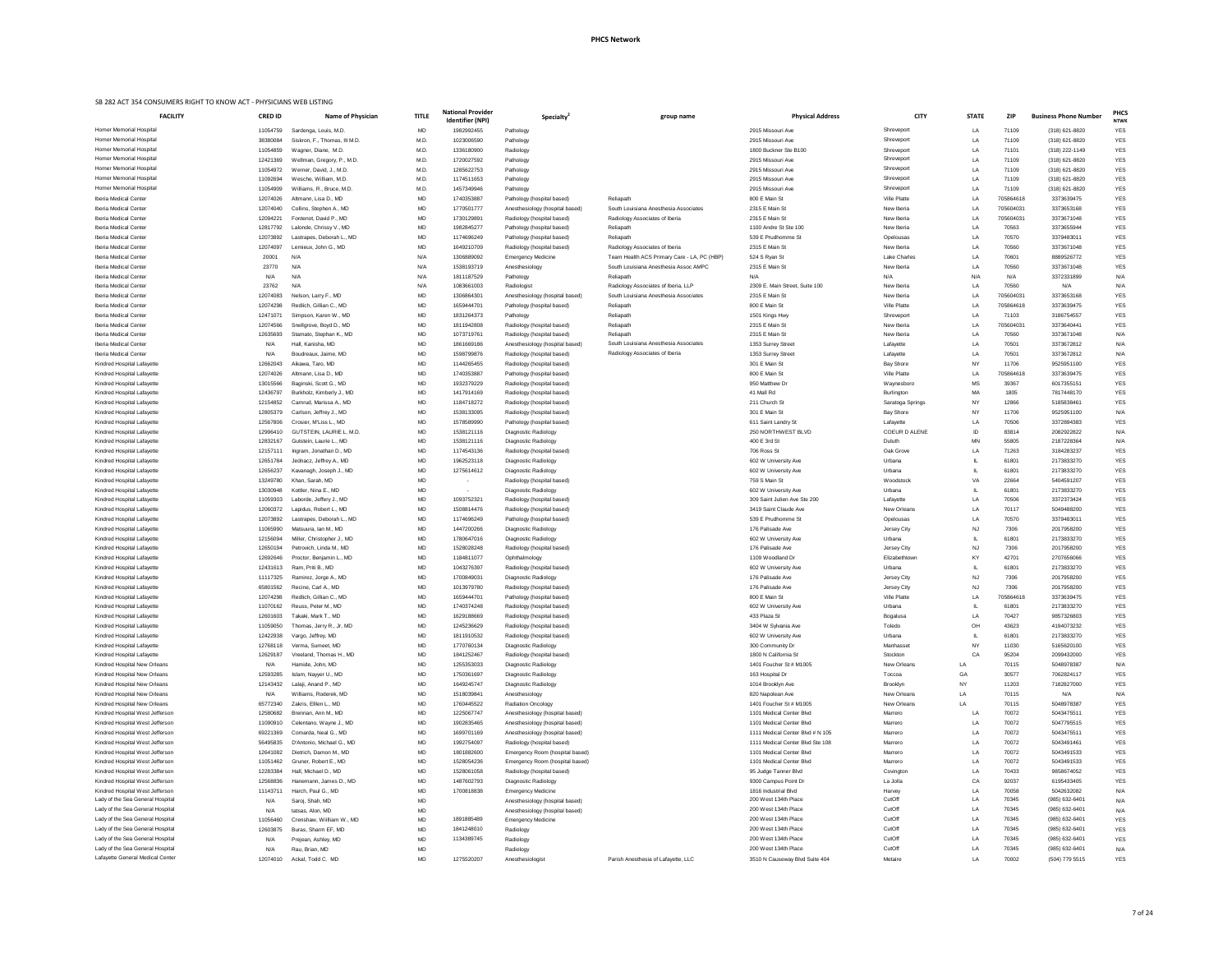# PHCS Network

SB 282 ACT 354 CONSUMERS RIGHT TO KNOW ACT - PHYSICIANS WEB LISTING

| FACILITY | CRED ID | Name of Physician | TITLE | National Provider Identifier (NPI) | Specialty[2] | group name | Physical Address | CITY | STATE | ZIP | Business Phone Number | PHCS NTWK |
|---|---|---|---|---|---|---|---|---|---|---|---|---|
| Homer Memorial Hospital | 11054759 | Sardenga, Louis, M.D. | MD | 1982992455 | Pathology | | 2915 Missouri Ave | Shreveport | LA | 71109 | (318) 621-8820 | YES |
| Homer Memorial Hospital | 38380084 | Siskron, F., Thomas, III M.D. | M.D. | 1023006590 | Pathology | | 2915 Missouri Ave | Shreveport | LA | 71109 | (318) 621-8820 | YES |
| Homer Memorial Hospital | 11054859 | Wagner, Diane, M.D. | M.D. | 1336180900 | Radiology | | 1800 Buckner Ste B100 | Shreveport | LA | 71101 | (318) 222-1149 | YES |
| Homer Memorial Hospital | 12421369 | Wellman, Gregory, P., M.D. | M.D. | 1720027592 | Pathology | | 2915 Missouri Ave | Shreveport | LA | 71109 | (318) 621-8820 | YES |
| Homer Memorial Hospital | 11054972 | Werner, David, J., M.D. | M.D. | 1285622753 | Pathology | | 2915 Missouri Ave | Shreveport | LA | 71109 | (318) 621-8820 | YES |
| Homer Memorial Hospital | 11092694 | Wesche, William, M.D. | M.D. | 1174511653 | Pathology | | 2915 Missouri Ave | Shreveport | LA | 71109 | (318) 621-8820 | YES |
| Homer Memorial Hospital | 11054909 | Williams, R., Bruce, M.D. | M.D. | 1457349946 | Pathology | | 2915 Missouri Ave | Shreveport | LA | 71109 | (318) 621-8820 | YES |
| Iberia Medical Center | 12074026 | Altmann, Lisa D., MD | MD | 1740353887 | Pathology (hospital based) | Reliapath | 800 E Main St | Ville Platte | LA | 705864618 | 3373639475 | YES |
| Iberia Medical Center | 12074040 | Collins, Stephen A., MD | MD | 1770501777 | Anesthesiology (hospital based) | South Louisiana Anesthesia Associates | 2315 E Main St | New Iberia | LA | 705604031 | 3373653168 | YES |
| Iberia Medical Center | 12094221 | Fontenot, David P., MD | MD | 1730129891 | Radiology (hospital based) | Radiology Associates of Iberia | 2315 E Main St | New Iberia | LA | 705604031 | 3373671048 | YES |
| Iberia Medical Center | 12817792 | Lalonde, Chrissy V., MD | MD | 1982845277 | Pathology (hospital based) | Reliapath | 1100 Andre St Ste 100 | New Iberia | LA | 70563 | 3373655944 | YES |
| Iberia Medical Center | 12073892 | Lastrapes, Deborah L., MD | MD | 1174696249 | Pathology (hospital based) | Reliapath | 539 E Prudhomme St | Opelousas | LA | 70570 | 3379483011 | YES |
| Iberia Medical Center | 12074097 | Lemieux, John G., MD | MD | 1649210709 | Radiology (hospital based) | Radiology Associates of Iberia | 2315 E Main St | New Iberia | LA | 70560 | 3373671048 | YES |
| Iberia Medical Center | 20001 | N/A | N/A | 1306889092 | Emergency Medicine | Team Health ACS Primary Care - LA, PC (HBP) | 524 S Ryan St | Lake Charles | LA | 70601 | 8889526772 | YES |
| Iberia Medical Center | 23770 | N/A | N/A | 1538193719 | Anesthesiology | South Louisiana Anesthesia Assoc AMPC | 2315 E Main St | New Iberia | LA | 70560 | 3373671048 | YES |
| Iberia Medical Center | N/A | N/A | N/A | 1811187529 | Pathology | Reliapath | N/A | N/A | N/A | N/A | 3372331899 | N/A |
| Iberia Medical Center | 23762 | N/A | N/A | 1083661003 | Radiologist | Radiology Associates of Iberia, LLP | 2309 E. Main Street, Suite 100 | New Iberia | LA | 70560 | N/A | N/A |
| Iberia Medical Center | 12074083 | Nelson, Larry F., MD | MD | 1306864301 | Anesthesiology (hospital based) | South Louisiana Anesthesia Associates | 2315 E Main St | New Iberia | LA | 705604031 | 3373653168 | YES |
| Iberia Medical Center | 12074298 | Redlich, Gillian C., MD | MD | 1659444701 | Pathology (hospital based) | Reliapath | 800 E Main St | Ville Platte | LA | 705864618 | 3373639475 | YES |
| Iberia Medical Center | 12471071 | Simpson, Karen W., MD | MD | 1831264373 | Pathology | Reliapath | 1501 Kings Hwy | Shreveport | LA | 71103 | 3186754557 | YES |
| Iberia Medical Center | 12074566 | Snellgrove, Boyd D., MD | MD | 1811942808 | Radiology (hospital based) | Reliapath | 2315 E Main St | New Iberia | LA | 705604031 | 3373640441 | YES |
| Iberia Medical Center | 12635693 | Stamato, Stephan K., MD | MD | 1073719761 | Radiology (hospital based) | Reliapath | 2315 E Main St | New Iberia | LA | 70560 | 3373671048 | N/A |
| Iberia Medical Center | N/A | Hall, Kanisha, MD | MD | 1861669186 | Anesthesiology (hospital based) | South Louisiana Anesthesia Associates | 1353 Surrey Street | Lafayette | LA | 70501 | 3373672812 | N/A |
| Iberia Medical Center | N/A | Boudreaux, Jaime, MD | MD | 1598799876 | Radiology (hospital based) | Radiology Associates of Iberia | 1353 Surrey Street | Lafayette | LA | 70501 | 3373672812 | N/A |
| Kindred Hospital Lafayette | 12662043 | Aikawa, Taro, MD | MD | 1144265455 | Radiology (hospital based) | | 301 E Main St | Bay Shore | NY | 11706 | 9525951100 | YES |
| Kindred Hospital Lafayette | 12074026 | Altmann, Lisa D., MD | MD | 1740353887 | Pathology (hospital based) | | 800 E Main St | Ville Platte | LA | 705864618 | 3373639475 | YES |
| Kindred Hospital Lafayette | 13015566 | Baginski, Scott G., MD | MD | 1932379229 | Radiology (hospital based) | | 950 Matthew Dr | Waynesboro | MS | 39367 | 6017355151 | YES |
| Kindred Hospital Lafayette | 12436797 | Burkholz, Kimberly J., MD | MD | 1417914169 | Radiology (hospital based) | | 41 Mall Rd | Burlington | MA | 1805 | 7817448170 | YES |
| Kindred Hospital Lafayette | 12154852 | Camrud, Marissa A., MD | MD | 1184718272 | Radiology (hospital based) | | 211 Church St | Saratoga Springs | NY | 12866 | 5185838461 | YES |
| Kindred Hospital Lafayette | 12805379 | Carlson, Jeffrey J., MD | MD | 1538133095 | Radiology (hospital based) | | 301 E Main St | Bay Shore | NY | 11706 | 9525951100 | N/A |
| Kindred Hospital Lafayette | 12567806 | Crosier, M'Liss L., MD | MD | 1578589990 | Pathology (hospital based) | | 611 Saint Landry St | Lafayette | LA | 70506 | 3372894383 | YES |
| Kindred Hospital Lafayette | 12996410 | GUTSTEIN, LAURIE L, M.D. | MD | 1538121116 | Diagnostic Radiology | | 250 NORTHWEST BLVD | COEUR D ALENE | ID | 83814 | 2082922822 | N/A |
| Kindred Hospital Lafayette | 12832167 | Gutstein, Laurie L., MD | MD | 1538121116 | Diagnostic Radiology | | 400 E 3rd St | Duluth | MN | 55805 | 2187228364 | N/A |
| Kindred Hospital Lafayette | 12157111 | Ingram, Jonathan D., MD | MD | 1174543136 | Radiology (hospital based) | | 706 Ross St | Oak Grove | LA | 71263 | 3184283237 | YES |
| Kindred Hospital Lafayette | 12651784 | Jednacz, Jeffrey A., MD | MD | 1962523118 | Diagnostic Radiology | | 602 W University Ave | Urbana | IL | 61801 | 2173833270 | YES |
| Kindred Hospital Lafayette | 12656237 | Kavanagh, Joseph J., MD | MD | 1275614612 | Diagnostic Radiology | | 602 W University Ave | Urbana | IL | 61801 | 2173833270 | YES |
| Kindred Hospital Lafayette | 13249780 | Khan, Sarah, MD | MD | - | Radiology (hospital based) | | 759 S Main St | Woodstock | VA | 22664 | 5404591207 | YES |
| Kindred Hospital Lafayette | 13030948 | Kottler, Nina E., MD | MD | - | Diagnostic Radiology | | 602 W University Ave | Urbana | IL | 61801 | 2173833270 | YES |
| Kindred Hospital Lafayette | 11050303 | Laborde, Jeffery J., MD | MD | 1093752321 | Radiology (hospital based) | | 309 Saint Julien Ave Ste 200 | Lafayette | LA | 70506 | 3372373424 | YES |
| Kindred Hospital Lafayette | 12060372 | Lapidus, Robert L., MD | MD | 1508814476 | Radiology (hospital based) | | 3419 Saint Claude Ave | New Orleans | LA | 70117 | 5049488200 | YES |
| Kindred Hospital Lafayette | 12073892 | Lastrapes, Deborah L., MD | MD | 1174696249 | Pathology (hospital based) | | 539 E Prudhomme St | Opelousas | LA | 70570 | 3379483011 | YES |
| Kindred Hospital Lafayette | 11065990 | Matsuura, Ian M., MD | MD | 1447200266 | Diagnostic Radiology | | 176 Palisade Ave | Jersey City | NJ | 7306 | 2017958200 | YES |
| Kindred Hospital Lafayette | 12156094 | Miller, Christopher J., MD | MD | 1780647016 | Diagnostic Radiology | | 602 W University Ave | Urbana | IL | 61801 | 2173833270 | YES |
| Kindred Hospital Lafayette | 12650194 | Petrovich, Linda M., MD | MD | 1528028248 | Radiology (hospital based) | | 176 Palisade Ave | Jersey City | NJ | 7306 | 2017958200 | YES |
| Kindred Hospital Lafayette | 12692646 | Proctor, Benjamin L., MD | MD | 1184811077 | Ophthalmology | | 1109 Woodland Dr | Elizabethtown | KY | 42701 | 2707656066 | YES |
| Kindred Hospital Lafayette | 12431613 | Ram, Priti B., MD | MD | 1043276397 | Radiology (hospital based) | | 602 W University Ave | Urbana | IL | 61801 | 2173833270 | YES |
| Kindred Hospital Lafayette | 11117325 | Ramirez, Jorge A., MD | MD | 1700849031 | Diagnostic Radiology | | 176 Palisade Ave | Jersey City | NJ | 7306 | 2017958200 | YES |
| Kindred Hospital Lafayette | 65801562 | Recine, Carl A., MD | MD | 1013979780 | Radiology (hospital based) | | 176 Palisade Ave | Jersey City | NJ | 7306 | 2017958200 | YES |
| Kindred Hospital Lafayette | 12074298 | Redlich, Gillian C., MD | MD | 1659444701 | Pathology (hospital based) | | 800 E Main St | Ville Platte | LA | 705864618 | 3373639475 | YES |
| Kindred Hospital Lafayette | 11070162 | Reuss, Peter M., MD | MD | 1740374248 | Radiology (hospital based) | | 602 W University Ave | Urbana | IL | 61801 | 2173833270 | YES |
| Kindred Hospital Lafayette | 12601603 | Takaki, Mark T., MD | MD | 1629188669 | Radiology (hospital based) | | 433 Plaza St | Bogalusa | LA | 70427 | 9857326803 | YES |
| Kindred Hospital Lafayette | 11059050 | Thomas, Jerry R., Jr, MD | MD | 1245236629 | Radiology (hospital based) | | 3404 W Sylvania Ave | Toledo | OH | 43623 | 4194073232 | YES |
| Kindred Hospital Lafayette | 12422938 | Vargo, Jeffrey, MD | MD | 1811910532 | Radiology (hospital based) | | 602 W University Ave | Urbana | IL | 61801 | 2173833270 | YES |
| Kindred Hospital Lafayette | 12768118 | Verma, Sumeet, MD | MD | 1770760134 | Diagnostic Radiology | | 300 Community Dr | Manhasset | NY | 11030 | 5165620100 | YES |
| Kindred Hospital Lafayette | 12629187 | Vreeland, Thomas H., MD | MD | 1841252467 | Radiology (hospital based) | | 1800 N California St | Stockton | CA | 95204 | 2099432000 | YES |
| Kindred Hospital New Orleans | N/A | Hamide, John, MD | MD | 1255353033 | Diagnostic Radiology | | 1401 Foucher St # M1005 | New Orleans | LA | 70115 | 5048978387 | N/A |
| Kindred Hospital New Orleans | 12593285 | Islam, Nayyer U., MD | MD | 1750361697 | Diagnostic Radiology | | 163 Hospital Dr | Toccoa | GA | 30577 | 7062824117 | YES |
| Kindred Hospital New Orleans | 12143432 | Lalaji, Anand P., MD | MD | 1649245747 | Diagnostic Radiology | | 1014 Brooklyn Ave | Brooklyn | NY | 11203 | 7182827000 | YES |
| Kindred Hospital New Orleans | N/A | Williams, Roderek, MD | MD | 1518039841 | Anesthesiology | | 820 Napolean Ave | New Orleans | LA | 70115 | N/A | N/A |
| Kindred Hospital New Orleans | 65772340 | Zakris, Elllen L., MD | MD | 1760445522 | Radiation Oncology | | 1401 Foucher St # M1005 | New Orleans | LA | 70115 | 5048978387 | YES |
| Kindred Hospital West Jefferson | 12580682 | Brennan, Ann M., MD | MD | 1225067747 | Anesthesiology (hospital based) | | 1101 Medical Center Blvd | Marrero | LA | 70072 | 5043475511 | YES |
| Kindred Hospital West Jefferson | 11090910 | Celentano, Wayne J., MD | MD | 1902835465 | Anesthesiology (hospital based) | | 1101 Medical Center Blvd | Marrero | LA | 70072 | 5047795515 | YES |
| Kindred Hospital West Jefferson | 69221369 | Comarda, Neal G., MD | MD | 1699701169 | Anesthesiology (hospital based) | | 1111 Medical Center Blvd # N 105 | Marrero | LA | 70072 | 5043475511 | YES |
| Kindred Hospital West Jefferson | 56495835 | D'Antonio, Michael G., MD | MD | 1992754097 | Radiology (hospital based) | | 1111 Medical Center Blvd Ste 108 | Marrero | LA | 70072 | 5043491461 | YES |
| Kindred Hospital West Jefferson | 12641082 | Dietrich, Damon M., MD | MD | 1801882600 | Emergency Room (hospital based) | | 1101 Medical Center Blvd | Marrero | LA | 70072 | 5043491533 | YES |
| Kindred Hospital West Jefferson | 11051462 | Gruner, Robert E., MD | MD | 1528054236 | Emergency Room (hospital based) | | 1101 Medical Center Blvd | Marrero | LA | 70072 | 5043491533 | YES |
| Kindred Hospital West Jefferson | 12283384 | Hall, Michael D., MD | MD | 1528061058 | Radiology (hospital based) | | 95 Judge Tanner Blvd | Covington | LA | 70433 | 9858674052 | YES |
| Kindred Hospital West Jefferson | 12568836 | Hanemann, James D., MD | MD | 1487602793 | Diagnostic Radiology | | 9300 Campus Point Dr | La Jolla | CA | 92037 | 6195433405 | YES |
| Kindred Hospital West Jefferson | 11143711 | Harch, Paul G., MD | MD | 1700818838 | Emergency Medicine | | 1816 Industrial Blvd | Harvey | LA | 70058 | 5042632082 | N/A |
| Lady of the Sea General Hospital | N/A | Saroj, Shah, MD | MD | | Anesthesiology (hospital based) | | 200 West 134th Place | CutOff | LA | 70345 | (985) 632-6401 | N/A |
| Lady of the Sea General Hospital | N/A | tatsas, Alon, MD | MD | | Anesthesiology (hospital based) | | 200 West 134th Place | CutOff | LA | 70345 | (985) 632-6401 | N/A |
| Lady of the Sea General Hospital | 11056460 | Crenshaw, Wiilliam W., MD | MD | 1891885489 | Emergency Medicine | | 200 West 134th Place | CutOff | LA | 70345 | (985) 632-6401 | YES |
| Lady of the Sea General Hospital | 12603875 | Buras, Sharm EF, MD | MD | 1841248010 | Radiology | | 200 West 134th Place | CutOff | LA | 70345 | (985) 632-6401 | YES |
| Lady of the Sea General Hospital | N/A | Prejean, Ashley, MD | MD | 1134389745 | Radiology | | 200 West 134th Place | CutOff | LA | 70345 | (985) 632-6401 | N/A |
| Lady of the Sea General Hospital | N/A | Rau, Brian, MD | MD | | Radiology | | 200 West 134th Place | CutOff | LA | 70345 | (985) 632-6401 | N/A |
| Lafayette General Medical Center | 12074010 | Ackal, Todd C. MD | MD | 1275520207 | Anesthesiologist | Parish Anesthesia of Lafayette, LLC | 3510 N Causeway Blvd Suite 404 | Metaire | LA | 70002 | (504) 779 5515 | YES |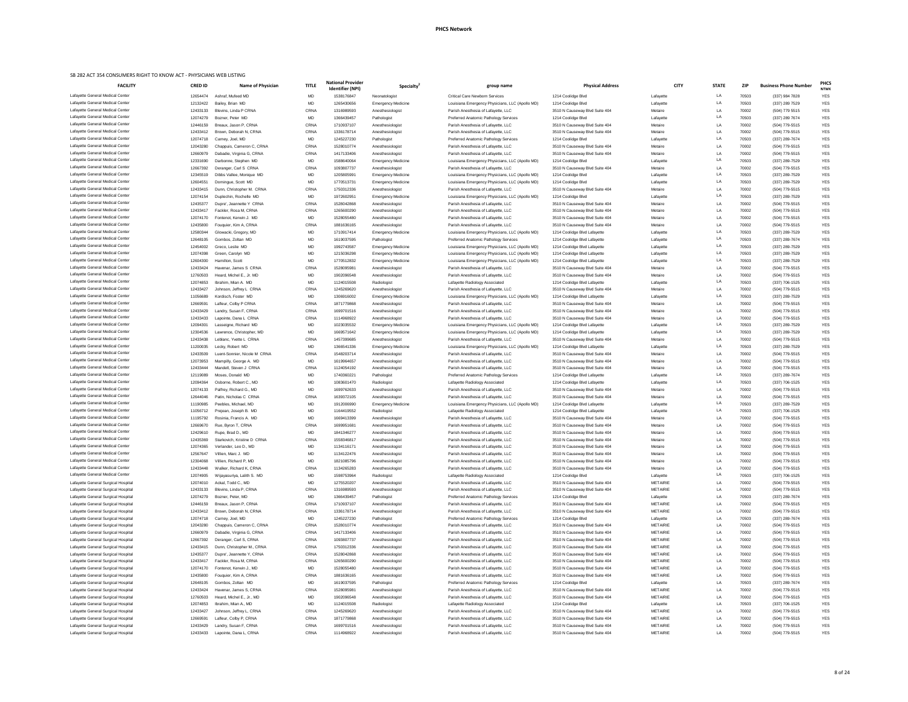## PHCS Network

SB 282 ACT 354 CONSUMERS RIGHT TO KNOW ACT - PHYSICIANS WEB LISTING

| FACILITY | CRED ID | Name of Physician | TITLE | National Provider Identifier (NPI) | Specialty[2] | group name | Physical Address | CITY | STATE | ZIP | Business Phone Number | PHCS NTWK |
|---|---|---|---|---|---|---|---|---|---|---|---|---|
| Lafayette General Medical Center | 12654474 | Ashraf, Mufeed MD | MD | 1538176847 | Neonatologist | Critical Care Newborn Services | 1214 Coolidge Blvd | Lafayette | LA | 70503 | (337) 984 7828 | YES |
| Lafayette General Medical Center | 12132422 | Bailey, Brian MD | MD | 1265430656 | Emergency Medicine | Louisiana Emergency Physicians, LLC (Apollo MD) | 1214 Coolidge Blvd | Lafayette | LA | 70503 | (337) 289 7529 | YES |
| Lafayette General Medical Center | 12433133 | Blevins, Linda P CRNA | CRNA | 1316989593 | Anesthesiologist | Parish Anesthesia of Lafayette, LLC | 3510 N Causeway Blvd Suite 404 | Metaire | LA | 70002 | (504) 779 5515 | YES |
| Lafayette General Medical Center | 12074279 | Bozner, Peter MD | MD | 1366439457 | Pathologist | Preferred Anatomic Pathology Services | 1214 Coolidge Blvd | Lafayette | LA | 70503 | (337) 289 7674 | YES |
| Lafayette General Medical Center | 12446159 | Breaux, Jason P CRNA | CRNA | 1710937107 | Anesthesiologist | Parish Anesthesia of Lafayette, LLC | 3510 N Causeway Blvd Suite 404 | Metaire | LA | 70002 | (504) 779-5515 | YES |
| Lafayette General Medical Center | 12433412 | Brown, Deborah N, CRNA | CRNA | 1336178714 | Anesthesiologist | Parish Anesthesia of Lafayette, LLC | 3510 N Causeway Blvd Suite 404 | Metaire | LA | 70002 | (504) 779-5515 | YES |
| Lafayette General Medical Center | 12074718 | Carney, Joel, MD | MD | 1245227230 | Pathologist | Preferred Anatomic Pathology Services | 1214 Coolidge Blvd | Lafayette | LA | 70503 | (337) 289-7674 | YES |
| Lafayette General Medical Center | 12043280 | Chappuis, Cameron C, CRNA | CRNA | 1528010774 | Anesthesiologist | Parish Anesthesia of Lafayette, LLC | 3510 N Causeway Blvd Suite 404 | Metaire | LA | 70002 | (504) 779-5515 | YES |
| Lafayette General Medical Center | 12660979 | Dabadie, Virginia G, CRNA | CRNA | 1417133406 | Anesthesiologist | Parish Anesthesia of Lafayette, LLC | 3510 N Causeway Blvd Suite 404 | Metaire | LA | 70002 | (504) 779-5515 | YES |
| Lafayette General Medical Center | 12331690 | Darbonne, Stephen MD | MD | 1588640064 | Emergency Medicine | Louisiana Emergency Physicians, LLC (Apollo MD) | 1214 Coolidge Blvd | Lafayette | LA | 70503 | (337) 289-7529 | YES |
| Lafayette General Medical Center | 12667392 | Deranger, Carl S CRNA | CRNA | 1093807737 | Anesthesiologist | Parish Anesthesia of Lafayette, LLC | 3510 N Causeway Blvd Suite 404 | Metaire | LA | 70002 | (504) 779-5515 | YES |
| Lafayette General Medical Center | 12345519 | Dibbs Vallee, Monique MD | MD | 1205805991 | Emergency Medicine | Louisiana Emergency Physicians, LLC (Apollo MD) | 1214 Coolidge Blvd | Lafayette | LA | 70503 | (337) 289-7529 | YES |
| Lafayette General Medical Center | 12604551 | Domingue, Scott MD | MD | 1770513731 | Emergency Medicine | Louisiana Emergency Physicians, LLC (Apollo MD) | 1214 Coolidge Blvd | Lafayette | LA | 70503 | (337) 289-7529 | YES |
| Lafayette General Medical Center | 12433415 | Dunn, Christopher M. CRNA | CRNA | 1750312336 | Anesthesiologist | Parish Anesthesia of Lafayette, LLC | 3510 N Causeway Blvd Suite 404 | Metaire | LA | 70002 | (504) 779-5515 | YES |
| Lafayette General Medical Center | 12074154 | Duplechin, Rochelle MD | MD | 1972602951 | Emergency Medicine | Louisiana Emergency Physicians, LLC (Apollo MD) | 1214 Coolidge Blvd | Lafayette | LA | 70503 | (337) 289-7529 | YES |
| Lafayette General Medical Center | 12435377 | Dupre', Jeannette Y CRNA | CRNA | 1528042868 | Anesthesiologist | Parish Anesthesia of Lafayette, LLC | 3510 N Causeway Blvd Suite 404 | Metaire | LA | 70002 | (504) 779-5515 | YES |
| Lafayette General Medical Center | 12433417 | Fackler, Rosa M, CRNA | CRNA | 1265600290 | Anesthesiologist | Parish Anesthesia of Lafayette, LLC | 3510 N Causeway Blvd Suite 404 | Metaire | LA | 70002 | (504) 779-5515 | YES |
| Lafayette General Medical Center | 12074170 | Fontenot, Kerwin J. MD | MD | 1528055480 | Anesthesiologist | Parish Anesthesia of Lafayette, LLC | 3510 N Causeway Blvd Suite 404 | Metaire | LA | 70002 | (504) 779-5515 | YES |
| Lafayette General Medical Center | 12435800 | Fouquier, Kim A, CRNA | CRNA | 1881636165 | Anesthesiologist | Parish Anesthesia of Lafayette, LLC | 3510 N Causeway Blvd Suite 404 | Metaire | LA | 70002 | (504) 779-5515 | YES |
| Lafayette General Medical Center | 12580344 | Glowacki, Gregory, MD | MD | 1710917414 | Emergency Medicine | Louisiana Emergency Physicians, LLC (Apollo MD) | 1214 Coolidge Blvd Lafayette | Lafayette | LA | 70503 | (337) 289-7529 | YES |
| Lafayette General Medical Center | 12648105 | Gombos, Zoltan MD | MD | 1619037595 | Pathologist | Preferred Anatomic Pathology Services | 1214 Coolidge Blvd Lafayette | Lafayette | LA | 70503 | (337) 289-7674 | YES |
| Lafayette General Medical Center | 12454002 | Greco, Leslie MD | MD | 1992743587 | Emergency Medicine | Louisiana Emergency Physicians, LLC (Apollo MD) | 1214 Coolidge Blvd Lafayette | Lafayette | LA | 70503 | (337) 289-7529 | YES |
| Lafayette General Medical Center | 12074398 | Green, Carolyn MD | MD | 1215036298 | Emergency Medicine | Louisiana Emergency Physicians, LLC (Apollo MD) | 1214 Coolidge Blvd Lafayette | Lafayette | LA | 70503 | (337) 289-7529 | YES |
| Lafayette General Medical Center | 12604300 | Hamilton, Scott | MD | 1770512832 | Emergency Medicine | Louisiana Emergency Physicians, LLC (Apollo MD) | 1214 Coolidge Blvd Lafayette | Lafayette | LA | 70503 | (337) 289-7529 | YES |
| Lafayette General Medical Center | 12433424 | Havenar, James S CRNA | CRNA | 1528095981 | Anesthesiologist | Parish Anesthesia of Lafayette, LLC | 3510 N Causeway Blvd Suite 404 | Metaire | LA | 70002 | (504) 779-5515 | YES |
| Lafayette General Medical Center | 12760503 | Heard, Michel E., Jr. MD | MD | 1902096548 | Anesthesiologist | Parish Anesthesia of Lafayette, LLC | 3510 N Causeway Blvd Suite 404 | Metaire | LA | 70002 | (504) 779-5515 | YES |
| Lafayette General Medical Center | 12074853 | Ibrahim, Mian A. MD | MD | 1124015508 | Radiologist | Lafayette Radiology Associated | 1214 Coolidge Blvd Lafayette | Lafayette | LA | 70503 | (337) 706-1525 | YES |
| Lafayette General Medical Center | 12433427 | Johnson, Jeffrey L CRNA | CRNA | 1245269620 | Anesthesiologist | Parish Anesthesia of Lafayette, LLC | 3510 N Causeway Blvd Suite 404 | Metaire | LA | 70002 | (504) 779-5515 | YES |
| Lafayette General Medical Center | 11056689 | Kordisch, Foster MD | MD | 1306916002 | Emergency Medicine | Louisiana Emergency Physicians, LLC (Apollo MD) | 1214 Coolidge Blvd Lafayette | Lafayette | LA | 70503 | (337) 289-7529 | YES |
| Lafayette General Medical Center | 12669591 | Lafleur, Colby P CRNA | CRNA | 1871779868 | Anesthesiologist | Parish Anesthesia of Lafayette, LLC | 3510 N Causeway Blvd Suite 404 | Metaire | LA | 70002 | (504) 779-5515 | YES |
| Lafayette General Medical Center | 12433429 | Landry, Susan F, CRNA | CRNA | 1699701516 | Anesthesiologist | Parish Anesthesia of Lafayette, LLC | 3510 N Causeway Blvd Suite 404 | Metaire | LA | 70002 | (504) 779-5515 | YES |
| Lafayette General Medical Center | 12433433 | Lapointe, Dana L CRNA | CRNA | 1114968922 | Anesthesiologist | Parish Anesthesia of Lafayette, LLC | 3510 N Causeway Blvd Suite 404 | Metaire | LA | 70002 | (504) 779-5515 | YES |
| Lafayette General Medical Center | 12094301 | Lasseigne, Richard MD | MD | 1023035532 | Emergency Medicine | Louisiana Emergency Physicians, LLC (Apollo MD) | 1214 Coolidge Blvd Lafayette | Lafayette | LA | 70503 | (337) 289-7529 | YES |
| Lafayette General Medical Center | 12304536 | Lawrence, Christopher, MD | MD | 1669571642 | Emergency Medicine | Louisiana Emergency Physicians, LLC (Apollo MD) | 1214 Coolidge Blvd Lafayette | Lafayette | LA | 70503 | (337) 289-7529 | YES |
| Lafayette General Medical Center | 12433438 | Leblanc, Yvette L CRNA | CRNA | 1457399685 | Anesthesiologist | Parish Anesthesia of Lafayette, LLC | 3510 N Causeway Blvd Suite 404 | Metaire | LA | 70002 | (504) 779-5515 | YES |
| Lafayette General Medical Center | 11200035 | Lecky, Robert MD | MD | 1366541336 | Emergency Medicine | Louisiana Emergency Physicians, LLC (Apollo MD) | 1214 Coolidge Blvd Lafayette | Lafayette | LA | 70503 | (337) 289-7529 | YES |
| Lafayette General Medical Center | 12433509 | Luent-Sonnier, Nicole M CRNA | CRNA | 1548203714 | Anesthesiologist | Parish Anesthesia of Lafayette, LLC | 3510 N Causeway Blvd Suite 404 | Metaire | LA | 70002 | (504) 779-5515 | YES |
| Lafayette General Medical Center | 12073953 | Mampilly, George A. MD | MD | 1619964657 | Anesthesiologist | Parish Anesthesia of Lafayette, LLC | 3510 N Causeway Blvd Suite 404 | Metaire | LA | 70002 | (504) 779-5515 | YES |
| Lafayette General Medical Center | 12433444 | Mandell, Steven J CRNA | CRNA | 1124054192 | Anesthesiologist | Parish Anesthesia of Lafayette, LLC | 3510 N Causeway Blvd Suite 404 | Metaire | LA | 70002 | (504) 779-5515 | YES |
| Lafayette General Medical Center | 12119089 | Moses, Donald MD | MD | 1740360221 | Pathologist | Preferred Anatomic Pathology Services | 1214 Coolidge Blvd Lafayette | Lafayette | LA | 70503 | (337) 289-7674 | YES |
| Lafayette General Medical Center | 12094364 | Osborne, Robert C., MD | MD | 1083601470 | Radiologist | Lafayette Radiology Associated | 1214 Coolidge Blvd Lafayette | Lafayette | LA | 70503 | (337) 706-1525 | YES |
| Lafayette General Medical Center | 12074133 | Palfrey, Richard G., MD | MD | 1699762633 | Anesthesiologist | Parish Anesthesia of Lafayette, LLC | 3510 N Causeway Blvd Suite 404 | Metaire | LA | 70002 | (504) 779-5515 | YES |
| Lafayette General Medical Center | 12644046 | Patin, Nicholas C CRNA | CRNA | 1639372105 | Anesthesiologist | Parish Anesthesia of Lafayette, LLC | 3510 N Causeway Blvd Suite 404 | Metaire | LA | 70002 | (504) 779-5515 | YES |
| Lafayette General Medical Center | 11190985 | Peebles, Michael, MD | MD | 1912006990 | Emergency Medicine | Louisiana Emergency Physicians, LLC (Apollo MD) | 1214 Coolidge Blvd Lafayette | Lafayette | LA | 70503 | (337) 289-7529 | YES |
| Lafayette General Medical Center | 11056712 | Prejean, Joseph B. MD | MD | 1164419552 | Radiologist | Lafayette Radiology Associated | 1214 Coolidge Blvd Lafayette | Lafayette | LA | 70503 | (337) 706-1525 | YES |
| Lafayette General Medical Center | 11195792 | Rosinia, Francis A. MD | MD | 1669413399 | Anesthesiologist | Parish Anesthesia of Lafayette, LLC | 3510 N Causeway Blvd Suite 404 | Metaire | LA | 70002 | (504) 779-5515 | YES |
| Lafayette General Medical Center | 12660670 | Rue, Byron T, CRNA | CRNA | 1699951681 | Anesthesiologist | Parish Anesthesia of Lafayette, LLC | 3510 N Causeway Blvd Suite 404 | Metaire | LA | 70002 | (504) 779-5515 | YES |
| Lafayette General Medical Center | 12429610 | Rupe, Brad D., MD | MD | 1841346277 | Anesthesiologist | Parish Anesthesia of Lafayette, LLC | 3510 N Causeway Blvd Suite 404 | Metaire | LA | 70002 | (504) 779-5515 | YES |
| Lafayette General Medical Center | 12435369 | Starkovich, Kristine D CRNA | CRNA | 1558346817 | Anesthesiologist | Parish Anesthesia of Lafayette, LLC | 3510 N Causeway Blvd Suite 404 | Metaire | LA | 70002 | (504) 779-5515 | YES |
| Lafayette General Medical Center | 12074365 | Verlander, Leo D., MD | MD | 1134116171 | Anesthesiologist | Parish Anesthesia of Lafayette, LLC | 3510 N Causeway Blvd Suite 404 | Metaire | LA | 70002 | (504) 779-5515 | YES |
| Lafayette General Medical Center | 12567647 | Villien, Marc J. MD | MD | 1134122476 | Anesthesiologist | Parish Anesthesia of Lafayette, LLC | 3510 N Causeway Blvd Suite 404 | Metaire | LA | 70002 | (504) 779-5515 | YES |
| Lafayette General Medical Center | 12304068 | Villien, Richard P, MD | MD | 1821085796 | Anesthesiologist | Parish Anesthesia of Lafayette, LLC | 3510 N Causeway Blvd Suite 404 | Metaire | LA | 70002 | (504) 779-5515 | YES |
| Lafayette General Medical Center | 12433448 | Walker, Richard K, CRNA | CRNA | 1134265283 | Anesthesiologist | Parish Anesthesia of Lafayette, LLC | 3510 N Causeway Blvd Suite 404 | Metaire | LA | 70002 | (504) 779-5515 | YES |
| Lafayette General Medical Center | 12074905 | Wijayasuriya, Lalith S. MD | MD | 1598753964 | Radiologist | Lafayette Radiology Associated | 1214 Coolidge Blvd | Lafayette | LA | 70503 | (337) 706-1525 | YES |
| Lafayette General Surgical Hospital | 12074010 | Ackal, Todd C., MD | MD | 1275520207 | Anesthesiologist | Parish Anesthesia of Lafayette, LLC | 3510 N Causeway Blvd Suite 404 | METAIRIE | LA | 70002 | (504) 779-5515 | YES |
| Lafayette General Surgical Hospital | 12433133 | Blevins, Linda P, CRNA | CRNA | 1316989593 | Anesthesiologist | Parish Anesthesia of Lafayette, LLC | 3510 N Causeway Blvd Suite 404 | METAIRIE | LA | 70002 | (504) 779-5515 | YES |
| Lafayette General Surgical Hospital | 12074279 | Bozner, Peter, MD | MD | 1366439457 | Pathologist | Preferred Anatomic Pathology Services | 1214 Coolidge Blvd | Lafayette | LA | 70503 | (337) 289-7674 | YES |
| Lafayette General Surgical Hospital | 12446159 | Breaux, Jason P, CRNA | CRNA | 1710937107 | Anesthesiologist | Parish Anesthesia of Lafayette, LLC | 3510 N Causeway Blvd Suite 404 | METAIRIE | LA | 70002 | (504) 779-5515 | YES |
| Lafayette General Surgical Hospital | 12433412 | Brown, Deborah N, CRNA | CRNA | 1336178714 | Anesthesiologist | Parish Anesthesia of Lafayette, LLC | 3510 N Causeway Blvd Suite 404 | METAIRIE | LA | 70002 | (504) 779-5515 | YES |
| Lafayette General Surgical Hospital | 12074718 | Carney, Joel, MD | MD | 1245227230 | Pathologist | Preferred Anatomic Pathology Services | 1214 Coolidge Blvd | Lafayette | LA | 70503 | (337) 289-7674 | YES |
| Lafayette General Surgical Hospital | 12043280 | Chappuis, Cameron C, CRNA | CRNA | 1528010774 | Anesthesiologist | Parish Anesthesia of Lafayette, LLC | 3510 N Causeway Blvd Suite 404 | METAIRIE | LA | 70002 | (504) 779-5515 | YES |
| Lafayette General Surgical Hospital | 12660979 | Dabadie, Virginia G, CRNA | CRNA | 1417133406 | Anesthesiologist | Parish Anesthesia of Lafayette, LLC | 3510 N Causeway Blvd Suite 404 | METAIRIE | LA | 70002 | (504) 779-5515 | YES |
| Lafayette General Surgical Hospital | 12667392 | Deranger, Carl S, CRNA | CRNA | 1093807737 | Anesthesiologist | Parish Anesthesia of Lafayette, LLC | 3510 N Causeway Blvd Suite 404 | METAIRIE | LA | 70002 | (504) 779-5515 | YES |
| Lafayette General Surgical Hospital | 12433415 | Dunn, Christopher M., CRNA | CRNA | 1750312336 | Anesthesiologist | Parish Anesthesia of Lafayette, LLC | 3510 N Causeway Blvd Suite 404 | METAIRIE | LA | 70002 | (504) 779-5515 | YES |
| Lafayette General Surgical Hospital | 12435377 | Dupre', Jeannette Y, CRNA | CRNA | 1528042868 | Anesthesiologist | Parish Anesthesia of Lafayette, LLC | 3510 N Causeway Blvd Suite 404 | METAIRIE | LA | 70002 | (504) 779-5515 | YES |
| Lafayette General Surgical Hospital | 12433417 | Fackler, Rosa M, CRNA | CRNA | 1265600290 | Anesthesiologist | Parish Anesthesia of Lafayette, LLC | 3510 N Causeway Blvd Suite 404 | METAIRIE | LA | 70002 | (504) 779-5515 | YES |
| Lafayette General Surgical Hospital | 12074170 | Fontenot, Kerwin J., MD | MD | 1528055480 | Anesthesiologist | Parish Anesthesia of Lafayette, LLC | 3510 N Causeway Blvd Suite 404 | METAIRIE | LA | 70002 | (504) 779-5515 | YES |
| Lafayette General Surgical Hospital | 12435800 | Fouquier, Kim A, CRNA | CRNA | 1881636165 | Anesthesiologist | Parish Anesthesia of Lafayette, LLC | 3510 N Causeway Blvd Suite 404 | METAIRIE | LA | 70002 | (504) 779-5515 | YES |
| Lafayette General Surgical Hospital | 12648105 | Gombos, Zoltan MD | MD | 1619037595 | Pathologist | Preferred Anatomic Pathology Services | 1214 Coolidge Blvd | Lafayette | LA | 70503 | (337) 289-7674 | YES |
| Lafayette General Surgical Hospital | 12433424 | Havenar, James S, CRNA | CRNA | 1528095981 | Anesthesiologist | Parish Anesthesia of Lafayette, LLC | 3510 N Causeway Blvd Suite 404 | METAIRIE | LA | 70002 | (504) 779-5515 | YES |
| Lafayette General Surgical Hospital | 12760503 | Heard, Michel E., Jr., MD | MD | 1902096548 | Anesthesiologist | Parish Anesthesia of Lafayette, LLC | 3510 N Causeway Blvd Suite 404 | METAIRIE | LA | 70002 | (504) 779-5515 | YES |
| Lafayette General Surgical Hospital | 12074853 | Ibrahim, Mian A., MD | MD | 1124015508 | Radiologist | Lafayette Radiology Associated | 1214 Coolidge Blvd | Lafayette | LA | 70503 | (337) 706-1525 | YES |
| Lafayette General Surgical Hospital | 12433427 | Johnson, Jeffrey L, CRNA | CRNA | 1245269620 | Anesthesiologist | Parish Anesthesia of Lafayette, LLC | 3510 N Causeway Blvd Suite 404 | METAIRIE | LA | 70002 | (504) 779-5515 | YES |
| Lafayette General Surgical Hospital | 12669591 | Lafleur, Colby P, CRNA | CRNA | 1871779868 | Anesthesiologist | Parish Anesthesia of Lafayette, LLC | 3510 N Causeway Blvd Suite 404 | METAIRIE | LA | 70002 | (504) 779-5515 | YES |
| Lafayette General Surgical Hospital | 12433429 | Landry, Susan F, CRNA | CRNA | 1699701516 | Anesthesiologist | Parish Anesthesia of Lafayette, LLC | 3510 N Causeway Blvd Suite 404 | METAIRIE | LA | 70002 | (504) 779-5515 | YES |
| Lafayette General Surgical Hospital | 12433433 | Lapointe, Dana L, CRNA | CRNA | 1114968922 | Anesthesiologist | Parish Anesthesia of Lafayette, LLC | 3510 N Causeway Blvd Suite 404 | METAIRIE | LA | 70002 | (504) 779-5515 | YES |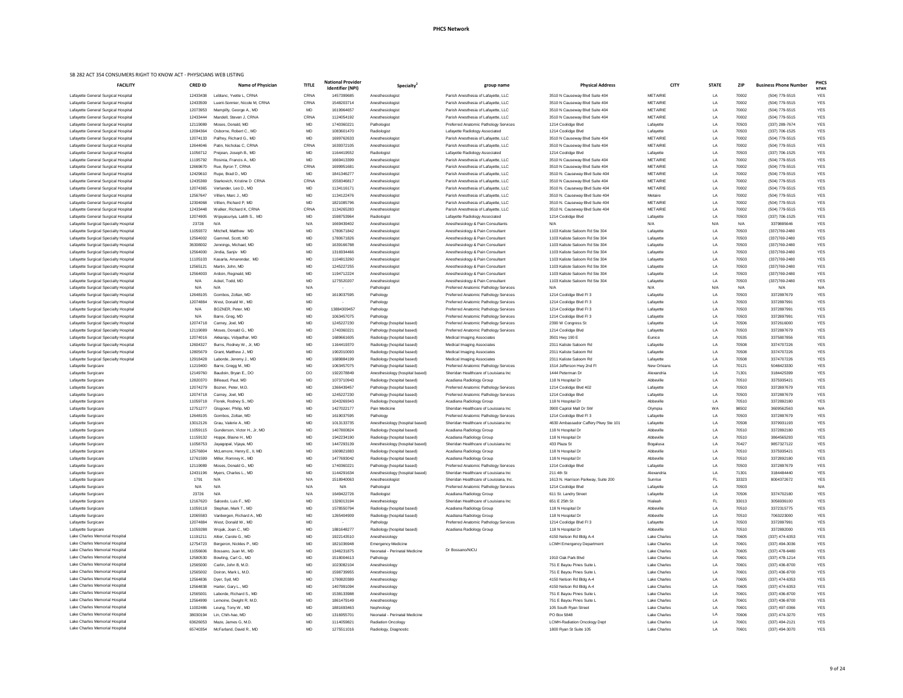# PHCS Network

SB 282 ACT 354 CONSUMERS RIGHT TO KNOW ACT - PHYSICIANS WEB LISTING

| FACILITY | CRED ID | Name of Physician | TITLE | National Provider Identifier (NPI) | Specialty[2] | group name | Physical Address | CITY | STATE | ZIP | Business Phone Number | PHCS NTWK |
|---|---|---|---|---|---|---|---|---|---|---|---|---|
| Lafayette General Surgical Hospital | 12433438 | Leblanc, Yvette L, CRNA | CRNA | 1457399685 | Anesthesiologist | Parish Anesthesia of Lafayette, LLC | 3510 N Causeway Blvd Suite 404 | METAIRIE | LA | 70002 | (504) 779-5515 | YES |
| Lafayette General Surgical Hospital | 12433509 | Luent-Sonnier, Nicole M, CRNA | CRNA | 1548203714 | Anesthesiologist | Parish Anesthesia of Lafayette, LLC | 3510 N Causeway Blvd Suite 404 | METAIRIE | LA | 70002 | (504) 779-5515 | YES |
| Lafayette General Surgical Hospital | 12073953 | Mampilly, George A., MD | MD | 1619964657 | Anesthesiologist | Parish Anesthesia of Lafayette, LLC | 3510 N Causeway Blvd Suite 404 | METAIRIE | LA | 70002 | (504) 779-5515 | YES |
| Lafayette General Surgical Hospital | 12433444 | Mandell, Steven J, CRNA | CRNA | 1124054192 | Anesthesiologist | Parish Anesthesia of Lafayette, LLC | 3510 N Causeway Blvd Suite 404 | METAIRIE | LA | 70002 | (504) 779-5515 | YES |
| Lafayette General Surgical Hospital | 12119089 | Moses, Donald, MD | MD | 1740360221 | Pathologist | Preferred Anatomic Pathology Services | 1214 Coolidge Blvd | Lafayette | LA | 70503 | (337) 289-7674 | YES |
| Lafayette General Surgical Hospital | 12094364 | Osborne, Robert C., MD | MD | 1083601470 | Radiologist | Lafayette Radiology Associated | 1214 Coolidge Blvd | Lafayette | LA | 70503 | (337) 706-1525 | YES |
| Lafayette General Surgical Hospital | 12074133 | Palfrey, Richard G., MD | MD | 1699762633 | Anesthesiologist | Parish Anesthesia of Lafayette, LLC | 3510 N Causeway Blvd Suite 404 | METAIRIE | LA | 70002 | (504) 779-5515 | YES |
| Lafayette General Surgical Hospital | 12644046 | Patin, Nicholas C, CRNA | CRNA | 1639372105 | Anesthesiologist | Parish Anesthesia of Lafayette, LLC | 3510 N Causeway Blvd Suite 404 | METAIRIE | LA | 70002 | (504) 779-5515 | YES |
| Lafayette General Surgical Hospital | 11056712 | Prejean, Joseph B., MD | MD | 1164419552 | Radiologist | Lafayette Radiology Associated | 1214 Coolidge Blvd | Lafayette | LA | 70503 | (337) 706-1525 | YES |
| Lafayette General Surgical Hospital | 11195792 | Rosinia, Francis A., MD | MD | 1669413399 | Anesthesiologist | Parish Anesthesia of Lafayette, LLC | 3510 N Causeway Blvd Suite 404 | METAIRIE | LA | 70002 | (504) 779-5515 | YES |
| Lafayette General Surgical Hospital | 12669670 | Rue, Byron T, CRNA | CRNA | 1699951681 | Anesthesiologist | Parish Anesthesia of Lafayette, LLC | 3510 N Causeway Blvd Suite 404 | METAIRIE | LA | 70002 | (504) 779-5515 | YES |
| Lafayette General Surgical Hospital | 12429610 | Rupe, Brad D., MD | MD | 1841346277 | Anesthesiologist | Parish Anesthesia of Lafayette, LLC | 3510 N. Causeway Blvd Suite 404 | METAIRIE | LA | 70002 | (504) 779-5515 | YES |
| Lafayette General Surgical Hospital | 12435369 | Starkovich, Kristine D CRNA | CRNA | 1558346817 | Anesthesiologist | Parish Anesthesia of Lafayette, LLC | 3510 N Causeway Blvd Suite 404 | METAIRIE | LA | 70002 | (504) 779-5515 | YES |
| Lafayette General Surgical Hospital | 12074365 | Verlander, Leo D., MD | MD | 1134116171 | Anesthesiologist | Parish Anesthesia of Lafayette, LLC | 3510 N. Causeway Blvd Suite 404 | METAIRIE | LA | 70002 | (504) 779-5515 | YES |
| Lafayette General Surgical Hospital | 12567647 | Villien, Marc J., MD | MD | 1134122476 | Anesthesiologist | Parish Anesthesia of Lafayette, LLC | 3510 N. Causeway Blvd Suite 404 | Metaire | LA | 70002 | (504) 779-5515 | YES |
| Lafayette General Surgical Hospital | 12304068 | Villien, Richard P, MD | MD | 1821085796 | Anesthesiologist | Parish Anesthesia of Lafayette, LLC | 3510 N. Causeway Blvd Suite 404 | METAIRIE | LA | 70002 | (504) 779-5515 | YES |
| Lafayette General Surgical Hospital | 12433448 | Walker, Richard K, CRNA | CRNA | 1134265283 | Anesthesiologist | Parish Anesthesia of Lafayette, LLC | 3510 N. Causeway Blvd Suite 404 | METAIRIE | LA | 70002 | (504) 779-5515 | YES |
| Lafayette General Surgical Hospital | 12074905 | Wijayasuriya, Lalith S., MD | MD | 1598753964 | Radiologist | Lafayette Radiology Associated | 1214 Coolidge Blvd | Lafayette | LA | 70503 | (337) 706-1525 | YES |
| Lafayette Surgical Specialty Hospital | 23728 | N/A | N/A | 1669430402 | Anesthesiologist | Anesthesiology & Pain Consultants | N/A | N/A | N/A | N/A | 3379885646 | YES |
| Lafayette Surgical Specialty Hospital | 11059372 | Mitchell, Matthew MD | MD | 1780671842 | Anesthesiologist | Anesthesiology & Pain Consultant | 1103 Kaliste Saloom Rd Ste 304 | Lafayette | LA | 70503 | (337)769-2480 | YES |
| Lafayette Surgical Specialty Hospital | 12564002 | Gammel, Scott, MD | MD | 1780671826 | Anesthesiologist | Anesthesiology & Pain Consultant | 1103 Kaliste Saloom Rd Ste 304 | Lafayette | LA | 70503 | (337)769-2480 | YES |
| Lafayette Surgical Specialty Hospital | 36308002 | Jennings, Michael, MD | MD | 1639166788 | Anesthesiologist | Anesthesiology & Pain Consultant | 1103 Kaliste Saloom Rd Ste 304 | Lafayette | LA | 70503 | (337)769-2480 | YES |
| Lafayette Surgical Specialty Hospital | 12564000 | Jindia, Sanjiv MD | MD | 1316934466 | Anesthesiologist | Anesthesiology & Pain Consultant | 1103 Kaliste Saloom Rd Ste 304 | Lafayette | LA | 70503 | (337)769-2480 | YES |
| Lafayette Surgical Specialty Hospital | 11105103 | Kasarla, Amarendar, MD | MD | 1104813260 | Anesthesiologist | Anesthesiology & Pain Consultant | 1103 Kaliste Saloom Rd Ste 304 | Lafayette | LA | 70503 | (337)769-2480 | YES |
| Lafayette Surgical Specialty Hospital | 12565121 | Martin, John, MD | MD | 1245227255 | Anesthesiologist | Anesthesiology & Pain Consultant | 1103 Kaliste Saloom Rd Ste 304 | Lafayette | LA | 70503 | (337)769-2480 | YES |
| Lafayette Surgical Specialty Hospital | 12564003 | Ardoin, Reginald, MD | MD | 1194712224 | Anesthesiologist | Anesthesiology & Pain Consultant | 1103 Kaliste Saloom Rd Ste 304 | Lafayette | LA | 70503 | (337)769-2480 | YES |
| Lafayette Surgical Specialty Hospital | N/A | Ackel, Todd, MD | MD | 1275520207 | Anesthesiologist | Anesthesiology & Pain Consultant | 1103 Kaliste Saloom Rd Ste 304 | Lafayette | LA | 70503 | (337)769-2480 | YES |
| Lafayette Surgical Specialty Hospital | N/A | N/A | N/A | - | Pathologist | Preferred Anatomic Pathology Services | N/A | N/A | N/A | N/A | N/A | N/A |
| Lafayette Surgical Specialty Hospital | 12648105 | Gombos, Zoltan, MD | MD | 1619037595 | Pathology | Preferred Anatomic Pathology Services | 1214 Coolidge Blvd Fl 3 | Lafayette | LA | 70503 | 3372897679 | YES |
| Lafayette Surgical Specialty Hospital | 12074884 | West, Donald W., MD | MD | - | Pathology | Preferred Anatomic Pathology Services | 1214 Coolidge Blvd Fl 3 | Lafayette | LA | 70503 | 3372897991 | YES |
| Lafayette Surgical Specialty Hospital | N/A | BOZNER, Peter, MD | MD | 13884309457 | Pathology | Preferred Anatomic Pathology Services | 1214 Coolidge Blvd Fl 3 | Lafayette | LA | 70503 | 3372897991 | YES |
| Lafayette Surgical Specialty Hospital | N/A | Barre, Greg, MD | MD | 1063457075 | Pathology | Preferred Anatomic Pathology Services | 1214 Coolidge Blvd Fl 3 | Lafayette | LA | 70503 | 3372897991 | YES |
| Lafayette Surgical Specialty Hospital | 12074718 | Carney, Joel, MD | MD | 1245227230 | Pathology (hospital based) | Preferred Anatomic Pathology Services | 2390 W Congress St | Lafayette | LA | 70506 | 3372616000 | YES |
| Lafayette Surgical Specialty Hospital | 12119089 | Moses, Donald G., MD | MD | 1740360221 | Pathology (hospital based) | Preferred Anatomic Pathology Services | 1214 Coolidge Blvd | Lafayette | LA | 70503 | 3372897679 | YES |
| Lafayette Surgical Specialty Hospital | 12074016 | Akkaraju, Vidyadhar, MD | MD | 1689661605 | Radiology (hospital based) | Medical Imaging Associates | 3501 Hwy 190 E | Eunice | LA | 70535 | 3375807856 | YES |
| Lafayette Surgical Specialty Hospital | 12604327 | Burns, Rodney W., Jr, MD | MD | 1164419370 | Radiology (hospital based) | Medical Imaging Associates | 2311 Kaliste Saloom Rd | Lafayette | LA | 70508 | 3374707226 | YES |
| Lafayette Surgical Specialty Hospital | 12805679 | Grant, Matthew J., MD | MD | 1902010093 | Radiology (hospital based) | Medical Imaging Associates | 2311 Kaliste Saloom Rd | Lafayette | LA | 70508 | 3374707226 | YES |
| Lafayette Surgical Specialty Hospital | 12918428 | Laborde, Jeremy J., MD | MD | 1689884199 | Radiology (hospital based) | Medical Imaging Associates | 2311 Kaliste Saloom Rd | Lafayette | LA | 70508 | 3374707226 | YES |
| Lafayette Surgicare | 11219400 | Barre, Gregg M., MD | MD | 1063457075 | Pathology (hospital based) | Preferred Anatomic Pathology Services | 1514 Jefferson Hwy 2nd Fl | New Orleans | LA | 70121 | 5048423330 | YES |
| Lafayette Surgicare | 12149760 | Baudoin, Bryan E., DO | DO | 1922078849 | Anesthesiology (hospital based) | Sheridan Healthcare of Louisiana Inc | 1444 Peterman Dr | Alexandria | LA | 71301 | 3184425399 | YES |
| Lafayette Surgicare | 12820370 | Billeaud, Paul, MD | MD | 1073710943 | Radiology (hospital based) | Acadiana Radiology Group | 118 N Hospital Dr | Abbeville | LA | 70510 | 3375935421 | YES |
| Lafayette Surgicare | 12074279 | Bozner, Peter, M.D. | MD | 1366439457 | Pathology (hospital based) | Preferred Anatomic Pathology Services | 1214 Coolidge Blvd 402 | Lafayette | LA | 70503 | 3372897679 | YES |
| Lafayette Surgicare | 12074718 | Carney, Joel, MD | MD | 1245227230 | Pathology (hospital based) | Preferred Anatomic Pathology Services | 1214 Coolidge Blvd | Lafayette | LA | 70503 | 3372897679 | YES |
| Lafayette Surgicare | 11059718 | Florek, Rodney S., MD | MD | 1043269343 | Radiology (hospital based) | Acadiana Radiology Group | 118 N Hospital Dr | Abbeville | LA | 70510 | 3372892180 | YES |
| Lafayette Surgicare | 12751277 | Glogover, Philip, MD | MD | 1427022177 | Pain Medicine | Sheridan Healthcare of Louisiana Inc | 3900 Capitol Mall Dr SW | Olympia | WA | 98502 | 3609562563 | N/A |
| Lafayette Surgicare | 12648105 | Gombos, Zoltan, MD | MD | 1619037595 | Pathology | Preferred Anatomic Pathology Services | 1214 Coolidge Blvd Fl 3 | Lafayette | LA | 70503 | 3372897679 | YES |
| Lafayette Surgicare | 13012126 | Grau, Valerie A., MD | MD | 1013133735 | Anesthesiology (hospital based) | Sheridan Healthcare of Louisiana Inc | 4630 Ambassador Caffery Pkwy Ste 101 | Lafayette | LA | 70508 | 3379931193 | YES |
| Lafayette Surgicare | 11059115 | Gunderson, Victor H., Jr, MD | MD | 1407800824 | Radiology (hospital based) | Acadiana Radiology Group | 118 N Hospital Dr | Abbeville | LA | 70510 | 3372892180 | YES |
| Lafayette Surgicare | 11159132 | Hoppe, Blaine H., MD | MD | 1942234190 | Radiology (hospital based) | Acadiana Radiology Group | 118 N Hospital Dr | Abbeville | LA | 70510 | 3864565293 | YES |
| Lafayette Surgicare | 11058753 | Jayagopal, Vijaya, MD | MD | 1447293139 | Anesthesiology (hospital based) | Sheridan Healthcare of Louisiana Inc | 433 Plaza St | Bogalusa | LA | 70427 | 9857327122 | YES |
| Lafayette Surgicare | 12576804 | McLemore, Henry E., II, MD | MD | 1609821883 | Radiology (hospital based) | Acadiana Radiology Group | 118 N Hospital Dr | Abbeville | LA | 70510 | 3375935421 | YES |
| Lafayette Surgicare | 12761599 | Miller, Romney K., MD | MD | 1477693042 | Radiology (hospital based) | Acadiana Radiology Group | 118 N Hospital Dr | Abbeville | LA | 70510 | 3372892180 | YES |
| Lafayette Surgicare | 12119089 | Moses, Donald G., MD | MD | 1740360221 | Pathology (hospital based) | Preferred Anatomic Pathology Services | 1214 Coolidge Blvd | Lafayette | LA | 70503 | 3372897679 | YES |
| Lafayette Surgicare | 12431196 | Myers, Charles L., MD | MD | 1144291634 | Anesthesiology (hospital based) | Sheridan Healthcare of Louisiana Inc | 211 4th St | Alexandria | LA | 71301 | 3184484440 | YES |
| Lafayette Surgicare | 1791 | N/A | N/A | 1518940063 | Anesthesiologist | Sheridan Healthcare of Louisiana, Inc. | 1613 N. Harrison Parkway, Suite 200 | Sunrise | FL | 33323 | 8004372672 | YES |
| Lafayette Surgicare | N/A | N/A | N/A | N/A | Pathologist | Preferred Anatomic Pathology Services | 1214 Coolidge Blvd | Lafayette | LA | 70503 | | N/A |
| Lafayette Surgicare | 23726 | N/A | N/A | 1649422726 | Radiologist | Acadiana Radiology Group | 611 St. Landry Street | Lafayette | LA | 70506 | 3374702180 | YES |
| Lafayette Surgicare | 12167620 | Salcedo, Luis F., MD | MD | 1326013194 | Anesthesiology | Sheridan Healthcare of Louisiana Inc | 651 E 25th St | Hialeah | FL | 33013 | 3056936100 | YES |
| Lafayette Surgicare | 11059118 | Stephan, Mark T., MD | MD | 1578550794 | Radiology (hospital based) | Acadiana Radiology Group | 118 N Hospital Dr | Abbeville | LA | 70510 | 3372315775 | YES |
| Lafayette Surgicare | 12065583 | Vanbergen, Richard A., MD | MD | 1265404909 | Radiology (hospital based) | Acadiana Radiology Group | 118 N Hospital Dr | Abbeville | LA | 70510 | 7063223000 | YES |
| Lafayette Surgicare | 12074884 | West, Donald W., MD | MD | - | Pathology | Preferred Anatomic Pathology Services | 1214 Coolidge Blvd Fl 3 | Lafayette | LA | 70503 | 3372897991 | YES |
| Lafayette Surgicare | 11059288 | Wojak, Joan C., MD | MD | 1881648277 | Radiology (hospital based) | Acadiana Radiology Group | 118 N Hospital Dr | Abbeville | LA | 70510 | 3372892000 | YES |
| Lake Charles Memorial Hospital | 11191211 | Altier, Carole G., MD | MD | 1922143510 | Anesthesiology | | 4150 Nelson Rd Bldg A-4 | Lake Charles | LA | 70605 | (337) 474-6353 | YES |
| Lake Charles Memorial Hospital | 12754723 | Bergeron, Nickles P., MD | MD | 1821036948 | Emergency Medicine | | LCMH Emergency Department | Lake Charles | LA | 70601 | (337) 494-3036 | YES |
| Lake Charles Memorial Hospital | 11056606 | Bossano, Juan M., MD | MD | 1346231875 | Neonatal - Perinatal Medicine | Dr Bossano/NICU | | Lake Charles | LA | 70605 | (337) 478-6480 | YES |
| Lake Charles Memorial Hospital | 12580530 | Bowling, Carl G., MD | MD | 1518004613 | Pathology | | 1910 Oak Park Blvd | Lake Charles | LA | 70601 | (337) 478-1214 | YES |
| Lake Charles Memorial Hospital | 12565000 | Carlin, John B, M.D. | MD | 1023082104 | Anesthesiology | | 751 E Bayou Pines Suite L | Lake Charles | LA | 70601 | (337) 436-8700 | YES |
| Lake Charles Memorial Hospital | 12565002 | Doiron, Mark L. M.D. | MD | 1598739955 | Anesthesiology | | 751 E Bayou Pines Suite L | Lake Charles | LA | 70601 | (337) 436-8700 | YES |
| Lake Charles Memorial Hospital | 12564836 | Dyer, Syd, MD | MD | 1790820389 | Anesthesiology | | 4150 Nelson Rd Bldg A-4 | Lake Charles | LA | 70605 | (337) 474-6353 | YES |
| Lake Charles Memorial Hospital | 12564838 | Harter, Gary L., MD | MD | 1407991094 | Anesthesiology | | 4150 Nelson Rd Bldg A-4 | Lake Charles | LA | 70605 | (337) 474-6353 | YES |
| Lake Charles Memorial Hospital | 12565001 | Laborde, Richard S., MD | MD | 1538133988 | Anesthesiology | | 751 E Bayou Pines Suite L | Lake Charles | LA | 70601 | (337) 436-8700 | YES |
| Lake Charles Memorial Hospital | 12564999 | Lemoine, Dwight R, M.D. | MD | 1861479149 | Anesthesiology | | 751 E Bayou Pines Suite L | Lake Charles | LA | 70601 | (337) 436-8700 | YES |
| Lake Charles Memorial Hospital | 11002486 | Leung, Tony W., MD | MD | 1881693463 | Nephrology | | 105 South Ryan Street | Lake Charles | LA | 70601 | (337) 497-0366 | YES |
| Lake Charles Memorial Hospital | 38030194 | Lin, Chih-hao, MD | MD | 1316955701 | Neonatal - Perinatal Medicine | | PO Box 5848 | Lake Charles | LA | 70606 | (337) 474-3270 | YES |
| Lake Charles Memorial Hospital | 63626053 | Maze, James G, M.D. | MD | 1114059821 | Radiation Oncology | | LCMH-Radiation Oncology Dept | Lake Charles | LA | 70601 | (337) 494-2121 | YES |
| Lake Charles Memorial Hospital | 65740354 | McFarland, David R., MD | MD | 1275511016 | Radiology, Diagnostic | | 1800 Ryan St Suite 105 | Lake Charles | LA | 70601 | (337) 494-3070 | YES |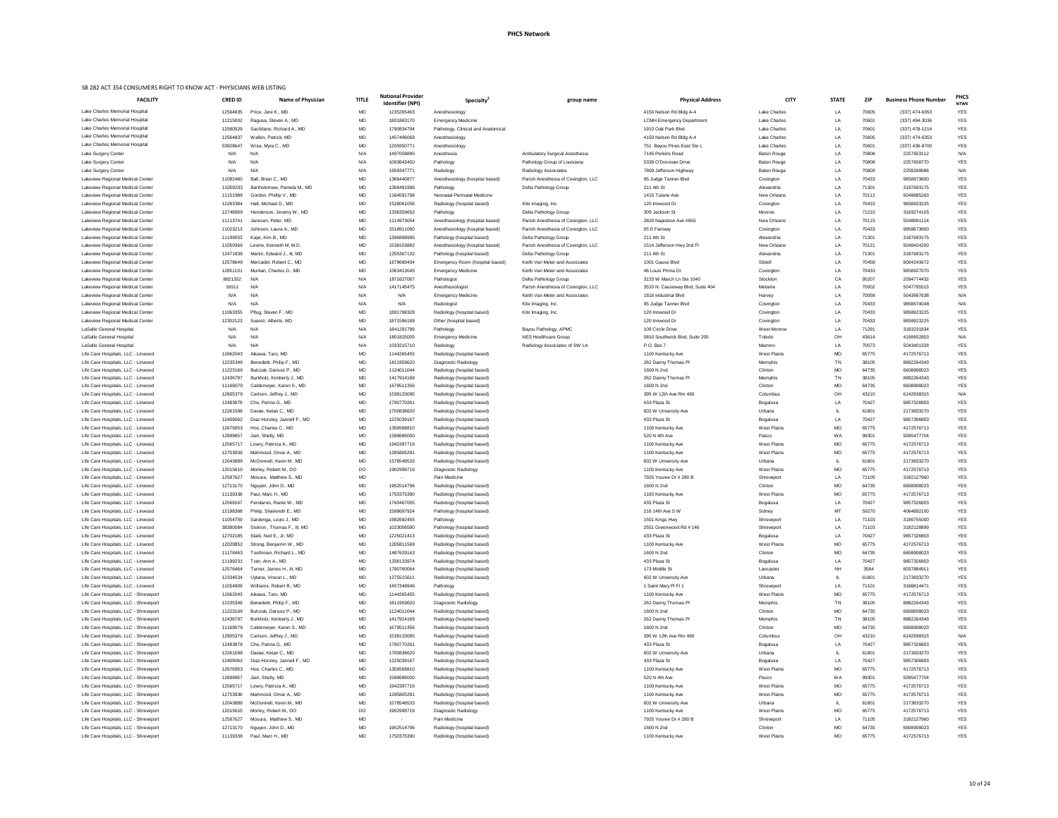# PHCS Network

SB 282 ACT 354 CONSUMERS RIGHT TO KNOW ACT - PHYSICIANS WEB LISTING

| FACILITY | CRED ID | Name of Physician | TITLE | National Provider Identifier (NPI) | Specialty[2] | group name | Physical Address | CITY | STATE | ZIP | Business Phone Number | PHCS NTWK |
|---|---|---|---|---|---|---|---|---|---|---|---|---|
| Lake Charles Memorial Hospital | 12564835 | Price, Jere K., MD | MD | 1235265463 | Anesthesiology | | 4150 Nelson Rd Bldg A-4 | Lake Charles | LA | 70605 | (337) 474-6353 | YES |
| Lake Charles Memorial Hospital | 11215002 | Ragusa, Steven A., MD | MD | 1801863170 | Emergency Medicine | | LCMH Emergency Department | Lake Charles | LA | 70601 | (337) 494-3036 | YES |
| Lake Charles Memorial Hospital | 12580529 | Sachitano, Richard A., MD | MD | 1790834794 | Pathology, Clinical and Anatomical | | 1910 Oak Park Blvd | Lake Charles | LA | 70601 | (337) 478-1214 | YES |
| Lake Charles Memorial Hospital | 12564837 | Wallein, Patrick, MD | MD | 1457496069 | Anesthesiology | | 4150 Nelson Rd Bldg A-4 | Lake Charles | LA | 70605 | (337) 474-6353 | YES |
| Lake Charles Memorial Hospital | 53828647 | Wise, Myra C., MD | MD | 1205950771 | Anesthesiology | | 751 Bayou Pines East Ste L | Lake Charles | LA | 70601 | (337) 436-8700 | YES |
| Lake Surgery Center | N/A | N/A | N/A | 1497058895 | Anesthesia | Ambulatory Surgical Anesthesia | 7145 Perkins Road | Baton Rouge | LA | 70808 | 2257653112 | N/A |
| Lake Surgery Center | N/A | N/A | N/A | 1093843450 | Pathology | Pathology Group of Louisiana | 5339 O'Donovan Drive | Baton Rouge | LA | 70808 | 2257658770 | YES |
| Lake Surgery Center | N/A | N/A | N/A | 1659347771 | Radiology | Radiology Associates | 7809 Jefferson Highway | Baton Rouge | LA | 70809 | 2259268686 | N/A |
| Lakeview Regional Medical Center | 11082480 | Ball, Brian C., MD | MD | 1366440877 | Anesthesiology (hospital based) | Parish Anesthesia of Covington, LLC | 95 Judge Tanner Blvd | Covington | LA | 70433 | 9858673800 | YES |
| Lakeview Regional Medical Center | 11059233 | Bartholomew, Pamela M., MD | MD | 1366481996 | Pathology | Delta Pathology Group | 211 4th St | Alexandria | LA | 71301 | 3187693175 | YES |
| Lakeview Regional Medical Center | 11151989 | Gordon, Phillip V., MD | MD | 1164591798 | Neonatal-Perinatal Medicine | | 1415 Tulane Ave | New Orleans | LA | 70112 | 5049885263 | YES |
| Lakeview Regional Medical Center | 12283384 | Hall, Michael D., MD | MD | 1528061058 | Radiology (hospital based) | Kite Imaging, Inc. | 120 Innwood Dr | Covington | LA | 70433 | 9858923225 | YES |
| Lakeview Regional Medical Center | 12748959 | Henderson, Jeremy W., MD | MD | 1336359652 | Pathology | Delta Pathology Group | 309 Jackson St | Monroe | LA | 71210 | 3183274105 | YES |
| Lakeview Regional Medical Center | 11113741 | Janssen, Peter, MD | MD | 1114973054 | Anesthesiology (hospital based) | Parish Anesthesia of Covington, LLC | 2820 Napoleon Ave #650 | New Orleans | LA | 70115 | 5048991114 | YES |
| Lakeview Regional Medical Center | 11023213 | Johnson, Laura A., MD | MD | 1518911080 | Anesthesiology (hospital based) | Parish Anesthesia of Covington, LLC | 95 E Fairway | Covington | LA | 70433 | 9858673800 | YES |
| Lakeview Regional Medical Center | 11199053 | Kaye, Kim B., MD | MD | 1396898995 | Pathology (hospital based) | Delta Pathology Group | 211 4th St | Alexandria | LA | 71301 | 3187693175 | YES |
| Lakeview Regional Medical Center | 11059369 | Levine, Kenneth M, M.D. | MD | 1538103882 | Anesthesiology (hospital based) | Parish Anesthesia of Covington, LLC | 1514 Jefferson Hwy 2nd Fl | New Orleans | LA | 70121 | 5048424200 | YES |
| Lakeview Regional Medical Center | 12471838 | Martin, Edward J., III, MD | MD | 1255367132 | Pathology (hospital based) | Delta Pathology Group | 211 4th St | Alexandria | LA | 71301 | 3187693175 | YES |
| Lakeview Regional Medical Center | 12578649 | Mercadel, Robert C., MD | MD | 1679689434 | Emergency Room (hospital based) | Keith Van Meter and Associates | 1001 Gause Blvd | Slidell | LA | 70458 | 8004243672 | YES |
| Lakeview Regional Medical Center | 12851101 | Muntan, Charles D., MD | MD | 1063413045 | Emergency Medicine | Keith Van Meter and Associates | 46 Louis Prima Dr | Covington | LA | 70433 | 9858927070 | YES |
| Lakeview Regional Medical Center | 8821352 | N/A | N/A | 1871627067 | Pathologist | Delta Pathology Group | 3133 W March Ln Ste 1040 | Stockton | CA | 95207 | 2094774432 | YES |
| Lakeview Regional Medical Center | 16511 | N/A | N/A | 1417145475 | Anesthesiologist | Parish Anesthesia of Covington, LLC | 3510 N. Causeway Blvd, Suite 404 | Metairie | LA | 70002 | 5047795515 | YES |
| Lakeview Regional Medical Center | N/A | N/A | N/A | N/A | Emergency Medicine | Keith Van Meter and Associates | 1816 Industrial Blvd | Harvey | LA | 70058 | 5043667638 | N/A |
| Lakeview Regional Medical Center | N/A | N/A | N/A | N/A | Radiologist | Kite Imaging, Inc. | 95 Judge Tanner Blvd | Covington | LA | 70433 | 9858674048 | N/A |
| Lakeview Regional Medical Center | 11063355 | Pflug, Steven F., MD | MD | 1891798328 | Radiology (hospital based) | Kite Imaging, Inc. | 120 Innwood Dr | Covington | LA | 70433 | 9858923225 | YES |
| Lakeview Regional Medical Center | 12302123 | Suarez, Alberto, MD | MD | 1871596189 | Other (hospital based) | | 120 Innwood Dr | Covington | LA | 70433 | 9858923225 | YES |
| LaSalle General Hospital | N/A | N/A | N/A | 1841291796 | Pathology | Bayou Pathology, APMC | 109 Circle Drive | West Monroe | LA | 71291 | 3183231834 | YES |
| LaSalle General Hospital | N/A | N/A | N/A | 1801825005 | Emergency Medicine | NES Healthcare Group | 5810 Southwick Blvd, Suite 205 | Toledo | OH | 43614 | 4198652853 | N/A |
| LaSalle General Hospital | N/A | N/A | N/A | 1033215710 | Radiology | Radiology Associates of SW LA | P.O. Box 7 | Marrero | LA | 70073 | 5043401328 | YES |
| Life Care Hospitals, LLC - Linwood | 12662043 | Aikawa, Taro, MD | MD | 1144265455 | Radiology (hospital based) | | 1100 Kentucky Ave | West Plains | MO | 65775 | 4172576713 | YES |
| Life Care Hospitals, LLC - Linwood | 12235349 | Benedetti, Philip F., MD | MD | 1811959620 | Diagnostic Radiology | | 262 Danny Thomas Pl | Memphis | TN | 38105 | 8882264343 | YES |
| Life Care Hospitals, LLC - Linwood | 11223169 | Bulczak, Dariusz P., MD | MD | 1124011044 | Radiology (hospital based) | | 1600 N 2nd | Clinton | MO | 64735 | 6608908023 | YES |
| Life Care Hospitals, LLC - Linwood | 12436797 | Burkholz, Kimberly J., MD | MD | 1417914169 | Radiology (hospital based) | | 262 Danny Thomas Pl | Memphis | TN | 38105 | 8882264343 | YES |
| Life Care Hospitals, LLC - Linwood | 11169079 | Caldemeyer, Karen S., MD | MD | 1679511356 | Radiology (hospital based) | | 1600 N 2nd | Clinton | MO | 64735 | 6608908023 | YES |
| Life Care Hospitals, LLC - Linwood | 12805379 | Carlson, Jeffrey J., MD | MD | 1538133095 | Radiology (hospital based) | | 395 W 12th Ave Rm 460 | Columbus | OH | 43210 | 6142938315 | N/A |
| Life Care Hospitals, LLC - Linwood | 12483878 | Cho, Parina G., MD | MD | 1790770261 | Radiology (hospital based) | | 433 Plaza St | Bogalusa | LA | 70427 | 9857326803 | YES |
| Life Care Hospitals, LLC - Linwood | 12261598 | Davae, Ketan C., MD | MD | 1700838620 | Radiology (hospital based) | | 602 W University Ave | Urbana | IL | 61801 | 2173833270 | YES |
| Life Care Hospitals, LLC - Linwood | 12409062 | Diaz-Horsley, Jannell F., MD | MD | 1225039167 | Radiology (hospital based) | | 433 Plaza St | Bogalusa | LA | 70427 | 9857306803 | YES |
| Life Care Hospitals, LLC - Linwood | 12676953 | Hoo, Charles C., MD | MD | 1356568810 | Radiology (hospital based) | | 1100 Kentucky Ave | West Plains | MO | 65775 | 4172576713 | YES |
| Life Care Hospitals, LLC - Linwood | 12899857 | Jain, Shelly, MD | MD | 1588686000 | Radiology (hospital based) | | 520 N 4th Ave | Pasco | WA | 99301 | 5095477704 | YES |
| Life Care Hospitals, LLC - Linwood | 12565717 | Lowry, Patricia A., MD | MD | 1942397716 | Radiology (hospital based) | | 1100 Kentucky Ave | West Plains | MO | 65775 | 4172576713 | YES |
| Life Care Hospitals, LLC - Linwood | 12753936 | Mahmood, Omar A., MD | MD | 1285805291 | Radiology (hospital based) | | 1100 Kentucky Ave | West Plains | MO | 65775 | 4172576713 | YES |
| Life Care Hospitals, LLC - Linwood | 12043889 | McDonnell, Kevin M., MD | MD | 1578548533 | Radiology (hospital based) | | 602 W University Ave | Urbana | IL | 61801 | 2173833270 | YES |
| Life Care Hospitals, LLC - Linwood | 12015610 | Morley, Robert M., DO | DO | 1902998719 | Diagnostic Radiology | | 1100 Kentucky Ave | West Plains | MO | 65775 | 4172576713 | YES |
| Life Care Hospitals, LLC - Linwood | 12587627 | Mosura, Matthew S., MD | MD | - | Pain Medicine | | 7925 Youree Dr # 280 B | Shreveport | LA | 71105 | 3182127960 | YES |
| Life Care Hospitals, LLC - Linwood | 12713170 | Nguyen, John D., MD | MD | 1952514796 | Radiology (hospital based) | | 1600 N 2nd | Clinton | MO | 64735 | 6608908023 | YES |
| Life Care Hospitals, LLC - Linwood | 11139338 | Paul, Marc H., MD | MD | 1750375390 | Radiology (hospital based) | | 1100 Kentucky Ave | West Plains | MO | 65775 | 4172576713 | YES |
| Life Care Hospitals, LLC - Linwood | 12569167 | Pendarvis, Ranie W., MD | MD | 1760467005 | Radiology (hospital based) | | 433 Plaza St | Bogalusa | LA | 70427 | 9857326803 | YES |
| Life Care Hospitals, LLC - Linwood | 12198368 | Philip, Shailendri E., MD | MD | 1588697924 | Pathology (hospital based) | | 216 14th Ave S W | Sidney | MT | 59270 | 4064882100 | YES |
| Life Care Hospitals, LLC - Linwood | 11054759 | Sardenga, Louis J., MD | MD | 1982692455 | Pathology | | 1501 Kings Hwy | Shreveport | LA | 71103 | 3186755000 | YES |
| Life Care Hospitals, LLC - Linwood | 38380084 | Siskron , Thomas F., III, MD | MD | 1023006590 | Pathology (hospital based) | | 2551 Greenwood Rd # 140 | Shreveport | LA | 71103 | 3182128899 | YES |
| Life Care Hospitals, LLC - Linwood | 12702185 | Staib, Neil E., Jr, MD | MD | 1225021413 | Radiology (hospital based) | | 433 Plaza St | Bogalusa | LA | 70427 | 9857326803 | YES |
| Life Care Hospitals, LLC - Linwood | 12020852 | Strong, Benjamin W., MD | MD | 1205811569 | Radiology (hospital based) | | 1100 Kentucky Ave | West Plains | MO | 65775 | 4172576713 | YES |
| Life Care Hospitals, LLC - Linwood | 11178463 | Toothman, Richard L., MD | MD | 1487629143 | Radiology (hospital based) | | 1600 N 2nd | Clinton | MO | 64735 | 6608908023 | YES |
| Life Care Hospitals, LLC - Linwood | 11199231 | Tran, Ann A., MD | MD | 1336133974 | Radiology (hospital based) | | 433 Plaza St | Bogalusa | LA | 70427 | 9857326803 | YES |
| Life Care Hospitals, LLC - Linwood | 12576464 | Turner, James H., III, MD | MD | 1790760064 | Radiology (hospital based) | | 173 Middle St | Lancaster | NH | 3584 | 6037884911 | YES |
| Life Care Hospitals, LLC - Linwood | 12334534 | Uytana, Vinson L., MD | MD | 1275515611 | Radiology (hospital based) | | 602 W University Ave | Urbana | IL | 61801 | 2173833270 | YES |
| Life Care Hospitals, LLC - Linwood | 11054909 | Williams, Robert B., MD | MD | 1457349946 | Pathology | | 1 Saint Mary Pl Fl 1 | Shreveport | LA | 71101 | 3186814471 | YES |
| Life Care Hospitals, LLC - Shreveport | 12662043 | Aikawa, Taro, MD | MD | 1144265455 | Radiology (hospital based) | | 1100 Kentucky Ave | West Plains | MO | 65775 | 4172576713 | YES |
| Life Care Hospitals, LLC - Shreveport | 12235349 | Benedetti, Philip F., MD | MD | 1811959620 | Diagnostic Radiology | | 262 Danny Thomas Pl | Memphis | TN | 38105 | 8882264343 | YES |
| Life Care Hospitals, LLC - Shreveport | 11223169 | Bulczak, Dariusz P., MD | MD | 1124011044 | Radiology (hospital based) | | 1600 N 2nd | Clinton | MO | 64735 | 6608908023 | YES |
| Life Care Hospitals, LLC - Shreveport | 12436797 | Burkholz, Kimberly J., MD | MD | 1417914169 | Radiology (hospital based) | | 262 Danny Thomas Pl | Memphis | TN | 38105 | 8882264343 | YES |
| Life Care Hospitals, LLC - Shreveport | 11169079 | Caldemeyer, Karen S., MD | MD | 1679511356 | Radiology (hospital based) | | 1600 N 2nd | Clinton | MO | 64735 | 6608908023 | YES |
| Life Care Hospitals, LLC - Shreveport | 12805379 | Carlson, Jeffrey J., MD | MD | 1538133095 | Radiology (hospital based) | | 395 W 12th Ave Rm 460 | Columbus | OH | 43210 | 6142938315 | N/A |
| Life Care Hospitals, LLC - Shreveport | 12483878 | Cho, Parina G., MD | MD | 1790770261 | Radiology (hospital based) | | 433 Plaza St | Bogalusa | LA | 70427 | 9857326803 | YES |
| Life Care Hospitals, LLC - Shreveport | 12261598 | Davae, Ketan C., MD | MD | 1700838620 | Radiology (hospital based) | | 602 W University Ave | Urbana | IL | 61801 | 2173833270 | YES |
| Life Care Hospitals, LLC - Shreveport | 12409062 | Diaz-Horsley, Jannell F., MD | MD | 1225039167 | Radiology (hospital based) | | 433 Plaza St | Bogalusa | LA | 70427 | 9857306803 | YES |
| Life Care Hospitals, LLC - Shreveport | 12676953 | Hoo, Charles C., MD | MD | 1356568810 | Radiology (hospital based) | | 1100 Kentucky Ave | West Plains | MO | 65775 | 4172576713 | YES |
| Life Care Hospitals, LLC - Shreveport | 12899857 | Jain, Shelly, MD | MD | 1588686000 | Radiology (hospital based) | | 520 N 4th Ave | Pasco | WA | 99301 | 5095477704 | YES |
| Life Care Hospitals, LLC - Shreveport | 12565717 | Lowry, Patricia A., MD | MD | 1942397716 | Radiology (hospital based) | | 1100 Kentucky Ave | West Plains | MO | 65775 | 4172576713 | YES |
| Life Care Hospitals, LLC - Shreveport | 12753936 | Mahmood, Omar A., MD | MD | 1285805291 | Radiology (hospital based) | | 1100 Kentucky Ave | West Plains | MO | 65775 | 4172576713 | YES |
| Life Care Hospitals, LLC - Shreveport | 12043889 | McDonnell, Kevin M., MD | MD | 1578548533 | Radiology (hospital based) | | 602 W University Ave | Urbana | IL | 61801 | 2173833270 | YES |
| Life Care Hospitals, LLC - Shreveport | 12015610 | Morley, Robert M., DO | DO | 1902998719 | Diagnostic Radiology | | 1100 Kentucky Ave | West Plains | MO | 65775 | 4172576713 | YES |
| Life Care Hospitals, LLC - Shreveport | 12587627 | Mosura, Matthew S., MD | MD | - | Pain Medicine | | 7925 Youree Dr # 280 B | Shreveport | LA | 71105 | 3182127960 | YES |
| Life Care Hospitals, LLC - Shreveport | 12713170 | Nguyen, John D., MD | MD | 1952514796 | Radiology (hospital based) | | 1600 N 2nd | Clinton | MO | 64735 | 6608908023 | YES |
| Life Care Hospitals, LLC - Shreveport | 11139338 | Paul, Marc H., MD | MD | 1750375390 | Radiology (hospital based) | | 1100 Kentucky Ave | West Plains | MO | 65775 | 4172576713 | YES |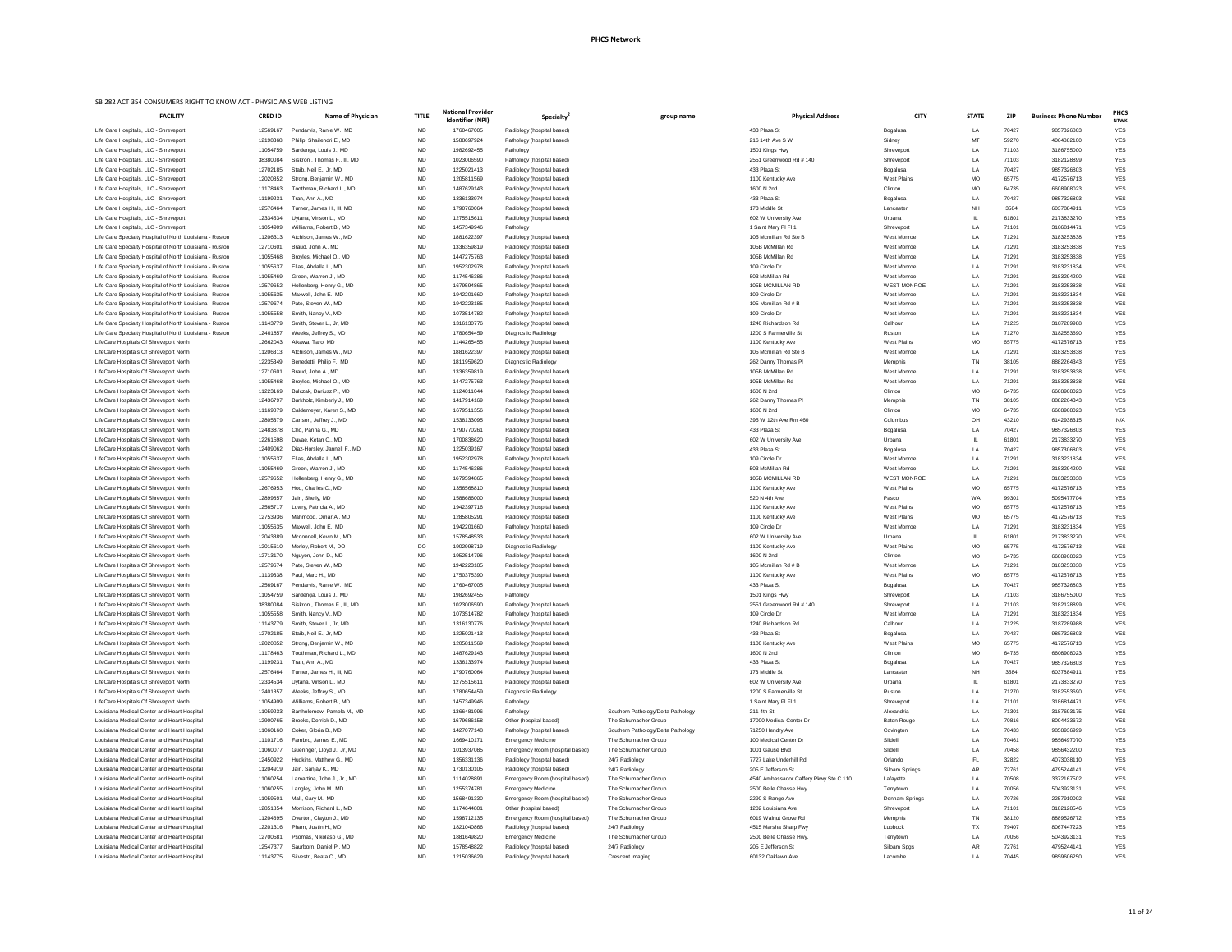# PHCS Network

SB 282 ACT 354 CONSUMERS RIGHT TO KNOW ACT - PHYSICIANS WEB LISTING

| FACILITY | CRED ID | Name of Physician | TITLE | National Provider Identifier (NPI) | Specialty[2] | group name | Physical Address | CITY | STATE | ZIP | Business Phone Number | PHCS NTWK |
|---|---|---|---|---|---|---|---|---|---|---|---|---|
| Life Care Hospitals, LLC - Shreveport | 12569167 | Pendarvis, Ranie W., MD | MD | 1760467005 | Radiology (hospital based) | | 433 Plaza St | Bogalusa | LA | 70427 | 9857326803 | YES |
| Life Care Hospitals, LLC - Shreveport | 12198368 | Philip, Shailendri E., MD | MD | 1588697924 | Pathology (hospital based) | | 216 14th Ave S W | Sidney | MT | 59270 | 4064882100 | YES |
| Life Care Hospitals, LLC - Shreveport | 11054759 | Sardenga, Louis J., MD | MD | 1982692455 | Pathology | | 1501 Kings Hwy | Shreveport | LA | 71103 | 3186755000 | YES |
| Life Care Hospitals, LLC - Shreveport | 38380084 | Siskron , Thomas F., III, MD | MD | 1023006590 | Pathology (hospital based) | | 2551 Greenwood Rd # 140 | Shreveport | LA | 71103 | 3182128899 | YES |
| Life Care Hospitals, LLC - Shreveport | 12702185 | Staib, Neil E., Jr, MD | MD | 1225021413 | Radiology (hospital based) | | 433 Plaza St | Bogalusa | LA | 70427 | 9857326803 | YES |
| Life Care Hospitals, LLC - Shreveport | 12020852 | Strong, Benjamin W., MD | MD | 1205811569 | Radiology (hospital based) | | 1100 Kentucky Ave | West Plains | MO | 65775 | 4172576713 | YES |
| Life Care Hospitals, LLC - Shreveport | 11178463 | Toothman, Richard L., MD | MD | 1487629143 | Radiology (hospital based) | | 1600 N 2nd | Clinton | MO | 64735 | 6608908023 | YES |
| Life Care Hospitals, LLC - Shreveport | 11199231 | Tran, Ann A., MD | MD | 1336133974 | Radiology (hospital based) | | 433 Plaza St | Bogalusa | LA | 70427 | 9857326803 | YES |
| Life Care Hospitals, LLC - Shreveport | 12576464 | Turner, James H., III, MD | MD | 1790760064 | Radiology (hospital based) | | 173 Middle St | Lancaster | NH | 3584 | 6037884911 | YES |
| Life Care Hospitals, LLC - Shreveport | 12334534 | Uytana, Vinson L., MD | MD | 1275515611 | Radiology (hospital based) | | 602 W University Ave | Urbana | IL | 61801 | 2173833270 | YES |
| Life Care Hospitals, LLC - Shreveport | 11054909 | Williams, Robert B., MD | MD | 1457349946 | Pathology | | 1 Saint Mary Pl Fl 1 | Shreveport | LA | 71101 | 3186814471 | YES |
| Life Care Specialty Hospital of North Louisiana - Ruston | 11206313 | Atchison, James W., MD | MD | 1881622397 | Radiology (hospital based) | | 105 Mcmillan Rd Ste B | West Monroe | LA | 71291 | 3183253838 | YES |
| Life Care Specialty Hospital of North Louisiana - Ruston | 12710601 | Braud, John A., MD | MD | 1336359819 | Radiology (hospital based) | | 105B McMillan Rd | West Monroe | LA | 71291 | 3183253838 | YES |
| Life Care Specialty Hospital of North Louisiana - Ruston | 11055468 | Broyles, Michael O., MD | MD | 1447275763 | Radiology (hospital based) | | 105B McMillan Rd | West Monroe | LA | 71291 | 3183253838 | YES |
| Life Care Specialty Hospital of North Louisiana - Ruston | 11055637 | Elias, Abdalla L., MD | MD | 1952302978 | Pathology (hospital based) | | 109 Circle Dr | West Monroe | LA | 71291 | 3183231834 | YES |
| Life Care Specialty Hospital of North Louisiana - Ruston | 11055469 | Green, Warren J., MD | MD | 1174546386 | Radiology (hospital based) | | 503 McMillan Rd | West Monroe | LA | 71291 | 3183294200 | YES |
| Life Care Specialty Hospital of North Louisiana - Ruston | 12579652 | Hollenberg, Henry G., MD | MD | 1679594865 | Radiology (hospital based) | | 105B MCMILLAN RD | WEST MONROE | LA | 71291 | 3183253838 | YES |
| Life Care Specialty Hospital of North Louisiana - Ruston | 11055635 | Maxwell, John E., MD | MD | 1942201660 | Pathology (hospital based) | | 109 Circle Dr | West Monroe | LA | 71291 | 3183231834 | YES |
| Life Care Specialty Hospital of North Louisiana - Ruston | 12579674 | Pate, Steven W., MD | MD | 1942223185 | Radiology (hospital based) | | 105 Mcmillan Rd # B | West Monroe | LA | 71291 | 3183253838 | YES |
| Life Care Specialty Hospital of North Louisiana - Ruston | 11055558 | Smith, Nancy V., MD | MD | 1073514782 | Pathology (hospital based) | | 109 Circle Dr | West Monroe | LA | 71291 | 3183231834 | YES |
| Life Care Specialty Hospital of North Louisiana - Ruston | 11143779 | Smith, Stover L., Jr, MD | MD | 1316130776 | Radiology (hospital based) | | 1240 Richardson Rd | Calhoun | LA | 71225 | 3187289988 | YES |
| Life Care Specialty Hospital of North Louisiana - Ruston | 12401857 | Weeks, Jeffrey S., MD | MD | 1780654459 | Diagnostic Radiology | | 1200 S Farmerville St | Ruston | LA | 71270 | 3182553690 | YES |
| LifeCare Hospitals Of Shreveport North | 12662043 | Aikawa, Taro, MD | MD | 1144265455 | Radiology (hospital based) | | 1100 Kentucky Ave | West Plains | MO | 65775 | 4172576713 | YES |
| LifeCare Hospitals Of Shreveport North | 11206313 | Atchison, James W., MD | MD | 1881622397 | Radiology (hospital based) | | 105 Mcmillan Rd Ste B | West Monroe | LA | 71291 | 3183253838 | YES |
| LifeCare Hospitals Of Shreveport North | 12235349 | Benedetti, Philip F., MD | MD | 1811959620 | Diagnostic Radiology | | 262 Danny Thomas Pl | Memphis | TN | 38105 | 8882264343 | YES |
| LifeCare Hospitals Of Shreveport North | 12710601 | Braud, John A., MD | MD | 1336359819 | Radiology (hospital based) | | 105B McMillan Rd | West Monroe | LA | 71291 | 3183253838 | YES |
| LifeCare Hospitals Of Shreveport North | 11055468 | Broyles, Michael O., MD | MD | 1447275763 | Radiology (hospital based) | | 105B McMillan Rd | West Monroe | LA | 71291 | 3183253838 | YES |
| LifeCare Hospitals Of Shreveport North | 11223169 | Bulczak, Dariusz P., MD | MD | 1124011044 | Radiology (hospital based) | | 1600 N 2nd | Clinton | MO | 64735 | 6608908023 | YES |
| LifeCare Hospitals Of Shreveport North | 12436797 | Burkholz, Kimberly J., MD | MD | 1417914169 | Radiology (hospital based) | | 262 Danny Thomas Pl | Memphis | TN | 38105 | 8882264343 | YES |
| LifeCare Hospitals Of Shreveport North | 11169079 | Caldemeyer, Karen S., MD | MD | 1679511356 | Radiology (hospital based) | | 1600 N 2nd | Clinton | MO | 64735 | 6608908023 | YES |
| LifeCare Hospitals Of Shreveport North | 12805379 | Carlson, Jeffrey J., MD | MD | 1538133095 | Radiology (hospital based) | | 395 W 12th Ave Rm 460 | Columbus | OH | 43210 | 6142938315 | N/A |
| LifeCare Hospitals Of Shreveport North | 12483878 | Cho, Parina G., MD | MD | 1790770261 | Radiology (hospital based) | | 433 Plaza St | Bogalusa | LA | 70427 | 9857326803 | YES |
| LifeCare Hospitals Of Shreveport North | 12261598 | Davae, Ketan C., MD | MD | 1700838620 | Radiology (hospital based) | | 602 W University Ave | Urbana | IL | 61801 | 2173833270 | YES |
| LifeCare Hospitals Of Shreveport North | 12409062 | Diaz-Horsley, Jannell F., MD | MD | 1225039167 | Radiology (hospital based) | | 433 Plaza St | Bogalusa | LA | 70427 | 9857326803 | YES |
| LifeCare Hospitals Of Shreveport North | 11055637 | Elias, Abdalla L., MD | MD | 1952302978 | Pathology (hospital based) | | 109 Circle Dr | West Monroe | LA | 71291 | 3183231834 | YES |
| LifeCare Hospitals Of Shreveport North | 11055469 | Green, Warren J., MD | MD | 1174546386 | Radiology (hospital based) | | 503 McMillan Rd | West Monroe | LA | 71291 | 3183294200 | YES |
| LifeCare Hospitals Of Shreveport North | 12579652 | Hollenberg, Henry G., MD | MD | 1679594865 | Radiology (hospital based) | | 105B MCMILLAN RD | WEST MONROE | LA | 71291 | 3183253838 | YES |
| LifeCare Hospitals Of Shreveport North | 12676953 | Hoo, Charles C., MD | MD | 1356568810 | Radiology (hospital based) | | 1100 Kentucky Ave | West Plains | MO | 65775 | 4172576713 | YES |
| LifeCare Hospitals Of Shreveport North | 12899857 | Jain, Shelly, MD | MD | 1588686000 | Radiology (hospital based) | | 520 N 4th Ave | Pasco | WA | 99301 | 5095477704 | YES |
| LifeCare Hospitals Of Shreveport North | 12565717 | Lowry, Patricia A., MD | MD | 1942397716 | Radiology (hospital based) | | 1100 Kentucky Ave | West Plains | MO | 65775 | 4172576713 | YES |
| LifeCare Hospitals Of Shreveport North | 12753936 | Mahmood, Omar A., MD | MD | 1285805291 | Radiology (hospital based) | | 1100 Kentucky Ave | West Plains | MO | 65775 | 4172576713 | YES |
| LifeCare Hospitals Of Shreveport North | 11055635 | Maxwell, John E., MD | MD | 1942201660 | Pathology (hospital based) | | 109 Circle Dr | West Monroe | LA | 71291 | 3183231834 | YES |
| LifeCare Hospitals Of Shreveport North | 12043889 | Mcdonnell, Kevin M., MD | MD | 1578548533 | Radiology (hospital based) | | 602 W University Ave | Urbana | IL | 61801 | 2173833270 | YES |
| LifeCare Hospitals Of Shreveport North | 12015610 | Morley, Robert M., DO | DO | 1902998719 | Diagnostic Radiology | | 1100 Kentucky Ave | West Plains | MO | 65775 | 4172576713 | YES |
| LifeCare Hospitals Of Shreveport North | 12713170 | Nguyen, John D., MD | MD | 1952514796 | Radiology (hospital based) | | 1600 N 2nd | Clinton | MO | 64735 | 6608908023 | YES |
| LifeCare Hospitals Of Shreveport North | 12579674 | Pate, Steven W., MD | MD | 1942223185 | Radiology (hospital based) | | 105 Mcmillan Rd # B | West Monroe | LA | 71291 | 3183253838 | YES |
| LifeCare Hospitals Of Shreveport North | 11139338 | Paul, Marc H., MD | MD | 1750375390 | Radiology (hospital based) | | 1100 Kentucky Ave | West Plains | MO | 65775 | 4172576713 | YES |
| LifeCare Hospitals Of Shreveport North | 12569167 | Pendarvis, Ranie W., MD | MD | 1760467005 | Radiology (hospital based) | | 433 Plaza St | Bogalusa | LA | 70427 | 9857326803 | YES |
| LifeCare Hospitals Of Shreveport North | 11054759 | Sardenga, Louis J., MD | MD | 1982692455 | Pathology | | 1501 Kings Hwy | Shreveport | LA | 71103 | 3186755000 | YES |
| LifeCare Hospitals Of Shreveport North | 38380084 | Siskron , Thomas F., III, MD | MD | 1023006590 | Pathology (hospital based) | | 2551 Greenwood Rd # 140 | Shreveport | LA | 71103 | 3182128899 | YES |
| LifeCare Hospitals Of Shreveport North | 11055558 | Smith, Nancy V., MD | MD | 1073514782 | Pathology (hospital based) | | 109 Circle Dr | West Monroe | LA | 71291 | 3183231834 | YES |
| LifeCare Hospitals Of Shreveport North | 11143779 | Smith, Stover L., Jr, MD | MD | 1316130776 | Radiology (hospital based) | | 1240 Richardson Rd | Calhoun | LA | 71225 | 3187289988 | YES |
| LifeCare Hospitals Of Shreveport North | 12702185 | Staib, Neil E., Jr, MD | MD | 1225021413 | Radiology (hospital based) | | 433 Plaza St | Bogalusa | LA | 70427 | 9857326803 | YES |
| LifeCare Hospitals Of Shreveport North | 12020852 | Strong, Benjamin W., MD | MD | 1205811569 | Radiology (hospital based) | | 1100 Kentucky Ave | West Plains | MO | 65775 | 4172576713 | YES |
| LifeCare Hospitals Of Shreveport North | 11178463 | Toothman, Richard L., MD | MD | 1487629143 | Radiology (hospital based) | | 1600 N 2nd | Clinton | MO | 64735 | 6608908023 | YES |
| LifeCare Hospitals Of Shreveport North | 11199231 | Tran, Ann A., MD | MD | 1336133974 | Radiology (hospital based) | | 433 Plaza St | Bogalusa | LA | 70427 | 9857326803 | YES |
| LifeCare Hospitals Of Shreveport North | 12576464 | Turner, James H., III, MD | MD | 1790760064 | Radiology (hospital based) | | 173 Middle St | Lancaster | NH | 3584 | 6037884911 | YES |
| LifeCare Hospitals Of Shreveport North | 12334534 | Uytana, Vinson L., MD | MD | 1275515611 | Radiology (hospital based) | | 602 W University Ave | Urbana | IL | 61801 | 2173833270 | YES |
| LifeCare Hospitals Of Shreveport North | 12401857 | Weeks, Jeffrey S., MD | MD | 1780654459 | Diagnostic Radiology | | 1200 S Farmerville St | Ruston | LA | 71270 | 3182553690 | YES |
| LifeCare Hospitals Of Shreveport North | 11054909 | Williams, Robert B., MD | MD | 1457349946 | Pathology | | 1 Saint Mary Pl Fl 1 | Shreveport | LA | 71101 | 3186814471 | YES |
| Louisiana Medical Center and Heart Hospital | 11059233 | Bartholomew, Pamela M., MD | MD | 1366481996 | Pathology | Southern Pathology/Delta Pathology | 211 4th St | Alexandria | LA | 71301 | 3187693175 | YES |
| Louisiana Medical Center and Heart Hospital | 12900765 | Brooks, Derrick D., MD | MD | 1679686158 | Other (hospital based) | The Schumacher Group | 17000 Medical Center Dr | Baton Rouge | LA | 70816 | 8004433672 | YES |
| Louisiana Medical Center and Heart Hospital | 11060160 | Coker, Gloria B., MD | MD | 1427077148 | Pathology (hospital based) | Southern Pathology/Delta Pathology | 71250 Hendry Ave | Covington | LA | 70433 | 9858936999 | YES |
| Louisiana Medical Center and Heart Hospital | 11101716 | Fambro, James E., MD | MD | 1669410171 | Emergency Medicine | The Schumacher Group | 100 Medical Center Dr | Slidell | LA | 70461 | 9856497070 | YES |
| Louisiana Medical Center and Heart Hospital | 11060077 | Gueringer, Lloyd J., Jr, MD | MD | 1013937085 | Emergency Room (hospital based) | The Schumacher Group | 1001 Gause Blvd | Slidell | LA | 70458 | 9856432200 | YES |
| Louisiana Medical Center and Heart Hospital | 12450922 | Hudkins, Matthew G., MD | MD | 1356331136 | Radiology (hospital based) | 24/7 Radiology | 7727 Lake Underhill Rd | Orlando | FL | 32822 | 4073038110 | YES |
| Louisiana Medical Center and Heart Hospital | 11204919 | Jain, Sanjay K., MD | MD | 1730130105 | Radiology (hospital based) | 24/7 Radiology | 205 E Jefferson St | Siloam Springs | AR | 72761 | 4795244141 | YES |
| Louisiana Medical Center and Heart Hospital | 11060254 | Lamartina, John J., Jr., MD | MD | 1114028891 | Emergency Room (hospital based) | The Schumacher Group | 4540 Ambassador Caffery Pkwy Ste C 110 | Lafayette | LA | 70508 | 3372167502 | YES |
| Louisiana Medical Center and Heart Hospital | 11060255 | Langley, John M., MD | MD | 1255374781 | Emergency Medicine | The Schumacher Group | 2500 Belle Chasse Hwy. | Terrytown | LA | 70056 | 5043923131 | YES |
| Louisiana Medical Center and Heart Hospital | 11059501 | Mall, Gary M., MD | MD | 1568491330 | Emergency Room (hospital based) | The Schumacher Group | 2290 S Range Ave | Denham Springs | LA | 70726 | 2257910002 | YES |
| Louisiana Medical Center and Heart Hospital | 12851854 | Morrison, Richard L., MD | MD | 1174644801 | Other (hospital based) | The Schumacher Group | 1202 Louisiana Ave | Shreveport | LA | 71101 | 3182128546 | YES |
| Louisiana Medical Center and Heart Hospital | 11204695 | Overton, Clayton J., MD | MD | 1598712135 | Emergency Room (hospital based) | The Schumacher Group | 6019 Walnut Grove Rd | Memphis | TN | 38120 | 8889526772 | YES |
| Louisiana Medical Center and Heart Hospital | 12201316 | Pham, Justin H., MD | MD | 1821040866 | Radiology (hospital based) | 24/7 Radiology | 4515 Marsha Sharp Fwy | Lubbock | TX | 79407 | 8067447223 | YES |
| Louisiana Medical Center and Heart Hospital | 12700581 | Psomas, Nikolaos G., MD | MD | 1881649820 | Emergency Medicine | The Schumacher Group | 2500 Belle Chasse Hwy. | Terrytown | LA | 70056 | 5043923131 | YES |
| Louisiana Medical Center and Heart Hospital | 12547377 | Saurborn, Daniel P., MD | MD | 1578548822 | Radiology (hospital based) | 24/7 Radiology | 205 E Jefferson St | Siloam Spgs | AR | 72761 | 4795244141 | YES |
| Louisiana Medical Center and Heart Hospital | 11143775 | Silvestri, Beata C., MD | MD | 1215036629 | Radiology (hospital based) | Crescent Imaging | 60132 Oaklawn Ave | Lacombe | LA | 70445 | 9859606250 | YES |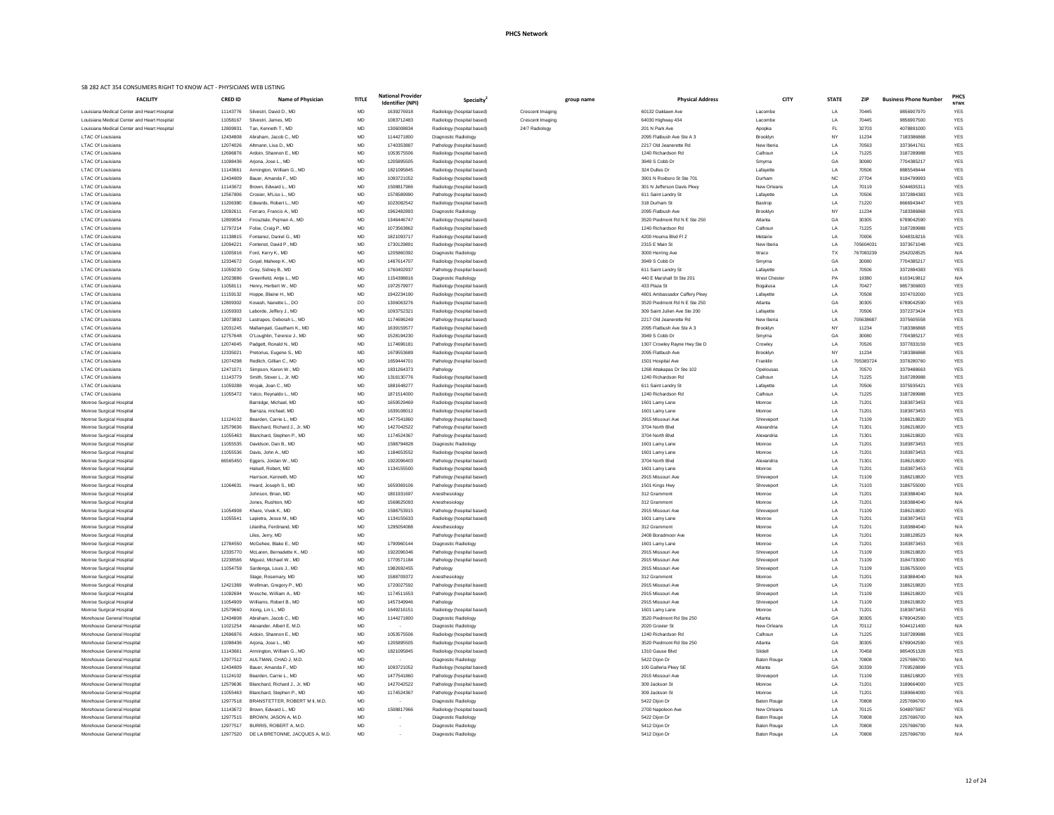# PHCS Network

SB 282 ACT 354 CONSUMERS RIGHT TO KNOW ACT - PHYSICIANS WEB LISTING

| FACILITY | CRED ID | Name of Physician | TITLE | National Provider Identifier (NPI) | Specialty[2] | group name | Physical Address | CITY | STATE | ZIP | Business Phone Number | PHCS NTWK |
|---|---|---|---|---|---|---|---|---|---|---|---|---|
| Louisiana Medical Center and Heart Hospital | 11143776 | Silvestri, David D., MD | MD | 1639276918 | Radiology (hospital based) | Crescent Imaging | 60132 Oaklawn Ave | Lacombe | LA | 70445 | 9856907970 | YES |
| Louisiana Medical Center and Heart Hospital | 11058167 | Silvestri, James, MD | MD | 1083712483 | Radiology (hospital based) | Crescent Imaging | 64030 Highway 434 | Lacombe | LA | 70445 | 9856907500 | YES |
| Louisiana Medical Center and Heart Hospital | 12809931 | Tan, Kenneth T., MD | MD | 1306008834 | Radiology (hospital based) | 24/7 Radiology | 201 N Park Ave | Apopka | FL | 32703 | 4078891000 | YES |
| LTAC Of Louisiana | 12434808 | Abraham, Jacob C., MD | MD | 1144271800 | Diagnostic Radiology | | 2095 Flatbush Ave Ste A 3 | Brooklyn | NY | 11234 | 7183386868 | YES |
| LTAC Of Louisiana | 12074026 | Altmann, Lisa D., MD | MD | 1740353887 | Pathology (hospital based) | | 2217 Old Jeanerette Rd | New Iberia | LA | 70563 | 3373641761 | YES |
| LTAC Of Louisiana | 12696876 | Ardoin, Shannon E., MD | MD | 1053575506 | Radiology (hospital based) | | 1240 Richardson Rd | Calhoun | LA | 71225 | 3187289988 | YES |
| LTAC Of Louisiana | 11098436 | Arjona, Jose L., MD | MD | 1205895505 | Radiology (hospital based) | | 3949 S Cobb Dr | Smyrna | GA | 30080 | 7704385217 | YES |
| LTAC Of Louisiana | 11143661 | Armington, William G., MD | MD | 1821095845 | Radiology (hospital based) | | 324 Dulles Dr | Lafayette | LA | 70506 | 8885548444 | YES |
| LTAC Of Louisiana | 12434809 | Bauer, Amanda F., MD | MD | 1093721052 | Radiology (hospital based) | | 3901 N Roxboro St Ste 701 | Durham | NC | 27704 | 9194799993 | YES |
| LTAC Of Louisiana | 11143672 | Brown, Edward L., MD | MD | 1508817966 | Radiology (hospital based) | | 301 N Jefferson Davis Pkwy | New Orleans | LA | 70119 | 5044835311 | YES |
| LTAC Of Louisiana | 12567806 | Crosier, M'Liss L., MD | MD | 1578589990 | Pathology (hospital based) | | 611 Saint Landry St | Lafayette | LA | 70506 | 3372894383 | YES |
| LTAC Of Louisiana | 11206380 | Edwards, Robert L., MD | MD | 1023082542 | Radiology (hospital based) | | 318 Durham St | Bastrop | LA | 71220 | 8666943447 | YES |
| LTAC Of Louisiana | 12092611 | Ferraro, Francis A., MD | MD | 1962482893 | Diagnostic Radiology | | 2095 Flatbush Ave | Brooklyn | NY | 11234 | 7183386868 | YES |
| LTAC Of Louisiana | 12809054 | Firouztale, Pejman A., MD | MD | 1346446747 | Radiology (hospital based) | | 3520 Piedmont Rd N E Ste 250 | Atlanta | GA | 30305 | 6789042590 | YES |
| LTAC Of Louisiana | 12797214 | Folse, Craig P., MD | MD | 1073563862 | Radiology (hospital based) | | 1240 Richardson Rd | Calhoun | LA | 71225 | 3187289988 | YES |
| LTAC Of Louisiana | 11138815 | Fontanez, Daniel G., MD | MD | 1821093717 | Radiology (hospital based) | | 4200 Houma Blvd Fl 2 | Metairie | LA | 70006 | 5048318216 | YES |
| LTAC Of Louisiana | 12094221 | Fonteriot, David P., MD | MD | 1730129891 | Radiology (hospital based) | | 2315 E Main St | New Iberia | LA | 705604031 | 3373671048 | YES |
| LTAC Of Louisiana | 11005916 | Ford, Kerry K., MD | MD | 1205860392 | Diagnostic Radiology | | 3000 Herring Ave | Waco | TX | 767083239 | 2542028525 | N/A |
| LTAC Of Louisiana | 12334672 | Goyal, Maheep K., MD | MD | 1487614707 | Radiology (hospital based) | | 3949 S Cobb Dr | Smyrna | GA | 30080 | 7704385217 | YES |
| LTAC Of Louisiana | 11059230 | Gray, Sidney B., MD | MD | 1760402937 | Pathology (hospital based) | | 611 Saint Landry St | Lafayette | LA | 70506 | 3372894383 | YES |
| LTAC Of Louisiana | 12023886 | Greenfield, Antje L., MD | MD | 1154398816 | Diagnostic Radiology | | 440 E Marshall St Ste 201 | West Chester | PA | 19380 | 6103419812 | N/A |
| LTAC Of Louisiana | 11058111 | Henry, Herbert W., MD | MD | 1972579977 | Radiology (hospital based) | | 433 Plaza St | Bogalusa | LA | 70427 | 9857306803 | YES |
| LTAC Of Louisiana | 11159132 | Hoppe, Blaine H., MD | MD | 1942234190 | Radiology (hospital based) | | 4801 Ambassador Caffery Pkwy | Lafayette | LA | 70508 | 3374702000 | YES |
| LTAC Of Louisiana | 12809302 | Kovash, Nanette L., DO | DO | 1306063276 | Radiology (hospital based) | | 3520 Piedmont Rd N E Ste 250 | Atlanta | GA | 30305 | 6789042590 | YES |
| LTAC Of Louisiana | 11059303 | Laborde, Jeffery J., MD | MD | 1093752321 | Radiology (hospital based) | | 309 Saint Julien Ave Ste 200 | Lafayette | LA | 70506 | 3372373424 | YES |
| LTAC Of Louisiana | 12073892 | Lastrapes, Deborah L., MD | MD | 1174696249 | Pathology (hospital based) | | 2217 Old Jeanerette Rd | New Iberia | LA | 705638687 | 3375605558 | YES |
| LTAC Of Louisiana | 12031245 | Mallampati, Gautham K., MD | MD | 1639159577 | Radiology (hospital based) | | 2095 Flatbush Ave Ste A 3 | Brooklyn | NY | 11234 | 7183386868 | YES |
| LTAC Of Louisiana | 12757648 | O'Loughlin, Terence J., MD | MD | 1528194230 | Radiology (hospital based) | | 3949 S Cobb Dr | Smyrna | GA | 30080 | 7704385217 | YES |
| LTAC Of Louisiana | 12074045 | Padgett, Ronald N., MD | MD | 1174696181 | Radiology (hospital based) | | 1307 Crowley Rayne Hwy Ste D | Crowley | LA | 70526 | 3377833159 | YES |
| LTAC Of Louisiana | 12335021 | Pretorius, Eugene S., MD | MD | 1679553689 | Radiology (hospital based) | | 2095 Flatbush Ave | Brooklyn | NY | 11234 | 7183386868 | YES |
| LTAC Of Louisiana | 12074298 | Redlich, Gillian C., MD | MD | 1659444701 | Pathology (hospital based) | | 1501 Hospital Ave | Franklin | LA | 705383724 | 3378280760 | YES |
| LTAC Of Louisiana | 12471071 | Simpson, Karen W., MD | MD | 1831264373 | Pathology | | 1268 Attakapas Dr Ste 102 | Opelousas | LA | 70570 | 3379488663 | YES |
| LTAC Of Louisiana | 11143779 | Smith, Stover L., Jr, MD | MD | 1316130776 | Radiology (hospital based) | | 1240 Richardson Rd | Calhoun | LA | 71225 | 3187289988 | YES |
| LTAC Of Louisiana | 11059288 | Wojak, Joan C., MD | MD | 1881648277 | Radiology (hospital based) | | 611 Saint Landry St | Lafayette | LA | 70506 | 3375935421 | YES |
| LTAC Of Louisiana | 11055472 | Yatco, Reynaldo L., MD | MD | 1871514000 | Radiology (hospital based) | | 1240 Richardson Rd | Calhoun | LA | 71225 | 3187289988 | YES |
| Monroe Surgical Hospital | | Barnidge, Michael, MD | MD | 1659529469 | Radiology (hospital based) | | 1601 Lamy Lane | Monroe | LA | 71201 | 3183873453 | YES |
| Monroe Surgical Hospital | | Barraza, michael, MD | MD | 1639108012 | Radiology (hospital based) | | 1601 Lamy Lane | Monroe | LA | 71201 | 3183873453 | YES |
| Monroe Surgical Hospital | 11124102 | Bearden, Carrie L., MD | MD | 1477541860 | Pathology (hospital based) | | 2915 Missouri Ave | Shreveport | LA | 71109 | 3186218820 | YES |
| Monroe Surgical Hospital | 12579636 | Blanchard, Richard J., Jr, MD | MD | 1427042522 | Pathology (hospital based) | | 3704 North Blvd | Alexandria | LA | 71301 | 3186218820 | YES |
| Monroe Surgical Hospital | 11055463 | Blanchard, Stephen P., MD | MD | 1174524367 | Pathology (hospital based) | | 3704 North Blvd | Alexandria | LA | 71301 | 3186218820 | YES |
| Monroe Surgical Hospital | 11055535 | Davidson, Dan B., MD | MD | 1598794828 | Diagnostic Radiology | | 1601 Lamy Lane | Monroe | LA | 71201 | 3183873453 | YES |
| Monroe Surgical Hospital | 11055536 | Davis, John A., MD | MD | 1184653552 | Radiology (hospital based) | | 1601 Lamy Lane | Monroe | LA | 71201 | 3183873453 | YES |
| Monroe Surgical Hospital | 66565450 | Eggers, Jordan W., MD | MD | 1922096403 | Pathology (hospital based) | | 3704 North Blvd | Alexandria | LA | 71301 | 3186218820 | YES |
| Monroe Surgical Hospital | | Halsell, Robert, MD | MD | 1134155500 | Radiology (hospital based) | | 1601 Lamy Lane | Monroe | LA | 71201 | 3183873453 | YES |
| Monroe Surgical Hospital | | Harrison, Kenneth, MD | MD | | Pathology (hospital based) | | 2915 Missouri Ave | Shreveport | LA | 71109 | 3186218820 | YES |
| Monroe Surgical Hospital | 11064631 | Heard, Joseph S., MD | MD | 1659369106 | Pathology (hospital based) | | 1501 Kings Hwy | Shreveport | LA | 71103 | 3186755000 | YES |
| Monroe Surgical Hospital | | Johnson, Brian, MD | MD | 1801931697 | Anesthesiology | | 312 Grammont | Monroe | LA | 71201 | 3183884040 | N/A |
| Monroe Surgical Hospital | | Jones, Rushton, MD | MD | 1568625093 | Anesthesiology | | 312 Grammont | Monroe | LA | 71201 | 3183884040 | N/A |
| Monroe Surgical Hospital | 11054908 | Khare, Vivek K., MD | MD | 1598753915 | Pathology (hospital based) | | 2915 Missouri Ave | Shreveport | LA | 71109 | 3186218820 | YES |
| Monroe Surgical Hospital | 11055541 | Lapietra, Jesse M., MD | MD | 1134155633 | Radiology (hospital based) | | 1601 Lamy Lane | Monroe | LA | 71201 | 3183873453 | YES |
| Monroe Surgical Hospital | | Lilantha, Ferdinand, MD | MD | 1295054088 | Anesthesiology | | 312 Grammont | Monroe | LA | 71201 | 3183884040 | N/A |
| Monroe Surgical Hospital | | Liles, Jerry, MD | MD | | Pathology (hospital based) | | 2408 Boradmoor Ave | Monroe | LA | 71201 | 3188128523 | N/A |
| Monroe Surgical Hospital | 12784550 | McGehee, Blake E., MD | MD | 1790960144 | Diagnostic Radiology | | 1601 Lamy Lane | Monroe | LA | 71201 | 3183873453 | YES |
| Monroe Surgical Hospital | 12335770 | McLaren, Bernadette K., MD | MD | 1922096346 | Pathology (hospital based) | | 2915 Missouri Ave | Shreveport | LA | 71109 | 3186218820 | YES |
| Monroe Surgical Hospital | 12238566 | Miguez, Michael W., MD | MD | 1770571184 | Pathology (hospital based) | | 2915 Missouri Ave | Shreveport | LA | 71109 | 3184733000 | YES |
| Monroe Surgical Hospital | 11054759 | Sardenga, Louis J., MD | MD | 1982692455 | Pathology | | 2915 Missouri Ave | Shreveport | LA | 71109 | 3186755000 | YES |
| Monroe Surgical Hospital | | Stage, Rosemary, MD | MD | 1588709372 | Anesthesiology | | 312 Grammont | Monroe | LA | 71201 | 3183884040 | N/A |
| Monroe Surgical Hospital | 12421369 | Wellman, Gregory P., MD | MD | 1720027592 | Pathology (hospital based) | | 2915 Missouri Ave | Shreveport | LA | 71109 | 3186218820 | YES |
| Monroe Surgical Hospital | 11092694 | Wesche, William A., MD | MD | 1174511653 | Pathology (hospital based) | | 2915 Missouri Ave | Shreveport | LA | 71109 | 3186218820 | YES |
| Monroe Surgical Hospital | 11054909 | Williams, Robert B., MD | MD | 1457349946 | Pathology | | 2915 Missouri Ave | Shreveport | LA | 71109 | 3186218820 | YES |
| Monroe Surgical Hospital | 12579660 | Xiong, Lin L., MD | MD | 1649216151 | Radiology (hospital based) | | 1601 Lamy Lane | Monroe | LA | 71201 | 3183873453 | YES |
| Morehouse General Hospital | 12434808 | Abraham, Jacob C., MD | MD | 1144271800 | Diagnostic Radiology | | 3520 Piedmont Rd Ste 250 | Atlanta | GA | 30305 | 6789042590 | YES |
| Morehouse General Hospital | 11021254 | Alexander, Albert E, M.D. | MD | - | Diagnostic Radiology | | 2020 Gravier St | New Orleans | LA | 70112 | 5044121400 | N/A |
| Morehouse General Hospital | 12696876 | Ardoin, Shannon E., MD | MD | 1053575506 | Radiology (hospital based) | | 1240 Richardson Rd | Calhoun | LA | 71225 | 3187289988 | YES |
| Morehouse General Hospital | 11098436 | Arjona, Jose L., MD | MD | 1205895505 | Radiology (hospital based) | | 3520 Piedmont Rd Ste 250 | Atlanta | GA | 30305 | 6789042590 | YES |
| Morehouse General Hospital | 11143661 | Armington, William G., MD | MD | 1821095845 | Radiology (hospital based) | | 1310 Gause Blvd | Slidell | LA | 70458 | 9854051328 | YES |
| Morehouse General Hospital | 12977512 | AULTMAN, CHAD J, M.D. | MD | - | Diagnostic Radiology | | 5422 Dijon Dr | Baton Rouge | LA | 70808 | 2257696700 | N/A |
| Morehouse General Hospital | 12434809 | Bauer, Amanda F., MD | MD | 1093721052 | Radiology (hospital based) | | 100 Galleria Pkwy SE | Atlanta | GA | 30339 | 7709528899 | YES |
| Morehouse General Hospital | 11124102 | Bearden, Carrie L., MD | MD | 1477541860 | Pathology (hospital based) | | 2915 Missouri Ave | Shreveport | LA | 71109 | 3186218820 | YES |
| Morehouse General Hospital | 12579636 | Blanchard, Richard J., Jr, MD | MD | 1427042522 | Pathology (hospital based) | | 309 Jackson St | Monroe | LA | 71201 | 3189664000 | YES |
| Morehouse General Hospital | 11055463 | Blanchard, Stephen P., MD | MD | 1174524367 | Pathology (hospital based) | | 309 Jackson St | Monroe | LA | 71201 | 3189664000 | YES |
| Morehouse General Hospital | 12977518 | BRANSTETTER, ROBERT M II, M.D. | MD | - | Diagnostic Radiology | | 5422 Dijon Dr | Baton Rouge | LA | 70808 | 2257696700 | N/A |
| Morehouse General Hospital | 11143672 | Brown, Edward L., MD | MD | 1508817966 | Radiology (hospital based) | | 2700 Napoleon Ave | New Orleans | LA | 70115 | 5048975957 | YES |
| Morehouse General Hospital | 12977515 | BROWN, JASON A, M.D. | MD | - | Diagnostic Radiology | | 5422 Dijon Dr | Baton Rouge | LA | 70808 | 2257696700 | N/A |
| Morehouse General Hospital | 12977517 | BURRIS, ROBERT A, M.D. | MD | - | Diagnostic Radiology | | 5412 Dijon Dr | Baton Rouge | LA | 70808 | 2257696700 | N/A |
| Morehouse General Hospital | 12977520 | DE LA BRETONNE, JACQUES A, M.D. | MD | - | Diagnostic Radiology | | 5412 Dijon Dr | Baton Rouge | LA | 70808 | 2257696700 | N/A |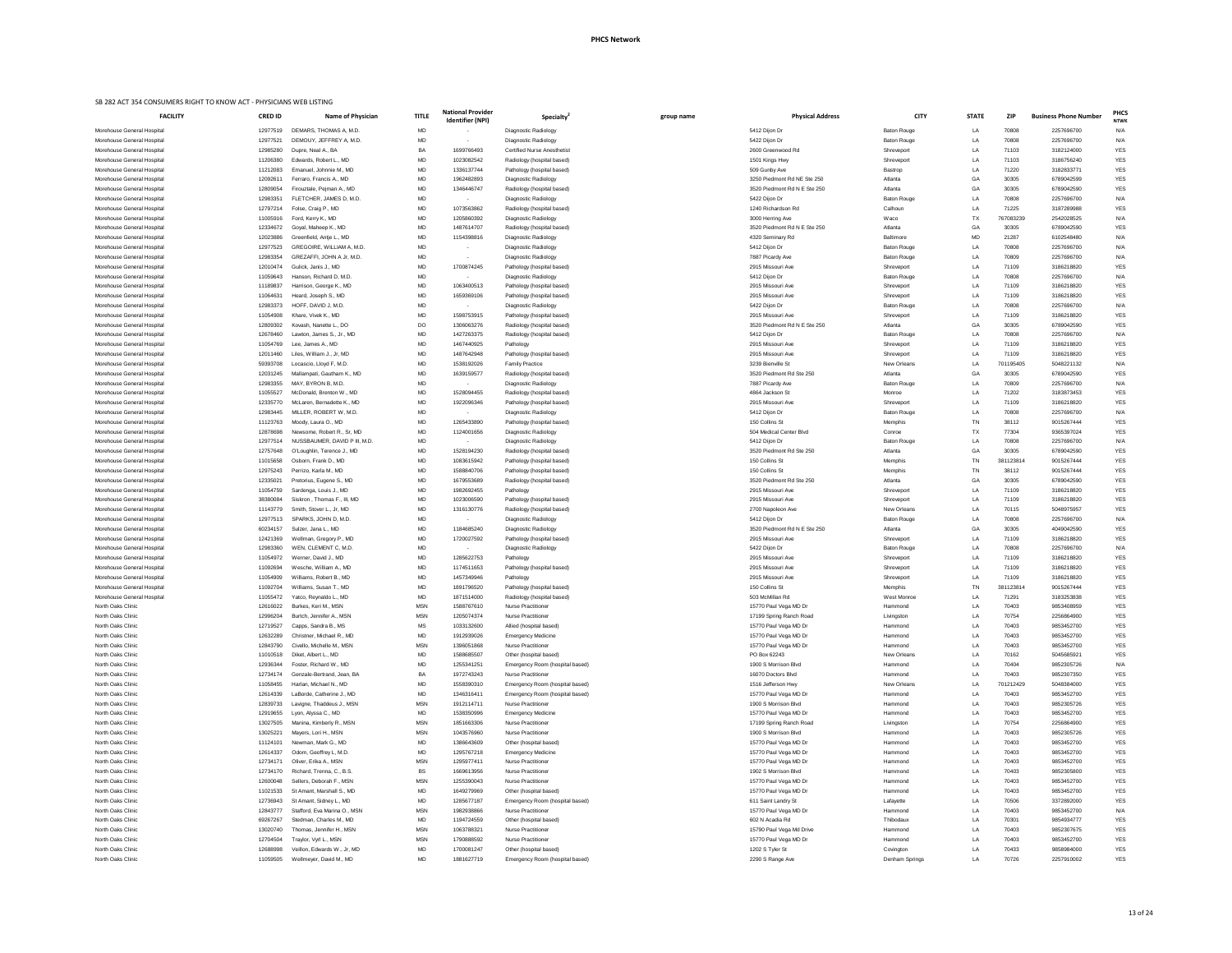# PHCS Network

SB 282 ACT 354 CONSUMERS RIGHT TO KNOW ACT - PHYSICIANS WEB LISTING

| FACILITY | CRED ID | Name of Physician | TITLE | National Provider Identifier (NPI) | Specialty[2] | group name | Physical Address | CITY | STATE | ZIP | Business Phone Number | PHCS NTWK |
|---|---|---|---|---|---|---|---|---|---|---|---|---|
| Morehouse General Hospital | 12977519 | DEMARS, THOMAS A, M.D. | MD | - | Diagnostic Radiology | | 5412 Dijon Dr | Baton Rouge | LA | 70808 | 2257696700 | N/A |
| Morehouse General Hospital | 12977521 | DEMOUY, JEFFREY A, M.D. | MD | - | Diagnostic Radiology | | 5422 Dijon Dr | Baton Rouge | LA | 70808 | 2257696700 | N/A |
| Morehouse General Hospital | 12985280 | Dupre, Neal A., BA | BA | 1699766493 | Certified Nurse Anesthetist | | 2600 Greenwood Rd | Shreveport | LA | 71103 | 3182124000 | YES |
| Morehouse General Hospital | 11206380 | Edwards, Robert L., MD | MD | 1023082542 | Radiology (hospital based) | | 1501 Kings Hwy | Shreveport | LA | 71103 | 3186756240 | YES |
| Morehouse General Hospital | 11212083 | Emanuel, Johnnie M., MD | MD | 1336137744 | Pathology (hospital based) | | 509 Gunby Ave | Bastrop | LA | 71220 | 3182833771 | YES |
| Morehouse General Hospital | 12092611 | Ferraro, Francis A., MD | MD | 1962482893 | Diagnostic Radiology | | 3250 Piedmont Rd NE Ste 250 | Atlanta | GA | 30305 | 6789042599 | YES |
| Morehouse General Hospital | 12809054 | Firouztale, Pejman A., MD | MD | 1346446747 | Radiology (hospital based) | | 3520 Piedmont Rd N E Ste 250 | Atlanta | GA | 30305 | 6789042590 | YES |
| Morehouse General Hospital | 12983351 | FLETCHER, JAMES D, M.D. | MD | - | Diagnostic Radiology | | 5422 Dijon Dr | Baton Rouge | LA | 70808 | 2257696700 | N/A |
| Morehouse General Hospital | 12797214 | Folse, Craig P., MD | MD | 1073563862 | Radiology (hospital based) | | 1240 Richardson Rd | Calhoun | LA | 71225 | 3187289988 | YES |
| Morehouse General Hospital | 11005916 | Ford, Kerry K., MD | MD | 1205860392 | Diagnostic Radiology | | 3000 Herring Ave | Waco | TX | 767083239 | 2542028525 | N/A |
| Morehouse General Hospital | 12334672 | Goyal, Maheep K., MD | MD | 1487614707 | Radiology (hospital based) | | 3520 Piedmont Rd N E Ste 250 | Atlanta | GA | 30305 | 6789042590 | YES |
| Morehouse General Hospital | 12023886 | Greenfield, Antje L., MD | MD | 1154398816 | Diagnostic Radiology | | 4320 Seminary Rd | Baltimore | MD | 21287 | 6102548480 | N/A |
| Morehouse General Hospital | 12977523 | GREGOIRE, WILLIAM A, M.D. | MD | - | Diagnostic Radiology | | 5412 Dijon Dr | Baton Rouge | LA | 70808 | 2257696700 | N/A |
| Morehouse General Hospital | 12983354 | GREZAFFI, JOHN A Jr, M.D. | MD | - | Diagnostic Radiology | | 7887 Picardy Ave | Baton Rouge | LA | 70809 | 2257696700 | N/A |
| Morehouse General Hospital | 12010474 | Gulick, Janis J., MD | MD | 1700874245 | Pathology (hospital based) | | 2915 Missouri Ave | Shreveport | LA | 71109 | 3186218820 | YES |
| Morehouse General Hospital | 11050643 | Hanson, Richard D, M.D. | MD | - | Diagnostic Radiology | | 5412 Dijon Dr | Baton Rouge | LA | 70808 | 2257696700 | N/A |
| Morehouse General Hospital | 11189837 | Harrison, George K., MD | MD | 1063400513 | Pathology (hospital based) | | 2915 Missouri Ave | Shreveport | LA | 71109 | 3186218820 | YES |
| Morehouse General Hospital | 11064631 | Heard, Joseph S., MD | MD | 1659369106 | Pathology (hospital based) | | 2915 Missouri Ave | Shreveport | LA | 71109 | 3186218820 | YES |
| Morehouse General Hospital | 12983373 | HOFF, DAVID J, M.D. | MD | - | Diagnostic Radiology | | 5422 Dijon Dr | Baton Rouge | LA | 70808 | 2257696700 | N/A |
| Morehouse General Hospital | 11054908 | Khare, Vivek K., MD | MD | 1598753915 | Pathology (hospital based) | | 2915 Missouri Ave | Shreveport | LA | 71109 | 3186218820 | YES |
| Morehouse General Hospital | 12809302 | Kovash, Nanette L., DO | DO | 1306063276 | Radiology (hospital based) | | 3520 Piedmont Rd N E Ste 250 | Atlanta | GA | 30305 | 6789042590 | YES |
| Morehouse General Hospital | 12678460 | Lawton, James S., Jr., MD | MD | 1427263375 | Radiology (hospital based) | | 5412 Dijon Dr | Baton Rouge | LA | 70808 | 2257696700 | N/A |
| Morehouse General Hospital | 11054769 | Lee, James A., MD | MD | 1467440925 | Pathology | | 2915 Missouri Ave | Shreveport | LA | 71109 | 3186218820 | YES |
| Morehouse General Hospital | 12011460 | Liles, William J., Jr, MD | MD | 1487642948 | Pathology (hospital based) | | 2915 Missouri Ave | Shreveport | LA | 71109 | 3186218820 | YES |
| Morehouse General Hospital | 59393708 | Locascio, Lloyd F, M.D. | MD | 1538192026 | Family Practice | | 3239 Bienville St | New Orleans | LA | 701195405 | 5048221132 | N/A |
| Morehouse General Hospital | 12031245 | Mallampati, Gautham K., MD | MD | 1639159577 | Radiology (hospital based) | | 3520 Piedmont Rd Ste 250 | Atlanta | GA | 30305 | 6789042590 | YES |
| Morehouse General Hospital | 12983355 | MAY, BYRON B, M.D. | MD | - | Diagnostic Radiology | | 7887 Picardy Ave | Baton Rouge | LA | 70809 | 2257696700 | N/A |
| Morehouse General Hospital | 11055527 | McDonald, Brenton W., MD | MD | 1528094455 | Radiology (hospital based) | | 4864 Jackson St | Monroe | LA | 71202 | 3183873453 | YES |
| Morehouse General Hospital | 12335770 | McLaren, Bernadette K., MD | MD | 1922096346 | Pathology (hospital based) | | 2915 Missouri Ave | Shreveport | LA | 71109 | 3186218820 | YES |
| Morehouse General Hospital | 12983445 | MILLER, ROBERT W, M.D. | MD | - | Diagnostic Radiology | | 5412 Dijon Dr | Baton Rouge | LA | 70808 | 2257696700 | N/A |
| Morehouse General Hospital | 11123763 | Moody, Laura O., MD | MD | 1265433890 | Pathology (hospital based) | | 150 Collins St | Memphis | TN | 38112 | 9015267444 | YES |
| Morehouse General Hospital | 12878698 | Newsome, Robert R., Sr, MD | MD | 1124001656 | Diagnostic Radiology | | 504 Medical Center Blvd | Conroe | TX | 77304 | 9365397024 | YES |
| Morehouse General Hospital | 12977514 | NUSSBAUMER, DAVID P III, M.D. | MD | - | Diagnostic Radiology | | 5412 Dijon Dr | Baton Rouge | LA | 70808 | 2257696700 | N/A |
| Morehouse General Hospital | 12757648 | O'Loughlin, Terence J., MD | MD | 1528194230 | Radiology (hospital based) | | 3520 Piedmont Rd Ste 250 | Atlanta | GA | 30305 | 6789042590 | YES |
| Morehouse General Hospital | 11015658 | Osborn, Frank D., MD | MD | 1083615942 | Pathology (hospital based) | | 150 Collins St | Memphis | TN | 381123814 | 9015267444 | YES |
| Morehouse General Hospital | 12975243 | Perrizo, Karla M., MD | MD | 1588840706 | Pathology (hospital based) | | 150 Collins St | Memphis | TN | 38112 | 9015267444 | YES |
| Morehouse General Hospital | 12335021 | Pretorius, Eugene S., MD | MD | 1679553689 | Radiology (hospital based) | | 3520 Piedmont Rd Ste 250 | Atlanta | GA | 30305 | 6789042590 | YES |
| Morehouse General Hospital | 11054759 | Sardenga, Louis J., MD | MD | 1982692455 | Pathology | | 2915 Missouri Ave | Shreveport | LA | 71109 | 3186218820 | YES |
| Morehouse General Hospital | 38380084 | Siskron , Thomas F., III, MD | MD | 1023006590 | Pathology (hospital based) | | 2915 Missouri Ave | Shreveport | LA | 71109 | 3186218820 | YES |
| Morehouse General Hospital | 11143779 | Smith, Stover L., Jr, MD | MD | 1316130776 | Radiology (hospital based) | | 2700 Napoleon Ave | New Orleans | LA | 70115 | 5048975957 | YES |
| Morehouse General Hospital | 12977513 | SPARKS, JOHN D, M.D. | MD | - | Diagnostic Radiology | | 5412 Dijon Dr | Baton Rouge | LA | 70808 | 2257696700 | N/A |
| Morehouse General Hospital | 60234157 | Sulzer, Jana L., MD | MD | 1184685240 | Diagnostic Radiology | | 3520 Piedmont Rd N E Ste 250 | Atlanta | GA | 30305 | 4049042590 | YES |
| Morehouse General Hospital | 12421369 | Wellman, Gregory P., MD | MD | 1720027592 | Pathology (hospital based) | | 2915 Missouri Ave | Shreveport | LA | 71109 | 3186218820 | YES |
| Morehouse General Hospital | 12983360 | WEN, CLEMENT C, M.D. | MD | - | Diagnostic Radiology | | 5422 Dijon Dr | Baton Rouge | LA | 70808 | 2257696700 | N/A |
| Morehouse General Hospital | 11054972 | Werner, David J., MD | MD | 1285622753 | Pathology | | 2915 Missouri Ave | Shreveport | LA | 71109 | 3186218820 | YES |
| Morehouse General Hospital | 11092694 | Wesche, William A., MD | MD | 1174511653 | Pathology (hospital based) | | 2915 Missouri Ave | Shreveport | LA | 71109 | 3186218820 | YES |
| Morehouse General Hospital | 11054909 | Williams, Robert B., MD | MD | 1457349946 | Pathology | | 2915 Missouri Ave | Shreveport | LA | 71109 | 3186218820 | YES |
| Morehouse General Hospital | 11092704 | Williams, Susan T., MD | MD | 1891796520 | Pathology (hospital based) | | 150 Collins St | Memphis | TN | 381123814 | 9015267444 | YES |
| Morehouse General Hospital | 11055472 | Yatco, Reynaldo L., MD | MD | 1871514000 | Radiology (hospital based) | | 503 McMillan Rd | West Monroe | LA | 71291 | 3183253838 | YES |
| North Oaks Clinic | 12616022 | Burkes, Keri M., MSN | MSN | 1588767610 | Nurse Practitioner | | 15770 Paul Vega MD Dr | Hammond | LA | 70403 | 9853408959 | YES |
| North Oaks Clinic | 12996204 | Burtch, Jennifer A., MSN | MSN | 1205074374 | Nurse Practitioner | | 17199 Spring Ranch Road | Livingston | LA | 70754 | 2256864900 | YES |
| North Oaks Clinic | 12719527 | Capps, Sandra B., MS | MS | 1033132600 | Allied (hospital based) | | 15770 Paul Vega MD Dr | Hammond | LA | 70403 | 9853452700 | YES |
| North Oaks Clinic | 12632289 | Christner, Michael R., MD | MD | 1912939026 | Emergency Medicine | | 15770 Paul Vega MD Dr | Hammond | LA | 70403 | 9853452700 | YES |
| North Oaks Clinic | 12843790 | Civello, Michelle M., MSN | MSN | 1396051868 | Nurse Practitioner | | 15770 Paul Vega MD Dr | Hammond | LA | 70403 | 9853452700 | YES |
| North Oaks Clinic | 11010518 | Diket, Albert L., MD | MD | 1588685507 | Other (hospital based) | | PO Box 62243 | New Orleans | LA | 70162 | 5045685921 | YES |
| North Oaks Clinic | 12936344 | Foster, Richard W., MD | MD | 1255341251 | Emergency Room (hospital based) | | 1900 S Morrison Blvd | Hammond | LA | 70404 | 9852305726 | N/A |
| North Oaks Clinic | 12734174 | Genzale-Bertrand, Jean, BA | BA | 1972743243 | Nurse Practitioner | | 16070 Doctors Blvd | Hammond | LA | 70403 | 9852307350 | YES |
| North Oaks Clinic | 11058455 | Harlan, Michael N., MD | MD | 1558390310 | Emergency Room (hospital based) | | 1516 Jefferson Hwy | New Orleans | LA | 701212429 | 5048384000 | YES |
| North Oaks Clinic | 12614339 | LaBorde, Catherine J., MD | MD | 1346316411 | Emergency Room (hospital based) | | 15770 Paul Vega MD Dr | Hammond | LA | 70403 | 9853452700 | YES |
| North Oaks Clinic | 12839733 | Lavigne, Thaddeus J., MSN | MSN | 1912114711 | Nurse Practitioner | | 1900 S Morrison Blvd | Hammond | LA | 70403 | 9852305726 | YES |
| North Oaks Clinic | 12919655 | Lyon, Alyssa C., MD | MD | 1538350996 | Emergency Medicine | | 15770 Paul Vega MD Dr | Hammond | LA | 70403 | 9853452700 | YES |
| North Oaks Clinic | 13027505 | Manina, Kimberly R., MSN | MSN | 1851663306 | Nurse Practitioner | | 17199 Spring Ranch Road | Livingston | LA | 70754 | 2256864900 | YES |
| North Oaks Clinic | 13025221 | Mayers, Lori H., MSN | MSN | 1043576960 | Nurse Practitioner | | 1900 S Morrison Blvd | Hammond | LA | 70403 | 9852305726 | YES |
| North Oaks Clinic | 11124101 | Newman, Mark G., MD | MD | 1386643609 | Other (hospital based) | | 15770 Paul Vega MD Dr | Hammond | LA | 70403 | 9853452700 | YES |
| North Oaks Clinic | 12614337 | Odom, Geoffrey L, M.D. | MD | 1295767218 | Emergency Medicine | | 15770 Paul Vega MD Dr | Hammond | LA | 70403 | 9853452700 | YES |
| North Oaks Clinic | 12734171 | Oliver, Erika A., MSN | MSN | 1295977411 | Nurse Practitioner | | 15770 Paul Vega MD Dr | Hammond | LA | 70403 | 9853452700 | YES |
| North Oaks Clinic | 12734170 | Richard, Trenna, C., B.S. | BS | 1669613956 | Nurse Practitioner | | 1902 S Morrison Blvd | Hammond | LA | 70403 | 9852305800 | YES |
| North Oaks Clinic | 12600048 | Sellers, Deborah F., MSN | MSN | 1255390043 | Nurse Practitioner | | 15770 Paul Vega MD Dr | Hammond | LA | 70403 | 9853452700 | YES |
| North Oaks Clinic | 11021533 | St Amant, Marshall S., MD | MD | 1649279969 | Other (hospital based) | | 15770 Paul Vega MD Dr | Hammond | LA | 70403 | 9853452700 | YES |
| North Oaks Clinic | 12736943 | St Amant, Sidney L., MD | MD | 1285677187 | Emergency Room (hospital based) | | 611 Saint Landry St | Lafayette | LA | 70506 | 3372892000 | YES |
| North Oaks Clinic | 12843777 | Stafford, Eva Marina O., MSN | MSN | 1982938866 | Nurse Practitioner | | 15770 Paul Vega MD Dr | Hammond | LA | 70403 | 9853452700 | N/A |
| North Oaks Clinic | 69267267 | Stedman, Charles M., MD | MD | 1194724559 | Other (hospital based) | | 602 N Acadia Rd | Thibodaux | LA | 70301 | 9854934777 | YES |
| North Oaks Clinic | 13020740 | Thomas, Jennifer H., MSN | MSN | 1063788321 | Nurse Practitioner | | 15790 Paul Vega Md Drive | Hammond | LA | 70403 | 9852307675 | YES |
| North Oaks Clinic | 12704504 | Traylor, Vyrl L., MSN | MSN | 1790888592 | Nurse Practitioner | | 15770 Paul Vega MD Dr | Hammond | LA | 70403 | 9853452700 | YES |
| North Oaks Clinic | 12688998 | Veillon, Edwards W., Jr, MD | MD | 1700081247 | Other (hospital based) | | 1202 S Tyler St | Covington | LA | 70433 | 9858984000 | YES |
| North Oaks Clinic | 11059505 | Wellmeyer, David M., MD | MD | 1881627719 | Emergency Room (hospital based) | | 2290 S Range Ave | Denham Springs | LA | 70726 | 2257910002 | YES |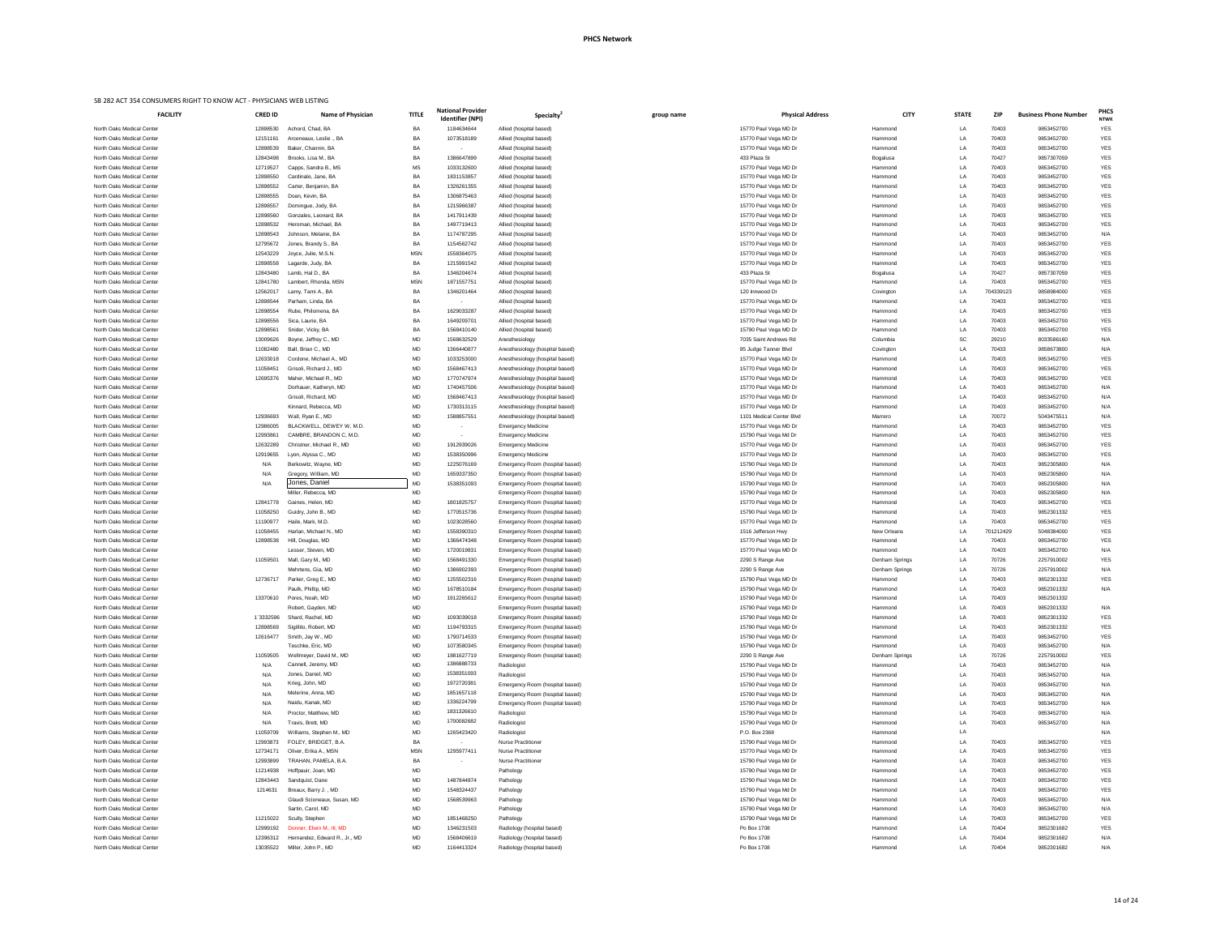# PHCS Network

SB 282 ACT 354 CONSUMERS RIGHT TO KNOW ACT - PHYSICIANS WEB LISTING

| FACILITY | CRED ID | Name of Physician | TITLE | National Provider Identifier (NPI) | Specialty[2] | group name | Physical Address | CITY | STATE | ZIP | Business Phone Number | PHCS NTWK |
|---|---|---|---|---|---|---|---|---|---|---|---|---|
| North Oaks Medical Center | 12898530 | Achord, Chad, BA | BA | 1184634644 | Allied (hospital based) | | 15770 Paul Vega MD Dr | Hammond | LA | 70403 | 9853452700 | YES |
| North Oaks Medical Center | 12151161 | Arceneaux, Leslie ., BA | BA | 1073518189 | Allied (hospital based) | | 15770 Paul Vega MD Dr | Hammond | LA | 70403 | 9853452700 | YES |
| North Oaks Medical Center | 12898539 | Baker, Channin, BA | BA | - | Allied (hospital based) | | 15770 Paul Vega MD Dr | Hammond | LA | 70403 | 9853452700 | YES |
| North Oaks Medical Center | 12843498 | Brooks, Lisa M., BA | BA | 1386647899 | Allied (hospital based) | | 433 Plaza St | Bogalusa | LA | 70427 | 9857307059 | YES |
| North Oaks Medical Center | 12719527 | Capps, Sandra B., MS | MS | 1033132600 | Allied (hospital based) | | 15770 Paul Vega MD Dr | Hammond | LA | 70403 | 9853452700 | YES |
| North Oaks Medical Center | 12898550 | Cardinale, Jane, BA | BA | 1831153857 | Allied (hospital based) | | 15770 Paul Vega MD Dr | Hammond | LA | 70403 | 9853452700 | YES |
| North Oaks Medical Center | 12898552 | Carter, Benjamin, BA | BA | 1326261355 | Allied (hospital based) | | 15770 Paul Vega MD Dr | Hammond | LA | 70403 | 9853452700 | YES |
| North Oaks Medical Center | 12898555 | Doan, Kevin, BA | BA | 1306875463 | Allied (hospital based) | | 15770 Paul Vega MD Dr | Hammond | LA | 70403 | 9853452700 | YES |
| North Oaks Medical Center | 12898557 | Domingue, Jody, BA | BA | 1215066387 | Allied (hospital based) | | 15770 Paul Vega MD Dr | Hammond | LA | 70403 | 9853452700 | YES |
| North Oaks Medical Center | 12898560 | Gonzales, Leonard, BA | BA | 1417911439 | Allied (hospital based) | | 15770 Paul Vega MD Dr | Hammond | LA | 70403 | 9853452700 | YES |
| North Oaks Medical Center | 12898532 | Heroman, Michael, BA | BA | 1497719413 | Allied (hospital based) | | 15770 Paul Vega MD Dr | Hammond | LA | 70403 | 9853452700 | YES |
| North Oaks Medical Center | 12898543 | Johnson, Melanie, BA | BA | 1174787295 | Allied (hospital based) | | 15770 Paul Vega MD Dr | Hammond | LA | 70403 | 9853452700 | N/A |
| North Oaks Medical Center | 12795672 | Jones, Brandy S., BA | BA | 1154562742 | Allied (hospital based) | | 15770 Paul Vega MD Dr | Hammond | LA | 70403 | 9853452700 | YES |
| North Oaks Medical Center | 12543229 | Joyce, Julie, M.S.N. | MSN | 1558364075 | Allied (hospital based) | | 15770 Paul Vega MD Dr | Hammond | LA | 70403 | 9853452700 | YES |
| North Oaks Medical Center | 12898558 | Lagarde, Judy, BA | BA | 1215991542 | Allied (hospital based) | | 15770 Paul Vega MD Dr | Hammond | LA | 70403 | 9853452700 | YES |
| North Oaks Medical Center | 12843480 | Lamb, Hal D., BA | BA | 1346204674 | Allied (hospital based) | | 433 Plaza St | Bogalusa | LA | 70427 | 9857307059 | YES |
| North Oaks Medical Center | 12841780 | Lambert, Rhonda, MSN | MSN | 1871557751 | Allied (hospital based) | | 15770 Paul Vega MD Dr | Hammond | LA | 70403 | 9853452700 | YES |
| North Oaks Medical Center | 12562017 | Lamy, Tami A., BA | BA | 1346201464 | Allied (hospital based) | | 120 Innwood Dr | Covington | LA | 704339123 | 9858984000 | YES |
| North Oaks Medical Center | 12898544 | Parham, Linda, BA | BA | - | Allied (hospital based) | | 15770 Paul Vega MD Dr | Hammond | LA | 70403 | 9853452700 | YES |
| North Oaks Medical Center | 12898554 | Rube, Philomena, BA | BA | 1629033287 | Allied (hospital based) | | 15770 Paul Vega MD Dr | Hammond | LA | 70403 | 9853452700 | YES |
| North Oaks Medical Center | 12898556 | Sica, Laurie, BA | BA | 1649209701 | Allied (hospital based) | | 15770 Paul Vega MD Dr | Hammond | LA | 70403 | 9853452700 | YES |
| North Oaks Medical Center | 12898561 | Snider, Vicky, BA | BA | 1568410140 | Allied (hospital based) | | 15790 Paul Vega MD Dr | Hammond | LA | 70403 | 9853452700 | YES |
| North Oaks Medical Center | 13009626 | Boyne, Jeffrey C., MD | MD | 1568632529 | Anesthesiology | | 7035 Saint Andrews Rd | Columbia | SC | 29210 | 8033586160 | N/A |
| North Oaks Medical Center | 11082480 | Ball, Brian C., MD | MD | 1366440877 | Anesthesiology (hospital based) | | 95 Judge Tanner Blvd | Covington | LA | 70433 | 9858673800 | N/A |
| North Oaks Medical Center | 12633018 | Cordone, Michael A., MD | MD | 1033253000 | Anesthesiology (hospital based) | | 15770 Paul Vega MD Dr | Hammond | LA | 70403 | 9853452700 | YES |
| North Oaks Medical Center | 11058451 | Grisoli, Richard J., MD | MD | 1568467413 | Anesthesiology (hospital based) | | 15770 Paul Vega MD Dr | Hammond | LA | 70403 | 9853452700 | YES |
| North Oaks Medical Center | 12695376 | Maher, Michael R., MD | MD | 1770747974 | Anesthesiology (hospital based) | | 15770 Paul Vega MD Dr | Hammond | LA | 70403 | 9853452700 | YES |
| North Oaks Medical Center | | Dorhauer, Katheryn, MD | MD | 1740457506 | Anesthesiology (hospital based) | | 15770 Paul Vega MD Dr | Hammond | LA | 70403 | 9853452700 | N/A |
| North Oaks Medical Center | | Grisoli, Richard, MD | MD | 1568467413 | Anesthesiology (hospital based) | | 15770 Paul Vega MD Dr | Hammond | LA | 70403 | 9853452700 | N/A |
| North Oaks Medical Center | | Kinnard, Rebecca, MD | MD | 1730313115 | Anesthesiology (hospital based) | | 15770 Paul Vega MD Dr | Hammond | LA | 70403 | 9853452700 | N/A |
| North Oaks Medical Center | 12936693 | Wall, Ryan E., MD | MD | 1588857551 | Anesthesiology (hospital based) | | 1101 Medical Center Blvd | Marrero | LA | 70072 | 5043475511 | N/A |
| North Oaks Medical Center | 12986005 | BLACKWELL, DEWEY W, M.D. | MD | - | Emergency Medicine | | 15770 Paul Vega MD Dr | Hammond | LA | 70403 | 9853452700 | YES |
| North Oaks Medical Center | 12993861 | CAMBRE, BRANDON C, M.D. | MD | - | Emergency Medicine | | 15790 Paul Vega Md Dr | Hammond | LA | 70403 | 9853452700 | YES |
| North Oaks Medical Center | 12632289 | Christner, Michael R., MD | MD | 1912939026 | Emergency Medicine | | 15770 Paul Vega MD Dr | Hammond | LA | 70403 | 9853452700 | YES |
| North Oaks Medical Center | 12919655 | Lyon, Alyssa C., MD | MD | 1538350996 | Emergency Medicine | | 15770 Paul Vega MD Dr | Hammond | LA | 70403 | 9853452700 | YES |
| North Oaks Medical Center | N/A | Berkowitz, Wayne, MD | MD | 1225076169 | Emergency Room (hospital based) | | 15790 Paul Vega MD Dr | Hammond | LA | 70403 | 9852305800 | N/A |
| North Oaks Medical Center | N/A | Gregory, William, MD | MD | 1659337350 | Emergency Room (hospital based) | | 15790 Paul Vega MD Dr | Hammond | LA | 70403 | 9852305800 | N/A |
| North Oaks Medical Center | N/A | Jones, Daniel | MD | 1538351093 | Emergency Room (hospital based) | | 15790 Paul Vega MD Dr | Hammond | LA | 70403 | 9852305800 | N/A |
| North Oaks Medical Center | | Miller, Rebecca, MD | MD | | Emergency Room (hospital based) | | 15790 Paul Vega MD Dr | Hammond | LA | 70403 | 9852305800 | N/A |
| North Oaks Medical Center | 12841778 | Gaines, Helen, MD | MD | 1801825757 | Emergency Room (hospital based) | | 15770 Paul Vega MD Dr | Hammond | LA | 70403 | 9853452700 | YES |
| North Oaks Medical Center | 11058250 | Guidry, John B., MD | MD | 1770515736 | Emergency Room (hospital based) | | 15790 Paul Vega MD Dr | Hammond | LA | 70403 | 9852301332 | YES |
| North Oaks Medical Center | 11190977 | Haile, Mark, M.D. | MD | 1023028560 | Emergency Room (hospital based) | | 15770 Paul Vega MD Dr | Hammond | LA | 70403 | 9853452700 | YES |
| North Oaks Medical Center | 11058455 | Harlan, Michael N., MD | MD | 1558390310 | Emergency Room (hospital based) | | 1516 Jefferson Hwy | New Orleans | LA | 701212429 | 5048384000 | YES |
| North Oaks Medical Center | 12898538 | Hill, Douglas, MD | MD | 1366474348 | Emergency Room (hospital based) | | 15770 Paul Vega MD Dr | Hammond | LA | 70403 | 9853452700 | YES |
| North Oaks Medical Center | | Lesser, Steven, MD | MD | 1720019831 | Emergency Room (hospital based) | | 15770 Paul Vega MD Dr | Hammond | LA | 70403 | 9853452700 | N/A |
| North Oaks Medical Center | 11059501 | Mall, Gary M., MD | MD | 1568491330 | Emergency Room (hospital based) | | 2290 S Range Ave | Denham Springs | LA | 70726 | 2257910002 | YES |
| North Oaks Medical Center | | Mehrtens, Gia, MD | MD | 1386902393 | Emergency Room (hospital based) | | 2290 S Range Ave | Denham Springs | LA | 70726 | 2257910002 | N/A |
| North Oaks Medical Center | 12736717 | Parker, Greg E., MD | MD | 1255502316 | Emergency Room (hospital based) | | 15790 Paul Vega MD Dr | Hammond | LA | 70403 | 9852301332 | YES |
| North Oaks Medical Center | | Paulk, Phillip, MD | MD | 1678510184 | Emergency Room (hospital based) | | 15790 Paul Vega MD Dr | Hammond | LA | 70403 | 9852301332 | N/A |
| North Oaks Medical Center | 13370610 | Pores, Noah, MD | MD | 1912265612 | Emergency Room (hospital based) | | 15790 Paul Vega MD Dr | Hammond | LA | 70403 | 9852301332 | |
| North Oaks Medical Center | | Robert, Gayden, MD | MD | | Emergency Room (hospital based) | | 15790 Paul Vega MD Dr | Hammond | LA | 70403 | 9852301332 | N/A |
| North Oaks Medical Center | 1`3332596 | Shard, Rachel, MD | MD | 1093039018 | Emergency Room (hospital based) | | 15790 Paul Vega MD Dr | Hammond | LA | 70403 | 9852301332 | YES |
| North Oaks Medical Center | 12898569 | Sigillito, Robert, MD | MD | 1194793315 | Emergency Room (hospital based) | | 15790 Paul Vega MD Dr | Hammond | LA | 70403 | 9852301332 | YES |
| North Oaks Medical Center | 12616477 | Smith, Jay W., MD | MD | 1780714533 | Emergency Room (hospital based) | | 15790 Paul Vega MD Dr | Hammond | LA | 70403 | 9853452700 | YES |
| North Oaks Medical Center | | Teschke, Eric, MD | MD | 1073580345 | Emergency Room (hospital based) | | 15790 Paul Vega MD Dr | Hammond | LA | 70403 | 9853452700 | N/A |
| North Oaks Medical Center | 11059505 | Wellmeyer, David M., MD | MD | 1881627719 | Emergency Room (hospital based) | | 2290 S Range Ave | Denham Springs | LA | 70726 | 2257910002 | YES |
| North Oaks Medical Center | N/A | Cannell, Jeremy, MD | MD | 1386888733 | Radiologist | | 15790 Paul Vega MD Dr | Hammond | LA | 70403 | 9853452700 | N/A |
| North Oaks Medical Center | N/A | Jones, Daniel, MD | MD | 1538351093 | Radiologist | | 15790 Paul Vega MD Dr | Hammond | LA | 70403 | 9853452700 | N/A |
| North Oaks Medical Center | N/A | Krieg, John, MD | MD | 1972720381 | Emergency Room (hospital based) | | 15790 Paul Vega MD Dr | Hammond | LA | 70403 | 9853452700 | N/A |
| North Oaks Medical Center | N/A | Melerine, Anna, MD | MD | 1851657118 | Emergency Room (hospital based) | | 15790 Paul Vega MD Dr | Hammond | LA | 70403 | 9853452700 | N/A |
| North Oaks Medical Center | N/A | Naidu, Kanak, MD | MD | 1336224799 | Emergency Room (hospital based) | | 15790 Paul Vega MD Dr | Hammond | LA | 70403 | 9853452700 | N/A |
| North Oaks Medical Center | N/A | Proctor, Matthew, MD | MD | 1831326610 | Radiologist | | 15790 Paul Vega MD Dr | Hammond | LA | 70403 | 9853452700 | N/A |
| North Oaks Medical Center | N/A | Travis, Brett, MD | MD | 1700082682 | Radiologist | | 15790 Paul Vega MD Dr | Hammond | LA | 70403 | 9853452700 | N/A |
| North Oaks Medical Center | 11059709 | Williams, Stephen M., MD | MD | 1265423420 | Radiologist | | P.O. Box 2368 | Hammond | LA | | | N/A |
| North Oaks Medical Center | 12993873 | FOLEY, BRIDGET, B.A. | BA | - | Nurse Practitioner | | 15790 Paul Vega Md Dr | Hammond | LA | 70403 | 9853452700 | YES |
| North Oaks Medical Center | 12734171 | Oliver, Erika A., MSN | MSN | 1295977411 | Nurse Practitioner | | 15770 Paul Vega MD Dr | Hammond | LA | 70403 | 9853452700 | YES |
| North Oaks Medical Center | 12993899 | TRAHAN, PAMELA, B.A. | BA | - | Nurse Practitioner | | 15790 Paul Vega Md Dr | Hammond | LA | 70403 | 9853452700 | YES |
| North Oaks Medical Center | 11214938 | Hoffpauir, Joan, MD | MD | | Pathology | | 15790 Paul Vega Md Dr | Hammond | LA | 70403 | 9853452700 | YES |
| North Oaks Medical Center | 12843443 | Sandquist, Dane | MD | 1487844874 | Pathology | | 15790 Paul Vega Md Dr | Hammond | LA | 70403 | 9853452700 | YES |
| North Oaks Medical Center | 1214631 | Breaux, Barry J. , MD | MD | 1548324437 | Pathology | | 15790 Paul Vega Md Dr | Hammond | LA | 70403 | 9853452700 | YES |
| North Oaks Medical Center | | Glaudi Scioneaux, Susan, MD | MD | 1568539963 | Pathology | | 15790 Paul Vega Md Dr | Hammond | LA | 70403 | 9853452700 | N/A |
| North Oaks Medical Center | | Sartin, Carol, MD | MD | | Pathology | | 15790 Paul Vega Md Dr | Hammond | LA | 70403 | 9853452700 | N/A |
| North Oaks Medical Center | 11215022 | Scully, Stephen | MD | 1851468250 | Pathology | | 15790 Paul Vega Md Dr | Hammond | LA | 70403 | 9853452700 | YES |
| North Oaks Medical Center | 12999192 | Donner, Elwin M., III, MD | MD | 1346231503 | Radiology (hospital based) | | Po Box 1708 | Hammond | LA | 70404 | 9852301682 | YES |
| North Oaks Medical Center | 12396312 | Hernandez, Edward R., Jr., MD | MD | 1568406619 | Radiology (hospital based) | | Po Box 1708 | Hammond | LA | 70404 | 9852301682 | N/A |
| North Oaks Medical Center | 13035522 | Miller, John P., MD | MD | 1164413324 | Radiology (hospital based) | | Po Box 1708 | Hammond | LA | 70404 | 9852301682 | N/A |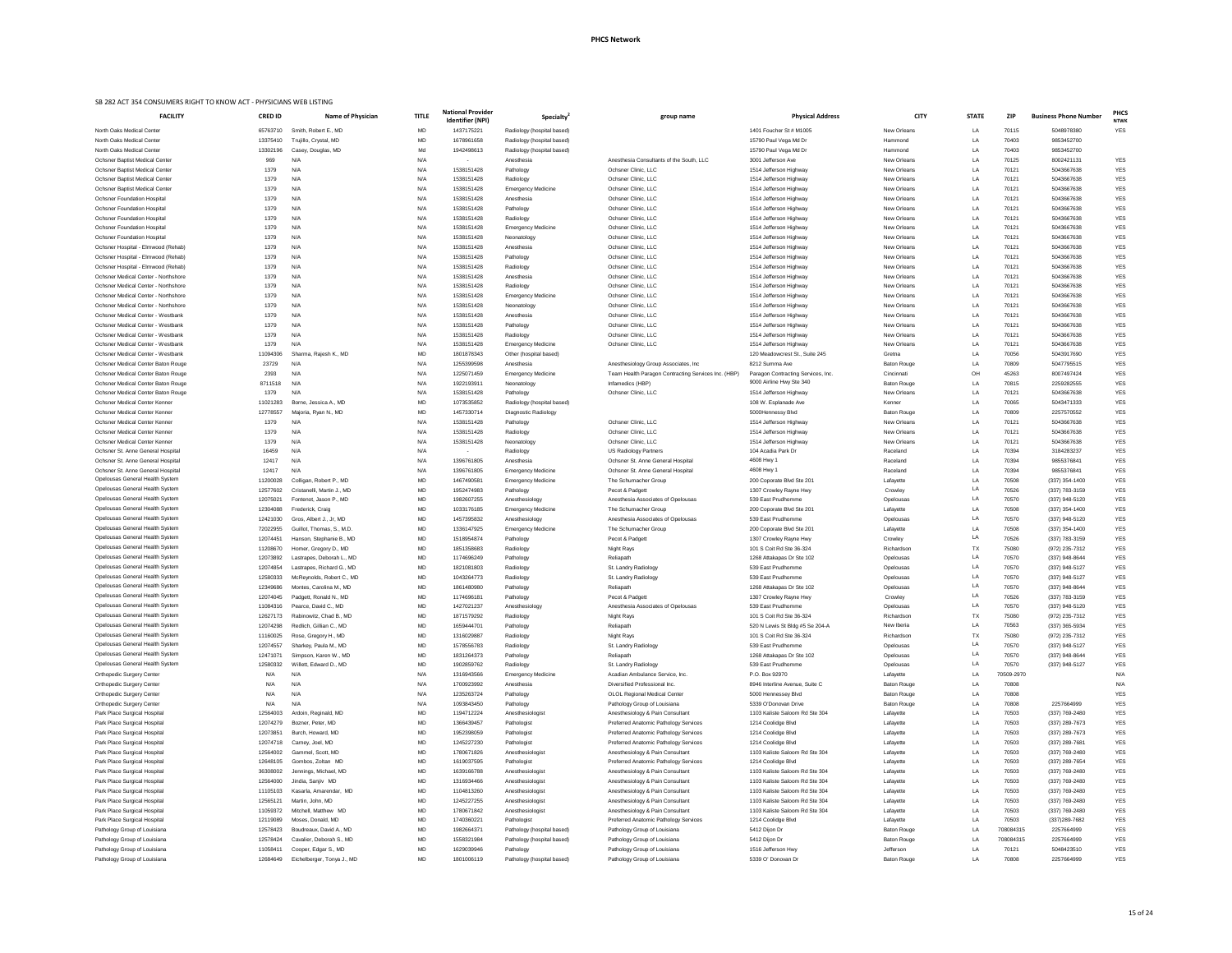# PHCS Network

SB 282 ACT 354 CONSUMERS RIGHT TO KNOW ACT - PHYSICIANS WEB LISTING

| FACILITY | CRED ID | Name of Physician | TITLE | National Provider Identifier (NPI) | Specialty[2] | group name | Physical Address | CITY | STATE | ZIP | Business Phone Number | PHCS NTWK |
|---|---|---|---|---|---|---|---|---|---|---|---|---|
| North Oaks Medical Center | 65763710 | Smith, Robert E., MD | MD | 1437175221 | Radiology (hospital based) | | 1401 Foucher St # M1005 | New Orleans | LA | 70115 | 5048978380 | YES |
| North Oaks Medical Center | 13375410 | Trujillo, Crystal, MD | MD | 1679961658 | Radiology (hospital based) | | 15790 Paul Vega Md Dr | Hammond | LA | 70403 | 9853452700 | |
| North Oaks Medical Center | 13302196 | Casey, Douglas, MD | Md | 1942498613 | Radiology (hospital based) | | 15790 Paul Vega Md Dr | Hammond | LA | 70403 | 9853452700 | |
| Ochsner Baptist Medical Center | 969 | N/A | N/A | - | Anesthesia | Anesthesia Consultants of the South, LLC | 3001 Jefferson Ave | New Orleans | LA | 70125 | 8002421131 | YES |
| Ochsner Baptist Medical Center | 1379 | N/A | N/A | 1538151428 | Pathology | Ochsner Clinic, LLC | 1514 Jefferson Highway | New Orleans | LA | 70121 | 5043667638 | YES |
| Ochsner Baptist Medical Center | 1379 | N/A | N/A | 1538151428 | Radiology | Ochsner Clinic, LLC | 1514 Jefferson Highway | New Orleans | LA | 70121 | 5043667638 | YES |
| Ochsner Baptist Medical Center | 1379 | N/A | N/A | 1538151428 | Emergency Medicine | Ochsner Clinic, LLC | 1514 Jefferson Highway | New Orleans | LA | 70121 | 5043667638 | YES |
| Ochsner Foundation Hospital | 1379 | N/A | N/A | 1538151428 | Anesthesia | Ochsner Clinic, LLC | 1514 Jefferson Highway | New Orleans | LA | 70121 | 5043667638 | YES |
| Ochsner Foundation Hospital | 1379 | N/A | N/A | 1538151428 | Pathology | Ochsner Clinic, LLC | 1514 Jefferson Highway | New Orleans | LA | 70121 | 5043667638 | YES |
| Ochsner Foundation Hospital | 1379 | N/A | N/A | 1538151428 | Radiology | Ochsner Clinic, LLC | 1514 Jefferson Highway | New Orleans | LA | 70121 | 5043667638 | YES |
| Ochsner Foundation Hospital | 1379 | N/A | N/A | 1538151428 | Emergency Medicine | Ochsner Clinic, LLC | 1514 Jefferson Highway | New Orleans | LA | 70121 | 5043667638 | YES |
| Ochsner Foundation Hospital | 1379 | N/A | N/A | 1538151428 | Neonatology | Ochsner Clinic, LLC | 1514 Jefferson Highway | New Orleans | LA | 70121 | 5043667638 | YES |
| Ochsner Hospital - Elmwood (Rehab) | 1379 | N/A | N/A | 1538151428 | Anesthesia | Ochsner Clinic, LLC | 1514 Jefferson Highway | New Orleans | LA | 70121 | 5043667638 | YES |
| Ochsner Hospital - Elmwood (Rehab) | 1379 | N/A | N/A | 1538151428 | Pathology | Ochsner Clinic, LLC | 1514 Jefferson Highway | New Orleans | LA | 70121 | 5043667638 | YES |
| Ochsner Hospital - Elmwood (Rehab) | 1379 | N/A | N/A | 1538151428 | Radiology | Ochsner Clinic, LLC | 1514 Jefferson Highway | New Orleans | LA | 70121 | 5043667638 | YES |
| Ochsner Medical Center - Northshore | 1379 | N/A | N/A | 1538151428 | Anesthesia | Ochsner Clinic, LLC | 1514 Jefferson Highway | New Orleans | LA | 70121 | 5043667638 | YES |
| Ochsner Medical Center - Northshore | 1379 | N/A | N/A | 1538151428 | Radiology | Ochsner Clinic, LLC | 1514 Jefferson Highway | New Orleans | LA | 70121 | 5043667638 | YES |
| Ochsner Medical Center - Northshore | 1379 | N/A | N/A | 1538151428 | Emergency Medicine | Ochsner Clinic, LLC | 1514 Jefferson Highway | New Orleans | LA | 70121 | 5043667638 | YES |
| Ochsner Medical Center - Northshore | 1379 | N/A | N/A | 1538151428 | Neonatology | Ochsner Clinic, LLC | 1514 Jefferson Highway | New Orleans | LA | 70121 | 5043667638 | YES |
| Ochsner Medical Center - Westbank | 1379 | N/A | N/A | 1538151428 | Anesthesia | Ochsner Clinic, LLC | 1514 Jefferson Highway | New Orleans | LA | 70121 | 5043667638 | YES |
| Ochsner Medical Center - Westbank | 1379 | N/A | N/A | 1538151428 | Pathology | Ochsner Clinic, LLC | 1514 Jefferson Highway | New Orleans | LA | 70121 | 5043667638 | YES |
| Ochsner Medical Center - Westbank | 1379 | N/A | N/A | 1538151428 | Radiology | Ochsner Clinic, LLC | 1514 Jefferson Highway | New Orleans | LA | 70121 | 5043667638 | YES |
| Ochsner Medical Center - Westbank | 1379 | N/A | N/A | 1538151428 | Emergency Medicine | Ochsner Clinic, LLC | 1514 Jefferson Highway | New Orleans | LA | 70121 | 5043667638 | YES |
| Ochsner Medical Center - Westbank | 11094306 | Sharma, Rajesh K., MD | MD | 1801878343 | Other (hospital based) | | 120 Meadowcrest St., Suite 245 | Gretna | LA | 70056 | 5043917690 | YES |
| Ochsner Medical Center Baton Rouge | 23729 | N/A | N/A | 1255399598 | Anesthesia | Anesthesiology Group Associates, Inc | 8212 Summa Ave | Baton Rouge | LA | 70809 | 5047795515 | YES |
| Ochsner Medical Center Baton Rouge | 2393 | N/A | N/A | 1225071459 | Emergency Medicine | Team Health Paragon Contracting Services Inc. (HBP) | Paragon Contracting Services, Inc. | Cincinnati | OH | 45263 | 8007497424 | YES |
| Ochsner Medical Center Baton Rouge | 8711518 | N/A | N/A | 1922193911 | Neonatology | Infamedics (HBP) | 9000 Airline Hwy Ste 340 | Baton Rouge | LA | 70815 | 2259282555 | YES |
| Ochsner Medical Center Baton Rouge | 1379 | N/A | N/A | 1538151428 | Pathology | Ochsner Clinic, LLC | 1514 Jefferson Highway | New Orleans | LA | 70121 | 5043667638 | YES |
| Ochsner Medical Center Kenner | 11021283 | Borne, Jessica A., MD | MD | 1073535852 | Radiology (hospital based) | | 108 W. Esplanade Ave | Kenner | LA | 70065 | 5043471333 | YES |
| Ochsner Medical Center Kenner | 12778557 | Majoria, Ryan N., MD | MD | 1457330714 | Diagnostic Radiology | | 5000Hennessy Blvd | Baton Rouge | LA | 70809 | 2257570552 | YES |
| Ochsner Medical Center Kenner | 1379 | N/A | N/A | 1538151428 | Pathology | Ochsner Clinic, LLC | 1514 Jefferson Highway | New Orleans | LA | 70121 | 5043667638 | YES |
| Ochsner Medical Center Kenner | 1379 | N/A | N/A | 1538151428 | Radiology | Ochsner Clinic, LLC | 1514 Jefferson Highway | New Orleans | LA | 70121 | 5043667638 | YES |
| Ochsner Medical Center Kenner | 1379 | N/A | N/A | 1538151428 | Neonatology | Ochsner Clinic, LLC | 1514 Jefferson Highway | New Orleans | LA | 70121 | 5043667638 | YES |
| Ochsner St. Anne General Hospital | 16459 | N/A | N/A | - | Radiology | US Radiology Partners | 104 Acadia Park Dr | Raceland | LA | 70394 | 3184283237 | YES |
| Ochsner St. Anne General Hospital | 12417 | N/A | N/A | 1396761805 | Anesthesia | Ochsner St. Anne General Hospital | 4608 Hwy 1 | Raceland | LA | 70394 | 9855376841 | YES |
| Ochsner St. Anne General Hospital | 12417 | N/A | N/A | 1396761805 | Emergency Medicine | Ochsner St. Anne General Hospital | 4608 Hwy 1 | Raceland | LA | 70394 | 9855376841 | YES |
| Opelousas General Health System | 11200028 | Colligan, Robert P., MD | MD | 1467490581 | Emergency Medicine | The Schumacher Group | 200 Coporate Blvd Ste 201 | Lafayette | LA | 70508 | (337) 354-1400 | YES |
| Opelousas General Health System | 12577602 | Cristanelli, Martin J., MD | MD | 1952474983 | Pathology | Pecot & Padgett | 1307 Crowley Rayne Hwy | Crowley | LA | 70526 | (337) 783-3159 | YES |
| Opelousas General Health System | 12075021 | Fontenot, Jason P., MD | MD | 1982607255 | Anesthesiology | Anesthesia Associates of Opelousas | 539 East Prudhomme | Opelousas | LA | 70570 | (337) 948-5120 | YES |
| Opelousas General Health System | 12304088 | Frederick, Craig | MD | 1033176185 | Emergency Medicine | The Schumacher Group | 200 Coporate Blvd Ste 201 | Lafayette | LA | 70508 | (337) 354-1400 | YES |
| Opelousas General Health System | 12421030 | Gros, Albert J., Jr, MD | MD | 1457395832 | Anesthesiology | Anesthesia Associates of Opelousas | 539 East Prudhomme | Opelousas | LA | 70570 | (337) 948-5120 | YES |
| Opelousas General Health System | 72022955 | Guillot, Thomas, S., M.D. | MD | 1336147925 | Emergency Medicine | The Schumacher Group | 200 Coporate Blvd Ste 201 | Lafayette | LA | 70508 | (337) 354-1400 | YES |
| Opelousas General Health System | 12074451 | Hanson, Stephanie B., MD | MD | 1518954874 | Pathology | Pecot & Padgett | 1307 Crowley Rayne Hwy | Crowley | LA | 70526 | (337) 783-3159 | YES |
| Opelousas General Health System | 11208670 | Homer, Gregory D., MD | MD | 1851358683 | Radiology | Night Rays | 101 S Coit Rd Ste 36-324 | Richardson | TX | 75080 | (972) 235-7312 | YES |
| Opelousas General Health System | 12073892 | Lastrapes, Deborah L., MD | MD | 1174696249 | Pathology | Reliapath | 1268 Attakapas Dr Ste 102 | Opelousas | LA | 70570 | (337) 948-8644 | YES |
| Opelousas General Health System | 12074854 | Lastrapes, Richard G., MD | MD | 1821081803 | Radiology | St. Landry Radiology | 539 East Prudhemme | Opelousas | LA | 70570 | (337) 948-5127 | YES |
| Opelousas General Health System | 12580333 | McReynolds, Robert C., MD | MD | 1043264773 | Radiology | St. Landry Radiology | 539 East Prudhemme | Opelousas | LA | 70570 | (337) 948-5127 | YES |
| Opelousas General Health System | 12349686 | Montes, Carolina M., MD | MD | 1861480980 | Pathology | Reliapath | 1268 Attakapas Dr Ste 102 | Opelousas | LA | 70570 | (337) 948-8644 | YES |
| Opelousas General Health System | 12074045 | Padgett, Ronald N., MD | MD | 1174696181 | Pathology | Pecot & Padgett | 1307 Crowley Rayne Hwy | Crowley | LA | 70526 | (337) 783-3159 | YES |
| Opelousas General Health System | 11084316 | Pearce, David C., MD | MD | 1427021237 | Anesthesiology | Anesthesia Associates of Opelousas | 539 East Prudhomme | Opelousas | LA | 70570 | (337) 948-5120 | YES |
| Opelousas General Health System | 12627173 | Rabinowitz, Chad B., MD | MD | 1871579292 | Radiology | Night Rays | 101 S Coit Rd Ste 36-324 | Richardson | TX | 75080 | (972) 235-7312 | YES |
| Opelousas General Health System | 12074298 | Redlich, Gillian C., MD | MD | 1659444701 | Pathology | Reliapath | 520 N Lewis St Bldg #5 Se 204-A | New Iberia | LA | 70563 | (337) 365-5934 | YES |
| Opelousas General Health System | 11160025 | Rose, Gregory H., MD | MD | 1316029887 | Radiology | Night Rays | 101 S Coit Rd Ste 36-324 | Richardson | TX | 75080 | (972) 235-7312 | YES |
| Opelousas General Health System | 12074557 | Sharkey, Paula M., MD | MD | 1578556783 | Radiology | St. Landry Radiology | 539 East Prudhemme | Opelousas | LA | 70570 | (337) 948-5127 | YES |
| Opelousas General Health System | 12471071 | Simpson, Karen W., MD | MD | 1831264373 | Pathology | Reliapath | 1268 Attakapas Dr Ste 102 | Opelousas | LA | 70570 | (337) 948-8644 | YES |
| Opelousas General Health System | 12580332 | Willett, Edward D., MD | MD | 1902859762 | Radiology | St. Landry Radiology | 539 East Prudhemme | Opelousas | LA | 70570 | (337) 948-5127 | YES |
| Orthopedic Surgery Center | N/A | N/A | N/A | 1316943566 | Emergency Medicine | Acadian Ambulance Service, Inc. | P.O. Box 92970 | Lafayette | LA | 70509-2970 | | N/A |
| Orthopedic Surgery Center | N/A | N/A | N/A | 1700923992 | Anesthesia | Diversified Professional Inc. | 8946 Interline Avenue, Suite C | Baton Rouge | LA | 70808 | | N/A |
| Orthopedic Surgery Center | N/A | N/A | N/A | 1235263724 | Radiology | OLOL Regional Medical Center | 5000 Hennessey Blvd | Baton Rouge | LA | 70808 | | YES |
| Orthopedic Surgery Center | N/A | N/A | N/A | 1093843450 | Pathology | Pathology Group of Louisiana | 5339 O'Donovan Drive | Baton Rouge | LA | 70808 | 2257664999 | YES |
| Park Place Surgical Hospital | 12564003 | Ardoin, Reginald, MD | MD | 1194712224 | Anesthesiologist | Anesthesiology & Pain Consultant | 1103 Kaliste Saloom Rd Ste 304 | Lafayette | LA | 70503 | (337) 769-2480 | YES |
| Park Place Surgical Hospital | 12074279 | Bozner, Peter, MD | MD | 1366439457 | Pathologist | Preferred Anatomic Pathology Services | 1214 Coolidge Blvd | Lafayette | LA | 70503 | (337) 289-7673 | YES |
| Park Place Surgical Hospital | 12073851 | Burch, Howard, MD | MD | 1952398059 | Pathologist | Preferred Anatomic Pathology Services | 1214 Coolidge Blvd | Lafayette | LA | 70503 | (337) 289-7673 | YES |
| Park Place Surgical Hospital | 12074718 | Carney, Joel, MD | MD | 1245227230 | Pathologist | Preferred Anatomic Pathology Services | 1214 Coolidge Blvd | Lafayette | LA | 70503 | (337) 289-7681 | YES |
| Park Place Surgical Hospital | 12564002 | Gammel, Scott, MD | MD | 1780671826 | Anesthesiologist | Anesthesiology & Pain Consultant | 1103 Kaliste Saloom Rd Ste 304 | Lafayette | LA | 70503 | (337) 769-2480 | YES |
| Park Place Surgical Hospital | 12648105 | Gombos, Zoltan MD | MD | 1619037595 | Pathologist | Preferred Anatomic Pathology Services | 1214 Coolidge Blvd | Lafayette | LA | 70503 | (337) 289-7654 | YES |
| Park Place Surgical Hospital | 36308002 | Jennings, Michael, MD | MD | 1639166788 | Anesthesiologist | Anesthesiology & Pain Consultant | 1103 Kaliste Saloom Rd Ste 304 | Lafayette | LA | 70503 | (337) 769-2480 | YES |
| Park Place Surgical Hospital | 12564000 | Jindia, Sanjiv MD | MD | 1316934466 | Anesthesiologist | Anesthesiology & Pain Consultant | 1103 Kaliste Saloom Rd Ste 304 | Lafayette | LA | 70503 | (337) 769-2480 | YES |
| Park Place Surgical Hospital | 11105103 | Kasarla, Amarendar, MD | MD | 1104813260 | Anesthesiologist | Anesthesiology & Pain Consultant | 1103 Kaliste Saloom Rd Ste 304 | Lafayette | LA | 70503 | (337) 769-2480 | YES |
| Park Place Surgical Hospital | 12565121 | Martin, John, MD | MD | 1245227255 | Anesthesiologist | Anesthesiology & Pain Consultant | 1103 Kaliste Saloom Rd Ste 304 | Lafayette | LA | 70503 | (337) 769-2480 | YES |
| Park Place Surgical Hospital | 11059372 | Mitchell, Matthew MD | MD | 1780671842 | Anesthesiologist | Anesthesiology & Pain Consultant | 1103 Kaliste Saloom Rd Ste 304 | Lafayette | LA | 70503 | (337) 769-2480 | YES |
| Park Place Surgical Hospital | 12119089 | Moses, Donald, MD | MD | 1740360221 | Pathologist | Preferred Anatomic Pathology Services | 1214 Coolidge Blvd | Lafayette | LA | 70503 | (337)289-7682 | YES |
| Pathology Group of Louisiana | 12578423 | Boudreaux, David A., MD | MD | 1982664371 | Pathology (hospital based) | Pathology Group of Louisiana | 5412 Dijon Dr | Baton Rouge | LA | 708084315 | 2257664999 | YES |
| Pathology Group of Louisiana | 12578424 | Cavalier, Deborah S., MD | MD | 1558321084 | Pathology (hospital based) | Pathology Group of Louisiana | 5412 Dijon Dr | Baton Rouge | LA | 708084315 | 2257664999 | YES |
| Pathology Group of Louisiana | 11058411 | Cooper, Edgar S., MD | MD | 1629039946 | Pathology | Pathology Group of Louisiana | 1516 Jefferson Hwy | Jefferson | LA | 70121 | 5048423510 | YES |
| Pathology Group of Louisiana | 12684649 | Eichelberger, Tonya J., MD | MD | 1801006119 | Pathology (hospital based) | Pathology Group of Louisiana | 5339 O' Donovan Dr | Baton Rouge | LA | 70808 | 2257664999 | YES |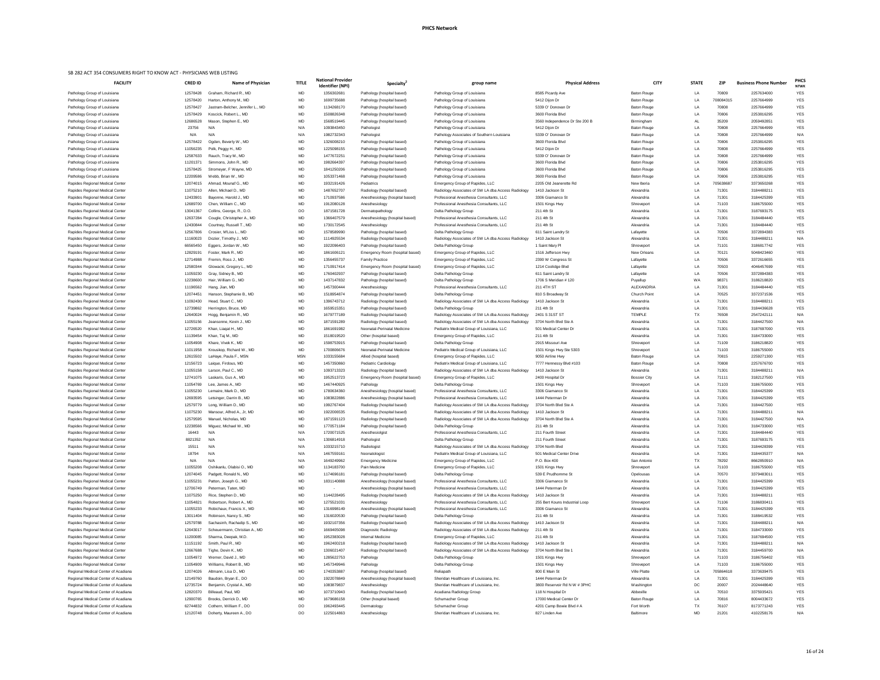**PHCS Network**

SB 282 ACT 354 CONSUMERS RIGHT TO KNOW ACT - PHYSICIANS WEB LISTING

| FACILITY | CRED ID | Name of Physician | TITLE | National Provider Identifier (NPI) | Specialty[2] | group name | Physical Address | CITY | STATE | ZIP | Business Phone Number | PHCS NTWK |
|---|---|---|---|---|---|---|---|---|---|---|---|---|
| Pathology Group of Louisiana | 12578428 | Graham, Richard R., MD | MD | 1356302681 | Pathology (hospital based) | Pathology Group of Louisiana | 8585 Picardy Ave | Baton Rouge | LA | 70809 | 2257634000 | YES |
| Pathology Group of Louisiana | 12578420 | Harton, Anthony M., MD | MD | 1699735688 | Pathology (hospital based) | Pathology Group of Louisiana | 5412 Dijon Dr | Baton Rouge | LA | 708084315 | 2257664999 | YES |
| Pathology Group of Louisiana | 12578427 | Jastram-Belcher, Jennifer L., MD | MD | 1134268170 | Pathology (hospital based) | Pathology Group of Louisiana | 5339 O' Donovan Dr | Baton Rouge | LA | 70808 | 2257664999 | YES |
| Pathology Group of Louisiana | 12578429 | Koscick, Robert L., MD | MD | 1508826348 | Pathology (hospital based) | Pathology Group of Louisiana | 3600 Florida Blvd | Baton Rouge | LA | 70806 | 2253816295 | YES |
| Pathology Group of Louisiana | 12686528 | Mason, Stephen E., MD | MD | 1568519445 | Pathology (hospital based) | Pathology Group of Louisiana | 3560 Independence Dr Ste 200 B | Birmingham | AL | 35209 | 2059492851 | YES |
| Pathology Group of Louisiana | 23756 | N/A | N/A | 1093843450 | Pathologist | Pathology Group of Louisiana | 5412 Dijon Dr | Baton Rouge | LA | 70808 | 2257664999 | YES |
| Pathology Group of Louisiana | N/A | N/A | N/A | 1982732343 | Pathologist | Pathology Associates of Southern Louisiana | 5339 O' Donovan Dr | Baton Rouge | LA | 70808 | 2257664999 | N/A |
| Pathology Group of Louisiana | 12578422 | Ogden, Beverly W., MD | MD | 1326008210 | Pathology (hospital based) | Pathology Group of Louisiana | 3600 Florida Blvd | Baton Rouge | LA | 70806 | 2253816295 | YES |
| Pathology Group of Louisiana | 11056235 | Polk, Peggy H., MD | MD | 1225098155 | Pathology (hospital based) | Pathology Group of Louisiana | 5412 Dijon Dr | Baton Rouge | LA | 70808 | 2257664999 | YES |
| Pathology Group of Louisiana | 12587633 | Rauch, Tracy M., MD | MD | 1477672251 | Pathology (hospital based) | Pathology Group of Louisiana | 5339 O' Donovan Dr | Baton Rouge | LA | 70808 | 2257664999 | YES |
| Pathology Group of Louisiana | 11201371 | Simmons, John R., MD | MD | 1982664397 | Pathology (hospital based) | Pathology Group of Louisiana | 3600 Florida Blvd | Baton Rouge | LA | 70806 | 2253816295 | YES |
| Pathology Group of Louisiana | 12578425 | Stromeyer, F Wayne, MD | MD | 1841250206 | Pathology (hospital based) | Pathology Group of Louisiana | 3600 Florida Blvd | Baton Rouge | LA | 70806 | 2253816295 | YES |
| Pathology Group of Louisiana | 12209586 | Webb, Brian W., MD | MD | 1053371468 | Pathology (hospital based) | Pathology Group of Louisiana | 3600 Florida Blvd | Baton Rouge | LA | 70806 | 2253816295 | YES |
| Rapides Regional Medical Center | 12074015 | Ahmad, Mounaf G., MD | MD | 1932191426 | Pediatrics | Emergency Group of Rapides, LLC | 2205 Old Jeanerette Rd | New Iberia | LA | 705638687 | 3373650268 | YES |
| Rapides Regional Medical Center | 11075210 | Allen, Michael D., MD | MD | 1487652707 | Radiology (hospital based) | Radiology Associates of SW LA dba Access Radiology | 1410 Jackson St | Alexandria | LA | 71301 | 3184488211 | YES |
| Rapides Regional Medical Center | 12433901 | Bayonne, Harold J., MD | MD | 1710937586 | Anesthesiology (hospital based) | Professional Anesthesia Consultants, LLC | 3306 Giamanco St | Alexandria | LA | 71301 | 3184425399 | YES |
| Rapides Regional Medical Center | 12689700 | Chen, William C., MD | MD | 1912080128 | Anesthesiology | Professional Anesthesia Consultants, LLC | 1501 Kings Hwy | Shreveport | LA | 71103 | 3186755000 | YES |
| Rapides Regional Medical Center | 13041367 | Collins, George, R., D.O. | DO | 1871581728 | Dermatopathology | Delta Pathology Group | 211 4th St | Alexandria | LA | 71301 | 3187693175 | YES |
| Rapides Regional Medical Center | 12637284 | Cougle, Christopher A., MD | MD | 1366407579 | Anesthesiology (hospital based) | Professional Anesthesia Consultants, LLC | 211 4th St | Alexandria | LA | 71301 | 3184484440 | YES |
| Rapides Regional Medical Center | 12430844 | Courtney, Russell T., MD | MD | 1730172545 | Anesthesiology | Professional Anesthesia Consultants, LLC | 211 4th St | Alexandria | LA | 71301 | 3184484440 | YES |
| Rapides Regional Medical Center | 12567806 | Crosier, M'Liss L., MD | MD | 1578589990 | Pathology (hospital based) | Delta Pathology Group | 611 Saint Landry St | Lafayette | LA | 70506 | 3372894383 | YES |
| Rapides Regional Medical Center | 11160023 | Dozier, Timothy J., MD | MD | 1114925534 | Radiology (hospital based) | Radiology Associates of SW LA dba Access Radiology | 1410 Jackson St | Alexandria | LA | 71301 | 3184488211 | N/A |
| Rapides Regional Medical Center | 66565450 | Eggers, Jordan W., MD | MD | 1922096403 | Pathology (hospital based) | Delta Pathology Group | 1 Saint Mary Pl | Shreveport | LA | 71101 | 3186817742 | YES |
| Rapides Regional Medical Center | 12829191 | Foster, Mark R., MD | MD | 1861606121 | Emergency Room (hospital based) | Emergency Group of Rapides, LLC | 1516 Jefferson Hwy | New Orleans | LA | 70121 | 5048423460 | YES |
| Rapides Regional Medical Center | 12714988 | Fremin, Ross J., MD | MD | 1356455737 | Family Practice | Emergency Group of Rapides, LLC | 2390 W Congress St | Lafayette | LA | 70506 | 3372616655 | YES |
| Rapides Regional Medical Center | 12580344 | Glowacki, Gregory L., MD | MD | 1710917414 | Emergency Room (hospital based) | Emergency Group of Rapides, LLC | 1214 Coolidge Blvd | Lafayette | LA | 70503 | 4046457699 | YES |
| Rapides Regional Medical Center | 11059230 | Gray, Sidney B., MD | MD | 1760402937 | Pathology (hospital based) | Delta Pathology Group | 611 Saint Landry St | Lafayette | LA | 70506 | 3372894383 | YES |
| Rapides Regional Medical Center | 12238600 | Hair, William G., MD | MD | 1437147832 | Pathology (hospital based) | Delta Pathology Group | 1706 S Meridian # 120 | Puyallup | WA | 98371 | 3186218820 | YES |
| Rapides Regional Medical Center | 11196562 | Hang, Jian, MD | MD | 1457300444 | Anesthesiology | Professional Anesthesia Consultants, LLC | 211 4TH ST | ALEXANDRIA | LA | 71301 | 3184484440 | YES |
| Rapides Regional Medical Center | 12074451 | Hanson, Stephanie B., MD | MD | 1518954874 | Pathology (hospital based) | Delta Pathology Group | 810 S Broadway St | Church Point | LA | 70525 | 3372371536 | YES |
| Rapides Regional Medical Center | 11092430 | Head, Stuart C., MD | MD | 1396743712 | Radiology (hospital based) | Radiology Associates of SW LA dba Access Radiology | 1410 Jackson St | Alexandria | LA | 71301 | 3184488211 | YES |
| Rapides Regional Medical Center | 12739862 | Herrington, Bruce, MD | MD | 1659515351 | Pathology (hospital based) | Delta Pathology Group | 211 4th St | Alexandria | LA | 71301 | 3184436628 | YES |
| Rapides Regional Medical Center | 12640024 | Hogg, Benjamin R., MD | MD | 1679777189 | Radiology (hospital based) | Radiology Associates of SW LA dba Access Radiology | 2401 S 31ST ST | TEMPLE | TX | 76508 | 2547242111 | N/A |
| Rapides Regional Medical Center | 11055156 | Jeansonne, Kevin J., MD | MD | 1871591289 | Radiology (hospital based) | Radiology Associates of SW LA dba Access Radiology | 3704 North Blvd Ste A | Alexandria | LA | 71301 | 3184427500 | N/A |
| Rapides Regional Medical Center | 12726520 | Khan, Liaqat H., MD | MD | 1861691982 | Neonatal-Perinatal Medicine | Pediatrix Medical Group of Louisiana, LLC | 501 Medical Center Dr | Alexandria | LA | 71301 | 3187697000 | YES |
| Rapides Regional Medical Center | 11139454 | Khan, Taj M., MD | MD | 1518019520 | Other (hospital based) | Emergency Group of Rapides, LLC | 211 4th St | Alexandria | LA | 71301 | 3184733000 | YES |
| Rapides Regional Medical Center | 11054908 | Khare, Vivek K., MD | MD | 1598753915 | Pathology (hospital based) | Delta Pathology Group | 2915 Missouri Ave | Shreveport | LA | 71109 | 3186218820 | YES |
| Rapides Regional Medical Center | 11011958 | Krouskop, Richard W., MD | MD | 1700806676 | Neonatal-Perinatal Medicine | Pediatrix Medical Group of Louisiana, LLC | 1501 Kings Hwy Ste 5303 | Shreveport | LA | 71103 | 3186755000 | YES |
| Rapides Regional Medical Center | 12615502 | LaHaye, Paula F., MSN | MSN | 1033155684 | Allied (hospital based) | Emergency Group of Rapides, LLC | 9050 Airline Hwy | Baton Rouge | LA | 70815 | 2259271300 | YES |
| Rapides Regional Medical Center | 12156723 | Laique, Firdous, MD | MD | 1457350860 | Pediatric Cardiology | Pediatrix Medical Group of Louisiana, LLC | 7777 Hennessy Blvd #103 | Baton Rouge | LA | 70808 | 2257676700 | YES |
| Rapides Regional Medical Center | 11055158 | Larson, Paul C., MD | MD | 1093713323 | Radiology (hospital based) | Radiology Associates of SW LA dba Access Radiology | 1410 Jackson St | Alexandria | LA | 71301 | 3184488211 | N/A |
| Rapides Regional Medical Center | 12741075 | Laskaris, Gus A., MD | MD | 1952513723 | Emergency Room (hospital based) | Emergency Group of Rapides, LLC | 2400 Hospital Dr | Bossier City | LA | 71111 | 3182127500 | YES |
| Rapides Regional Medical Center | 11054769 | Lee, James A., MD | MD | 1467440925 | Pathology | Delta Pathology Group | 1501 Kings Hwy | Shreveport | LA | 71103 | 3186755000 | YES |
| Rapides Regional Medical Center | 11055230 | Lemaire, Mark D., MD | MD | 1780634360 | Anesthesiology (hospital based) | Professional Anesthesia Consultants, LLC | 3306 Giamanco St | Alexandria | LA | 71301 | 3184425399 | YES |
| Rapides Regional Medical Center | 12693595 | Letsinger, Darrin B., MD | MD | 1083822886 | Anesthesiology (hospital based) | Professional Anesthesia Consultants, LLC | 1444 Peterman Dr | Alexandria | LA | 71301 | 3184425399 | YES |
| Rapides Regional Medical Center | 12579779 | Long, William D., MD | MD | 1992767404 | Radiology (hospital based) | Radiology Associates of SW LA dba Access Radiology | 3704 North Blvd Ste A | Alexandria | LA | 71301 | 3184427500 | YES |
| Rapides Regional Medical Center | 11075230 | Mansour, Alfred A., Jr, MD | MD | 1922006535 | Radiology (hospital based) | Radiology Associates of SW LA dba Access Radiology | 1410 Jackson St | Alexandria | LA | 71301 | 3184488211 | N/A |
| Rapides Regional Medical Center | 12579595 | Manuel, Nicholas, MD | MD | 1871591123 | Radiology (hospital based) | Radiology Associates of SW LA dba Access Radiology | 3704 North Blvd Ste A | Alexandria | LA | 71301 | 3184427500 | N/A |
| Rapides Regional Medical Center | 12238566 | Miguez, Michael W., MD | MD | 1770571184 | Pathology (hospital based) | Delta Pathology Group | 211 4th St | Alexandria | LA | 71301 | 3184733000 | YES |
| Rapides Regional Medical Center | 16443 | N/A | N/A | 1720071525 | Anesthesiolgist | Professional Anesthesia Consultants, LLC | 211 Fourth Street | Alexandria | LA | 71301 | 3184484440 | YES |
| Rapides Regional Medical Center | 8821352 | N/A | N/A | 1306814918 | Pathologist | Delta Pathology Group | 211 Fourth Street | Alexandria | LA | 71301 | 3187693175 | YES |
| Rapides Regional Medical Center | 15511 | N/A | N/A | 1033215710 | Radiologist | Radiology Associates of SW LA dba Access Radiology | 3704 North Blvd | Alexandria | LA | 71301 | 3184428399 | YES |
| Rapides Regional Medical Center | 18794 | N/A | N/A | 1467559161 | Neonatologist | Pediatrix Medical Group of Louisiana, LLC | 501 Medical Center Drive | Alexandria | LA | 71301 | 3184435377 | N/A |
| Rapides Regional Medical Center | N/A | N/A | N/A | 1649249962 | Emergency Medicine | Emergency Group of Rapides, LLC | P.O. Box 400 | San Antonio | TX | 78292 | 8662850910 | N/A |
| Rapides Regional Medical Center | 11055208 | Oshikanlu, Olabisi O., MD | MD | 1134183700 | Pain Medicine | Emergency Group of Rapides, LLC | 1501 Kings Hwy | Shreveport | LA | 71103 | 3186755000 | YES |
| Rapides Regional Medical Center | 12074045 | Padgett, Ronald N., MD | MD | 1174696181 | Pathology (hospital based) | Delta Pathology Group | 539 E Prudhomme St | Opelousas | LA | 70570 | 3379483011 | YES |
| Rapides Regional Medical Center | 11055231 | Patton, Joseph G., MD | MD | 1831140888 | Anesthesiology (hospital based) | Professional Anesthesia Consultants, LLC | 3306 Giamanco St | Alexandria | LA | 71301 | 3184425399 | YES |
| Rapides Regional Medical Center | 12706749 | Peterman, Taten, MD | MD | - | Anesthesiology (hospital based) | Professional Anesthesia Consultants, LLC | 1444 Peterman Dr | Alexandria | LA | 71301 | 3184425399 | YES |
| Rapides Regional Medical Center | 11075250 | Rice, Stephen D., MD | MD | 1144228495 | Radiology (hospital based) | Radiology Associates of SW LA dba Access Radiology | 1410 Jackson St | Alexandria | LA | 71301 | 3184488211 | YES |
| Rapides Regional Medical Center | 11054821 | Robertson, Robert A., MD | MD | 1275521031 | Anesthesiology | Professional Anesthesia Consultants, LLC | 255 Bert Kouns Industrial Loop | Shreveport | LA | 71106 | 3186830411 | YES |
| Rapides Regional Medical Center | 11055233 | Robichaux, Francis X., MD | MD | 1316998149 | Anesthesiology (hospital based) | Professional Anesthesia Consultants, LLC | 3306 Giamanco St | Alexandria | LA | 71301 | 3184425399 | YES |
| Rapides Regional Medical Center | 13011404 | Robinson, Nancy S., MD | MD | 1316020530 | Pathology (hospital based) | Delta Pathology Group | 211 4th St | Alexandria | LA | 71301 | 3188419532 | YES |
| Rapides Regional Medical Center | 12579788 | Sachasinh, Rachadip S., MD | MD | 1932107356 | Radiology (hospital based) | Radiology Associates of SW LA dba Access Radiology | 1410 Jackson St | Alexandria | LA | 71301 | 3184488211 | N/A |
| Rapides Regional Medical Center | 12643017 | Scheuermann, Christian A., MD | MD | 1669405098 | Diagnostic Radiology | Radiology Associates of SW LA dba Access Radiology | 211 4th St | Alexandria | LA | 71301 | 3184733000 | YES |
| Rapides Regional Medical Center | 11200085 | Sharma, Deepak, M.D. | MD | 1952383028 | Internal Medicine | Emergency Group of Rapides, LLC | 211 4th St | Alexandria | LA | 71301 | 3187694500 | YES |
| Rapides Regional Medical Center | 11151192 | Smith, Paul R., MD | MD | 1962400218 | Radiology (hospital based) | Radiology Associates of SW LA dba Access Radiology | 1410 Jackson St | Alexandria | LA | 71301 | 3184488211 | N/A |
| Rapides Regional Medical Center | 12667688 | Tighe, Devin K., MD | MD | 1306021407 | Radiology (hospital based) | Radiology Associates of SW LA dba Access Radiology | 3704 North Blvd Ste 1 | Alexandria | LA | 71301 | 3184459700 | N/A |
| Rapides Regional Medical Center | 11054972 | Werner, David J., MD | MD | 1285622753 | Pathology | Delta Pathology Group | 1501 Kings Hwy | Shreveport | LA | 71103 | 3186756402 | YES |
| Rapides Regional Medical Center | 11054909 | Williams, Robert B., MD | MD | 1457349946 | Pathology | Delta Pathology Group | 1501 Kings Hwy | Shreveport | LA | 71103 | 3186755000 | YES |
| Regional Medical Center of Acadiana | 12074026 | Altmann, Lisa D., MD | MD | 1740353887 | Pathology (hospital based) | Reliapath | 800 E Main St | Ville Platte | LA | 705864618 | 3373639475 | YES |
| Regional Medical Center of Acadiana | 12149760 | Baudoin, Bryan E., DO | DO | 1922078849 | Anesthesiology (hospital based) | Sheridan Healthcare of Louisiana, Inc. | 1444 Peterman Dr | Alexandria | LA | 71301 | 3184425399 | YES |
| Regional Medical Center of Acadiana | 12735724 | Benjamin, Crystal A., MD | MD | 1083879837 | Anesthesiology | Sheridan Healthcare of Louisiana, Inc. | 3800 Reservoir Rd N W # 3PHC | Washington | DC | 20007 | 2024448640 | YES |
| Regional Medical Center of Acadiana | 12820370 | Billeaud, Paul, MD | MD | 1073710943 | Radiology (hospital based) | Acadiana Radiology Group | 118 N Hospital Dr | Abbeville | LA | 70510 | 3375935421 | YES |
| Regional Medical Center of Acadiana | 12900765 | Brooks, Derrick D., MD | MD | 1679686158 | Other (hospital based) | Schumacher Group | 17000 Medical Center Dr | Baton Rouge | LA | 70816 | 8004433672 | YES |
| Regional Medical Center of Acadiana | 62744832 | Cothern, William F., DO | DO | 1962493445 | Dermatology | Schumacher Group | 4201 Camp Bowie Blvd # A | Fort Worth | TX | 76107 | 8173771243 | YES |
| Regional Medical Center of Acadiana | 12120748 | Doherty, Maureen A., DO | DO | 1225014863 | Anesthesiology | Sheridan Healthcare of Louisiana, Inc. | 827 Linden Ave | Baltimore | MD | 21201 | 4102258176 | N/A |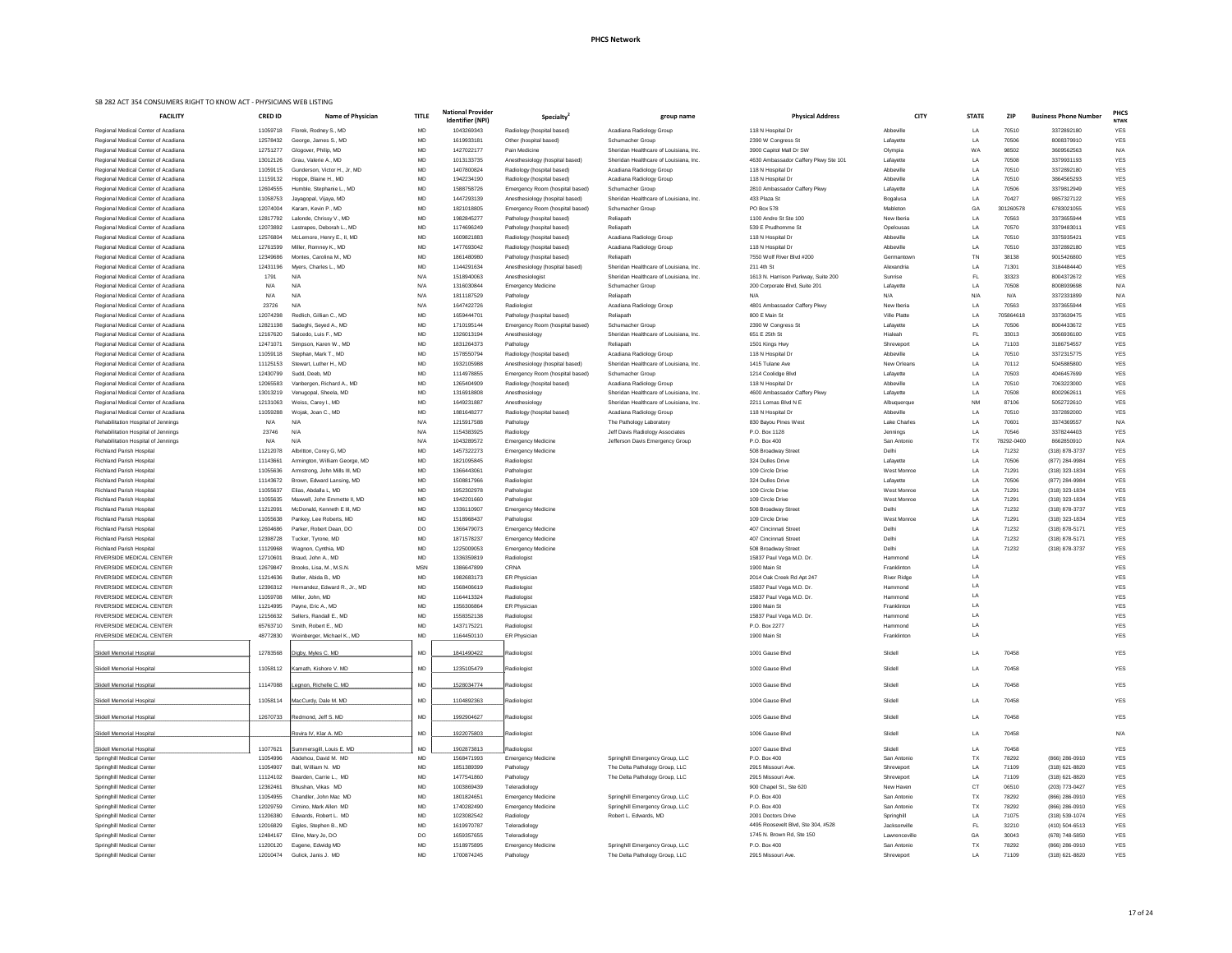## PHCS Network

SB 282 ACT 354 CONSUMERS RIGHT TO KNOW ACT - PHYSICIANS WEB LISTING

| FACILITY | CRED ID | Name of Physician | TITLE | National Provider Identifier (NPI) | Specialty[2] | group name | Physical Address | CITY | STATE | ZIP | Business Phone Number | PHCS NTWK |
|---|---|---|---|---|---|---|---|---|---|---|---|---|
| Regional Medical Center of Acadiana | 11059718 | Florek, Rodney S., MD | MD | 1043269343 | Radiology (hospital based) | Acadiana Radiology Group | 118 N Hospital Dr | Abbeville | LA | 70510 | 3372892180 | YES |
| Regional Medical Center of Acadiana | 12578432 | George, James S., MD | MD | 1619933181 | Other (hospital based) | Schumacher Group | 2390 W Congress St | Lafayette | LA | 70506 | 8008379910 | YES |
| Regional Medical Center of Acadiana | 12751277 | Glogover, Philip, MD | MD | 1427022177 | Pain Medicine | Sheridan Healthcare of Louisiana, Inc. | 3900 Capitol Mall Dr SW | Olympia | WA | 98502 | 3609562563 | N/A |
| Regional Medical Center of Acadiana | 13012126 | Grau, Valerie A., MD | MD | 1013133735 | Anesthesiology (hospital based) | Sheridan Healthcare of Louisiana, Inc. | 4630 Ambassador Caffery Pkwy Ste 101 | Lafayette | LA | 70508 | 3379931193 | YES |
| Regional Medical Center of Acadiana | 11059115 | Gunderson, Victor H., Jr, MD | MD | 1407800824 | Radiology (hospital based) | Acadiana Radiology Group | 118 N Hospital Dr | Abbeville | LA | 70510 | 3372892180 | YES |
| Regional Medical Center of Acadiana | 11159132 | Hoppe, Blaine H., MD | MD | 1942234190 | Radiology (hospital based) | Acadiana Radiology Group | 118 N Hospital Dr | Abbeville | LA | 70510 | 3864565293 | YES |
| Regional Medical Center of Acadiana | 12604555 | Humble, Stephanie L., MD | MD | 1588758726 | Emergency Room (hospital based) | Schumacher Group | 2810 Ambassador Caffery Pkwy | Lafayette | LA | 70506 | 3379812949 | YES |
| Regional Medical Center of Acadiana | 11058753 | Jayagopal, Vijaya, MD | MD | 1447293139 | Anesthesiology (hospital based) | Sheridan Healthcare of Louisiana, Inc. | 433 Plaza St | Bogalusa | LA | 70427 | 9857327122 | YES |
| Regional Medical Center of Acadiana | 12074004 | Karam, Kevin P., MD | MD | 1821018805 | Emergency Room (hospital based) | Schumacher Group | PO Box 578 | Mableton | GA | 301260578 | 6783021055 | YES |
| Regional Medical Center of Acadiana | 12817792 | Lalonde, Chrissy V., MD | MD | 1982845277 | Pathology (hospital based) | Reliapath | 1100 Andre St Ste 100 | New Iberia | LA | 70563 | 3373655944 | YES |
| Regional Medical Center of Acadiana | 12073892 | Lastrapes, Deborah L., MD | MD | 1174696249 | Pathology (hospital based) | Reliapath | 539 E Prudhomme St | Opelousas | LA | 70570 | 3379483011 | YES |
| Regional Medical Center of Acadiana | 12576804 | McLemore, Henry E., II, MD | MD | 1609821883 | Radiology (hospital based) | Acadiana Radiology Group | 118 N Hospital Dr | Abbeville | LA | 70510 | 3375935421 | YES |
| Regional Medical Center of Acadiana | 12761599 | Miller, Romney K., MD | MD | 1477693042 | Radiology (hospital based) | Acadiana Radiology Group | 118 N Hospital Dr | Abbeville | LA | 70510 | 3372892180 | YES |
| Regional Medical Center of Acadiana | 12349686 | Montes, Carolina M., MD | MD | 1861480980 | Pathology (hospital based) | Reliapath | 7550 Wolf River Blvd #200 | Germantown | TN | 38138 | 9015426800 | YES |
| Regional Medical Center of Acadiana | 12431196 | Myers, Charles L., MD | MD | 1144291634 | Anesthesiology (hospital based) | Sheridan Healthcare of Louisiana, Inc. | 211 4th St | Alexandria | LA | 71301 | 3184484440 | YES |
| Regional Medical Center of Acadiana | 1791 | N/A | N/A | 1518940063 | Anesthesiologist | Sheridan Healthcare of Louisiana, Inc. | 1613 N. Harrison Parkway, Suite 200 | Sunrise | FL | 33323 | 8004372672 | YES |
| Regional Medical Center of Acadiana | N/A | N/A | N/A | 1316030844 | Emergency Medicine | Schumacher Group | 200 Corporate Blvd, Suite 201 | Lafayette | LA | 70508 | 8008939698 | N/A |
| Regional Medical Center of Acadiana | N/A | N/A | N/A | 1811187529 | Pathology | Reliapath | N/A | N/A | N/A | N/A | 3372331899 | N/A |
| Regional Medical Center of Acadiana | 23726 | N/A | N/A | 1647422726 | Radiologist | Acadiana Radiology Group | 4801 Ambassador Caffery Pkwy | New Iberia | LA | 70563 | 3373655944 | YES |
| Regional Medical Center of Acadiana | 12074298 | Redlich, Gillian C., MD | MD | 1659444701 | Pathology (hospital based) | Reliapath | 800 E Main St | Ville Platte | LA | 705864618 | 3373639475 | YES |
| Regional Medical Center of Acadiana | 12821198 | Sadeghi, Seyed A., MD | MD | 1710195144 | Emergency Room (hospital based) | Schumacher Group | 2390 W Congress St | Lafayette | LA | 70506 | 8004433672 | YES |
| Regional Medical Center of Acadiana | 12187620 | Salcedo, Luis F., MD | MD | 1326013194 | Anesthesiology | Sheridan Healthcare of Louisiana, Inc. | 651 E 25th St | Hialeah | FL | 33013 | 3056936100 | YES |
| Regional Medical Center of Acadiana | 12471071 | Simpson, Karen W., MD | MD | 1831264373 | Pathology | Reliapath | 1501 Kings Hwy | Shreveport | LA | 71103 | 3186754557 | YES |
| Regional Medical Center of Acadiana | 11059118 | Stephan, Mark T., MD | MD | 1578550794 | Radiology (hospital based) | Acadiana Radiology Group | 118 N Hospital Dr | Abbeville | LA | 70510 | 3372315775 | YES |
| Regional Medical Center of Acadiana | 11125153 | Stewart, Luther H., MD | MD | 1932105988 | Anesthesiology (hospital based) | Sheridan Healthcare of Louisiana, Inc. | 1415 Tulane Ave | New Orleans | LA | 70112 | 5045885800 | YES |
| Regional Medical Center of Acadiana | 12430799 | Sudd, Deeb, MD | MD | 1114978855 | Emergency Room (hospital based) | Schumacher Group | 1214 Coolidge Blvd | Lafayette | LA | 70503 | 4046457699 | YES |
| Regional Medical Center of Acadiana | 12065583 | Vanbergen, Richard A., MD | MD | 1265404909 | Radiology (hospital based) | Acadiana Radiology Group | 118 N Hospital Dr | Abbeville | LA | 70510 | 7063223000 | YES |
| Regional Medical Center of Acadiana | 13013219 | Venugopal, Sheela, MD | MD | 1316918808 | Anesthesiology | Sheridan Healthcare of Louisiana, Inc. | 4600 Ambassador Caffery Pkwy | Lafayette | LA | 70508 | 8002962611 | YES |
| Regional Medical Center of Acadiana | 12131063 | Weiss, Carey I., MD | MD | 1649231887 | Anesthesiology | Sheridan Healthcare of Louisiana, Inc. | 2211 Lomas Blvd N E | Albuquerque | NM | 87106 | 5052722610 | YES |
| Regional Medical Center of Acadiana | 11059288 | Wojak, Joan C., MD | MD | 1881648277 | Radiology (hospital based) | Acadiana Radiology Group | 118 N Hospital Dr | Abbeville | LA | 70510 | 3372892000 | YES |
| Rehabilitation Hospital of Jennings | N/A | N/A | N/A | 1215917588 | Pathology | The Pathology Laboratory | 830 Bayou Pines West | Lake Charles | LA | 70601 | 3374369557 | N/A |
| Rehabilitation Hospital of Jennings | 23746 | N/A | N/A | 1154383925 | Radiology | Jeff Davis Radiology Associates | P.O. Box 1128 | Jennings | LA | 70546 | 3378244403 | YES |
| Rehabilitation Hospital of Jennings | N/A | N/A | N/A | 1043289572 | Emergency Medicine | Jefferson Davis Emergency Group | P.O. Box 400 | San Antonio | TX | 78292-0400 | 8662850910 | N/A |
| Richland Parish Hospital | 11212078 | Albritton, Corey G, MD | MD | 1457322273 | Emergency Medicine | | 508 Broadway Street | Delhi | LA | 71232 | (318) 878-3737 | YES |
| Richland Parish Hospital | 11143661 | Armington, William George, MD | MD | 1821095845 | Radiologist | | 324 Dulles Drive | Lafayette | LA | 70506 | (877) 284-9984 | YES |
| Richland Parish Hospital | 11055636 | Armstrong, John Mills III, MD | MD | 1366443061 | Pathologist | | 109 Circle Drive | West Monroe | LA | 71291 | (318) 323-1834 | YES |
| Richland Parish Hospital | 11143672 | Brown, Edward Lansing, MD | MD | 1508817966 | Radiologist | | 324 Dulles Drive | Lafayette | LA | 70506 | (877) 284-9984 | YES |
| Richland Parish Hospital | 11055637 | Elias, Abdalla L, MD | MD | 1952302978 | Pathologist | | 109 Circle Drive | West Monroe | LA | 71291 | (318) 323-1834 | YES |
| Richland Parish Hospital | 11055635 | Maxwell, John Emmette II, MD | MD | 1942201660 | Pathologist | | 109 Circle Drive | West Monroe | LA | 71291 | (318) 323-1834 | YES |
| Richland Parish Hospital | 11212091 | McDonald, Kenneth E III, MD | MD | 1336110907 | Emergency Medicine | | 508 Broadway Street | Delhi | LA | 71232 | (318) 878-3737 | YES |
| Richland Parish Hospital | 11055638 | Pankey, Lee Roberts, MD | MD | 1518968437 | Pathologist | | 109 Circle Drive | West Monroe | LA | 71291 | (318) 323-1834 | YES |
| Richland Parish Hospital | 12604686 | Parker, Robert Dean, DO | DO | 1366479073 | Emergency Medicine | | 407 Cincinnati Street | Delhi | LA | 71232 | (318) 878-5171 | YES |
| Richland Parish Hospital | 12398728 | Tucker, Tyrone, MD | MD | 1871578237 | Emergency Medicine | | 407 Cincinnati Street | Delhi | LA | 71232 | (318) 878-5171 | YES |
| Richland Parish Hospital | 11129968 | Wagnon, Cynthia, MD | MD | 1225009053 | Emergency Medicine | | 508 Broadway Street | Delhi | LA | 71232 | (318) 878-3737 | YES |
| RIVERSIDE MEDICAL CENTER | 12710601 | Braud, John A., MD | MD | 1336359819 | Radiologist | | 15837 Paul Vega M.D. Dr. | Hammond | LA | | | YES |
| RIVERSIDE MEDICAL CENTER | 12679847 | Brooks, Lisa, M., M.S.N. | MSN | 1386647899 | CRNA | | 1900 Main St | Franklinton | LA | | | YES |
| RIVERSIDE MEDICAL CENTER | 11214636 | Butler, Abida B., MD | MD | 1982683173 | ER Physician | | 2014 Oak Creek Rd Apt 247 | River Ridge | LA | | | YES |
| RIVERSIDE MEDICAL CENTER | 12396312 | Hernandez, Edward R., Jr., MD | MD | 1568406619 | Radiologist | | 15837 Paul Vega M.D. Dr. | Hammond | LA | | | YES |
| RIVERSIDE MEDICAL CENTER | 11059708 | Miller, John, MD | MD | 1164413324 | Radiologist | | 15837 Paul Vega M.D. Dr. | Hammond | LA | | | YES |
| RIVERSIDE MEDICAL CENTER | 11214995 | Payne, Eric A., MD | MD | 1356306864 | ER Physician | | 1900 Main St | Franklinton | LA | | | YES |
| RIVERSIDE MEDICAL CENTER | 12156632 | Sellers, Randall E., MD | MD | 1558352138 | Radiologist | | 15837 Paul Vega M.D. Dr. | Hammond | LA | | | YES |
| RIVERSIDE MEDICAL CENTER | 65763710 | Smith, Robert E., MD | MD | 1437175221 | Radiologist | | P.O. Box 2277 | Hammond | LA | | | YES |
| RIVERSIDE MEDICAL CENTER | 48772830 | Weinberger, Michael K., MD | MD | 1164450110 | ER Physician | | 1900 Main St | Franklinton | LA | | | YES |
| Slidell Memorial Hospital | 12783568 | Digby, Myles C. MD | MD | 1841490422 | Radiologist | | 1001 Gause Blvd | Slidell | LA | 70458 | | YES |
| Slidell Memorial Hospital | 11058112 | Kamath, Kishore V. MD | MD | 1235105479 | Radiologist | | 1002 Gause Blvd | Slidell | LA | 70458 | | YES |
| Slidell Memorial Hospital | 11147088 | Legnon, Richelle C. MD | MD | 1528034774 | Radiologist | | 1003 Gause Blvd | Slidell | LA | 70458 | | YES |
| Slidell Memorial Hospital | 11058114 | MacCurdy, Dale M. MD | MD | 1104892363 | Radiologist | | 1004 Gause Blvd | Slidell | LA | 70458 | | YES |
| Slidell Memorial Hospital | 12670733 | Redmond, Jeff S. MD | MD | 1992904627 | Radiologist | | 1005 Gause Blvd | Slidell | LA | 70458 | | YES |
| Slidell Memorial Hospital | | Rovira IV, Klar A. MD | MD | 1922075803 | Radiologist | | 1006 Gause Blvd | Slidell | LA | 70458 | | N/A |
| Slidell Memorial Hospital | 11077621 | Summersgill, Louis E. MD | MD | 1902873813 | Radiologist | | 1007 Gause Blvd | Slidell | LA | 70458 | | YES |
| Springhill Medical Center | 11054996 | Abdehou, David M. MD | MD | 1568471993 | Emergency Medicine | Springhill Emergency Group, LLC | P.O. Box 400 | San Antonio | TX | 78292 | (866) 286-0910 | YES |
| Springhill Medical Center | 11054907 | Ball, William N. MD | MD | 1851389399 | Pathology | The Delta Pathology Group, LLC | 2915 Missouri Ave. | Shreveport | LA | 71109 | (318) 621-8820 | YES |
| Springhill Medical Center | 11124102 | Bearden, Carrie L., MD | MD | 1477541860 | Pathology | The Delta Pathology Group, LLC | 2915 Missouri Ave. | Shreveport | LA | 71109 | (318) 621-8820 | YES |
| Springhill Medical Center | 12362461 | Bhushan, Vikas MD | MD | 1003869439 | Teleradiology | | 900 Chapel St., Ste 620 | New Haven | CT | 06510 | (203) 773-0427 | YES |
| Springhill Medical Center | 11054955 | Chandler, John Mac MD | MD | 1801824651 | Emergency Medicine | Springhill Emergency Group, LLC | P.O. Box 400 | San Antonio | TX | 78292 | (866) 286-0910 | YES |
| Springhill Medical Center | 12029759 | Cimino, Mark Allen MD | MD | 1740282490 | Emergency Medicine | Springhill Emergency Group, LLC | P.O. Box 400 | San Antonio | TX | 78292 | (866) 286-0910 | YES |
| Springhill Medical Center | 11206380 | Edwards, Robert L. MD | MD | 1023082542 | Radiology | Robert L. Edwards, MD | 2001 Doctors Drive | Springhill | LA | 71075 | (318) 539-1074 | YES |
| Springhill Medical Center | 12016829 | Eigles, Stephen B., MD | MD | 1619970787 | Teleradiology | | 4495 Roosevelt Blvd, Ste 304, #528 | Jacksonville | FL | 32210 | (410) 504-6513 | YES |
| Springhill Medical Center | 12484167 | Eline, Mary Jo, DO | DO | 1659357655 | Teleradiology | | 1745 N. Brown Rd, Ste 150 | Lawrenceville | GA | 30043 | (678) 748-5850 | YES |
| Springhill Medical Center | 11200120 | Eugene, Edwidg MD | MD | 1518975895 | Emergency Medicine | Springhill Emergency Group, LLC | P.O. Box 400 | San Antonio | TX | 78292 | (866) 286-0910 | YES |
| Springhill Medical Center | 12010474 | Gulick, Janis J. MD | MD | 1700874245 | Pathology | The Delta Pathology Group, LLC | 2915 Missouri Ave. | Shreveport | LA | 71109 | (318) 621-8820 | YES |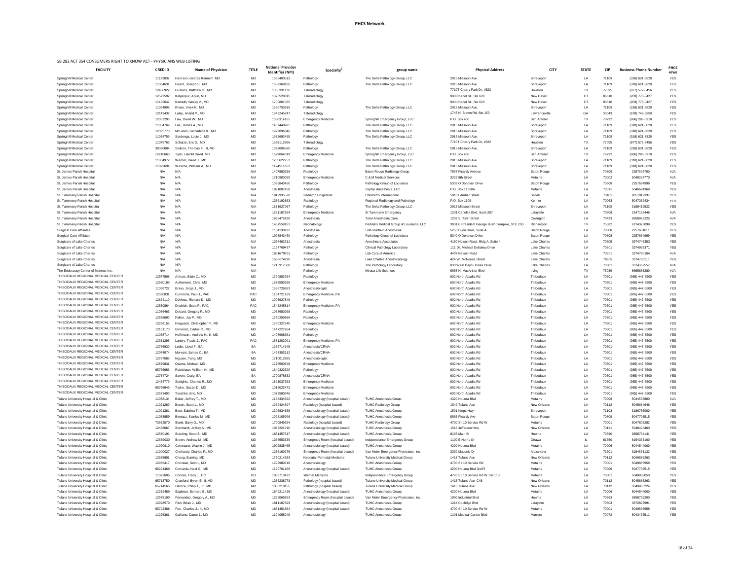**PHCS Network**

SB 282 ACT 354 CONSUMERS RIGHT TO KNOW ACT - PHYSICIANS WEB LISTING

| FACILITY | CRED ID | Name of Physician | TITLE | National Provider Identifier (NPI) | Specialty[2] | group name | Physical Address | CITY | STATE | ZIP | Business Phone Number | PHCS NTWK |
|---|---|---|---|---|---|---|---|---|---|---|---|---|
| Springhill Medical Center | 11189837 | Harrison, George Kenneth MD | MD | 1063400513 | Pathology | The Delta Pathology Group, LLC | 2915 Missouri Ave. | Shreveport | LA | 71109 | (318) 621-8820 | YES |
| Springhill Medical Center | 11064631 | Heard, Joseph S. MD | MD | 1659396106 | Pathology | The Delta Pathology Group, LLC | 2915 Missouri Ave. | Shreveport | LA | 71109 | (318) 621-8820 | YES |
| Springhill Medical Center | 12450922 | Hudkins, Matthew G. MD | MD | 1356331136 | Teleradiology | | 7710T Cherry Park Dr, #522 | Houston | TX | 77095 | (877) 572-8456 | YES |
| Springhill Medical Center | 12572592 | Kalyanpur, Arjun, MD | MD | 1376528315 | Teleradiology | | 900 Chapel St., Ste 620 | New Haven | CT | 06510 | (203) 773-0427 | YES |
| Springhill Medical Center | 11122647 | Kamath, Sanjay V., MD | MD | 1700801535 | Teleradiology | | 900 Chapel St., Ste 620 | New Haven | CT | 06510 | (203) 773-0427 | YES |
| Springhill Medical Center | 11054908 | Khare, Vivek K. MD | MD | 1598753915 | Pathology | The Delta Pathology Group, LLC | 2915 Missouri Ave. | Shreveport | LA | 71109 | (318) 621-8820 | YES |
| Springhill Medical Center | 12143432 | Lalaji, Anand P., MD | MD | 1649245747 | Teleradiology | | 1745 N. Brown Rd, Ste 150 | Lawrenceville | GA | 30043 | (678) 748-5850 | YES |
| Springhill Medical Center | 12052296 | Law, David W. MD | MD | 1356314165 | Emergency Medicine | Springhill Emergency Group, LLC | P.O. Box 400 | San Antonio | TX | 78292 | (866) 286-0910 | YES |
| Springhill Medical Center | 11054769 | Lee, James A., MD | MD | 1467440925 | Pathology | The Delta Pathology Group, LLC | 2915 Missouri Ave. | Shreveport | LA | 71109 | (318) 621-8820 | YES |
| Springhill Medical Center | 12335770 | McLaren, Bernadette K. MD | MD | 1922096346 | Pathology | The Delta Pathology Group, LLC | 2915 Missouri Ave. | Shreveport | LA | 71109 | (318) 621-8820 | YES |
| Springhill Medical Center | 11054759 | Sardenga, Louis J. MD | MD | 1982692455 | Pathology | The Delta Pathology Group, LLC | 2915 Missouri Ave. | Shreveport | LA | 71109 | (318) 621-8820 | YES |
| Springhill Medical Center | 11079763 | Schulze, Eric S. MD | MD | 1538112966 | Teleradiology | | 7710T Cherry Park Dr, #522 | Houston | TX | 77095 | (877) 572-8456 | YES |
| Springhill Medical Center | 38380084 | Siskron, Thomas F., III, MD | MD | 1023006590 | Pathology | The Delta Pathology Group, LLC | 2915 Missouri Ave. | Shreveport | LA | 71109 | (318) 621-8820 | YES |
| Springhill Medical Center | 12210668 | Tyler, Harold David MD | MD | 1629064019 | Emergency Medicine | Springhill Emergency Group, LLC | P.O. Box 400 | San Antonio | TX | 78292 | (866) 286-0910 | YES |
| Springhill Medical Center | 11054972 | Werner, David J. MD | MD | 1285622753 | Pathology | The Delta Pathology Group, LLC | 2915 Missouri Ave. | Shreveport | LA | 71109 | (318) 621-8820 | YES |
| Springhill Medical Center | 11092694 | Wesche, William A. MD | MD | 1174511653 | Pathology | The Delta Pathology Group, LLC | 2915 Missouri Ave. | Shreveport | LA | 71109 | (318) 621-8820 | YES |
| St. James Parish Hospital | N/A | N/A | N/A | 1407880339 | Radiology | Baton Rouge Radiology Group | 7887 Picardy Avenue | Baton Rouge | LA | 70809 | 2257696700 | N/A |
| St. James Parish Hospital | N/A | N/A | N/A | 1710903059 | Emergency Medicine | C & M Medical Services | 3223 8th Street | Metairie | LA | 70002 | 5048337770 | N/A |
| St. James Parish Hospital | N/A | N/A | N/A | 1093843450 | Pathology | Pathology Group of Louisiana | 5339 O'Donovan Drive | Baton Rouge | LA | 70808 | 2257664999 | YES |
| St. James Parish Hospital | N/A | N/A | N/A | 1891087458 | Anesthesia | Zephyr Anesthesia, LLC | P.O. Box 113384 | Metairie | LA | 70011 | 5046694369 | YES |
| St. Tammany Parish Hospital | N/A | N/A | N/A | 1912935578 | Pediatric Hospitalist | Children's International | 59101 Amber Street | Slidell | LA | 70461 | 9857817337 | YES |
| St. Tammany Parish Hospital | N/A | N/A | N/A | 1336192863 | Radiology | Regional Radiology and Pathology | P.O. Box 1608 | Kenner | LA | 70063 | 5047382434 | YES |
| St. Tammany Parish Hospital | N/A | N/A | N/A | 1871627067 | Pathology | The Delta Pathology Group, LLC | 2915 Missouri Street | Shreveport | LA | 71109 | 3188419522 | YES |
| St. Tammany Parish Hospital | N/A | N/A | N/A | 1891187654 | Emergency Medicine | St Tammany Emergency | 1201 Camellia Blvd, Suite 207 | Lafayette | LA | 70508 | 2147122448 | N/A |
| St. Tammany Parish Hospital | N/A | N/A | N/A | 1669475190 | Anesthesia | Total Anesthesia Care | 1202 S. Tyler Street | Covington | LA | 70433 | 9858923225 | N/A |
| St. Tammany Parish Hospital | N/A | N/A | N/A | 1467559161 | Neonatology | Pediatrix Medical Group of Louisiana, LLC | 3001 E President George Bush Turnpike, STE 250 | Richardson | TX | 75082 | 9724375099 | YES |
| Surgical Care Affiliates | N/A | N/A | N/A | 1134130222 | Anesthesia | Lott-Sheffield Anesthesia | 5253 Dijon Drive, Suite A | Baton Rouge | LA | 70808 | 2257681611 | YES |
| Surgical Care Affiliates | N/A | N/A | N/A | 1093843450 | Pathology | Pathology Group of Louisiana | 5340 O'Donovan Drive | Baton Rouge | LA | 70808 | 2257664999 | YES |
| Surgicare of Lake Charles | N/A | N/A | N/A | 1356462311 | Anesthesia | Anesthesia Associates | 4150 Nelson Road, Bldg A, Suite 4 | Lake Charles | LA | 70605 | 3374746353 | YES |
| Surgicare of Lake Charles | N/A | N/A | N/A | 1194769497 | Pathology | Clinical Pathology Laboratory | 111 Dr. Michael Debakey Drive | Lake Charles | LA | 70601 | 3374393371 | YES |
| Surgicare of Lake Charles | N/A | N/A | N/A | 1881679751 | Pathology | Lab Corp of America | 4407 Nelson Road | Lake Charles | LA | 70601 | 3374790264 | N/A |
| Surgicare of Lake Charles | N/A | N/A | N/A | 1588674790 | Anesthesia | Lake Charles Anesthesiology | 424 W. McNeese Street | Lake Charles | LA | 70605 | 3374780511 | YES |
| Surgicare of Lake Charles | N/A | N/A | N/A | 1215917588 | Pathology | The Pathology Laboratory | 830 West Bayou Pines Drive | Lake Charles | LA | 70601 | 3374369557 | N/A |
| The Endoscopy Center of Monroe, Inc. | N/A | N/A | N/A | | Pathology | Miraca Life Sciences | 6655 N. MacArthur Blvd | Irving | TX | 75039 | 8665883280 | N/A |
| THIBODAUX REGIONAL MEDICAL CENTER | 12577598 | Arthurs, Blain C., MD | MD | 1790892784 | Radiology | | 602 North Acadia Rd | Thibodaux | LA | 70301 | (985) 447-5500 | YES |
| THIBODAUX REGIONAL MEDICAL CENTER | 12580189 | Authement, Chris, MD | MD | 1578593356 | Emergency Medicine | | 602 North Acadia Rd | Thibodaux | LA | 70301 | (985) 447-5500 | YES |
| THIBODAUX REGIONAL MEDICAL CENTER | 11058722 | Bravo, Jorge J., MD | MD | 1598726853 | Anesthesiologist | | 602 North Acadia Rd | Thibodaux | LA | 70301 | (985) 447-5500 | YES |
| THIBODAUX REGIONAL MEDICAL CENTER | 12580831 | Cummins, Paul J., PAC | PAC | 1184721169 | Emergency Medicine, PA | | 602 North Acadia Rd | Thibodaux | LA | 70301 | (985) 447-5500 | YES |
| THIBODAUX REGIONAL MEDICAL CENTER | 12624110 | DeMoss, Richard D., MD | MD | 1003927849 | Pathology | | 602 North Acadia Rd | Thibodaux | LA | 70301 | (985) 447-5500 | YES |
| THIBODAUX REGIONAL MEDICAL CENTER | 12580864 | Diedrich, Scott F., PAC | PAC | 1548245814 | Emergency Medicine, PA | | 602 North Acadia Rd | Thibodaux | LA | 70301 | (985) 447-5500 | YES |
| THIBODAUX REGIONAL MEDICAL CENTER | 11056466 | Dobard, Gregory F., MD | MD | 1083680268 | Radiology | | 602 North Acadia Rd | Thibodaux | LA | 70301 | (985) 447-5500 | YES |
| THIBODAUX REGIONAL MEDICAL CENTER | 12635690 | Fakier, Jay P., MD | MD | 1730200866 | Radiology | | 602 North Acadia Rd | Thibodaux | LA | 70301 | (985) 447-5500 | YES |
| THIBODAUX REGIONAL MEDICAL CENTER | 12268155 | Ferguson, Christopher P., MD | MD | 1750327540 | Emergency Medicine | | 602 North Acadia Rd | Thibodaux | LA | 70301 | (985) 447-5500 | YES |
| THIBODAUX REGIONAL MEDICAL CENTER | 12151170 | Gimenez, Carlos R., MD | MD | 1447227954 | Radiology | | 602 North Acadia Rd | Thibodaux | LA | 70301 | (985) 447-5500 | YES |
| THIBODAUX REGIONAL MEDICAL CENTER | 11058714 | Hoffmann , Andrew H., III, MD | MD | 1407908361 | Pathology | | 602 North Acadia Rd | Thibodaux | LA | 70301 | (985) 447-5500 | YES |
| THIBODAUX REGIONAL MEDICAL CENTER | 12331295 | Landry, Travis J., PAC | PAC | 1831202001 | Emergency Medicine, PA | | 602 North Acadia Rd | Thibodaux | LA | 70301 | (985) 447-5500 | YES |
| THIBODAUX REGIONAL MEDICAL CENTER | 12786930 | Ledet, Lloyd F., BA | BA | 1386714145 | Anesthesia/CRNA | | 602 North Acadia Rd | Thibodaux | LA | 70301 | (985) 447-5500 | YES |
| THIBODAUX REGIONAL MEDICAL CENTER | 12074074 | Morvant, James C., BA | BA | 1457353112 | Anesthesia/CRNA | | 602 North Acadia Rd | Thibodaux | LA | 70301 | (985) 447-5500 | YES |
| THIBODAUX REGIONAL MEDICAL CENTER | 12787586 | Nguyen, Tung, MD | MD | 1710012885 | Anesthesiologist | | 602 North Acadia Rd | Thibodaux | LA | 70301 | (985) 447-5500 | YES |
| THIBODAUX REGIONAL MEDICAL CENTER | 12639831 | Owens, Michael, MD | MD | 1275500548 | Emergency Medicine | | 602 North Acadia Rd | Thibodaux | LA | 70301 | (985) 447-5500 | YES |
| THIBODAUX REGIONAL MEDICAL CENTER | 65756686 | Robichaux, William H., MD | MD | 1649322520 | Pathology | | 602 North Acadia Rd | Thibodaux | LA | 70301 | (985) 447-5500 | YES |
| THIBODAUX REGIONAL MEDICAL CENTER | 12754724 | Savoie, Craig, BA | BA | 1700878832 | Anesthesia/CRNA | | 602 North Acadia Rd | Thibodaux | LA | 70301 | (985) 447-5500 | YES |
| THIBODAUX REGIONAL MEDICAL CENTER | 12454779 | Speights, Charles R., MD | MD | 1821037383 | Emergency Medicine | | 602 North Acadia Rd | Thibodaux | LA | 70301 | (985) 447-5500 | YES |
| THIBODAUX REGIONAL MEDICAL CENTER | 65766849 | Taylor, Susan D., MD | MD | 1013023472 | Emergency Medicine | | 602 North Acadia Rd | Thibodaux | LA | 70301 | (985) 447-5500 | YES |
| THIBODAUX REGIONAL MEDICAL CENTER | 12673403 | Teschke, Eric, MD | MD | 1073580346 | Emergency Medicine | | 602 North Acadia Rd | Thibodaux | LA | 70301 | (985) 447-5500 | YES |
| Tulane University Hospital & Clinic | 11058134 | Baker, Jeffrey T., MD | MD | 1154334522 | Anesthesiology (hospital based) | TUHC Anesthesia Group | 4320 Houma Blvd | Metairie | LA | 70006 | 5044565800 | N/A |
| Tulane University Hospital & Clinic | 11021269 | Beech, Scott L., MD | MD | 1962434697 | Radiology (hospital based) | TUHC Radiology Group | 1542 Tulane Ave | New Orleans | LA | 70112 | 5045884646 | YES |
| Tulane University Hospital & Clinic | 11001381 | Bent, Sabrina T., MD | MD | 1306834668 | Anesthesiology (hospital based) | TUHC Anesthesia Group | 1501 Kings Hwy | Shreveport | LA | 71103 | 3186755000 | YES |
| Tulane University Hospital & Clinic | 11058859 | Bienasz, Stanley M., MD | MD | 1023105996 | Anesthesiology (hospital based) | TUHC Anesthesia Group | 8585 Picardy Ave | Baton Rouge | LA | 70809 | 5047795515 | YES |
| Tulane University Hospital & Clinic | 73562570 | Blank, Barry G., MD | MD | 1700849254 | Radiology (hospital based) | TUHC Radiology Group | 4700 S I 10 Service Rd W | Metairie | LA | 70001 | 5047808282 | YES |
| Tulane University Hospital & Clinic | 12438667 | Borchardt, Jeffrey A., MD | MD | 1043224710 | Anesthesiology (hospital based) | TUHC Anesthesia Group | 1516 Jefferson Hwy | New Orleans | LA | 70121 | 5048423460 | YES |
| Tulane University Hospital & Clinic | 12580191 | Branting, Scott B., MD | MD | 1861457517 | Anesthesiology (hospital based) | TUHC Anesthesia Group | 8166 Main St | Houma | LA | 70360 | 9858734141 | YES |
| Tulane University Hospital & Clinic | 12639030 | Brown, Andrew M., MD | MD | 1366553539 | Emergency Room (hospital based) | Independence Emergency Group | 1100 E Norris Dr | Ottawa | IL | 61350 | 8154333100 | YES |
| Tulane University Hospital & Clinic | 11090910 | Celentano, Wayne J., MD | MD | 1902835465 | Anesthesiology (hospital based) | TUHC Anesthesia Group | 4200 Houma Blvd | Metairie | LA | 70006 | 5044544000 | YES |
| Tulane University Hospital & Clinic | 11200027 | Chehardy, Charles F., MD | MD | 1235160276 | Emergency Room (hospital based) | Van Meter Emergency Physicians, Inc. | 3330 Masonic Dr | Alexandria | LA | 71301 | 3184871122 | YES |
| Tulane University Hospital & Clinic | 12685891 | Chong, Euming, MD | MD | 1730214933 | Neonatal-Perinatal Medicine | Tulane University Medical Group | 1415 Tulane Ave | New Orleans | LA | 70112 | 5049885263 | YES |
| Tulane University Hospital & Clinic | 12936417 | Christian, Seth I., MD | MD | 1992980718 | Anesthesiology | TUHC Anesthesia Group | 4700 S I 10 Service Rd | Metairie | LA | 70001 | 5049886958 | YES |
| Tulane University Hospital & Clinic | 69221369 | Comarda, Neal G., MD | MD | 1699701169 | Anesthesiology (hospital based) | TUHC Anesthesia Group | 4200 Houma Blvd 3rd Fl | Metairie | LA | 70006 | 5047795515 | YES |
| Tulane University Hospital & Clinic | 11072605 | Conrad, Tracy L., DO | DO | 1083713432 | Internal Medicine | Independence Emergency Group | 4770 S I 10 Service Rd W Ste 110 | Metairie | LA | 70001 | 5049888050 | YES |
| Tulane University Hospital & Clinic | 65713750 | Crawford, Byron E., II, MD | MD | 1336238773 | Pathology (hospital based) | Tulane University Medical Group | 1415 Tulane Ave C48 | New Orleans | LA | 70112 | 5045885263 | YES |
| Tulane University Hospital & Clinic | 65714565 | Daroca, Philip J., Jr., MD | MD | 1336216155 | Pathology (hospital based) | Tulane University Medical Group | 1415 Tulane Ave | New Orleans | LA | 70112 | 5049885224 | YES |
| Tulane University Hospital & Clinic | 12252489 | Eagleton, Bernard E., MD | MD | 1649211426 | Anesthesiology (hospital based) | TUHC Anesthesia Group | 4200 Houma Blvd | Metairie | LA | 70006 | 5044544000 | YES |
| Tulane University Hospital & Clinic | 12578190 | Fernandez, Gregory A., MD | MD | 1225069263 | Emergency Room (hospital based) | Van Meter Emergency Physicians, Inc. | 1990 Industrial Blvd | Houma | LA | 70363 | 9858732200 | YES |
| Tulane University Hospital & Clinic | 12928573 | Fish, Brian J., MD | MD | 1811187693 | Anesthesiology (hospital based) | TUHC Anesthesia Group | 1214 Coolidge Blvd | Lafayette | LA | 70503 | 3372897991 | YES |
| Tulane University Hospital & Clinic | 65722386 | Fox , Charles J., III, MD | MD | 1851451884 | Anesthesiology (hospital based) | TUHC Anesthesia Group | 4700 S I 10 Service Rd W | Metairie | LA | 70001 | 5049886958 | YES |
| Tulane University Hospital & Clinic | 11226361 | Galliano, Dante J., MD | MD | 1124055249 | Anesthesiology | TUHC Anesthesia Group | 1101 Medical Center Blvd | Marrero | LA | 70072 | 5043475511 | YES |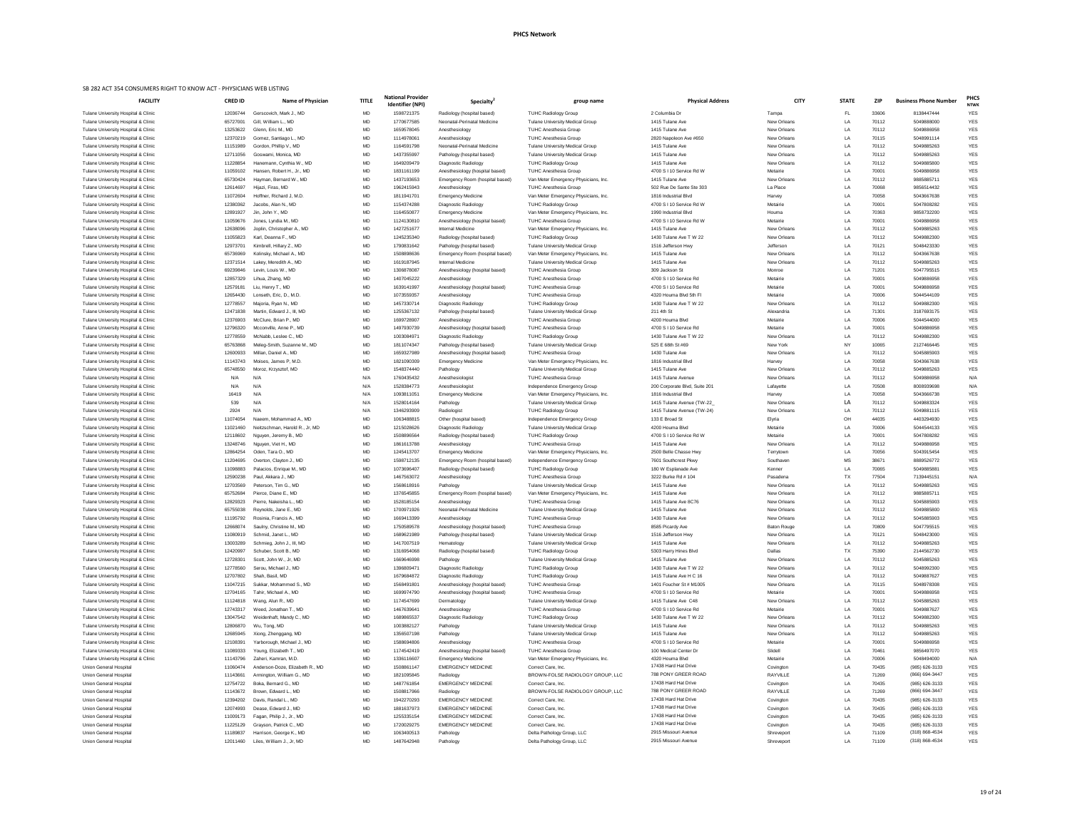# PHCS Network

SB 282 ACT 354 CONSUMERS RIGHT TO KNOW ACT - PHYSICIANS WEB LISTING

| FACILITY | CRED ID | Name of Physician | TITLE | National Provider Identifier (NPI) | Specialty[2] | group name | Physical Address | CITY | STATE | ZIP | Business Phone Number | PHCS NTWK |
|---|---|---|---|---|---|---|---|---|---|---|---|---|
| Tulane University Hospital & Clinic | 12036744 | Gerscovich, Mark J., MD | MD | 1598721375 | Radiology (hospital based) | TUHC Radiology Group | 2 Columbia Dr | Tampa | FL | 33606 | 8138447444 | YES |
| Tulane University Hospital & Clinic | 65727001 | Gill, William L., MD | MD | 1770677585 | Neonatal-Perinatal Medicine | Tulane University Medical Group | 1415 Tulane Ave | New Orleans | LA | 70112 | 5049888000 | YES |
| Tulane University Hospital & Clinic | 13253622 | Glenn, Eric M., MD | MD | 1659578045 | Anesthesiology | TUHC Anesthesia Group | 1415 Tulane Ave | New Orleans | LA | 70112 | 5049886958 | YES |
| Tulane University Hospital & Clinic | 12370219 | Gomez, Santiago L., MD | MD | 1114978061 | Anesthesiology | TUHC Anesthesia Group | 2820 Napoleon Ave #650 | New Orleans | LA | 70115 | 5048991114 | YES |
| Tulane University Hospital & Clinic | 11151989 | Gordon, Phillip V., MD | MD | 1164591798 | Neonatal-Perinatal Medicine | Tulane University Medical Group | 1415 Tulane Ave | New Orleans | LA | 70112 | 5049885263 | YES |
| Tulane University Hospital & Clinic | 12711056 | Goswami, Monica, MD | MD | 1437355997 | Pathology (hospital based) | Tulane University Medical Group | 1415 Tulane Ave | New Orleans | LA | 70112 | 5049885263 | YES |
| Tulane University Hospital & Clinic | 11228854 | Hanemann, Cynthia W., MD | MD | 1649209479 | Diagnostic Radiology | TUHC Radiology Group | 1415 Tulane Ave | New Orleans | LA | 70112 | 5049885800 | YES |
| Tulane University Hospital & Clinic | 11059102 | Hansen, Robert H., Jr., MD | MD | 1831161199 | Anesthesiology (hospital based) | TUHC Anesthesia Group | 4700 S I 10 Service Rd W | Metairie | LA | 70001 | 5049886958 | YES |
| Tulane University Hospital & Clinic | 65730424 | Hayman, Bernard W., MD | MD | 1437193653 | Emergency Room (hospital based) | Van Meter Emergency Physicians, Inc. | 1415 Tulane Ave | New Orleans | LA | 70112 | 9885885711 | YES |
| Tulane University Hospital & Clinic | 12614697 | Hijazi, Firas, MD | MD | 1962415943 | Anesthesiology | TUHC Anesthesia Group | 502 Rue De Sante Ste 303 | La Place | LA | 70068 | 9856514432 | YES |
| Tulane University Hospital & Clinic | 11072604 | Hoffner, Richard J, M.D. | MD | 1811941701 | Emergency Medicine | Van Meter Emergency Physicians, Inc. | 1816 Industrial Blvd | Harvey | LA | 70058 | 5043667638 | YES |
| Tulane University Hospital & Clinic | 12380362 | Jacobs, Alan N., MD | MD | 1154374288 | Diagnostic Radiology | TUHC Radiology Group | 4700 S I 10 Service Rd W | Metairie | LA | 70001 | 5047808282 | YES |
| Tulane University Hospital & Clinic | 12891927 | Jin, John Y., MD | MD | 1164550877 | Emergency Medicine | Van Meter Emergency Physicians, Inc. | 1990 Industrial Blvd | Houma | LA | 70363 | 9858732200 | YES |
| Tulane University Hospital & Clinic | 11059676 | Jones, Lyndia M., MD | MD | 1124130810 | Anesthesiology (hospital based) | TUHC Anesthesia Group | 4700 S I 10 Service Rd W | Metairie | LA | 70001 | 5049886958 | YES |
| Tulane University Hospital & Clinic | 12638096 | Joplin, Christopher A., MD | MD | 1427251677 | Internal Medicine | Van Meter Emergency Physicians, Inc. | 1415 Tulane Ave | New Orleans | LA | 70112 | 5049885263 | YES |
| Tulane University Hospital & Clinic | 11055823 | Karl, Deanna F., MD | MD | 1245235340 | Radiology (hospital based) | TUHC Radiology Group | 1430 Tulane Ave T W 22 | New Orleans | LA | 70112 | 5049882300 | YES |
| Tulane University Hospital & Clinic | 12973701 | Kimbrell, Hillary Z., MD | MD | 1790831642 | Pathology (hospital based) | Tulane University Medical Group | 1516 Jefferson Hwy | Jefferson | LA | 70121 | 5048423330 | YES |
| Tulane University Hospital & Clinic | 65736969 | Kolinsky, Michael A., MD | MD | 1508898636 | Emergency Room (hospital based) | Van Meter Emergency Physicians, Inc. | 1415 Tulane Ave | New Orleans | LA | 70112 | 5043667638 | YES |
| Tulane University Hospital & Clinic | 12371514 | Lakey, Meredith A., MD | MD | 1619187945 | Internal Medicine | Tulane University Medical Group | 1415 Tulane Ave | New Orleans | LA | 70112 | 5049885263 | YES |
| Tulane University Hospital & Clinic | 69239846 | Levin, Louis W., MD | MD | 1306878087 | Anesthesiology (hospital based) | TUHC Anesthesia Group | 309 Jackson St | Monroe | LA | 71201 | 5047795515 | YES |
| Tulane University Hospital & Clinic | 12857329 | Lihua, Zhang, MD | MD | 1407045222 | Anesthesiology | TUHC Anesthesia Group | 4700 S I 10 Service Rd | Metairie | LA | 70001 | 5049886958 | YES |
| Tulane University Hospital & Clinic | 12579181 | Liu, Henry T., MD | MD | 1639141997 | Anesthesiology (hospital based) | TUHC Anesthesia Group | 4700 S I 10 Service Rd | Metairie | LA | 70001 | 5049886958 | YES |
| Tulane University Hospital & Clinic | 12654430 | Lonseth, Eric, D., M.D. | MD | 1073559357 | Anesthesiology | TUHC Anesthesia Group | 4320 Houma Blvd 5th Fl | Metairie | LA | 70006 | 5044544109 | YES |
| Tulane University Hospital & Clinic | 12778557 | Majoria, Ryan N., MD | MD | 1457330714 | Diagnostic Radiology | TUHC Radiology Group | 1430 Tulane Ave T W 22 | New Orleans | LA | 70112 | 5049882300 | YES |
| Tulane University Hospital & Clinic | 12471838 | Martin, Edward J., III, MD | MD | 1255367132 | Pathology (hospital based) | Tulane University Medical Group | 211 4th St | Alexandria | LA | 71301 | 3187693175 | YES |
| Tulane University Hospital & Clinic | 12376903 | McClure, Brian P., MD | MD | 1699728907 | Anesthesiology | TUHC Anesthesia Group | 4200 Houma Blvd | Metairie | LA | 70006 | 5044544000 | YES |
| Tulane University Hospital & Clinic | 12796320 | Mcconville, Anne P., MD | MD | 1497930739 | Anesthesiology (hospital based) | TUHC Anesthesia Group | 4700 S I 10 Service Rd | Metairie | LA | 70001 | 5049886958 | YES |
| Tulane University Hospital & Clinic | 12778559 | McNabb, Leslee C., MD | MD | 1003084971 | Diagnostic Radiology | TUHC Radiology Group | 1430 Tulane Ave T W 22 | New Orleans | LA | 70112 | 5049882300 | YES |
| Tulane University Hospital & Clinic | 65763868 | Meleg-Smith, Suzanne M., MD | MD | 1811074347 | Pathology (hospital based) | Tulane University Medical Group | 525 E 68th St #69 | New York | NY | 10065 | 2127466445 | YES |
| Tulane University Hospital & Clinic | 12600933 | Millan, Daniel A., MD | MD | 1659327989 | Anesthesiology (hospital based) | TUHC Anesthesia Group | 1430 Tulane Ave | New Orleans | LA | 70112 | 5045885903 | YES |
| Tulane University Hospital & Clinic | 11143743 | Moises, James P, M.D. | MD | 1821090309 | Emergency Medicine | Van Meter Emergency Physicians, Inc. | 1816 Industrial Blvd | Harvey | LA | 70058 | 5043667638 | YES |
| Tulane University Hospital & Clinic | 65748550 | Moroz, Krzysztof, MD | MD | 1548374440 | Pathology | Tulane University Medical Group | 1415 Tulane Ave | New Orleans | LA | 70112 | 5049885263 | YES |
| Tulane University Hospital & Clinic | N/A | N/A | N/A | 1760435432 | Anesthesiologist | TUHC Anesthesia Group | 1415 Tulane Avenue | New Orleans | LA | 70112 | 5049886958 | N/A |
| Tulane University Hospital & Clinic | N/A | N/A | N/A | 1528384773 | Anesthesiologist | Independence Emergency Group | 200 Corporate Blvd, Suite 201 | Lafayette | LA | 70508 | 8008939698 | N/A |
| Tulane University Hospital & Clinic | 16419 | N/A | N/A | 1093811051 | Emergency Medicine | Van Meter Emergency Physicians, Inc. | 1816 Industrial Blvd | Harvey | LA | 70058 | 5043666738 | YES |
| Tulane University Hospital & Clinic | 539 | N/A | N/A | 1528014164 | Pathology | Tulane University Medical Group | 1415 Tulane Avenue (TW-22_ | New Orleans | LA | 70112 | 5049883324 | YES |
| Tulane University Hospital & Clinic | 2924 | N/A | N/A | 1346293909 | Radiologist | TUHC Radiology Group | 1415 Tulane Avenue (TW-24) | New Orleans | LA | 70112 | 5049881115 | YES |
| Tulane University Hospital & Clinic | 11074054 | Naeem, Mohammad A., MD | MD | 1063488815 | Other (hospital based) | Independence Emergency Group | 133 E Broad St | Elyria | OH | 44035 | 4403294930 | YES |
| Tulane University Hospital & Clinic | 11021460 | Neitzschman, Harold R., Jr, MD | MD | 1215028626 | Diagnostic Radiology | Tulane University Medical Group | 4200 Houma Blvd | Metairie | LA | 70006 | 5044544133 | YES |
| Tulane University Hospital & Clinic | 12118602 | Nguyen, Jeremy B., MD | MD | 1508896564 | Radiology (hospital based) | TUHC Radiology Group | 4700 S I 10 Service Rd W | Metairie | LA | 70001 | 5047808282 | YES |
| Tulane University Hospital & Clinic | 13248746 | Nguyen, Viet H., MD | MD | 1861613788 | Anesthesiology | TUHC Anesthesia Group | 1415 Tulane Ave | New Orleans | LA | 70112 | 5049886958 | YES |
| Tulane University Hospital & Clinic | 12864254 | Oden, Tara O., MD | MD | 1245413707 | Emergency Medicine | Van Meter Emergency Physicians, Inc. | 2500 Belle Chasse Hwy | Terrytown | LA | 70056 | 5043915454 | YES |
| Tulane University Hospital & Clinic | 11204695 | Overton, Clayton J., MD | MD | 1598712135 | Emergency Room (hospital based) | Independence Emergency Group | 7601 Southcrest Pkwy | Southaven | MS | 38671 | 8889526772 | YES |
| Tulane University Hospital & Clinic | 11098883 | Palacios, Enrique M., MD | MD | 1073696407 | Radiology (hospital based) | TUHC Radiology Group | 180 W Esplanade Ave | Kenner | LA | 70065 | 5049885881 | YES |
| Tulane University Hospital & Clinic | 12590238 | Paul, Akkara J., MD | MD | 1467563072 | Anesthesiology | TUHC Anesthesia Group | 3222 Burke Rd # 104 | Pasadena | TX | 77504 | 7139445151 | N/A |
| Tulane University Hospital & Clinic | 12703569 | Peterson, Tim G., MD | MD | 1568618916 | Pathology | Tulane University Medical Group | 1415 Tulane Ave | New Orleans | LA | 70112 | 5049885263 | YES |
| Tulane University Hospital & Clinic | 65752684 | Pierce, Diane E., MD | MD | 1376545855 | Emergency Room (hospital based) | Van Meter Emergency Physicians, Inc. | 1415 Tulane Ave | New Orleans | LA | 70112 | 9885885711 | YES |
| Tulane University Hospital & Clinic | 12829323 | Pierre, Nakeisha L., MD | MD | 1528185154 | Anesthesiology | TUHC Anesthesia Group | 1415 Tulane Ave 8C76 | New Orleans | LA | 70112 | 5045885903 | YES |
| Tulane University Hospital & Clinic | 65755038 | Reynolds, Jane E., MD | MD | 1700971926 | Neonatal-Perinatal Medicine | Tulane University Medical Group | 1415 Tulane Ave | New Orleans | LA | 70112 | 5049885800 | YES |
| Tulane University Hospital & Clinic | 11195792 | Rosinia, Francis A., MD | MD | 1669413399 | Anesthesiology | TUHC Anesthesia Group | 1430 Tulane Ave | New Orleans | LA | 70112 | 5045885903 | YES |
| Tulane University Hospital & Clinic | 12668674 | Saulny, Christine M., MD | MD | 1750589578 | Anesthesiology (hospital based) | TUHC Anesthesia Group | 8585 Picardy Ave | Baton Rouge | LA | 70809 | 5047795515 | YES |
| Tulane University Hospital & Clinic | 11080919 | Schmid, Janet L., MD | MD | 1689621989 | Pathology (hospital based) | Tulane University Medical Group | 1516 Jefferson Hwy | New Orleans | LA | 70121 | 5048423000 | YES |
| Tulane University Hospital & Clinic | 13003289 | Schmieg, John J., III, MD | MD | 1417007519 | Hematology | Tulane University Medical Group | 1415 Tulane Ave | New Orleans | LA | 70112 | 5049885263 | YES |
| Tulane University Hospital & Clinic | 12420997 | Schuber, Scott B., MD | MD | 1316954068 | Radiology (hospital based) | TUHC Radiology Group | 5303 Harry Hines Blvd | Dallas | TX | 75390 | 2144562730 | YES |
| Tulane University Hospital & Clinic | 12728301 | Scott, John W., Jr, MD | MD | 1669646998 | Pathology | Tulane University Medical Group | 1415 Tulane Ave | New Orleans | LA | 70112 | 5045885263 | YES |
| Tulane University Hospital & Clinic | 12778560 | Serou, Michael J., MD | MD | 1396809471 | Diagnostic Radiology | TUHC Radiology Group | 1430 Tulane Ave T W 22 | New Orleans | LA | 70112 | 5048992300 | YES |
| Tulane University Hospital & Clinic | 12707802 | Shah, Basil, MD | MD | 1679684872 | Diagnostic Radiology | TUHC Radiology Group | 1415 Tulane Ave H C 16 | New Orleans | LA | 70112 | 5049887627 | YES |
| Tulane University Hospital & Clinic | 11047215 | Sukkar, Mohammed S., MD | MD | 1568491801 | Anesthesiology (hospital based) | TUHC Anesthesia Group | 1401 Foucher St # M1005 | New Orleans | LA | 70115 | 5048978308 | YES |
| Tulane University Hospital & Clinic | 12704165 | Tahir, Michael A., MD | MD | 1699974790 | Anesthesiology (hospital based) | TUHC Anesthesia Group | 4700 S I 10 Service Rd | Metairie | LA | 70001 | 5049886958 | YES |
| Tulane University Hospital & Clinic | 11124818 | Wang, Alun R., MD | MD | 1174547699 | Dermatology | Tulane University Medical Group | 1415 Tulane Ave C48 | New Orleans | LA | 70112 | 5045885263 | YES |
| Tulane University Hospital & Clinic | 12743317 | Weed, Jonathan T., MD | MD | 1467639641 | Anesthesiology | TUHC Anesthesia Group | 4700 S I 10 Service Rd | Metairie | LA | 70001 | 5049887627 | YES |
| Tulane University Hospital & Clinic | 13047542 | Weidenhaft, Mandy C., MD | MD | 1689865537 | Diagnostic Radiology | TUHC Radiology Group | 1430 Tulane Ave T W 22 | New Orleans | LA | 70112 | 5049882300 | YES |
| Tulane University Hospital & Clinic | 12806870 | Wu, Tong, MD | MD | 1003882127 | Pathology | Tulane University Medical Group | 1415 Tulane Ave | New Orleans | LA | 70112 | 5049885263 | YES |
| Tulane University Hospital & Clinic | 12685945 | Xiong, Zhenggang, MD | MD | 1356507198 | Pathology | Tulane University Medical Group | 1415 Tulane Ave | New Orleans | LA | 70112 | 5049885263 | YES |
| Tulane University Hospital & Clinic | 12108391 | Yarborough, Michael J., MD | MD | 1588694806 | Anesthesiology | TUHC Anesthesia Group | 4700 S I 10 Service Rd | Metairie | LA | 70001 | 5049886958 | YES |
| Tulane University Hospital & Clinic | 11089333 | Young, Elizabeth T., MD | MD | 1174542419 | Anesthesiology (hospital based) | TUHC Anesthesia Group | 100 Medical Center Dr | Slidell | LA | 70461 | 9856497070 | YES |
| Tulane University Hospital & Clinic | 11143796 | Zaheri, Kamran, M.D. | MD | 1336116607 | Emergency Medicine | Van Meter Emergency Physicians, Inc. | 4320 Houma Blvd | Metairie | LA | 70006 | 5048494000 | N/A |
| Union General Hospital | 11060474 | Anderson-Doze, Elizabeth R., MD | MD | 1508861147 | EMERGENCY MEDICINE | Correct Care, Inc. | 17438 Hard Hat Drive | Covington | LA | 70435 | (985) 626-3133 | YES |
| Union General Hospital | 11143661 | Armington, William G., MD | MD | 1821095845 | Radiology | BROWN-FOLSE RADIOLOGY GROUP, LLC | 788 PONY GREER ROAD | RAYVILLE | LA | 71269 | (866) 694-3447 | YES |
| Union General Hospital | 12754722 | Boka, Bernard G., MD | MD | 1487761854 | EMERGENCY MEDICINE | Correct Care, Inc. | 17438 Hard Hat Drive | Covington | LA | 70435 | (985) 626-3133 | YES |
| Union General Hospital | 11143672 | Brown, Edward L., MD | MD | 1508817966 | Radiology | BROWN-FOLSE RADIOLOGY GROUP, LLC | 788 PONY GREER ROAD | RAYVILLE | LA | 71269 | (866) 694-3447 | YES |
| Union General Hospital | 12394202 | Davis, Randal L., MD | MD | 1942270293 | EMERGENCY MEDICINE | Correct Care, Inc. | 17438 Hard Hat Drive | Covington | LA | 70435 | (985) 626-3133 | YES |
| Union General Hospital | 12074993 | Dease, Edward J., MD | MD | 1881637973 | EMERGENCY MEDICINE | Correct Care, Inc. | 17438 Hard Hat Drive | Covington | LA | 70435 | (985) 626-3133 | YES |
| Union General Hospital | 11009173 | Fagan, Philip J., Jr., MD | MD | 1255335154 | EMERGENCY MEDICINE | Correct Care, Inc. | 17438 Hard Hat Drive | Covington | LA | 70435 | (985) 626-3133 | YES |
| Union General Hospital | 11225129 | Grayson, Patrick C., MD | MD | 1720029275 | EMERGENCY MEDICINE | Correct Care, Inc. | 17438 Hard Hat Drive | Covington | LA | 70435 | (985) 626-3133 | YES |
| Union General Hospital | 11189837 | Harrison, George K., MD | MD | 1063400513 | Pathology | Delta Pathology Group, LLC | 2915 Missouri Avenue | Shreveport | LA | 71109 | (318) 868-4534 | YES |
| Union General Hospital | 12011460 | Liles, William J., Jr, MD | MD | 1487642948 | Pathology | Delta Pathology Group, LLC | 2915 Missouri Avenue | Shreveport | LA | 71109 | (318) 868-4534 | YES |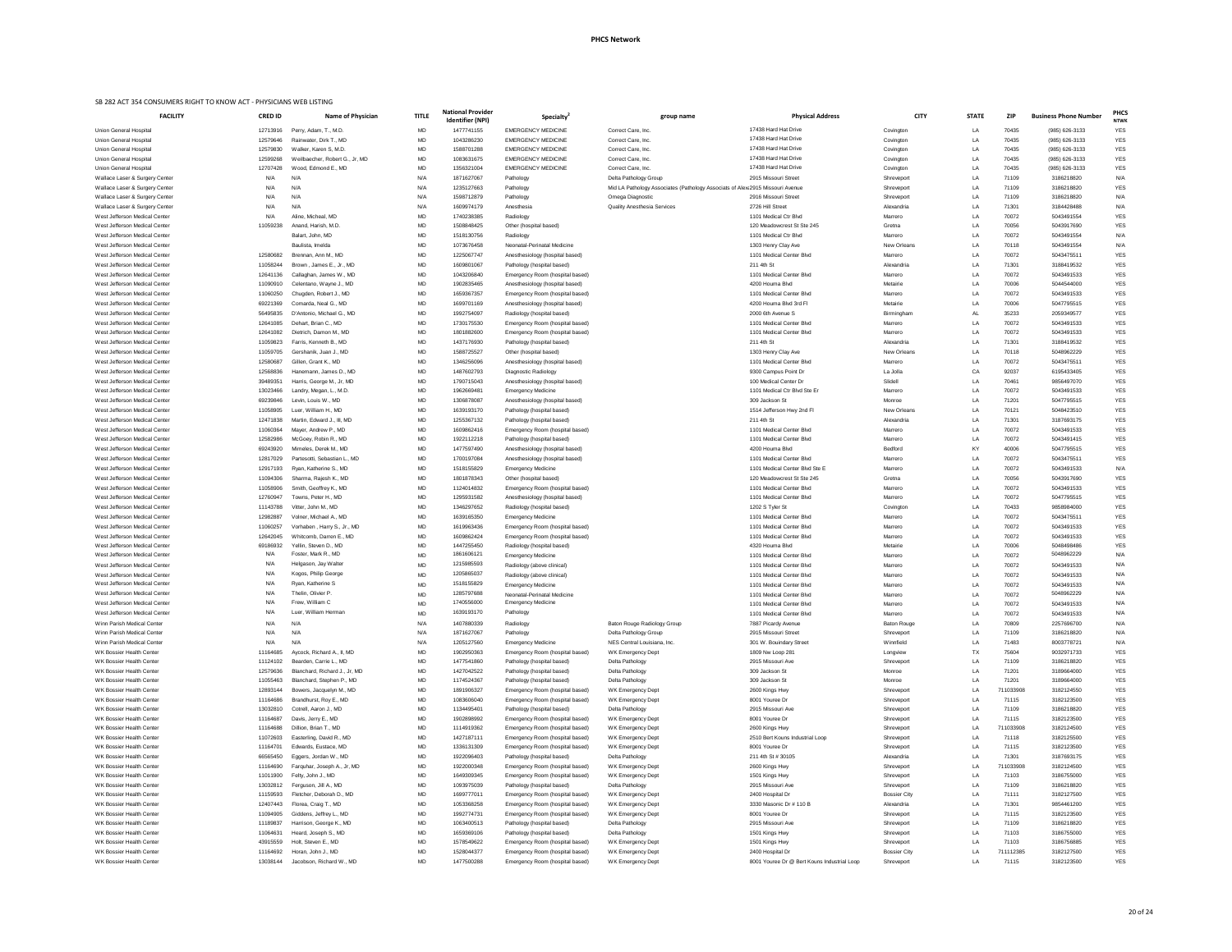# PHCS Network

SB 282 ACT 354 CONSUMERS RIGHT TO KNOW ACT - PHYSICIANS WEB LISTING

| FACILITY | CRED ID | Name of Physician | TITLE | National Provider Identifier (NPI) | Specialty[2] | group name | Physical Address | CITY | STATE | ZIP | Business Phone Number | PHCS NTWK |
|---|---|---|---|---|---|---|---|---|---|---|---|---|
| Union General Hospital | 12713916 | Perry, Adam, T., M.D. | MD | 1477741155 | EMERGENCY MEDICINE | Correct Care, Inc. | 17438 Hard Hat Drive | Covington | LA | 70435 | (985) 626-3133 | YES |
| Union General Hospital | 12579646 | Rainwater, Dirk T., MD | MD | 1043286230 | EMERGENCY MEDICINE | Correct Care, Inc. | 17438 Hard Hat Drive | Covington | LA | 70435 | (985) 626-3133 | YES |
| Union General Hospital | 12579830 | Walker, Karen S, M.D. | MD | 1588701288 | EMERGENCY MEDICINE | Correct Care, Inc. | 17438 Hard Hat Drive | Covington | LA | 70435 | (985) 626-3133 | YES |
| Union General Hospital | 12599268 | Weilbaecher, Robert G., Jr, MD | MD | 1083631675 | EMERGENCY MEDICINE | Correct Care, Inc. | 17438 Hard Hat Drive | Covington | LA | 70435 | (985) 626-3133 | YES |
| Union General Hospital | 12707428 | Wood, Edmond E., MD | MD | 1356321004 | EMERGENCY MEDICINE | Correct Care, Inc. | 17438 Hard Hat Drive | Covington | LA | 70435 | (985) 626-3133 | YES |
| Wallace Laser & Surgery Center | N/A | N/A | N/A | 1871627067 | Pathology | Delta Pathology Group | 2915 Missouri Street | Shreveport | LA | 71109 | 3186218820 | N/A |
| Wallace Laser & Surgery Center | N/A | N/A | N/A | 1235127663 | Pathology | Mid LA Pathology Associates (Pathology Associats of Alex | 2915 Missouri Avenue | Shreveport | LA | 71109 | 3186218820 | YES |
| Wallace Laser & Surgery Center | N/A | N/A | N/A | 1598712879 | Pathology | Omega Diagnostic | 2916 Missouri Street | Shreveport | LA | 71109 | 3186218820 | N/A |
| Wallace Laser & Surgery Center | N/A | N/A | N/A | 1609974179 | Anesthesia | Quality Anesthesia Services | 2726 Hill Street | Alexandria | LA | 71301 | 3184428488 | N/A |
| West Jefferson Medical Center | N/A | Aline, Micheal, MD | MD | 1740238385 | Radiology | | 1101 Medical Ctr Blvd | Marrero | LA | 70072 | 5043491554 | YES |
| West Jefferson Medical Center | 11059238 | Anand, Harish, M.D. | MD | 1508848425 | Other (hospital based) | | 120 Meadowcrest St Ste 245 | Gretna | LA | 70056 | 5043917690 | YES |
| West Jefferson Medical Center | | Balart, John, MD | MD | 1518130756 | Radiology | | 1101 Medical Ctr Blvd | Marrero | LA | 70072 | 5043491554 | N/A |
| West Jefferson Medical Center | | Bautista, Imelda | MD | 1073676458 | Neonatal-Perinatal Medicine | | 1303 Henry Clay Ave | New Orleans | LA | 70118 | 5043491554 | N/A |
| West Jefferson Medical Center | 12580682 | Brennan, Ann M., MD | MD | 1225067747 | Anesthesiology (hospital based) | | 1101 Medical Center Blvd | Marrero | LA | 70072 | 5043475511 | YES |
| West Jefferson Medical Center | 11058244 | Brown , James E., Jr., MD | MD | 1609801067 | Pathology (hospital based) | | 211 4th St | Alexandria | LA | 71301 | 3188419532 | YES |
| West Jefferson Medical Center | 12641136 | Callaghan, James W., MD | MD | 1043206840 | Emergency Room (hospital based) | | 1101 Medical Center Blvd | Marrero | LA | 70072 | 5043491533 | YES |
| West Jefferson Medical Center | 11090910 | Celentano, Wayne J., MD | MD | 1902835465 | Anesthesiology (hospital based) | | 4200 Houma Blvd | Metairie | LA | 70006 | 5044544000 | YES |
| West Jefferson Medical Center | 11060250 | Chugden, Robert J., MD | MD | 1659367357 | Emergency Room (hospital based) | | 1101 Medical Center Blvd | Marrero | LA | 70072 | 5043491533 | YES |
| West Jefferson Medical Center | 69221369 | Comarda, Neal G., MD | MD | 1699701169 | Anesthesiology (hospital based) | | 4200 Houma Blvd 3rd Fl | Metairie | LA | 70006 | 5047795515 | YES |
| West Jefferson Medical Center | 56495835 | D'Antonio, Michael G., MD | MD | 1992754097 | Radiology (hospital based) | | 2000 6th Avenue S | Birmingham | AL | 35233 | 2059349577 | YES |
| West Jefferson Medical Center | 12641085 | Dehart, Brian C., MD | MD | 1730175530 | Emergency Room (hospital based) | | 1101 Medical Center Blvd | Marrero | LA | 70072 | 5043491533 | YES |
| West Jefferson Medical Center | 12641082 | Dietrich, Damon M., MD | MD | 1801882600 | Emergency Room (hospital based) | | 1101 Medical Center Blvd | Marrero | LA | 70072 | 5043491533 | YES |
| West Jefferson Medical Center | 11059823 | Farris, Kenneth B., MD | MD | 1437176930 | Pathology (hospital based) | | 211 4th St | Alexandria | LA | 71301 | 3188419532 | YES |
| West Jefferson Medical Center | 11059705 | Gershanik, Juan J., MD | MD | 1588725527 | Other (hospital based) | | 1303 Henry Clay Ave | New Orleans | LA | 70118 | 5048962229 | YES |
| West Jefferson Medical Center | 12580687 | Gillen, Grant K., MD | MD | 1346256096 | Anesthesiology (hospital based) | | 1101 Medical Center Blvd | Marrero | LA | 70072 | 5043475511 | YES |
| West Jefferson Medical Center | 12568836 | Hanemann, James D., MD | MD | 1487602793 | Diagnostic Radiology | | 9300 Campus Point Dr | La Jolla | CA | 92037 | 6195433405 | YES |
| West Jefferson Medical Center | 39489351 | Harris, George M., Jr, MD | MD | 1790715043 | Anesthesiology (hospital based) | | 100 Medical Center Dr | Slidell | LA | 70461 | 9856497070 | YES |
| West Jefferson Medical Center | 13023466 | Landry, Megan, L., M.D. | MD | 1962669481 | Emergency Medicine | | 1101 Medical Ctr Blvd Ste Er | Marrero | LA | 70072 | 5043491533 | YES |
| West Jefferson Medical Center | 69239846 | Levin, Louis W., MD | MD | 1306878087 | Anesthesiology (hospital based) | | 309 Jackson St | Monroe | LA | 71201 | 5047795515 | YES |
| West Jefferson Medical Center | 11058905 | Luer, William H., MD | MD | 1639193170 | Pathology (hospital based) | | 1514 Jefferson Hwy 2nd Fl | New Orleans | LA | 70121 | 5048423510 | YES |
| West Jefferson Medical Center | 12471838 | Martin, Edward J., III, MD | MD | 1255367132 | Pathology (hospital based) | | 211 4th St | Alexandria | LA | 71301 | 3187693175 | YES |
| West Jefferson Medical Center | 11060364 | Mayer, Andrew P., MD | MD | 1609862416 | Emergency Room (hospital based) | | 1101 Medical Center Blvd | Marrero | LA | 70072 | 5043491533 | YES |
| West Jefferson Medical Center | 12582986 | McGoey, Robin R., MD | MD | 1922112218 | Pathology (hospital based) | | 1101 Medical Center Blvd | Marrero | LA | 70072 | 5043491415 | YES |
| West Jefferson Medical Center | 69243920 | Mimeles, Derek M., MD | MD | 1477597490 | Anesthesiology (hospital based) | | 4200 Houma Blvd | Bedford | KY | 40006 | 5047795515 | YES |
| West Jefferson Medical Center | 12817029 | Pantesotti, Sebastian L., MD | MD | 1700197084 | Anesthesiology (hospital based) | | 1101 Medical Center Blvd | Marrero | LA | 70072 | 5043475511 | YES |
| West Jefferson Medical Center | 12917193 | Ryan, Katherine S., MD | MD | 1518155829 | Emergency Medicine | | 1101 Medical Center Blvd Ste E | Marrero | LA | 70072 | 5043491533 | N/A |
| West Jefferson Medical Center | 11094306 | Sharma, Rajesh K., MD | MD | 1801878343 | Other (hospital based) | | 120 Meadowcrest St Ste 245 | Gretna | LA | 70056 | 5043917690 | YES |
| West Jefferson Medical Center | 11058906 | Smith, Geoffrey K., MD | MD | 1124014832 | Emergency Room (hospital based) | | 1101 Medical Center Blvd | Marrero | LA | 70072 | 5043491533 | YES |
| West Jefferson Medical Center | 12760947 | Towns, Peter H., MD | MD | 1295931582 | Anesthesiology (hospital based) | | 1101 Medical Center Blvd | Marrero | LA | 70072 | 5047795515 | YES |
| West Jefferson Medical Center | 11143788 | Vitter, John M., MD | MD | 1346297652 | Radiology (hospital based) | | 1202 S Tyler St | Covington | LA | 70433 | 9858984000 | YES |
| West Jefferson Medical Center | 12982887 | Volner, Michael A., MD | MD | 1639165350 | Emergency Medicine | | 1101 Medical Center Blvd | Marrero | LA | 70072 | 5043475511 | YES |
| West Jefferson Medical Center | 11060257 | Vorhaben , Harry S., Jr., MD | MD | 1619963436 | Emergency Room (hospital based) | | 1101 Medical Center Blvd | Marrero | LA | 70072 | 5043491533 | YES |
| West Jefferson Medical Center | 12642045 | Whitcomb, Darren E., MD | MD | 1609862424 | Emergency Room (hospital based) | | 1101 Medical Center Blvd | Marrero | LA | 70072 | 5043491533 | YES |
| West Jefferson Medical Center | 69186932 | Yellin, Steven D., MD | MD | 1447255450 | Radiology (hospital based) | | 4320 Houma Blvd | Metairie | LA | 70006 | 5048498486 | YES |
| West Jefferson Medical Center | N/A | Foster, Mark R., MD | MD | 1861606121 | Emergency Medicine | | 1101 Medical Center Blvd | Marrero | LA | 70072 | 5048962229 | N/A |
| West Jefferson Medical Center | N/A | Helgason, Jay Walter | MD | 1215985593 | Radiology (above clinical) | | 1101 Medical Center Blvd | Marrero | LA | 70072 | 5043491533 | N/A |
| West Jefferson Medical Center | N/A | Kogos, Philip George | MD | 1205865037 | Radiology (above clinical) | | 1101 Medical Center Blvd | Marrero | LA | 70072 | 5043491533 | N/A |
| West Jefferson Medical Center | N/A | Ryan, Katherine S | MD | 1518155829 | Emergency Medicine | | 1101 Medical Center Blvd | Marrero | LA | 70072 | 5043491533 | N/A |
| West Jefferson Medical Center | N/A | Thelin, Olivier P. | MD | 1285797688 | Neonatal-Perinatal Medicine | | 1101 Medical Center Blvd | Marrero | LA | 70072 | 5048962229 | N/A |
| West Jefferson Medical Center | N/A | Frew, William C | MD | 1740556000 | Emergency Medicine | | 1101 Medical Center Blvd | Marrero | LA | 70072 | 5043491533 | N/A |
| West Jefferson Medical Center | N/A | Luer, William Herman | MD | 1639193170 | Pathology | | 1101 Medical Center Blvd | Marrero | LA | 70072 | 5043491533 | N/A |
| Winn Parish Medical Center | N/A | N/A | N/A | 1407880339 | Radiology | Baton Rouge Radiology Group | 7887 Picardy Avenue | Baton Rouge | LA | 70809 | 2257696700 | N/A |
| Winn Parish Medical Center | N/A | N/A | N/A | 1871627067 | Pathology | Delta Pathology Group | 2915 Missouri Street | Shreveport | LA | 71109 | 3186218820 | N/A |
| Winn Parish Medical Center | N/A | N/A | N/A | 1205127560 | Emergency Medicine | NES Central Louisiana, Inc. | 301 W. Bouindary Street | Winnfield | LA | 71483 | 8003778721 | N/A |
| WK Bossier Health Center | 11164685 | Aycock, Richard A., II, MD | MD | 1902950363 | Emergency Room (hospital based) | WK Emergency Dept | 1809 Nw Loop 281 | Longview | TX | 75604 | 9032971733 | YES |
| WK Bossier Health Center | 11124102 | Bearden, Carrie L., MD | MD | 1477541860 | Pathology (hospital based) | Delta Pathology | 2915 Missouri Ave | Shreveport | LA | 71109 | 3186218820 | YES |
| WK Bossier Health Center | 12579636 | Blanchard, Richard J., Jr, MD | MD | 1427042522 | Pathology (hospital based) | Delta Pathology | 309 Jackson St | Monroe | LA | 71201 | 3189664000 | YES |
| WK Bossier Health Center | 11055463 | Blanchard, Stephen P., MD | MD | 1174524367 | Pathology (hospital based) | Delta Pathology | 309 Jackson St | Monroe | LA | 71201 | 3189664000 | YES |
| WK Bossier Health Center | 12893144 | Bowers, Jacquelyn M., MD | MD | 1891906327 | Emergency Room (hospital based) | WK Emergency Dept | 2600 Kings Hwy | Shreveport | LA | 711033908 | 3182124550 | YES |
| WK Bossier Health Center | 11164686 | Brandhurst, Roy E., MD | MD | 1083606040 | Emergency Room (hospital based) | WK Emergency Dept | 8001 Youree Dr | Shreveport | LA | 71115 | 3182123500 | YES |
| WK Bossier Health Center | 13032810 | Cotrell, Aaron J., MD | MD | 1134495401 | Pathology (hospital based) | Delta Pathology | 2915 Missouri Ave | Shreveport | LA | 71109 | 3186218820 | YES |
| WK Bossier Health Center | 11164687 | Davis, Jerry E., MD | MD | 1902898992 | Emergency Room (hospital based) | WK Emergency Dept | 8001 Youree Dr | Shreveport | LA | 71115 | 3182123500 | YES |
| WK Bossier Health Center | 11164688 | Dillion, Brian T., MD | MD | 1114919362 | Emergency Room (hospital based) | WK Emergency Dept | 2600 Kings Hwy | Shreveport | LA | 711033908 | 3182124500 | YES |
| WK Bossier Health Center | 11072603 | Easterling, David R., MD | MD | 1427187111 | Emergency Room (hospital based) | WK Emergency Dept | 2510 Bert Kouns Industrial Loop | Shreveport | LA | 71118 | 3182125500 | YES |
| WK Bossier Health Center | 11164701 | Edwards, Eustace, MD | MD | 1336131309 | Emergency Room (hospital based) | WK Emergency Dept | 8001 Youree Dr | Shreveport | LA | 71115 | 3182123500 | YES |
| WK Bossier Health Center | 66565450 | Eggers, Jordan W., MD | MD | 1922096403 | Pathology (hospital based) | Delta Pathology | 211 4th St # 30105 | Alexandria | LA | 71301 | 3187693175 | YES |
| WK Bossier Health Center | 11164690 | Farquhar, Joseph A., Jr, MD | MD | 1922000348 | Emergency Room (hospital based) | WK Emergency Dept | 2600 Kings Hwy | Shreveport | LA | 711033908 | 3182124500 | YES |
| WK Bossier Health Center | 11011900 | Felty, John J., MD | MD | 1649309345 | Emergency Room (hospital based) | WK Emergency Dept | 1501 Kings Hwy | Shreveport | LA | 71103 | 3186755000 | YES |
| WK Bossier Health Center | 13032812 | Ferguson, Jill A., MD | MD | 1093975039 | Pathology (hospital based) | Delta Pathology | 2915 Missouri Ave | Shreveport | LA | 71109 | 3186218820 | YES |
| WK Bossier Health Center | 11159593 | Fletcher, Deborah D., MD | MD | 1699777011 | Emergency Room (hospital based) | WK Emergency Dept | 2400 Hospital Dr | Bossier City | LA | 71111 | 3182127500 | YES |
| WK Bossier Health Center | 12407443 | Florea, Craig T., MD | MD | 1053368258 | Emergency Room (hospital based) | WK Emergency Dept | 3330 Masonic Dr # 110 B | Alexandria | LA | 71301 | 9854461200 | YES |
| WK Bossier Health Center | 11094905 | Giddens, Jeffrey L., MD | MD | 1992774731 | Emergency Room (hospital based) | WK Emergency Dept | 8001 Youree Dr | Shreveport | LA | 71115 | 3182123500 | YES |
| WK Bossier Health Center | 11189837 | Harrison, George K., MD | MD | 1063400513 | Pathology (hospital based) | Delta Pathology | 2915 Missouri Ave | Shreveport | LA | 71109 | 3186218820 | YES |
| WK Bossier Health Center | 11064631 | Heard, Joseph S., MD | MD | 1659369106 | Pathology (hospital based) | Delta Pathology | 1501 Kings Hwy | Shreveport | LA | 71103 | 3186755000 | YES |
| WK Bossier Health Center | 43915559 | Holt, Steven E., MD | MD | 1578549622 | Emergency Room (hospital based) | WK Emergency Dept | 1501 Kings Hwy | Shreveport | LA | 71103 | 3186756885 | YES |
| WK Bossier Health Center | 11164692 | Horan, John J., MD | MD | 1528044377 | Emergency Room (hospital based) | WK Emergency Dept | 2400 Hospital Dr | Bossier City | LA | 711112385 | 3182127500 | YES |
| WK Bossier Health Center | 13038144 | Jacobson, Richard W., MD | MD | 1477500288 | Emergency Room (hospital based) | WK Emergency Dept | 8001 Youree Dr @ Bert Kouns Industrial Loop | Shreveport | LA | 71115 | 3182123500 | YES |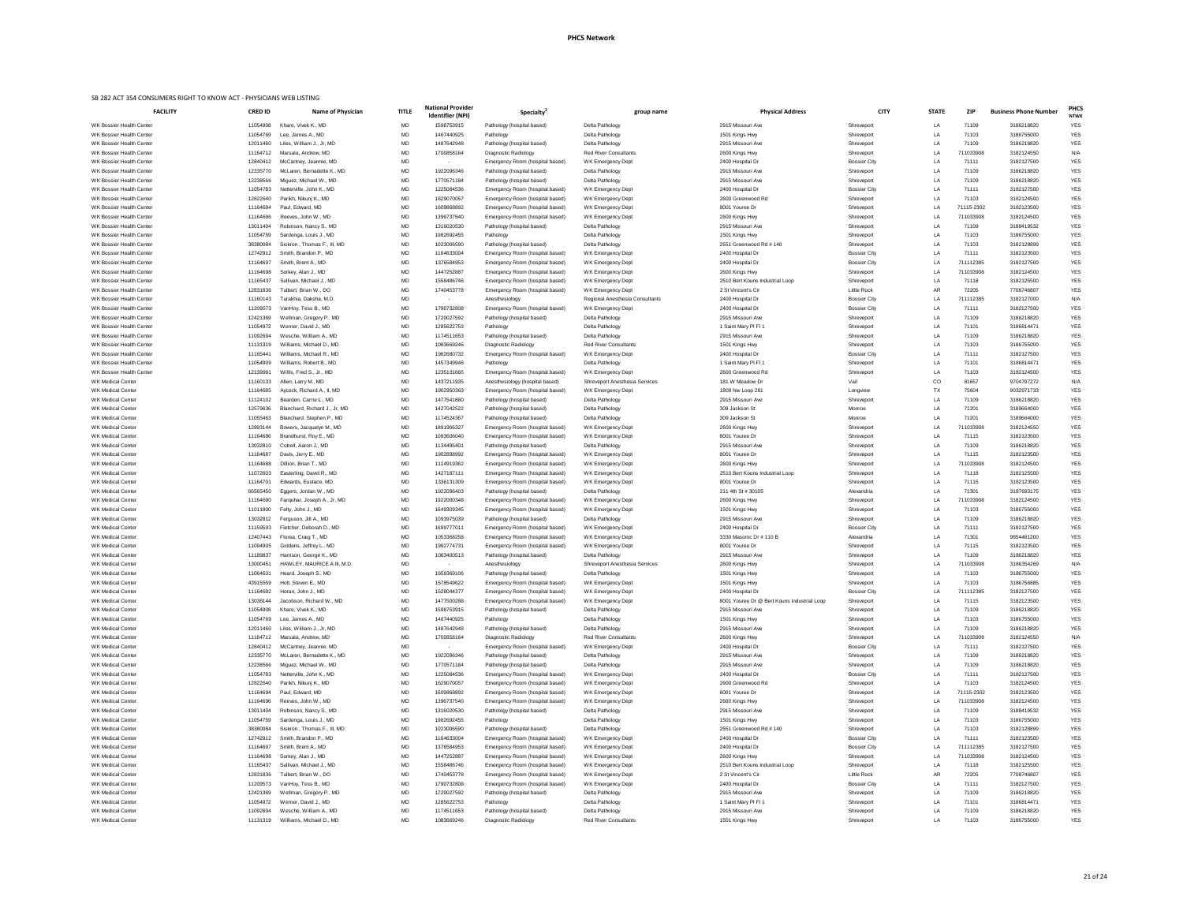# PHCS Network

SB 282 ACT 354 CONSUMERS RIGHT TO KNOW ACT - PHYSICIANS WEB LISTING

| FACILITY | CRED ID | Name of Physician | TITLE | National Provider Identifier (NPI) | Specialty[2] | group name | Physical Address | CITY | STATE | ZIP | Business Phone Number | PHCS NTWK |
|---|---|---|---|---|---|---|---|---|---|---|---|---|
| WK Bossier Health Center | 11054908 | Khare, Vivek K., MD | MD | 1598753915 | Pathology (hospital based) | Delta Pathology | 2915 Missouri Ave | Shreveport | LA | 71109 | 3186218820 | YES |
| WK Bossier Health Center | 11054769 | Lee, James A., MD | MD | 1467440925 | Pathology | Delta Pathology | 1501 Kings Hwy | Shreveport | LA | 71103 | 3186755000 | YES |
| WK Bossier Health Center | 12011460 | Liles, William J., Jr, MD | MD | 1487642948 | Pathology (hospital based) | Delta Pathology | 2915 Missouri Ave | Shreveport | LA | 71109 | 3186218820 | YES |
| WK Bossier Health Center | 11164712 | Marsala, Andrew, MD | MD | 1700858164 | Diagnostic Radiology | Red River Consultants | 2600 Kings Hwy | Shreveport | LA | 711033908 | 3182124550 | N/A |
| WK Bossier Health Center | 12840412 | McCartney, Jeannie, MD | MD | - | Emergency Room (hospital based) | WK Emergency Dept | 2400 Hospital Dr | Bossier City | LA | 71111 | 3182127500 | YES |
| WK Bossier Health Center | 12335770 | McLaren, Bernadette K., MD | MD | 1922096346 | Pathology (hospital based) | Delta Pathology | 2915 Missouri Ave | Shreveport | LA | 71109 | 3186218820 | YES |
| WK Bossier Health Center | 12238566 | Miguez, Michael W., MD | MD | 1770571184 | Pathology (hospital based) | Delta Pathology | 2915 Missouri Ave | Shreveport | LA | 71109 | 3186218820 | YES |
| WK Bossier Health Center | 11054783 | Netterville, John K., MD | MD | 1225084536 | Emergency Room (hospital based) | WK Emergency Dept | 2400 Hospital Dr | Bossier City | LA | 71111 | 3182127500 | YES |
| WK Bossier Health Center | 12822640 | Parikh, Nikunj K., MD | MD | 1629070057 | Emergency Room (hospital based) | WK Emergency Dept | 2600 Greenwood Rd | Shreveport | LA | 71103 | 3182124500 | YES |
| WK Bossier Health Center | 11164694 | Paul, Edward, MD | MD | 1609868892 | Emergency Room (hospital based) | WK Emergency Dept | 8001 Youree Dr | Shreveport | LA | 71115-2302 | 3182123500 | YES |
| WK Bossier Health Center | 11164696 | Reeves, John W., MD | MD | 1396737540 | Emergency Room (hospital based) | WK Emergency Dept | 2600 Kings Hwy | Shreveport | LA | 711033908 | 3182124500 | YES |
| WK Bossier Health Center | 13011404 | Robinson, Nancy S., MD | MD | 1316020530 | Pathology (hospital based) | Delta Pathology | 2915 Missouri Ave | Shreveport | LA | 71109 | 3188419532 | YES |
| WK Bossier Health Center | 11054759 | Sardenga, Louis J., MD | MD | 1982692455 | Pathology | Delta Pathology | 1501 Kings Hwy | Shreveport | LA | 71103 | 3186755000 | YES |
| WK Bossier Health Center | 38380084 | Siskron , Thomas F., III, MD | MD | 1023006590 | Pathology (hospital based) | Delta Pathology | 2551 Greenwood Rd # 140 | Shreveport | LA | 71103 | 3182128899 | YES |
| WK Bossier Health Center | 12742912 | Smith, Brandon P., MD | MD | 1164633004 | Emergency Room (hospital based) | WK Emergency Dept | 2400 Hospital Dr | Bossier City | LA | 71111 | 3182123500 | YES |
| WK Bossier Health Center | 11164697 | Smith, Brent A., MD | MD | 1376584953 | Emergency Room (hospital based) | WK Emergency Dept | 2400 Hospital Dr | Bossier City | LA | 711112385 | 3182127500 | YES |
| WK Bossier Health Center | 11164698 | Sorkey, Alan J., MD | MD | 1447252887 | Emergency Room (hospital based) | WK Emergency Dept | 2600 Kings Hwy | Shreveport | LA | 711033908 | 3182124500 | YES |
| WK Bossier Health Center | 11165437 | Sullivan, Michael J., MD | MD | 1558486746 | Emergency Room (hospital based) | WK Emergency Dept | 2510 Bert Kouns Industrial Loop | Shreveport | LA | 71118 | 3182125500 | YES |
| WK Bossier Health Center | 12831836 | Tulbert, Brian W., DO | MD | 1740453778 | Emergency Room (hospital based) | WK Emergency Dept | 2 St Vincent's Cir | Little Rock | AR | 72205 | 7708746807 | YES |
| WK Bossier Health Center | 11160143 | Turakhia, Daksha, M.D. | MD | - | Anesthesiology | Regional Anesthesia Consultants | 2400 Hospital Dr | Bossier City | LA | 711112385 | 3182127000 | N/A |
| WK Bossier Health Center | 11209573 | VanHoy, Tess B., MD | MD | 1790732808 | Emergency Room (hospital based) | WK Emergency Dept | 2400 Hospital Dr | Bossier City | LA | 71111 | 3182127500 | YES |
| WK Bossier Health Center | 12421369 | Wellman, Gregory P., MD | MD | 1720027592 | Pathology (hospital based) | Delta Pathology | 2915 Missouri Ave | Shreveport | LA | 71109 | 3186218820 | YES |
| WK Bossier Health Center | 11054972 | Werner, David J., MD | MD | 1285622753 | Pathology | Delta Pathology | 1 Saint Mary Pl Fl 1 | Shreveport | LA | 71101 | 3186814471 | YES |
| WK Bossier Health Center | 11092694 | Wesche, William A., MD | MD | 1174511653 | Pathology (hospital based) | Delta Pathology | 2915 Missouri Ave | Shreveport | LA | 71109 | 3186218820 | YES |
| WK Bossier Health Center | 11131319 | Williams, Michael D., MD | MD | 1083669246 | Diagnostic Radiology | Red River Consultants | 1501 Kings Hwy | Shreveport | LA | 71103 | 3186755000 | YES |
| WK Bossier Health Center | 11165441 | Williams, Michael R., MD | MD | 1982680732 | Emergency Room (hospital based) | WK Emergency Dept | 2400 Hospital Dr | Bossier City | LA | 71111 | 3182127500 | YES |
| WK Bossier Health Center | 11054909 | Williams, Robert B., MD | MD | 1457349946 | Pathology | Delta Pathology | 1 Saint Mary Pl Fl 1 | Shreveport | LA | 71101 | 3186814471 | YES |
| WK Bossier Health Center | 12139991 | Willis, Fred S., Jr., MD | MD | 1235131665 | Emergency Room (hospital based) | WK Emergency Dept | 2600 Greenwood Rd | Shreveport | LA | 71103 | 3182124500 | YES |
| WK Medical Center | 11160133 | Allen, Larry M., MD | MD | 1437211935 | Anesthesiology (hospital based) | Shreveport Anesthesia Services | 181 W Meadow Dr | Vail | CO | 81657 | 9704797272 | N/A |
| WK Medical Center | 11164685 | Aycock, Richard A., II, MD | MD | 1902950363 | Emergency Room (hospital based) | WK Emergency Dept | 1809 Nw Loop 281 | Longview | TX | 75604 | 9032971733 | YES |
| WK Medical Center | 11124102 | Bearden, Carrie L., MD | MD | 1477541860 | Pathology (hospital based) | Delta Pathology | 2915 Missouri Ave | Shreveport | LA | 71109 | 3186218820 | YES |
| WK Medical Center | 12579636 | Blanchard, Richard J., Jr, MD | MD | 1427042522 | Pathology (hospital based) | Delta Pathology | 309 Jackson St | Monroe | LA | 71201 | 3189664000 | YES |
| WK Medical Center | 11055463 | Blanchard, Stephen P., MD | MD | 1174524367 | Pathology (hospital based) | Delta Pathology | 309 Jackson St | Monroe | LA | 71201 | 3189664000 | YES |
| WK Medical Center | 12893144 | Bowers, Jacquelyn M., MD | MD | 1891906327 | Emergency Room (hospital based) | WK Emergency Dept | 2600 Kings Hwy | Shreveport | LA | 711033908 | 3182124550 | YES |
| WK Medical Center | 11164686 | Brandhurst, Roy E., MD | MD | 1083606040 | Emergency Room (hospital based) | WK Emergency Dept | 8001 Youree Dr | Shreveport | LA | 71115 | 3182123500 | YES |
| WK Medical Center | 13032810 | Cotrell, Aaron J., MD | MD | 1134495401 | Pathology (hospital based) | Delta Pathology | 2915 Missouri Ave | Shreveport | LA | 71109 | 3186218820 | YES |
| WK Medical Center | 11164687 | Davis, Jerry E., MD | MD | 1902898992 | Emergency Room (hospital based) | WK Emergency Dept | 8001 Youree Dr | Shreveport | LA | 71115 | 3182123500 | YES |
| WK Medical Center | 11164688 | Dillion, Brian T., MD | MD | 1114919362 | Emergency Room (hospital based) | WK Emergency Dept | 2600 Kings Hwy | Shreveport | LA | 711033908 | 3182124500 | YES |
| WK Medical Center | 11072603 | Easterling, David R., MD | MD | 1427187111 | Emergency Room (hospital based) | WK Emergency Dept | 2510 Bert Kouns Industrial Loop | Shreveport | LA | 71118 | 3182125500 | YES |
| WK Medical Center | 11164701 | Edwards, Eustace, MD | MD | 1336131309 | Emergency Room (hospital based) | WK Emergency Dept | 8001 Youree Dr | Shreveport | LA | 71115 | 3182123500 | YES |
| WK Medical Center | 66565450 | Eggers, Jordan W., MD | MD | 1922096403 | Pathology (hospital based) | Delta Pathology | 211 4th St # 30105 | Alexandria | LA | 71301 | 3187693175 | YES |
| WK Medical Center | 11164690 | Farquhar, Joseph A., Jr, MD | MD | 1922000348 | Emergency Room (hospital based) | WK Emergency Dept | 2600 Kings Hwy | Shreveport | LA | 711033908 | 3182124500 | YES |
| WK Medical Center | 11011900 | Felty, John J., MD | MD | 1649309345 | Emergency Room (hospital based) | WK Emergency Dept | 1501 Kings Hwy | Shreveport | LA | 71103 | 3186755000 | YES |
| WK Medical Center | 13032812 | Ferguson, Jill A., MD | MD | 1093975039 | Pathology (hospital based) | Delta Pathology | 2915 Missouri Ave | Shreveport | LA | 71109 | 3186218820 | YES |
| WK Medical Center | 11150593 | Fletcher, Deborah D., MD | MD | 1699777011 | Emergency Room (hospital based) | WK Emergency Dept | 2400 Hospital Dr | Bossier City | LA | 71111 | 3182127500 | YES |
| WK Medical Center | 12407443 | Florea, Craig T., MD | MD | 1053368258 | Emergency Room (hospital based) | WK Emergency Dept | 3330 Masonic Dr # 110 B | Alexandria | LA | 71301 | 9854461200 | YES |
| WK Medical Center | 11094905 | Giddens, Jeffrey L., MD | MD | 1992774731 | Emergency Room (hospital based) | WK Emergency Dept | 8001 Youree Dr | Shreveport | LA | 71115 | 3182123500 | YES |
| WK Medical Center | 11189837 | Harrison, George K., MD | MD | 1063400513 | Pathology (hospital based) | Delta Pathology | 2915 Missouri Ave | Shreveport | LA | 71109 | 3186218820 | YES |
| WK Medical Center | 13000451 | HAWLEY, MAURICE A III, M.D. | MD | - | Anesthesiology | Shreveport Anesthesia Services | 2600 Kings Hwy | Shreveport | LA | 711033908 | 3186354269 | N/A |
| WK Medical Center | 11064631 | Heard, Joseph S., MD | MD | 1659369106 | Pathology (hospital based) | Delta Pathology | 1501 Kings Hwy | Shreveport | LA | 71103 | 3186755000 | YES |
| WK Medical Center | 43915559 | Holt, Steven E., MD | MD | 1578549622 | Emergency Room (hospital based) | WK Emergency Dept | 1501 Kings Hwy | Shreveport | LA | 71103 | 3186756885 | YES |
| WK Medical Center | 11164692 | Horan, John J., MD | MD | 1528044377 | Emergency Room (hospital based) | WK Emergency Dept | 2400 Hospital Dr | Bossier City | LA | 711112385 | 3182127500 | YES |
| WK Medical Center | 13038144 | Jacobson, Richard W., MD | MD | 1477500288 | Emergency Room (hospital based) | WK Emergency Dept | 8001 Youree Dr @ Bert Kouns Industrial Loop | Shreveport | LA | 71115 | 3182123500 | YES |
| WK Medical Center | 11054908 | Khare, Vivek K., MD | MD | 1598753915 | Pathology (hospital based) | Delta Pathology | 2915 Missouri Ave | Shreveport | LA | 71109 | 3186218820 | YES |
| WK Medical Center | 11054769 | Lee, James A., MD | MD | 1467440925 | Pathology | Delta Pathology | 1501 Kings Hwy | Shreveport | LA | 71103 | 3186755000 | YES |
| WK Medical Center | 12011460 | Liles, William J., Jr, MD | MD | 1487642948 | Pathology (hospital based) | Delta Pathology | 2915 Missouri Ave | Shreveport | LA | 71109 | 3186218820 | YES |
| WK Medical Center | 11164712 | Marsala, Andrew, MD | MD | 1700858164 | Diagnostic Radiology | Red River Consultants | 2600 Kings Hwy | Shreveport | LA | 711033908 | 3182124550 | N/A |
| WK Medical Center | 12840412 | McCartney, Jeannie, MD | MD | - | Emergency Room (hospital based) | WK Emergency Dept | 2400 Hospital Dr | Bossier City | LA | 71111 | 3182127500 | YES |
| WK Medical Center | 12335770 | McLaren, Bernadette K., MD | MD | 1922096346 | Pathology (hospital based) | Delta Pathology | 2915 Missouri Ave | Shreveport | LA | 71109 | 3186218820 | YES |
| WK Medical Center | 12238566 | Miguez, Michael W., MD | MD | 1770571184 | Pathology (hospital based) | Delta Pathology | 2915 Missouri Ave | Shreveport | LA | 71109 | 3186218820 | YES |
| WK Medical Center | 11054783 | Netterville, John K., MD | MD | 1225084536 | Emergency Room (hospital based) | WK Emergency Dept | 2400 Hospital Dr | Bossier City | LA | 71111 | 3182127500 | YES |
| WK Medical Center | 12822640 | Parikh, Nikunj K., MD | MD | 1629070057 | Emergency Room (hospital based) | WK Emergency Dept | 2600 Greenwood Rd | Shreveport | LA | 71103 | 3182124500 | YES |
| WK Medical Center | 11164694 | Paul, Edward, MD | MD | 1609868892 | Emergency Room (hospital based) | WK Emergency Dept | 8001 Youree Dr | Shreveport | LA | 71115-2302 | 3182123500 | YES |
| WK Medical Center | 11164696 | Reeves, John W., MD | MD | 1396737540 | Emergency Room (hospital based) | WK Emergency Dept | 2600 Kings Hwy | Shreveport | LA | 711033908 | 3182124500 | YES |
| WK Medical Center | 13011404 | Robinson, Nancy S., MD | MD | 1316020530 | Pathology (hospital based) | Delta Pathology | 2915 Missouri Ave | Shreveport | LA | 71109 | 3188419532 | YES |
| WK Medical Center | 11054759 | Sardenga, Louis J., MD | MD | 1982692455 | Pathology | Delta Pathology | 1501 Kings Hwy | Shreveport | LA | 71103 | 3186755000 | YES |
| WK Medical Center | 38380084 | Siskron , Thomas F., III, MD | MD | 1023006590 | Pathology (hospital based) | Delta Pathology | 2551 Greenwood Rd # 140 | Shreveport | LA | 71103 | 3182128899 | YES |
| WK Medical Center | 12742912 | Smith, Brandon P., MD | MD | 1164633004 | Emergency Room (hospital based) | WK Emergency Dept | 2400 Hospital Dr | Bossier City | LA | 71111 | 3182123500 | YES |
| WK Medical Center | 11164697 | Smith, Brent A., MD | MD | 1376584953 | Emergency Room (hospital based) | WK Emergency Dept | 2400 Hospital Dr | Bossier City | LA | 711112385 | 3182127500 | YES |
| WK Medical Center | 11164698 | Sorkey, Alan J., MD | MD | 1447252887 | Emergency Room (hospital based) | WK Emergency Dept | 2600 Kings Hwy | Shreveport | LA | 711033908 | 3182124500 | YES |
| WK Medical Center | 11165437 | Sullivan, Michael J., MD | MD | 1558486746 | Emergency Room (hospital based) | WK Emergency Dept | 2510 Bert Kouns Industrial Loop | Shreveport | LA | 71118 | 3182125500 | YES |
| WK Medical Center | 12831836 | Tulbert, Brian W., DO | MD | 1740453778 | Emergency Room (hospital based) | WK Emergency Dept | 2 St Vincent's Cir | Little Rock | AR | 72205 | 7708746807 | YES |
| WK Medical Center | 11209573 | VanHoy, Tess B., MD | MD | 1790732808 | Emergency Room (hospital based) | WK Emergency Dept | 2400 Hospital Dr | Bossier City | LA | 71111 | 3182127500 | YES |
| WK Medical Center | 12421369 | Wellman, Gregory P., MD | MD | 1720027592 | Pathology (hospital based) | Delta Pathology | 2915 Missouri Ave | Shreveport | LA | 71109 | 3186218820 | YES |
| WK Medical Center | 11054972 | Werner, David J., MD | MD | 1285622753 | Pathology | Delta Pathology | 1 Saint Mary Pl Fl 1 | Shreveport | LA | 71101 | 3186814471 | YES |
| WK Medical Center | 11092694 | Wesche, William A., MD | MD | 1174511653 | Pathology (hospital based) | Delta Pathology | 2915 Missouri Ave | Shreveport | LA | 71109 | 3186218820 | YES |
| WK Medical Center | 11131319 | Williams, Michael D., MD | MD | 1083669246 | Diagnostic Radiology | Red River Consultants | 1501 Kings Hwy | Shreveport | LA | 71103 | 3186755000 | YES |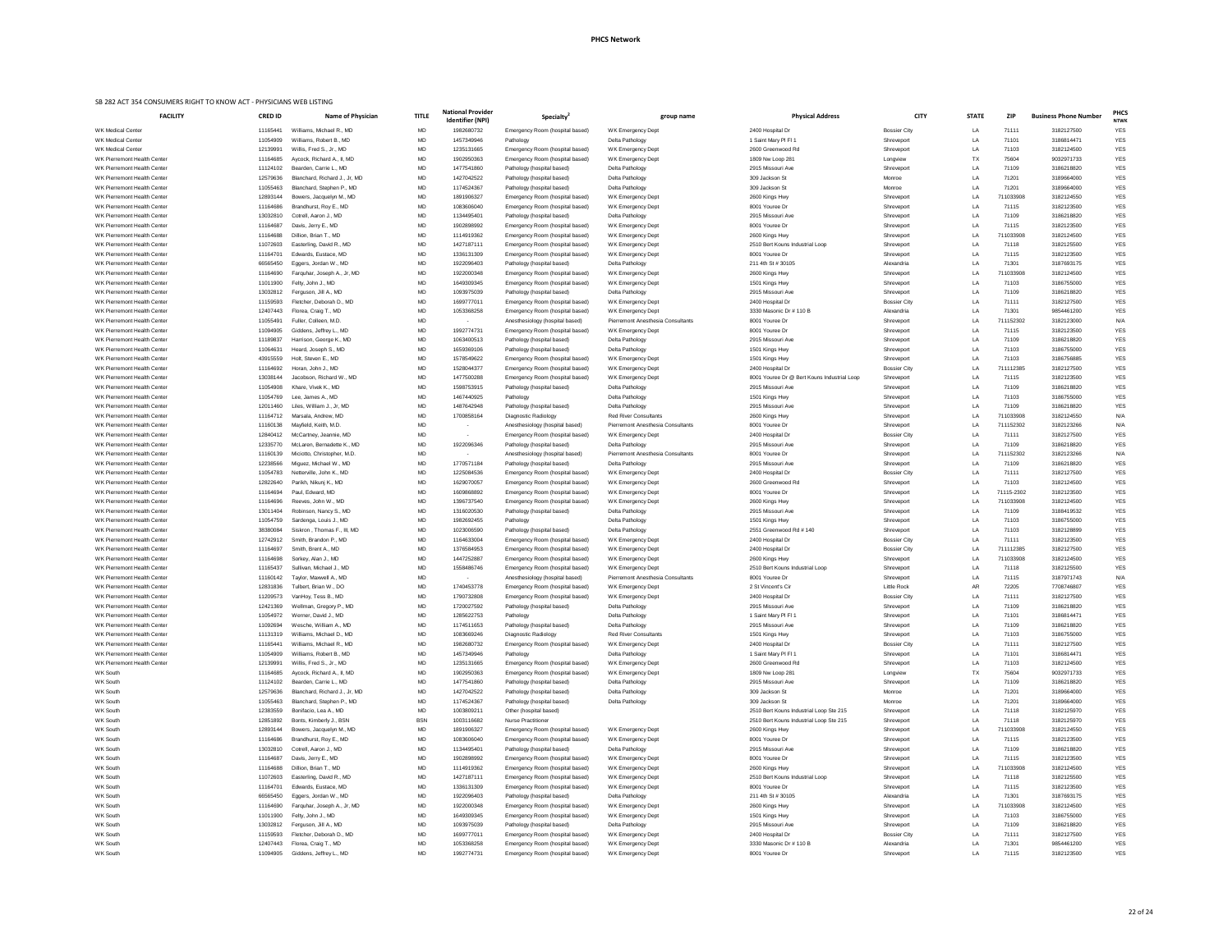# PHCS Network

SB 282 ACT 354 CONSUMERS RIGHT TO KNOW ACT - PHYSICIANS WEB LISTING

| FACILITY | CRED ID | Name of Physician | TITLE | National Provider Identifier (NPI) | Specialty[2] | group name | Physical Address | CITY | STATE | ZIP | Business Phone Number | PHCS NTWK |
|---|---|---|---|---|---|---|---|---|---|---|---|---|
| WK Medical Center | 11165441 | Williams, Michael R., MD | MD | 1982680732 | Emergency Room (hospital based) | WK Emergency Dept | 2400 Hospital Dr | Bossier City | LA | 71111 | 3182127500 | YES |
| WK Medical Center | 11054909 | Williams, Robert B., MD | MD | 1457349946 | Pathology | Delta Pathology | 1 Saint Mary Pl Fl 1 | Shreveport | LA | 71101 | 3186814471 | YES |
| WK Medical Center | 12139991 | Willis, Fred S., Jr., MD | MD | 1235131665 | Emergency Room (hospital based) | WK Emergency Dept | 2600 Greenwood Rd | Shreveport | LA | 71103 | 3182124500 | YES |
| WK Pierremont Health Center | 11164685 | Aycock, Richard A., II, MD | MD | 1902950363 | Emergency Room (hospital based) | WK Emergency Dept | 1809 Nw Loop 281 | Longview | TX | 75604 | 9032971733 | YES |
| WK Pierremont Health Center | 11124102 | Bearden, Carrie L., MD | MD | 1477541860 | Pathology (hospital based) | Delta Pathology | 2915 Missouri Ave | Shreveport | LA | 71109 | 3186218820 | YES |
| WK Pierremont Health Center | 12579636 | Blanchard, Richard J., Jr, MD | MD | 1427042522 | Pathology (hospital based) | Delta Pathology | 309 Jackson St | Monroe | LA | 71201 | 3189664000 | YES |
| WK Pierremont Health Center | 11055463 | Blanchard, Stephen P., MD | MD | 1174524367 | Pathology (hospital based) | Delta Pathology | 309 Jackson St | Monroe | LA | 71201 | 3189664000 | YES |
| WK Pierremont Health Center | 12893144 | Bowers, Jacquelyn M., MD | MD | 1891906327 | Emergency Room (hospital based) | WK Emergency Dept | 2600 Kings Hwy | Shreveport | LA | 711033908 | 3182124550 | YES |
| WK Pierremont Health Center | 11164686 | Brandhurst, Roy E., MD | MD | 1083606040 | Emergency Room (hospital based) | WK Emergency Dept | 8001 Youree Dr | Shreveport | LA | 71115 | 3182123500 | YES |
| WK Pierremont Health Center | 13032810 | Cotrell, Aaron J., MD | MD | 1134495401 | Pathology (hospital based) | Delta Pathology | 2915 Missouri Ave | Shreveport | LA | 71109 | 3186218820 | YES |
| WK Pierremont Health Center | 11164687 | Davis, Jerry E., MD | MD | 1902898992 | Emergency Room (hospital based) | WK Emergency Dept | 8001 Youree Dr | Shreveport | LA | 71115 | 3182123500 | YES |
| WK Pierremont Health Center | 11164688 | Dillion, Brian T., MD | MD | 1114919362 | Emergency Room (hospital based) | WK Emergency Dept | 2600 Kings Hwy | Shreveport | LA | 711033908 | 3182124500 | YES |
| WK Pierremont Health Center | 11072603 | Easterling, David R., MD | MD | 1427187111 | Emergency Room (hospital based) | WK Emergency Dept | 2510 Bert Kouns Industrial Loop | Shreveport | LA | 71118 | 3182125500 | YES |
| WK Pierremont Health Center | 11164701 | Edwards, Eustace, MD | MD | 1336131309 | Emergency Room (hospital based) | WK Emergency Dept | 8001 Youree Dr | Shreveport | LA | 71115 | 3182123500 | YES |
| WK Pierremont Health Center | 66565450 | Eggers, Jordan W., MD | MD | 1922096403 | Pathology (hospital based) | Delta Pathology | 211 4th St # 30105 | Alexandria | LA | 71301 | 3187693175 | YES |
| WK Pierremont Health Center | 11164690 | Farquhar, Joseph A., Jr, MD | MD | 1922000348 | Emergency Room (hospital based) | WK Emergency Dept | 2600 Kings Hwy | Shreveport | LA | 711033908 | 3182124500 | YES |
| WK Pierremont Health Center | 11011900 | Felty, John J., MD | MD | 1649309345 | Emergency Room (hospital based) | WK Emergency Dept | 1501 Kings Hwy | Shreveport | LA | 71103 | 3186755000 | YES |
| WK Pierremont Health Center | 13032812 | Ferguson, Jill A., MD | MD | 1093975039 | Pathology (hospital based) | Delta Pathology | 2915 Missouri Ave | Shreveport | LA | 71109 | 3186218820 | YES |
| WK Pierremont Health Center | 11159593 | Fletcher, Deborah D., MD | MD | 1699777011 | Emergency Room (hospital based) | WK Emergency Dept | 2400 Hospital Dr | Bossier City | LA | 71111 | 3182127500 | YES |
| WK Pierremont Health Center | 12407443 | Florea, Craig T., MD | MD | 1053368258 | Emergency Room (hospital based) | WK Emergency Dept | 3330 Masonic Dr # 110 B | Alexandria | LA | 71301 | 9854461200 | YES |
| WK Pierremont Health Center | 11055491 | Fuller, Colleen, M.D. | MD | - | Anesthesiology (hospital based) | Pierremont Anesthesia Consultants | 8001 Youree Dr | Shreveport | LA | 711152302 | 3182123000 | N/A |
| WK Pierremont Health Center | 11094905 | Giddens, Jeffrey L., MD | MD | 1992774731 | Emergency Room (hospital based) | WK Emergency Dept | 8001 Youree Dr | Shreveport | LA | 71115 | 3182123500 | YES |
| WK Pierremont Health Center | 11189837 | Harrison, George K., MD | MD | 1063400513 | Pathology (hospital based) | Delta Pathology | 2915 Missouri Ave | Shreveport | LA | 71109 | 3186218820 | YES |
| WK Pierremont Health Center | 11064631 | Heard, Joseph S., MD | MD | 1659369106 | Pathology (hospital based) | Delta Pathology | 1501 Kings Hwy | Shreveport | LA | 71103 | 3186755000 | YES |
| WK Pierremont Health Center | 43915559 | Holt, Steven E., MD | MD | 1578549622 | Emergency Room (hospital based) | WK Emergency Dept | 1501 Kings Hwy | Shreveport | LA | 71103 | 3186756885 | YES |
| WK Pierremont Health Center | 11164692 | Horan, John J., MD | MD | 1528044377 | Emergency Room (hospital based) | WK Emergency Dept | 2400 Hospital Dr | Bossier City | LA | 711112385 | 3182127500 | YES |
| WK Pierremont Health Center | 13038144 | Jacobson, Richard W., MD | MD | 1477500288 | Emergency Room (hospital based) | WK Emergency Dept | 8001 Youree Dr @ Bert Kouns Industrial Loop | Shreveport | LA | 71115 | 3182123500 | YES |
| WK Pierremont Health Center | 11054908 | Khare, Vivek K., MD | MD | 1598753915 | Pathology (hospital based) | Delta Pathology | 2915 Missouri Ave | Shreveport | LA | 71109 | 3186218820 | YES |
| WK Pierremont Health Center | 11054769 | Lee, James A., MD | MD | 1467440925 | Pathology | Delta Pathology | 1501 Kings Hwy | Shreveport | LA | 71103 | 3186755000 | YES |
| WK Pierremont Health Center | 12011460 | Liles, William J., Jr, MD | MD | 1487642948 | Pathology (hospital based) | Delta Pathology | 2915 Missouri Ave | Shreveport | LA | 71109 | 3186218820 | YES |
| WK Pierremont Health Center | 11164712 | Marsala, Andrew, MD | MD | 1700858164 | Diagnostic Radiology | Red River Consultants | 2600 Kings Hwy | Shreveport | LA | 711033908 | 3182124550 | N/A |
| WK Pierremont Health Center | 11160138 | Mayfield, Keith, M.D. | MD | - | Anesthesiology (hospital based) | Pierremont Anesthesia Consultants | 8001 Youree Dr | Shreveport | LA | 711152302 | 3182123266 | N/A |
| WK Pierremont Health Center | 12840412 | McCartney, Jeannie, MD | MD | - | Emergency Room (hospital based) | WK Emergency Dept | 2400 Hospital Dr | Bossier City | LA | 71111 | 3182127500 | YES |
| WK Pierremont Health Center | 12335770 | McLaren, Bernadette K., MD | MD | 1922096346 | Pathology (hospital based) | Delta Pathology | 2915 Missouri Ave | Shreveport | LA | 71109 | 3186218820 | YES |
| WK Pierremont Health Center | 11160139 | Miciotto, Christopher, M.D. | MD | - | Anesthesiology (hospital based) | Pierremont Anesthesia Consultants | 8001 Youree Dr | Shreveport | LA | 711152302 | 3182123266 | N/A |
| WK Pierremont Health Center | 12238566 | Miguez, Michael W., MD | MD | 1770571184 | Pathology (hospital based) | Delta Pathology | 2915 Missouri Ave | Shreveport | LA | 71109 | 3186218820 | YES |
| WK Pierremont Health Center | 11054783 | Netterville, John K., MD | MD | 1225084536 | Emergency Room (hospital based) | WK Emergency Dept | 2400 Hospital Dr | Bossier City | LA | 71111 | 3182127500 | YES |
| WK Pierremont Health Center | 12822640 | Parikh, Nikunj K., MD | MD | 1629070057 | Emergency Room (hospital based) | WK Emergency Dept | 2600 Greenwood Rd | Shreveport | LA | 71103 | 3182124500 | YES |
| WK Pierremont Health Center | 11164694 | Paul, Edward, MD | MD | 1609868892 | Emergency Room (hospital based) | WK Emergency Dept | 8001 Youree Dr | Shreveport | LA | 71115-2302 | 3182123500 | YES |
| WK Pierremont Health Center | 11164696 | Reeves, John W., MD | MD | 1396737540 | Emergency Room (hospital based) | WK Emergency Dept | 2600 Kings Hwy | Shreveport | LA | 711033908 | 3182124500 | YES |
| WK Pierremont Health Center | 13011404 | Robinson, Nancy S., MD | MD | 1316020530 | Pathology (hospital based) | Delta Pathology | 2915 Missouri Ave | Shreveport | LA | 71109 | 3188419532 | YES |
| WK Pierremont Health Center | 11054759 | Sardenga, Louis J., MD | MD | 1982692455 | Pathology | Delta Pathology | 1501 Kings Hwy | Shreveport | LA | 71103 | 3186755000 | YES |
| WK Pierremont Health Center | 38380084 | Siskron , Thomas F., III, MD | MD | 1023006590 | Pathology (hospital based) | Delta Pathology | 2551 Greenwood Rd # 140 | Shreveport | LA | 71103 | 3182128899 | YES |
| WK Pierremont Health Center | 12742912 | Smith, Brandon P., MD | MD | 1164633004 | Emergency Room (hospital based) | WK Emergency Dept | 2400 Hospital Dr | Bossier City | LA | 71111 | 3182123500 | YES |
| WK Pierremont Health Center | 11164697 | Smith, Brent A., MD | MD | 1376584953 | Emergency Room (hospital based) | WK Emergency Dept | 2400 Hospital Dr | Bossier City | LA | 711112385 | 3182127500 | YES |
| WK Pierremont Health Center | 11164698 | Sorkey, Alan J., MD | MD | 1447252887 | Emergency Room (hospital based) | WK Emergency Dept | 2600 Kings Hwy | Shreveport | LA | 711033908 | 3182124500 | YES |
| WK Pierremont Health Center | 11165437 | Sullivan, Michael J., MD | MD | 1558486746 | Emergency Room (hospital based) | WK Emergency Dept | 2510 Bert Kouns Industrial Loop | Shreveport | LA | 71118 | 3182125500 | YES |
| WK Pierremont Health Center | 11160142 | Taylor, Maxwell A., MD | MD | - | Anesthesiology (hospital based) | Pierremont Anesthesia Consultants | 8001 Youree Dr | Shreveport | LA | 71115 | 3187971743 | N/A |
| WK Pierremont Health Center | 12831836 | Tulbert, Brian W., DO | MD | 1740453778 | Emergency Room (hospital based) | WK Emergency Dept | 2 St Vincent's Cir | Little Rock | AR | 72205 | 7708746807 | YES |
| WK Pierremont Health Center | 11209573 | VanHoy, Tess B., MD | MD | 1790732808 | Emergency Room (hospital based) | WK Emergency Dept | 2400 Hospital Dr | Bossier City | LA | 71111 | 3182127500 | YES |
| WK Pierremont Health Center | 12421369 | Wellman, Gregory P., MD | MD | 1720027592 | Pathology (hospital based) | Delta Pathology | 2915 Missouri Ave | Shreveport | LA | 71109 | 3186218820 | YES |
| WK Pierremont Health Center | 11054972 | Werner, David J., MD | MD | 1285622753 | Pathology | Delta Pathology | 1 Saint Mary Pl Fl 1 | Shreveport | LA | 71101 | 3186814471 | YES |
| WK Pierremont Health Center | 11092694 | Wesche, William A., MD | MD | 1174511653 | Pathology (hospital based) | Delta Pathology | 2915 Missouri Ave | Shreveport | LA | 71109 | 3186218820 | YES |
| WK Pierremont Health Center | 11131319 | Williams, Michael D., MD | MD | 1083669246 | Diagnostic Radiology | Red River Consultants | 1501 Kings Hwy | Shreveport | LA | 71103 | 3186755000 | YES |
| WK Pierremont Health Center | 11165441 | Williams, Michael R., MD | MD | 1982680732 | Emergency Room (hospital based) | WK Emergency Dept | 2400 Hospital Dr | Bossier City | LA | 71111 | 3182127500 | YES |
| WK Pierremont Health Center | 11054909 | Williams, Robert B., MD | MD | 1457349946 | Pathology | Delta Pathology | 1 Saint Mary Pl Fl 1 | Shreveport | LA | 71101 | 3186814471 | YES |
| WK Pierremont Health Center | 12139991 | Willis, Fred S., Jr., MD | MD | 1235131665 | Emergency Room (hospital based) | WK Emergency Dept | 2600 Greenwood Rd | Shreveport | LA | 71103 | 3182124500 | YES |
| WK South | 11164685 | Aycock, Richard A., II, MD | MD | 1902950363 | Emergency Room (hospital based) | WK Emergency Dept | 1809 Nw Loop 281 | Longview | TX | 75604 | 9032971733 | YES |
| WK South | 11124102 | Bearden, Carrie L., MD | MD | 1477541860 | Pathology (hospital based) | Delta Pathology | 2915 Missouri Ave | Shreveport | LA | 71109 | 3186218820 | YES |
| WK South | 12579636 | Blanchard, Richard J., Jr, MD | MD | 1427042522 | Pathology (hospital based) | Delta Pathology | 309 Jackson St | Monroe | LA | 71201 | 3189664000 | YES |
| WK South | 11055463 | Blanchard, Stephen P., MD | MD | 1174524367 | Pathology (hospital based) | Delta Pathology | 309 Jackson St | Monroe | LA | 71201 | 3189664000 | YES |
| WK South | 12383559 | Bonifacio, Lea A., MD | MD | 1003809211 | Other (hospital based) | | 2510 Bert Kouns Industrial Loop Ste 215 | Shreveport | LA | 71118 | 3182125970 | YES |
| WK South | 12851892 | Bonts, Kimberly J., BSN | BSN | 1003116682 | Nurse Practitioner | | 2510 Bert Kouns Industrial Loop Ste 215 | Shreveport | LA | 71118 | 3182125970 | YES |
| WK South | 12893144 | Bowers, Jacquelyn M., MD | MD | 1891906327 | Emergency Room (hospital based) | WK Emergency Dept | 2600 Kings Hwy | Shreveport | LA | 711033908 | 3182124550 | YES |
| WK South | 11164686 | Brandhurst, Roy E., MD | MD | 1083606040 | Emergency Room (hospital based) | WK Emergency Dept | 8001 Youree Dr | Shreveport | LA | 71115 | 3182123500 | YES |
| WK South | 13032810 | Cotrell, Aaron J., MD | MD | 1134495401 | Pathology (hospital based) | Delta Pathology | 2915 Missouri Ave | Shreveport | LA | 71109 | 3186218820 | YES |
| WK South | 11164687 | Davis, Jerry E., MD | MD | 1902898992 | Emergency Room (hospital based) | WK Emergency Dept | 8001 Youree Dr | Shreveport | LA | 71115 | 3182123500 | YES |
| WK South | 11164688 | Dillion, Brian T., MD | MD | 1114919362 | Emergency Room (hospital based) | WK Emergency Dept | 2600 Kings Hwy | Shreveport | LA | 711033908 | 3182124500 | YES |
| WK South | 11072603 | Easterling, David R., MD | MD | 1427187111 | Emergency Room (hospital based) | WK Emergency Dept | 2510 Bert Kouns Industrial Loop | Shreveport | LA | 71118 | 3182125500 | YES |
| WK South | 11164701 | Edwards, Eustace, MD | MD | 1336131309 | Emergency Room (hospital based) | WK Emergency Dept | 8001 Youree Dr | Shreveport | LA | 71115 | 3182123500 | YES |
| WK South | 66565450 | Eggers, Jordan W., MD | MD | 1922096403 | Pathology (hospital based) | Delta Pathology | 211 4th St # 30105 | Alexandria | LA | 71301 | 3187693175 | YES |
| WK South | 11164690 | Farquhar, Joseph A., Jr, MD | MD | 1922000348 | Emergency Room (hospital based) | WK Emergency Dept | 2600 Kings Hwy | Shreveport | LA | 711033908 | 3182124500 | YES |
| WK South | 11011900 | Felty, John J., MD | MD | 1649309345 | Emergency Room (hospital based) | WK Emergency Dept | 1501 Kings Hwy | Shreveport | LA | 71103 | 3186755000 | YES |
| WK South | 13032812 | Ferguson, Jill A., MD | MD | 1093975039 | Pathology (hospital based) | Delta Pathology | 2915 Missouri Ave | Shreveport | LA | 71109 | 3186218820 | YES |
| WK South | 11159593 | Fletcher, Deborah D., MD | MD | 1699777011 | Emergency Room (hospital based) | WK Emergency Dept | 2400 Hospital Dr | Bossier City | LA | 71111 | 3182127500 | YES |
| WK South | 12407443 | Florea, Craig T., MD | MD | 1053368258 | Emergency Room (hospital based) | WK Emergency Dept | 3330 Masonic Dr # 110 B | Alexandria | LA | 71301 | 9854461200 | YES |
| WK South | 11094905 | Giddens, Jeffrey L., MD | MD | 1992774731 | Emergency Room (hospital based) | WK Emergency Dept | 8001 Youree Dr | Shreveport | LA | 71115 | 3182123500 | YES |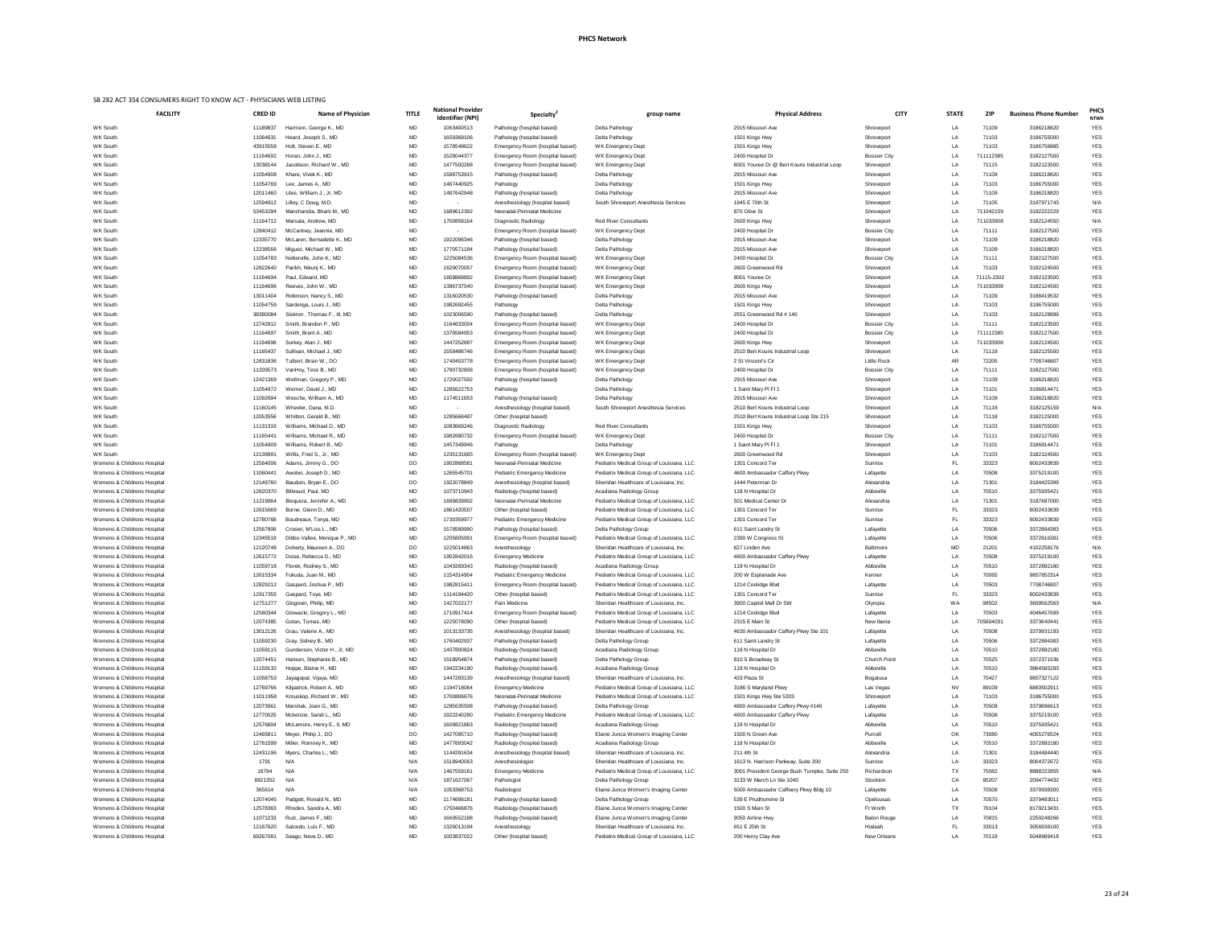# PHCS Network

SB 282 ACT 354 CONSUMERS RIGHT TO KNOW ACT - PHYSICIANS WEB LISTING

| FACILITY | CRED ID | Name of Physician | TITLE | National Provider Identifier (NPI) | Specialty[2] | group name | Physical Address | CITY | STATE | ZIP | Business Phone Number | PHCS NTWK |
|---|---|---|---|---|---|---|---|---|---|---|---|---|
| WK South | 11189837 | Harrison, George K., MD | MD | 1063400513 | Pathology (hospital based) | Delta Pathology | 2915 Missouri Ave | Shreveport | LA | 71109 | 3186218820 | YES |
| WK South | 11064631 | Heard, Joseph S., MD | MD | 1659369106 | Pathology (hospital based) | Delta Pathology | 1501 Kings Hwy | Shreveport | LA | 71103 | 3186755000 | YES |
| WK South | 43915559 | Holt, Steven E., MD | MD | 1578549622 | Emergency Room (hospital based) | WK Emergency Dept | 1501 Kings Hwy | Shreveport | LA | 71103 | 3186758885 | YES |
| WK South | 11164692 | Horan, John J., MD | MD | 1528044377 | Emergency Room (hospital based) | WK Emergency Dept | 2400 Hospital Dr | Bossier City | LA | 711112385 | 3182127500 | YES |
| WK South | 13038144 | Jacobson, Richard W., MD | MD | 1477500288 | Emergency Room (hospital based) | WK Emergency Dept | 8001 Youree Dr @ Bert Kouns Industrial Loop | Shreveport | LA | 71115 | 3182123500 | YES |
| WK South | 11054908 | Khare, Vivek K., MD | MD | 1598753915 | Pathology (hospital based) | Delta Pathology | 2915 Missouri Ave | Shreveport | LA | 71109 | 3186218820 | YES |
| WK South | 11054769 | Lee, James A., MD | MD | 1467440925 | Pathology | Delta Pathology | 1501 Kings Hwy | Shreveport | LA | 71103 | 3186755000 | YES |
| WK South | 12011460 | Liles, William J., Jr, MD | MD | 1487642948 | Pathology (hospital based) | Delta Pathology | 2915 Missouri Ave | Shreveport | LA | 71109 | 3186218820 | YES |
| WK South | 12594812 | Lilley, C Doug, M.D. | MD | - | Anesthesiology (hospital based) | South Shreveport Anesthesia Services | 1945 E 70th St | Shreveport | LA | 71105 | 3187971743 | N/A |
| WK South | 53453294 | Manchandia, Bharti M., MD | MD | 1689612392 | Neonatal-Perinatal Medicine | | 870 Olive St | Shreveport | LA | 711042159 | 3182222229 | YES |
| WK South | 11164712 | Marsala, Andrew, MD | MD | 1700858164 | Diagnostic Radiology | Red River Consultants | 2600 Kings Hwy | Shreveport | LA | 711033908 | 3182124550 | N/A |
| WK South | 12840412 | McCartney, Jeannie, MD | MD | - | Emergency Room (hospital based) | WK Emergency Dept | 2400 Hospital Dr | Bossier City | LA | 71111 | 3182127500 | YES |
| WK South | 12335770 | McLaren, Bernadette K., MD | MD | 1922096346 | Pathology (hospital based) | Delta Pathology | 2915 Missouri Ave | Shreveport | LA | 71109 | 3186218820 | YES |
| WK South | 12238566 | Miguez, Michael W., MD | MD | 1770571184 | Pathology (hospital based) | Delta Pathology | 2915 Missouri Ave | Shreveport | LA | 71109 | 3186218820 | YES |
| WK South | 11054783 | Netterville, John K., MD | MD | 1225084536 | Emergency Room (hospital based) | WK Emergency Dept | 2400 Hospital Dr | Bossier City | LA | 71111 | 3182127500 | YES |
| WK South | 12822640 | Parikh, Nikunj K., MD | MD | 1629070057 | Emergency Room (hospital based) | WK Emergency Dept | 2600 Greenwood Rd | Shreveport | LA | 71103 | 3182124500 | YES |
| WK South | 11164694 | Paul, Edward, MD | MD | 1609868892 | Emergency Room (hospital based) | WK Emergency Dept | 8001 Youree Dr | Shreveport | LA | 71115-2302 | 3182123500 | YES |
| WK South | 11164696 | Reeves, John W., MD | MD | 1396737540 | Emergency Room (hospital based) | WK Emergency Dept | 2600 Kings Hwy | Shreveport | LA | 711033908 | 3182124500 | YES |
| WK South | 13011404 | Robinson, Nancy S., MD | MD | 1316020530 | Pathology (hospital based) | Delta Pathology | 2915 Missouri Ave | Shreveport | LA | 71109 | 3188419532 | YES |
| WK South | 11054759 | Sardenga, Louis J., MD | MD | 1982692455 | Pathology | Delta Pathology | 1501 Kings Hwy | Shreveport | LA | 71103 | 3186755000 | YES |
| WK South | 38380084 | Siskron , Thomas F., III, MD | MD | 1023006590 | Pathology (hospital based) | Delta Pathology | 2551 Greenwood Rd # 140 | Shreveport | LA | 71103 | 3182128899 | YES |
| WK South | 12742912 | Smith, Brandon P., MD | MD | 1164633004 | Emergency Room (hospital based) | WK Emergency Dept | 2400 Hospital Dr | Bossier City | LA | 71111 | 3182123500 | YES |
| WK South | 11164697 | Smith, Brent A., MD | MD | 1376584953 | Emergency Room (hospital based) | WK Emergency Dept | 2400 Hospital Dr | Bossier City | LA | 711112385 | 3182127500 | YES |
| WK South | 11164698 | Sorkey, Alan J., MD | MD | 1447252887 | Emergency Room (hospital based) | WK Emergency Dept | 2600 Kings Hwy | Shreveport | LA | 711033908 | 3182124500 | YES |
| WK South | 11165437 | Sullivan, Michael J., MD | MD | 1558486746 | Emergency Room (hospital based) | WK Emergency Dept | 2510 Bert Kouns Industrial Loop | Shreveport | LA | 71118 | 3182125500 | YES |
| WK South | 12831836 | Tulbert, Brian W., DO | MD | 1740453778 | Emergency Room (hospital based) | WK Emergency Dept | 2 St Vincent's Cir | Little Rock | AR | 72205 | 7708746807 | YES |
| WK South | 11209573 | VanHoy, Tess B., MD | MD | 1790732808 | Emergency Room (hospital based) | WK Emergency Dept | 2400 Hospital Dr | Bossier City | LA | 71111 | 3182127500 | YES |
| WK South | 12421369 | Wellman, Gregory P., MD | MD | 1720027592 | Pathology (hospital based) | Delta Pathology | 2915 Missouri Ave | Shreveport | LA | 71109 | 3186218820 | YES |
| WK South | 11054972 | Werner, David J., MD | MD | 1285622753 | Pathology | Delta Pathology | 1 Saint Mary Pl Fl 1 | Shreveport | LA | 71101 | 3186814471 | YES |
| WK South | 11092694 | Wesche, William A., MD | MD | 1174511653 | Pathology (hospital based) | Delta Pathology | 2915 Missouri Ave | Shreveport | LA | 71109 | 3186218820 | YES |
| WK South | 11160145 | Wheeler, Dana, M.D. | MD | - | Anesthesiology (hospital based) | South Shreveport Anesthesia Services | 2510 Bert Kouns Industrial Loop | Shreveport | LA | 71118 | 3182125159 | N/A |
| WK South | 12053556 | Whitton, Gerald B., MD | MD | 1285666487 | Other (hospital based) | | 2510 Bert Kouns Industrial Loop Ste 215 | Shreveport | LA | 71118 | 3182125000 | YES |
| WK South | 11131319 | Williams, Michael D., MD | MD | 1083669246 | Diagnostic Radiology | Red River Consultants | 1501 Kings Hwy | Shreveport | LA | 71103 | 3186755000 | YES |
| WK South | 11165441 | Williams, Michael R., MD | MD | 1982680732 | Emergency Room (hospital based) | WK Emergency Dept | 2400 Hospital Dr | Bossier City | LA | 71111 | 3182127500 | YES |
| WK South | 11054909 | Williams, Robert B., MD | MD | 1457349946 | Pathology | Delta Pathology | 1 Saint Mary Pl Fl 1 | Shreveport | LA | 71101 | 3186814471 | YES |
| WK South | 12139991 | Willis, Fred S., Jr., MD | MD | 1235131665 | Emergency Room (hospital based) | WK Emergency Dept | 2600 Greenwood Rd | Shreveport | LA | 71103 | 3182124500 | YES |
| Womens & Childrens Hospital | 12564006 | Adams, Jimmy G., DO | DO | 1902868581 | Neonatal-Perinatal Medicine | Pediatrix Medical Group of Louisiana, LLC | 1301 Concord Ter | Sunrise | FL | 33323 | 8002433839 | YES |
| Womens & Childrens Hospital | 11060441 | Awotwi, Joseph D., MD | MD | 1265545701 | Pediatric Emergency Medicine | Pediatrix Medical Group of Louisiana, LLC | 4600 Ambassador Caffery Pkwy | Lafayette | LA | 70508 | 3375219100 | YES |
| Womens & Childrens Hospital | 12149760 | Baudoin, Bryan E., DO | DO | 1922078849 | Anesthesiology (hospital based) | Sheridan Healthcare of Louisiana, Inc. | 1444 Peterman Dr | Alexandria | LA | 71301 | 3184425399 | YES |
| Womens & Childrens Hospital | 12820370 | Billeaud, Paul, MD | MD | 1073710943 | Radiology (hospital based) | Acadiana Radiology Group | 118 N Hospital Dr | Abbeville | LA | 70510 | 3375935421 | YES |
| Womens & Childrens Hospital | 11219864 | Bisquera, Jennifer A., MD | MD | 1699839902 | Neonatal-Perinatal Medicine | Pediatrix Medical Group of Louisiana, LLC | 501 Medical Center Dr | Alexandria | LA | 71301 | 3187697000 | YES |
| Womens & Childrens Hospital | 12615669 | Borne, Glenn D., MD | MD | 1861420507 | Other (hospital based) | Pediatrix Medical Group of Louisiana, LLC | 1301 Concord Ter | Sunrise | FL | 33323 | 8002433839 | YES |
| Womens & Childrens Hospital | 12780768 | Boudreaux, Tonya, MD | MD | 1730359977 | Pediatric Emergency Medicine | Pediatrix Medical Group of Louisiana, LLC | 1301 Concord Ter | Sunrise | FL | 33323 | 8002433839 | YES |
| Womens & Childrens Hospital | 12567806 | Crosier, M'Liss L., MD | MD | 1578589990 | Pathology (hospital based) | Delta Pathology Group | 611 Saint Landry St | Lafayette | LA | 70506 | 3372894383 | YES |
| Womens & Childrens Hospital | 12345519 | Dibbs-Vallee, Monique P., MD | MD | 1205805991 | Emergency Room (hospital based) | Pediatrix Medical Group of Louisiana, LLC | 2390 W Congress St | Lafayette | LA | 70506 | 3372616381 | YES |
| Womens & Childrens Hospital | 12120748 | Doherty, Maureen A., DO | DO | 1225014863 | Anesthesiology | Sheridan Healthcare of Louisiana, Inc. | 827 Linden Ave | Baltimore | MD | 21201 | 4102258176 | N/A |
| Womens & Childrens Hospital | 12615772 | Doise, Rebecca D., MD | MD | 1902842016 | Emergency Medicine | Pediatrix Medical Group of Louisiana, LLC | 4600 Ambassador Caffery Pkwy | Lafayette | LA | 70508 | 3375219100 | YES |
| Womens & Childrens Hospital | 11059718 | Florek, Rodney S., MD | MD | 1043269343 | Radiology (hospital based) | Acadiana Radiology Group | 118 N Hospital Dr | Abbeville | LA | 70510 | 3372892180 | YES |
| Womens & Childrens Hospital | 12615334 | Fukuda, Juan M., MD | MD | 1154314904 | Pediatric Emergency Medicine | Pediatrix Medical Group of Louisiana, LLC | 200 W Esplanade Ave | Kenner | LA | 70065 | 9857852314 | YES |
| Womens & Childrens Hospital | 12829212 | Gaspard, Joshua P., MD | MD | 1982815411 | Emergency Room (hospital based) | Pediatrix Medical Group of Louisiana, LLC | 1214 Coolidge Blvd | Lafayette | LA | 70503 | 7708746807 | YES |
| Womens & Childrens Hospital | 12917355 | Gaspard, Toye, MD | MD | 1114194420 | Other (hospital based) | Pediatrix Medical Group of Louisiana, LLC | 1301 Concord Ter | Sunrise | FL | 33323 | 8002433839 | YES |
| Womens & Childrens Hospital | 12751277 | Glogover, Philip, MD | MD | 1427022177 | Pain Medicine | Sheridan Healthcare of Louisiana, Inc. | 3900 Capitol Mall Dr SW | Olympia | WA | 98502 | 3609562563 | N/A |
| Womens & Childrens Hospital | 12580344 | Glowacki, Gregory L., MD | MD | 1710917414 | Emergency Room (hospital based) | Pediatrix Medical Group of Louisiana, LLC | 1214 Coolidge Blvd | Lafayette | LA | 70503 | 4046457699 | YES |
| Womens & Childrens Hospital | 12074385 | Golan, Tomas, MD | MD | 1225078090 | Other (hospital based) | Pediatrix Medical Group of Louisiana, LLC | 2315 E Main St | New Iberia | LA | 705604031 | 3373640441 | YES |
| Womens & Childrens Hospital | 13012126 | Grau, Valerie A., MD | MD | 1013133735 | Anesthesiology (hospital based) | Sheridan Healthcare of Louisiana, Inc. | 4630 Ambassador Caffery Pkwy Ste 101 | Lafayette | LA | 70508 | 3379931193 | YES |
| Womens & Childrens Hospital | 11059230 | Gray, Sidney B., MD | MD | 1760402937 | Pathology (hospital based) | Delta Pathology Group | 611 Saint Landry St | Lafayette | LA | 70506 | 3372894383 | YES |
| Womens & Childrens Hospital | 11059115 | Gunderson, Victor H., Jr, MD | MD | 1407800824 | Radiology (hospital based) | Acadiana Radiology Group | 118 N Hospital Dr | Abbeville | LA | 70510 | 3372892180 | YES |
| Womens & Childrens Hospital | 12074451 | Hanson, Stephanie B., MD | MD | 1518954874 | Pathology (hospital based) | Delta Pathology Group | 810 S Broadway St | Church Point | LA | 70525 | 3372371536 | YES |
| Womens & Childrens Hospital | 11159132 | Hoppe, Blaine H., MD | MD | 1942234190 | Radiology (hospital based) | Acadiana Radiology Group | 118 N Hospital Dr | Abbeville | LA | 70510 | 3864565293 | YES |
| Womens & Childrens Hospital | 11058753 | Jayagopal, Vijaya, MD | MD | 1447293139 | Anesthesiology (hospital based) | Sheridan Healthcare of Louisiana, Inc. | 433 Plaza St | Bogalusa | LA | 70427 | 9857327122 | YES |
| Womens & Childrens Hospital | 12769766 | Kilpatrick, Robert A., MD | MD | 1194718064 | Emergency Medicine | Pediatrix Medical Group of Louisiana, LLC | 3186 S Maryland Pkwy | Las Vegas | NV | 89109 | 8883502911 | YES |
| Womens & Childrens Hospital | 11011958 | Krouskop, Richard W., MD | MD | 1700806676 | Neonatal-Perinatal Medicine | Pediatrix Medical Group of Louisiana, LLC | 1501 Kings Hwy Ste 5303 | Shreveport | LA | 71103 | 3186755000 | YES |
| Womens & Childrens Hospital | 12073961 | Marshak, Joan G., MD | MD | 1285635508 | Pathology (hospital based) | Delta Pathology Group | 4600 Ambassador Caffery Pkwy #146 | Lafayette | LA | 70508 | 3379896613 | YES |
| Womens & Childrens Hospital | 12770025 | Mckenzie, Sandi L., MD | MD | 1922240290 | Pediatric Emergency Medicine | Pediatrix Medical Group of Louisiana, LLC | 4600 Ambassador Caffery Pkwy | Lafayette | LA | 70508 | 3375219100 | YES |
| Womens & Childrens Hospital | 12576804 | McLemore, Henry E., II, MD | MD | 1609821883 | Radiology (hospital based) | Acadiana Radiology Group | 118 N Hospital Dr | Abbeville | LA | 70510 | 3375935421 | YES |
| Womens & Childrens Hospital | 12465811 | Meyer, Philip J., DO | DO | 1427095710 | Radiology (hospital based) | Elaine Junca Women's Imaging Center | 1500 N Green Ave | Purcell | OK | 73080 | 4055276524 | YES |
| Womens & Childrens Hospital | 12761599 | Miller, Romney K., MD | MD | 1477693042 | Radiology (hospital based) | Acadiana Radiology Group | 118 N Hospital Dr | Abbeville | LA | 70510 | 3372892180 | YES |
| Womens & Childrens Hospital | 12431196 | Myers, Charles L., MD | MD | 1144291634 | Anesthesiology (hospital based) | Sheridan Healthcare of Louisiana, Inc. | 211 4th St | Alexandria | LA | 71301 | 3184484440 | YES |
| Womens & Childrens Hospital | 1791 | N/A | N/A | 1518940063 | Anesthesiologist | Sheridan Healthcare of Louisiana, Inc. | 1613 N. Harrison Parkway, Suite 200 | Sunrise | LA | 33323 | 8004372672 | YES |
| Womens & Childrens Hospital | 18794 | N/A | N/A | 1467559161 | Emergency Medicine | Pediatrix Medical Group of Louisiana, LLC | 3001 President George Bush Turnpike, Suite 250 | Richardson | TX | 75082 | 8888222855 | N/A |
| Womens & Childrens Hospital | 8821352 | N/A | N/A | 1871627067 | Pathologist | Delta Pathology Group | 3133 W March Ln Ste 1040 | Stockton | CA | 95207 | 2094774432 | YES |
| Womens & Childrens Hospital | 365614 | N/A | N/A | 1053368753 | Radiologist | Elaine Junca Women's Imaging Center | 5000 Ambassador Caffeery Pkwy Bldg 10 | Lafayette | LA | 70508 | 3379938300 | YES |
| Womens & Childrens Hospital | 12074045 | Padgett, Ronald N., MD | MD | 1174696181 | Pathology (hospital based) | Delta Pathology Group | 539 E Prudhomme St | Opelousas | LA | 70570 | 3379483011 | YES |
| Womens & Childrens Hospital | 12578363 | Rhoden, Sandra A., MD | MD | 1750466876 | Radiology (hospital based) | Elaine Junca Women's Imaging Center | 1500 S Main St | Ft Worth | TX | 76104 | 8179213431 | YES |
| Womens & Childrens Hospital | 11071233 | Ruiz, James F., MD | MD | 1669552188 | Radiology (hospital based) | Elaine Junca Women's Imaging Center | 9050 Airline Hwy | Baton Rouge | LA | 70815 | 2259248266 | YES |
| Womens & Childrens Hospital | 12167620 | Salcedo, Luis F., MD | MD | 1326013194 | Anesthesiology | Sheridan Healthcare of Louisiana, Inc. | 651 E 25th St | Hialeah | FL | 33013 | 3059336100 | YES |
| Womens & Childrens Hospital | 69267081 | Seago, Neva D., MD | MD | 1003837022 | Other (hospital based) | Pediatrix Medical Group of Louisiana, LLC | 200 Henry Clay Ave | New Orleans | LA | 70118 | 5048969418 | YES |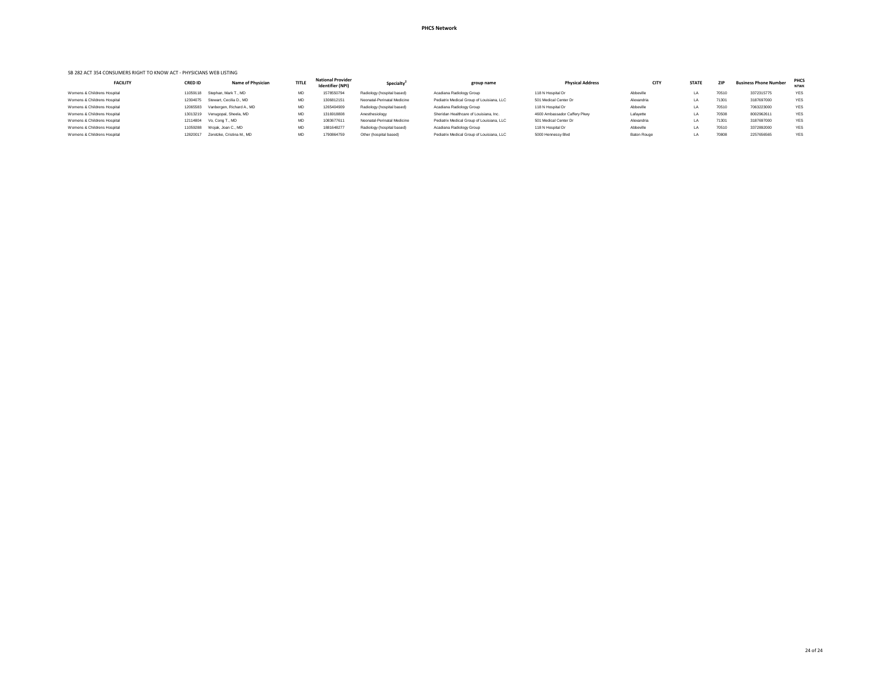SB 282 ACT 354 CONSUMERS RIGHT TO KNOW ACT - PHYSICIANS WEB LISTING

| FACILITY | CRED ID | Name of Physician | TITLE | National Provider Identifier (NPI) | Specialty[2] | group name | Physical Address | CITY | STATE | ZIP | Business Phone Number | PHCS NTWK |
|---|---|---|---|---|---|---|---|---|---|---|---|---|
| Womens & Childrens Hospital | 11059118 | Stephan, Mark T., MD | MD | 1578550794 | Radiology (hospital based) | Acadiana Radiology Group | 118 N Hospital Dr | Abbeville | LA | 70510 | 3372315775 | YES |
| Womens & Childrens Hospital | 12304075 | Stewart, Cecilia D., MD | MD | 1306812151 | Neonatal-Perinatal Medicine | Pediatrix Medical Group of Louisiana, LLC | 501 Medical Center Dr | Alexandria | LA | 71301 | 3187697000 | YES |
| Womens & Childrens Hospital | 12065583 | Vanbergen, Richard A., MD | MD | 1265404909 | Radiology (hospital based) | Acadiana Radiology Group | 118 N Hospital Dr | Abbeville | LA | 70510 | 7063223000 | YES |
| Womens & Childrens Hospital | 13013219 | Venugopal, Sheela, MD | MD | 1316918808 | Anesthesiology | Sheridan Healthcare of Louisiana, Inc. | 4600 Ambassador Caffery Pkwy | Lafayette | LA | 70508 | 8002962611 | YES |
| Womens & Childrens Hospital | 12114804 | Vo, Cong T., MD | MD | 1083677611 | Neonatal-Perinatal Medicine | Pediatrix Medical Group of Louisiana, LLC | 501 Medical Center Dr | Alexandria | LA | 71301 | 3187697000 | YES |
| Womens & Childrens Hospital | 11059288 | Wojak, Joan C., MD | MD | 1881648277 | Radiology (hospital based) | Acadiana Radiology Group | 118 N Hospital Dr | Abbeville | LA | 70510 | 3372892000 | YES |
| Womens & Childrens Hospital | 12820017 | Zeretzke, Cristina M., MD | MD | 1790864759 | Other (hospital based) | Pediatrix Medical Group of Louisiana, LLC | 5000 Hennessy Blvd | Baton Rouge | LA | 70808 | 2257656565 | YES |